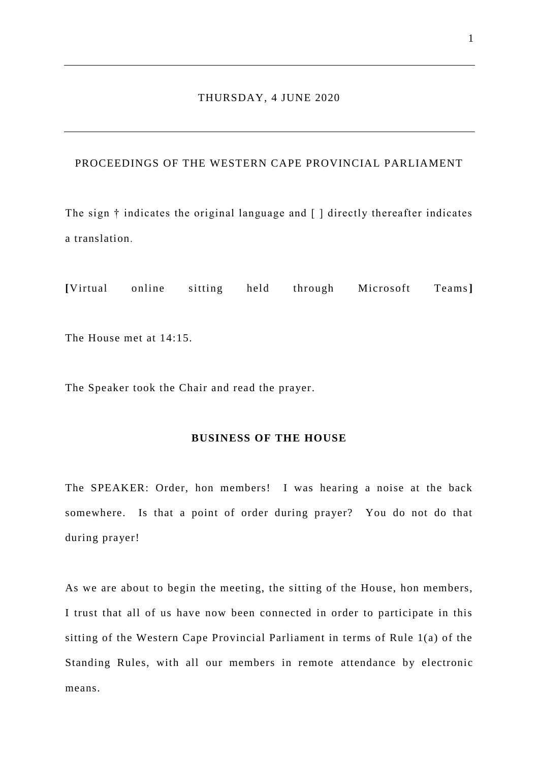THURSDAY, 4 JUNE 2020

---

PROCEEDINGS OF THE WESTERN CAPE PROVINCIAL PARLIAMENT

The sign † indicates the original language and [ ] directly thereafter indicates a translation.

**[**Virtual online sitting held through Microsoft Teams**]**

The House met at 14:15.

The Speaker took the Chair and read the prayer.

**BUSINESS OF THE HOUSE**

The SPEAKER: Order, hon members! I was hearing a noise at the back somewhere. Is that a point of order during prayer? You do not do that during prayer!

As we are about to begin the meeting, the sitting of the House, hon members, I trust that all of us have now been connected in order to participate in this sitting of the Western Cape Provincial Parliament in terms of Rule 1(a) of the Standing Rules, with all our members in remote attendance by electronic means.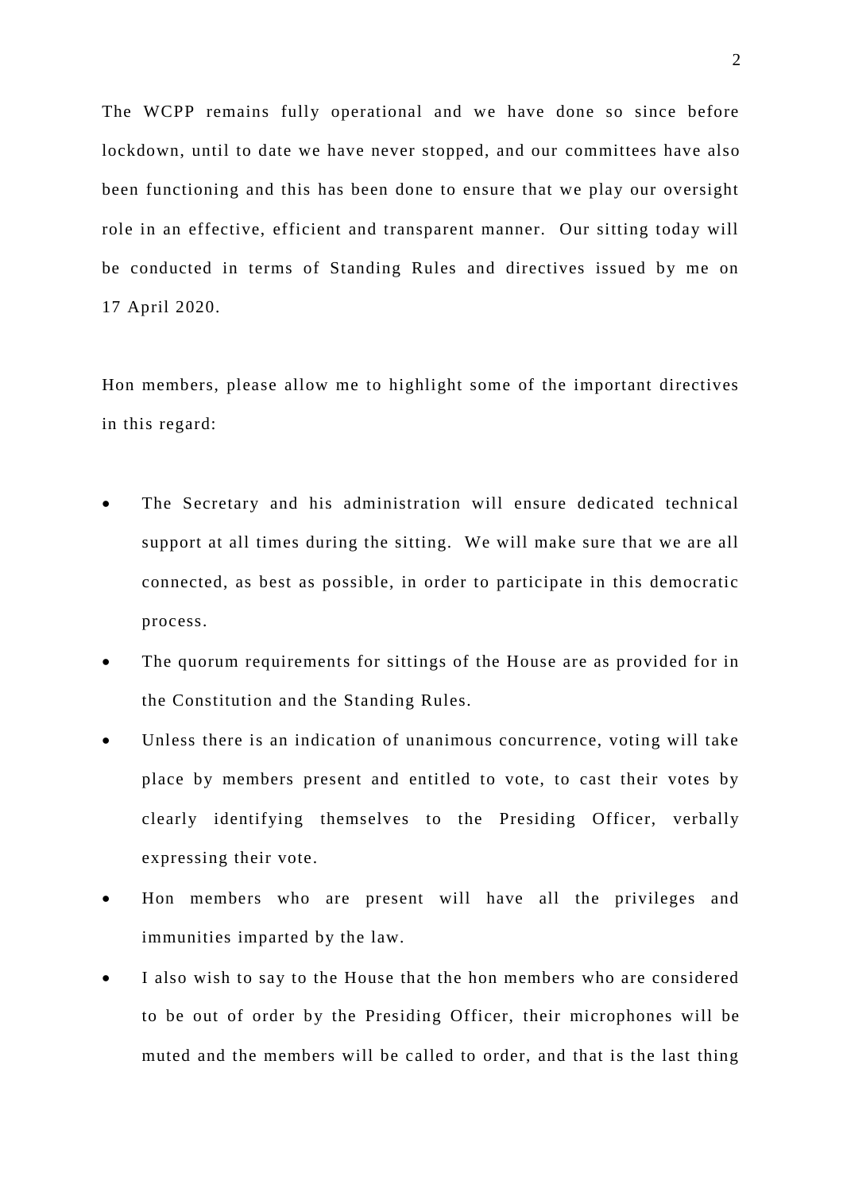The WCPP remains fully operational and we have done so since before lockdown, until to date we have never stopped, and our committees have also been functioning and this has been done to ensure that we play our oversight role in an effective, efficient and transparent manner. Our sitting today will be conducted in terms of Standing Rules and directives issued by me on 17 April 2020.

Hon members, please allow me to highlight some of the important directives in this regard:

- The Secretary and his administration will ensure dedicated technical support at all times during the sitting. We will make sure that we are all connected, as best as possible, in order to participate in this democratic process.
- The quorum requirements for sittings of the House are as provided for in the Constitution and the Standing Rules.
- Unless there is an indication of unanimous concurrence, voting will take place by members present and entitled to vote, to cast their votes by clearly identifying themselves to the Presiding Officer, verbally expressing their vote.
- Hon members who are present will have all the privileges and immunities imparted by the law.
- I also wish to say to the House that the hon members who are considered to be out of order by the Presiding Officer, their microphones will be muted and the members will be called to order, and that is the last thing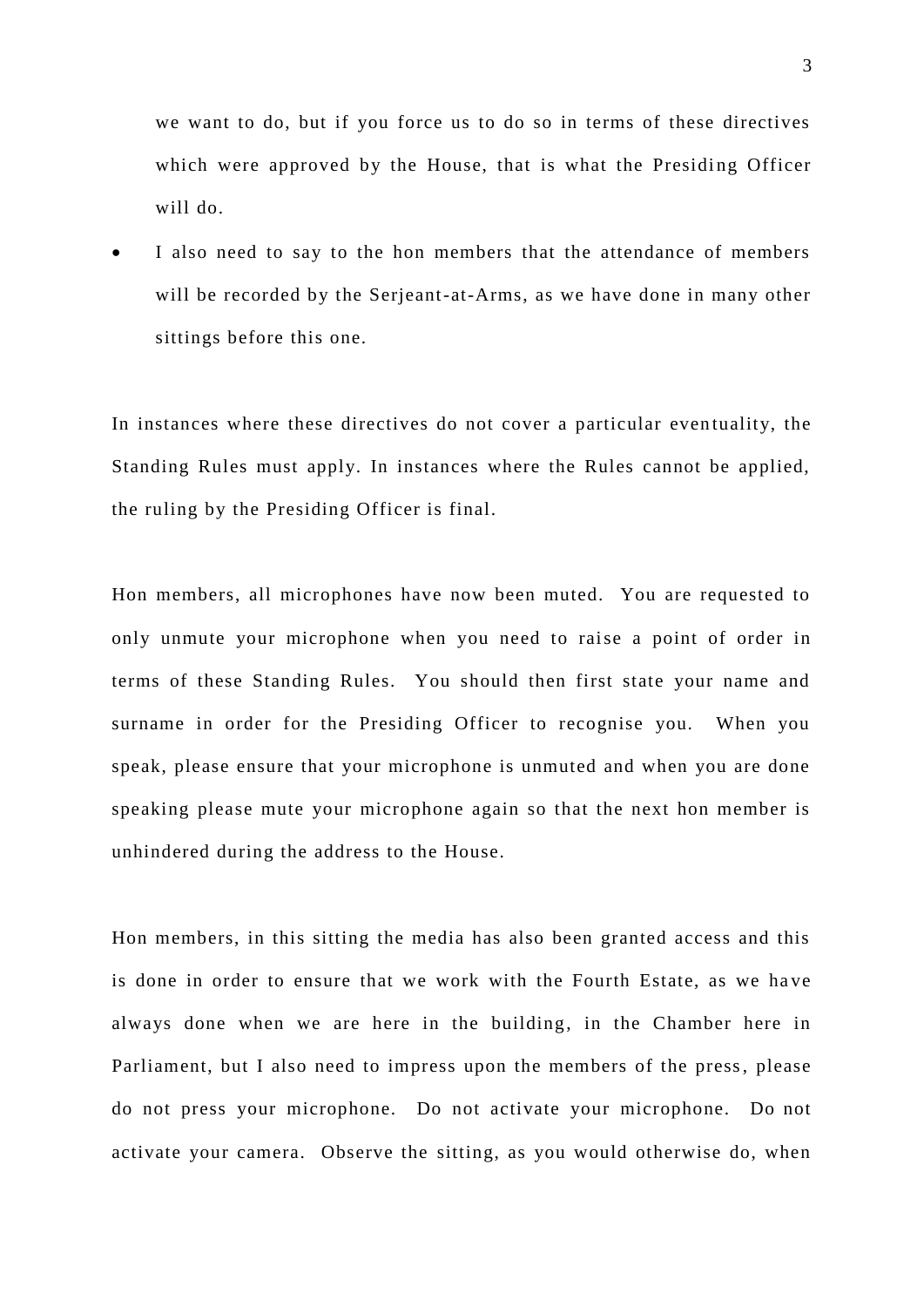we want to do, but if you force us to do so in terms of these directives which were approved by the House, that is what the Presiding Officer will do.

- I also need to say to the hon members that the attendance of members will be recorded by the Serjeant-at-Arms, as we have done in many other sittings before this one.

In instances where these directives do not cover a particular eventuality, the Standing Rules must apply. In instances where the Rules cannot be applied, the ruling by the Presiding Officer is final.

Hon members, all microphones have now been muted. You are requested to only unmute your microphone when you need to raise a point of order in terms of these Standing Rules. You should then first state your name and surname in order for the Presiding Officer to recognise you. When you speak, please ensure that your microphone is unmuted and when you are done speaking please mute your microphone again so that the next hon member is unhindered during the address to the House.

Hon members, in this sitting the media has also been granted access and this is done in order to ensure that we work with the Fourth Estate, as we have always done when we are here in the building, in the Chamber here in Parliament, but I also need to impress upon the members of the press, please do not press your microphone. Do not activate your microphone. Do not activate your camera. Observe the sitting, as you would otherwise do, when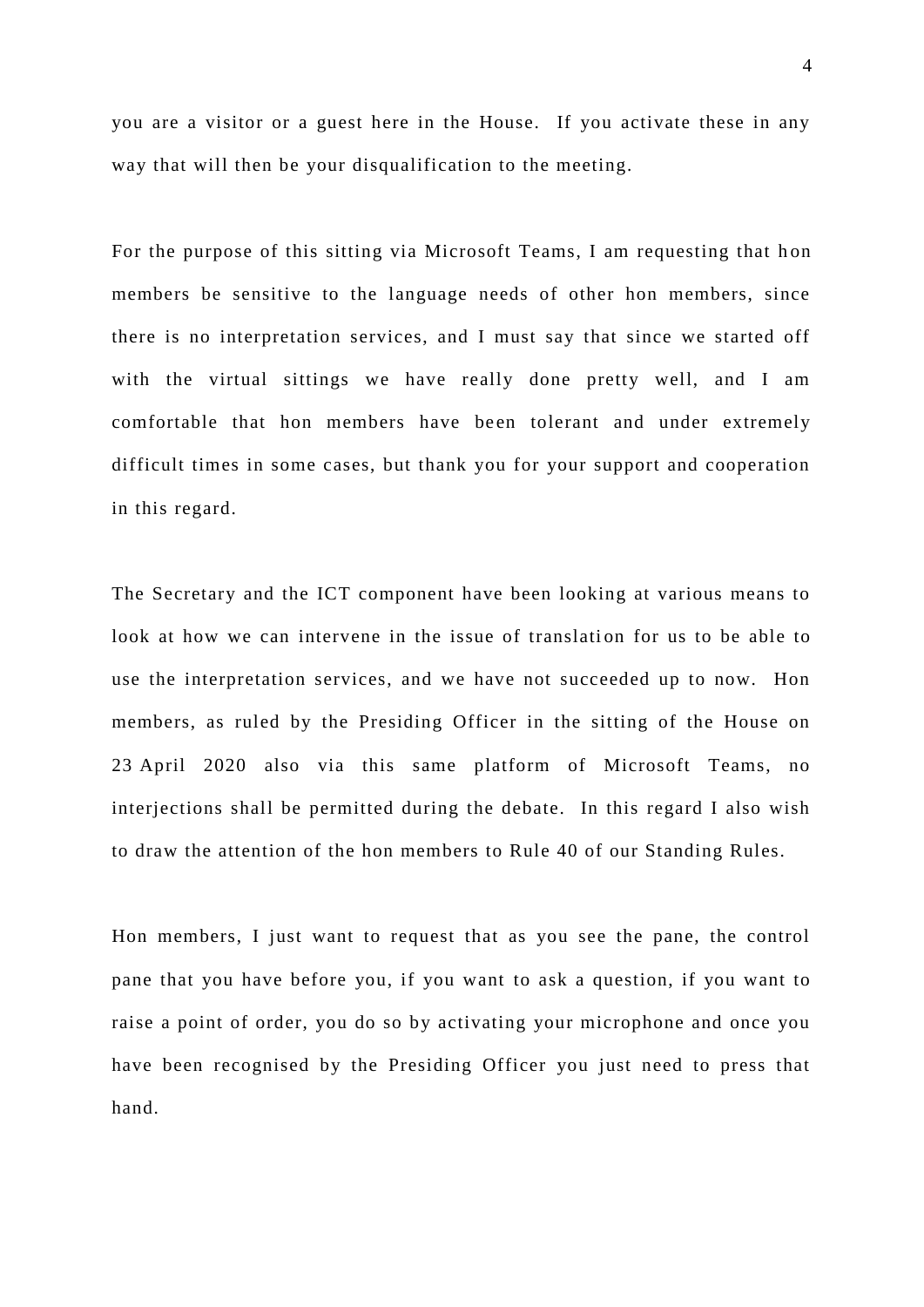you are a visitor or a guest here in the House. If you activate these in any way that will then be your disqualification to the meeting.

For the purpose of this sitting via Microsoft Teams, I am requesting that hon members be sensitive to the language needs of other hon members, since there is no interpretation services, and I must say that since we started off with the virtual sittings we have really done pretty well, and I am comfortable that hon members have been tolerant and under extremely difficult times in some cases, but thank you for your support and cooperation in this regard.

The Secretary and the ICT component have been looking at various means to look at how we can intervene in the issue of translation for us to be able to use the interpretation services, and we have not succeeded up to now. Hon members, as ruled by the Presiding Officer in the sitting of the House on 23 April 2020 also via this same platform of Microsoft Teams, no interjections shall be permitted during the debate. In this regard I also wish to draw the attention of the hon members to Rule 40 of our Standing Rules.

Hon members, I just want to request that as you see the pane, the control pane that you have before you, if you want to ask a question, if you want to raise a point of order, you do so by activating your microphone and once you have been recognised by the Presiding Officer you just need to press that hand.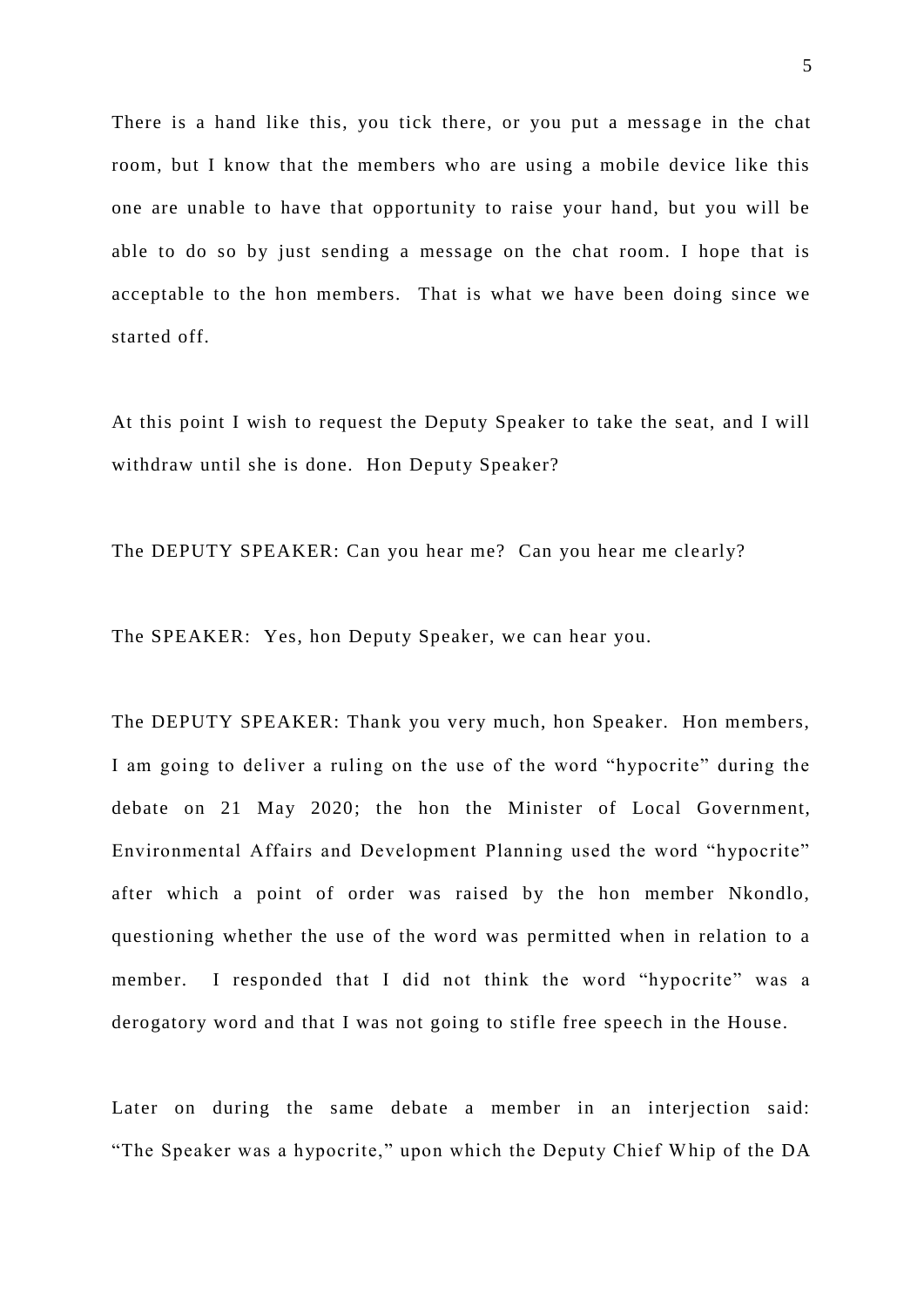There is a hand like this, you tick there, or you put a message in the chat room, but I know that the members who are using a mobile device like this one are unable to have that opportunity to raise your hand, but you will be able to do so by just sending a message on the chat room. I hope that is acceptable to the hon members. That is what we have been doing since we started off.

At this point I wish to request the Deputy Speaker to take the seat, and I will withdraw until she is done. Hon Deputy Speaker?

The DEPUTY SPEAKER: Can you hear me? Can you hear me clearly?

The SPEAKER: Yes, hon Deputy Speaker, we can hear you.

The DEPUTY SPEAKER: Thank you very much, hon Speaker. Hon members, I am going to deliver a ruling on the use of the word "hypocrite" during the debate on 21 May 2020; the hon the Minister of Local Government, Environmental Affairs and Development Planning used the word "hypocrite" after which a point of order was raised by the hon member Nkondlo, questioning whether the use of the word was permitted when in relation to a member. I responded that I did not think the word "hypocrite" was a derogatory word and that I was not going to stifle free speech in the House.

Later on during the same debate a member in an interjection said: "The Speaker was a hypocrite," upon which the Deputy Chief Whip of the DA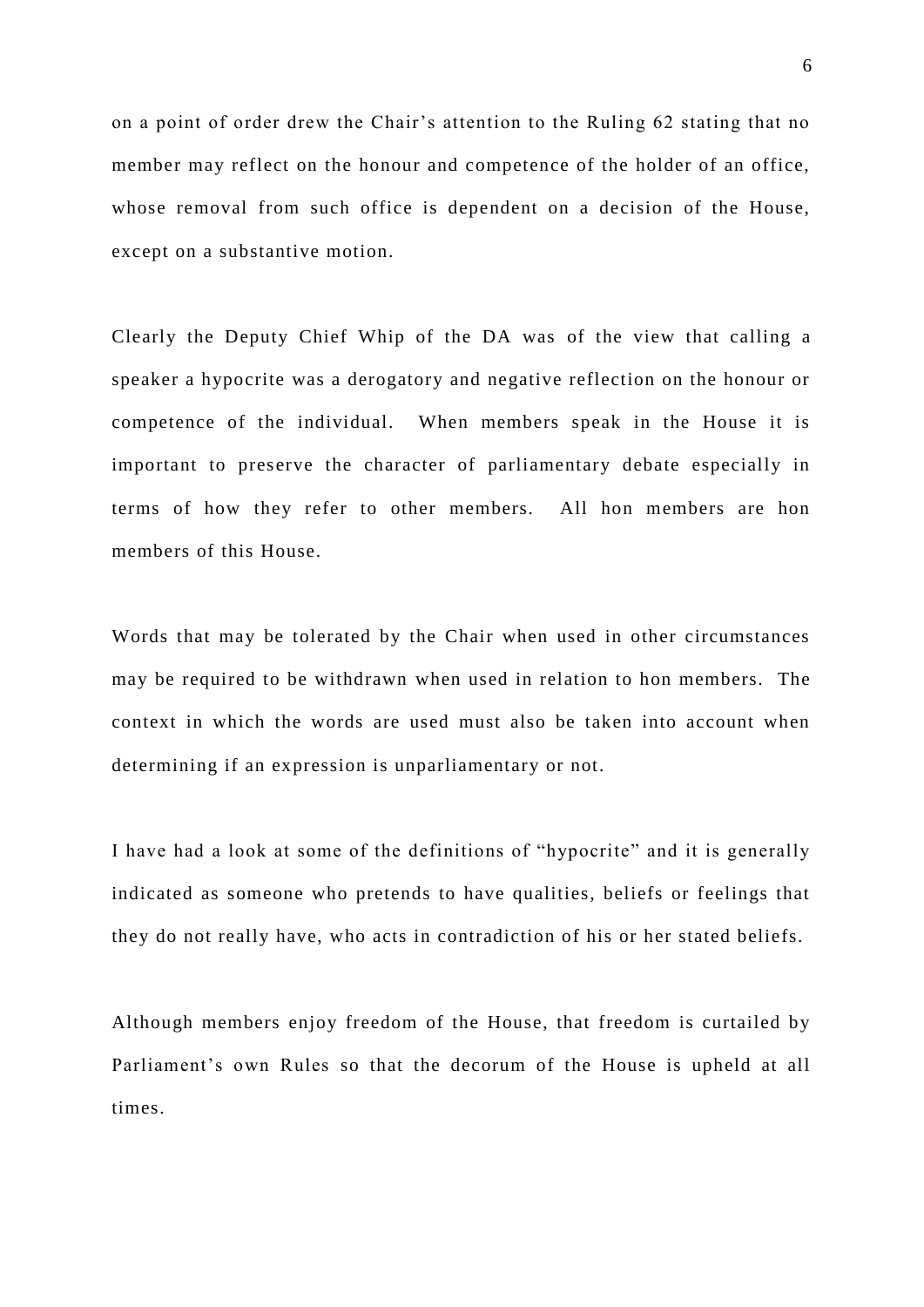on a point of order drew the Chair's attention to the Ruling 62 stating that no member may reflect on the honour and competence of the holder of an office, whose removal from such office is dependent on a decision of the House, except on a substantive motion.

Clearly the Deputy Chief Whip of the DA was of the view that calling a speaker a hypocrite was a derogatory and negative reflection on the honour or competence of the individual. When members speak in the House it is important to preserve the character of parliamentary debate especially in terms of how they refer to other members. All hon members are hon members of this House.

Words that may be tolerated by the Chair when used in other circumstances may be required to be withdrawn when used in relation to hon members. The context in which the words are used must also be taken into account when determining if an expression is unparliamentary or not.

I have had a look at some of the definitions of "hypocrite" and it is generally indicated as someone who pretends to have qualities, beliefs or feelings that they do not really have, who acts in contradiction of his or her stated beliefs.

Although members enjoy freedom of the House, that freedom is curtailed by Parliament's own Rules so that the decorum of the House is upheld at all times.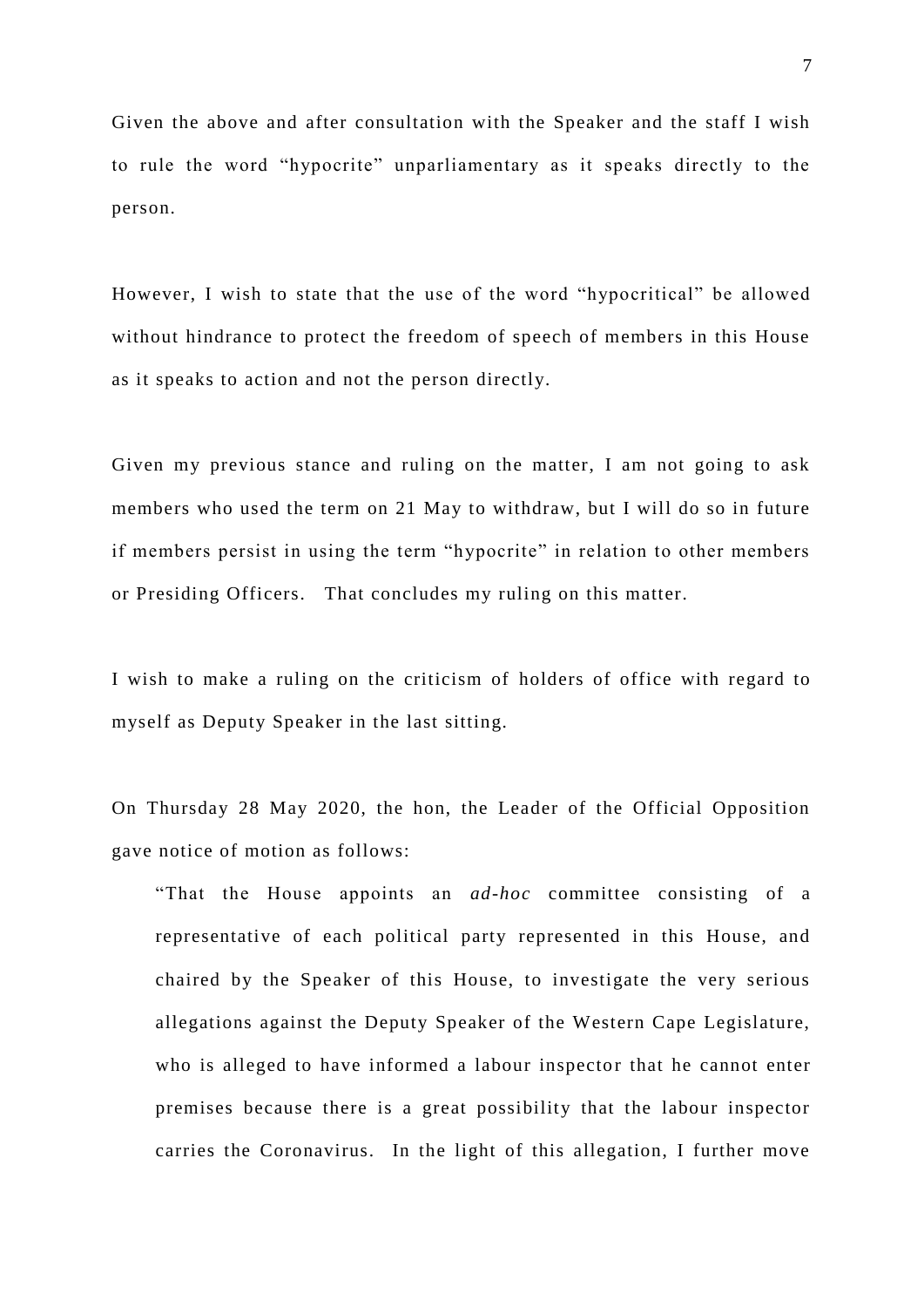Given the above and after consultation with the Speaker and the staff I wish to rule the word "hypocrite" unparliamentary as it speaks directly to the person.

However, I wish to state that the use of the word "hypocritical" be allowed without hindrance to protect the freedom of speech of members in this House as it speaks to action and not the person directly.

Given my previous stance and ruling on the matter, I am not going to ask members who used the term on 21 May to withdraw, but I will do so in future if members persist in using the term "hypocrite" in relation to other members or Presiding Officers. That concludes my ruling on this matter.

I wish to make a ruling on the criticism of holders of office with regard to myself as Deputy Speaker in the last sitting.

On Thursday 28 May 2020, the hon, the Leader of the Official Opposition gave notice of motion as follows:

> "That the House appoints an *ad-hoc* committee consisting of a representative of each political party represented in this House, and chaired by the Speaker of this House, to investigate the very serious allegations against the Deputy Speaker of the Western Cape Legislature, who is alleged to have informed a labour inspector that he cannot enter premises because there is a great possibility that the labour inspector carries the Coronavirus. In the light of this allegation, I further move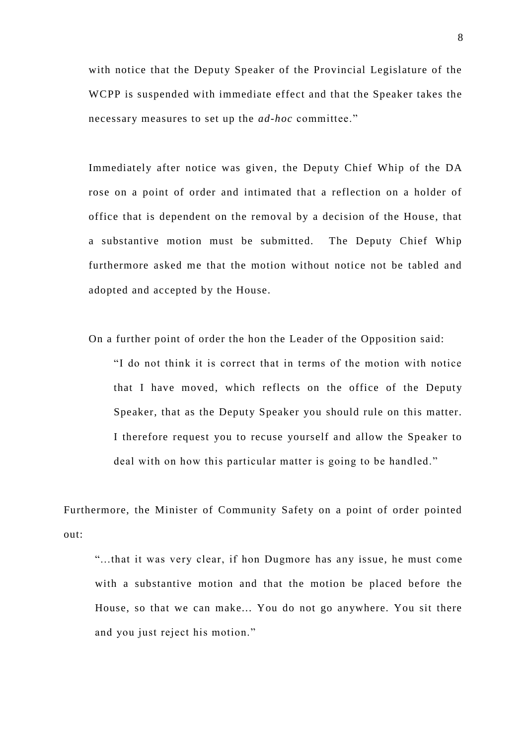with notice that the Deputy Speaker of the Provincial Legislature of the WCPP is suspended with immediate effect and that the Speaker takes the necessary measures to set up the *ad-hoc* committee."

Immediately after notice was given, the Deputy Chief Whip of the DA rose on a point of order and intimated that a reflection on a holder of office that is dependent on the removal by a decision of the House, that a substantive motion must be submitted. The Deputy Chief Whip furthermore asked me that the motion without notice not be tabled and adopted and accepted by the House.

On a further point of order the hon the Leader of the Opposition said:

> "I do not think it is correct that in terms of the motion with notice that I have moved, which reflects on the office of the Deputy Speaker, that as the Deputy Speaker you should rule on this matter. I therefore request you to recuse yourself and allow the Speaker to deal with on how this particular matter is going to be handled."

Furthermore, the Minister of Community Safety on a point of order pointed out:

> "...that it was very clear, if hon Dugmore has any issue, he must come with a substantive motion and that the motion be placed before the House, so that we can make... You do not go anywhere. You sit there and you just reject his motion."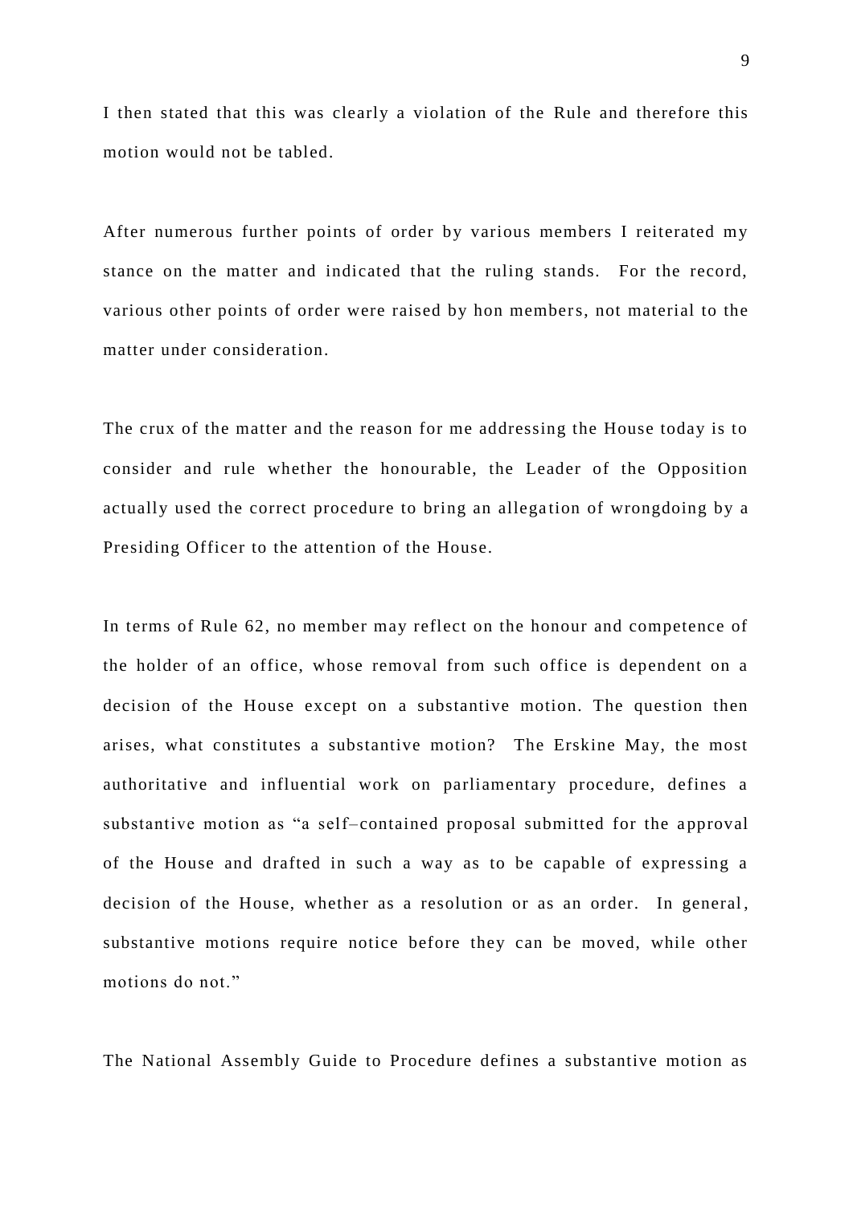I then stated that this was clearly a violation of the Rule and therefore this motion would not be tabled.

After numerous further points of order by various members I reiterated my stance on the matter and indicated that the ruling stands. For the record, various other points of order were raised by hon members, not material to the matter under consideration.

The crux of the matter and the reason for me addressing the House today is to consider and rule whether the honourable, the Leader of the Opposition actually used the correct procedure to bring an allegation of wrongdoing by a Presiding Officer to the attention of the House.

In terms of Rule 62, no member may reflect on the honour and competence of the holder of an office, whose removal from such office is dependent on a decision of the House except on a substantive motion. The question then arises, what constitutes a substantive motion? The Erskine May, the most authoritative and influential work on parliamentary procedure, defines a substantive motion as "a self–contained proposal submitted for the approval of the House and drafted in such a way as to be capable of expressing a decision of the House, whether as a resolution or as an order. In general, substantive motions require notice before they can be moved, while other motions do not."

The National Assembly Guide to Procedure defines a substantive motion as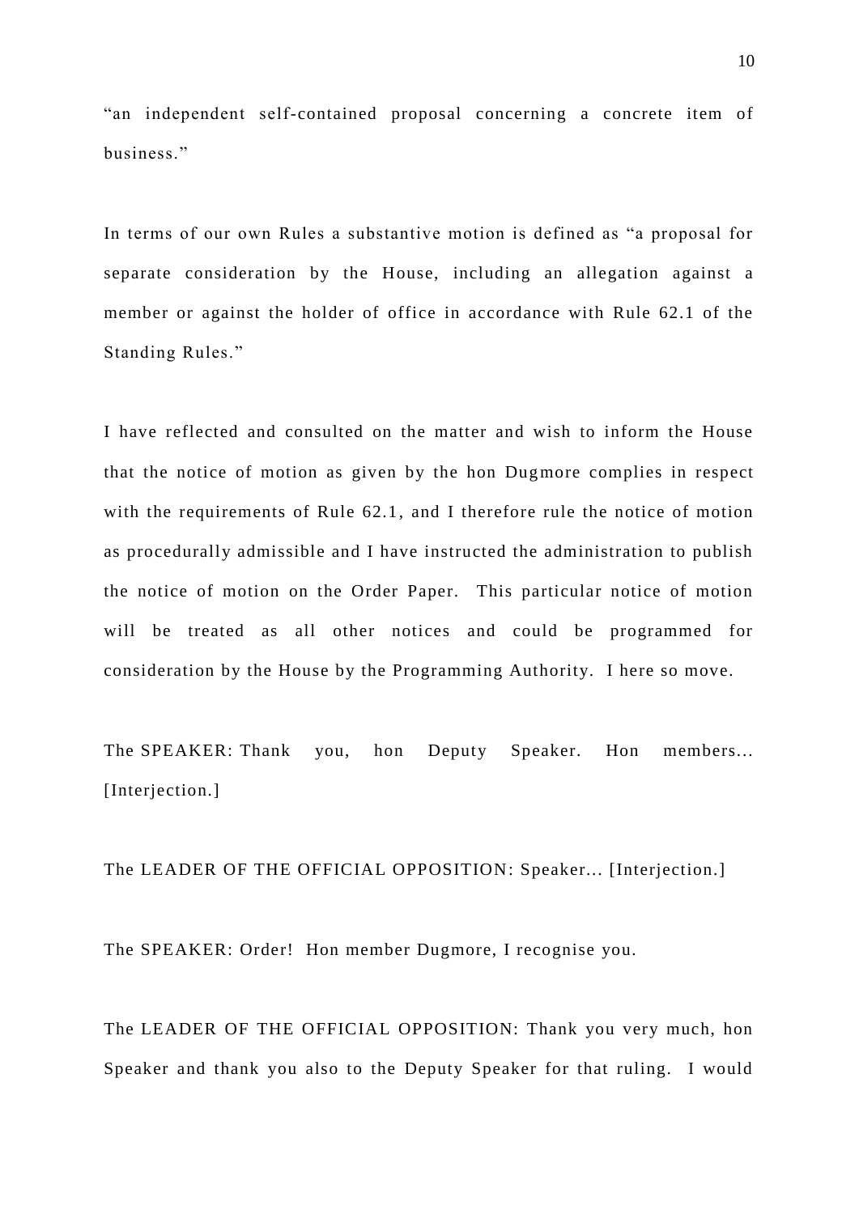"an independent self-contained proposal concerning a concrete item of business."

In terms of our own Rules a substantive motion is defined as "a proposal for separate consideration by the House, including an allegation against a member or against the holder of office in accordance with Rule 62.1 of the Standing Rules."

I have reflected and consulted on the matter and wish to inform the House that the notice of motion as given by the hon Dugmore complies in respect with the requirements of Rule 62.1, and I therefore rule the notice of motion as procedurally admissible and I have instructed the administration to publish the notice of motion on the Order Paper. This particular notice of motion will be treated as all other notices and could be programmed for consideration by the House by the Programming Authority. I here so move.

The SPEAKER: Thank you, hon Deputy Speaker. Hon members... [Interjection.]

The LEADER OF THE OFFICIAL OPPOSITION: Speaker... [Interjection.]

The SPEAKER: Order! Hon member Dugmore, I recognise you.

The LEADER OF THE OFFICIAL OPPOSITION: Thank you very much, hon Speaker and thank you also to the Deputy Speaker for that ruling. I would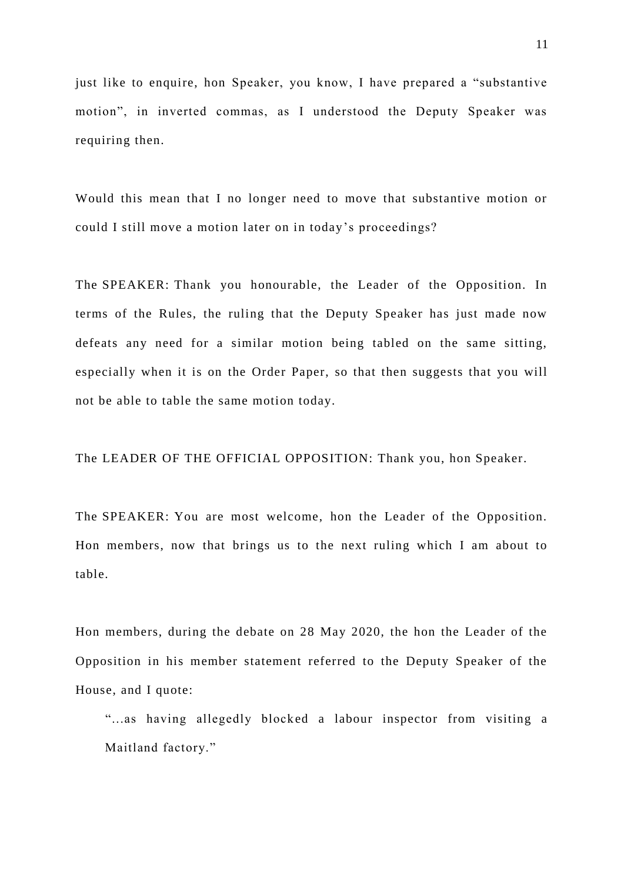just like to enquire, hon Speaker, you know, I have prepared a "substantive motion", in inverted commas, as I understood the Deputy Speaker was requiring then.

Would this mean that I no longer need to move that substantive motion or could I still move a motion later on in today's proceedings?

The SPEAKER: Thank you honourable, the Leader of the Opposition. In terms of the Rules, the ruling that the Deputy Speaker has just made now defeats any need for a similar motion being tabled on the same sitting, especially when it is on the Order Paper, so that then suggests that you will not be able to table the same motion today.

The LEADER OF THE OFFICIAL OPPOSITION: Thank you, hon Speaker.

The SPEAKER: You are most welcome, hon the Leader of the Opposition. Hon members, now that brings us to the next ruling which I am about to table.

Hon members, during the debate on 28 May 2020, the hon the Leader of the Opposition in his member statement referred to the Deputy Speaker of the House, and I quote:

> "...as having allegedly blocked a labour inspector from visiting a Maitland factory."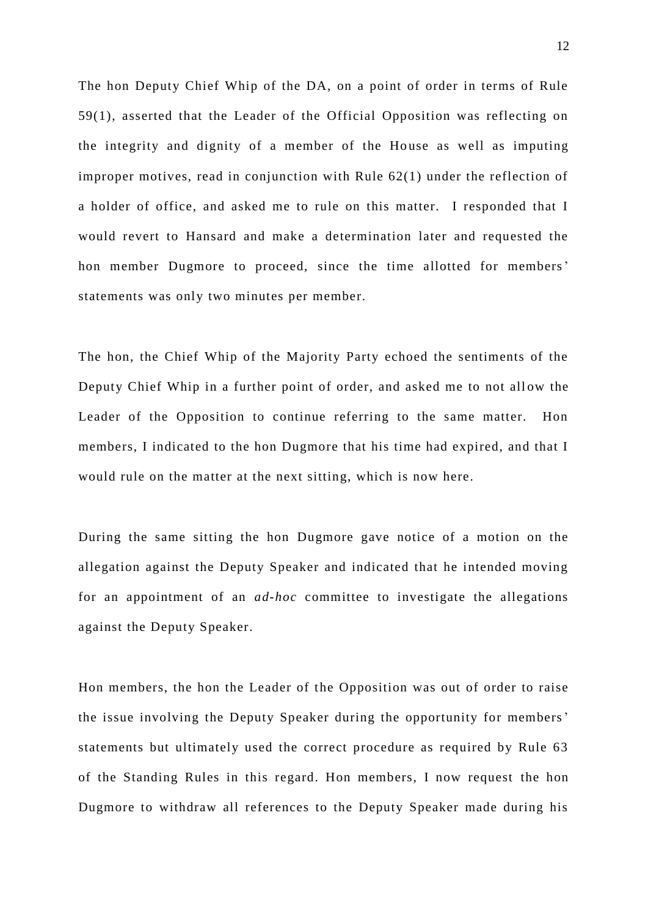The hon Deputy Chief Whip of the DA, on a point of order in terms of Rule 59(1), asserted that the Leader of the Official Opposition was reflecting on the integrity and dignity of a member of the House as well as imputing improper motives, read in conjunction with Rule 62(1) under the reflection of a holder of office, and asked me to rule on this matter. I responded that I would revert to Hansard and make a determination later and requested the hon member Dugmore to proceed, since the time allotted for members' statements was only two minutes per member.

The hon, the Chief Whip of the Majority Party echoed the sentiments of the Deputy Chief Whip in a further point of order, and asked me to not allow the Leader of the Opposition to continue referring to the same matter. Hon members, I indicated to the hon Dugmore that his time had expired, and that I would rule on the matter at the next sitting, which is now here.

During the same sitting the hon Dugmore gave notice of a motion on the allegation against the Deputy Speaker and indicated that he intended moving for an appointment of an *ad-hoc* committee to investigate the allegations against the Deputy Speaker.

Hon members, the hon the Leader of the Opposition was out of order to raise the issue involving the Deputy Speaker during the opportunity for members' statements but ultimately used the correct procedure as required by Rule 63 of the Standing Rules in this regard. Hon members, I now request the hon Dugmore to withdraw all references to the Deputy Speaker made during his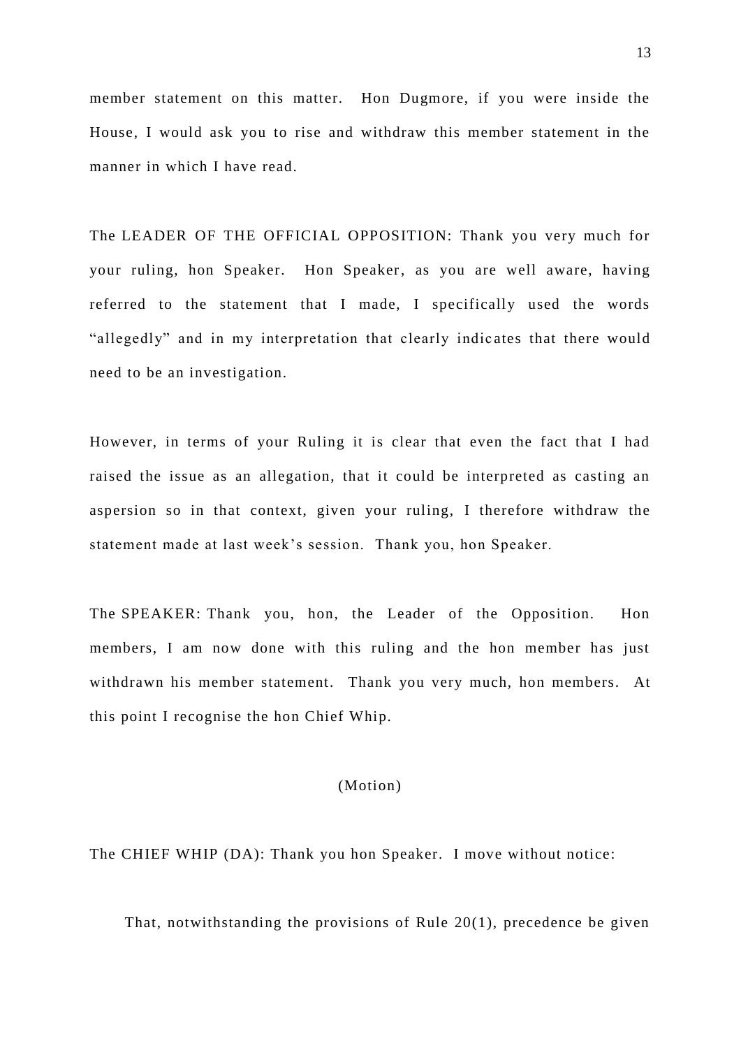member statement on this matter. Hon Dugmore, if you were inside the House, I would ask you to rise and withdraw this member statement in the manner in which I have read.

The LEADER OF THE OFFICIAL OPPOSITION: Thank you very much for your ruling, hon Speaker. Hon Speaker, as you are well aware, having referred to the statement that I made, I specifically used the words "allegedly" and in my interpretation that clearly indicates that there would need to be an investigation.

However, in terms of your Ruling it is clear that even the fact that I had raised the issue as an allegation, that it could be interpreted as casting an aspersion so in that context, given your ruling, I therefore withdraw the statement made at last week's session. Thank you, hon Speaker.

The SPEAKER: Thank you, hon, the Leader of the Opposition. Hon members, I am now done with this ruling and the hon member has just withdrawn his member statement. Thank you very much, hon members. At this point I recognise the hon Chief Whip.

(Motion)

The CHIEF WHIP (DA): Thank you hon Speaker. I move without notice:

> That, notwithstanding the provisions of Rule 20(1), precedence be given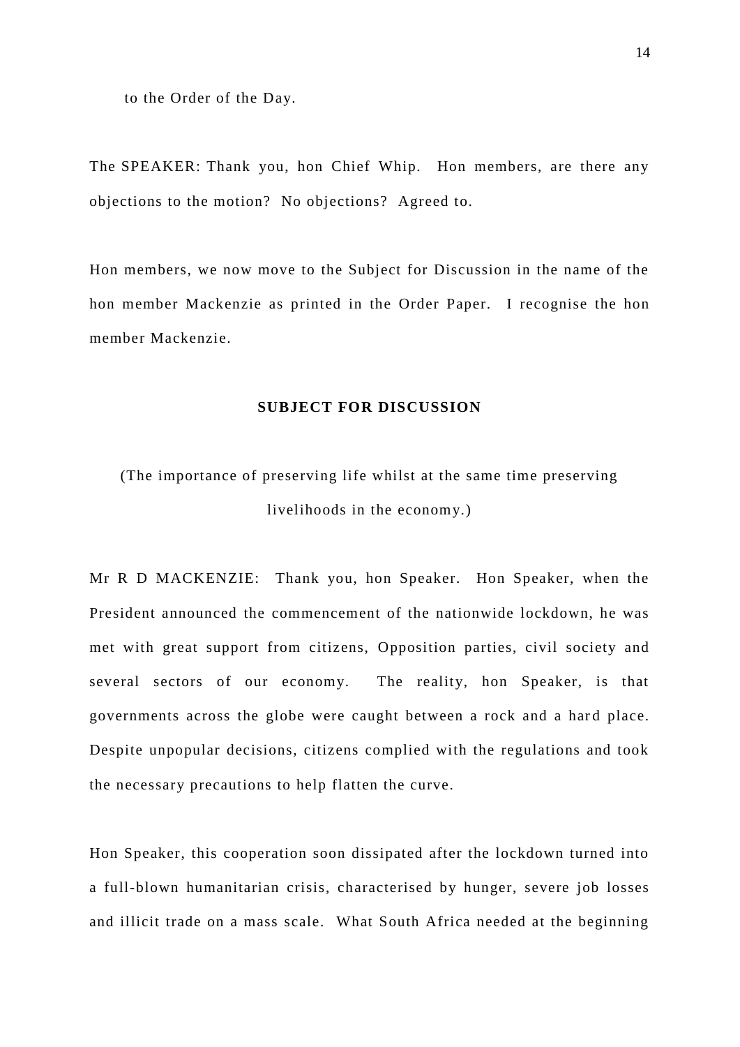to the Order of the Day.

The SPEAKER: Thank you, hon Chief Whip. Hon members, are there any objections to the motion? No objections? Agreed to.

Hon members, we now move to the Subject for Discussion in the name of the hon member Mackenzie as printed in the Order Paper. I recognise the hon member Mackenzie.

## SUBJECT FOR DISCUSSION

(The importance of preserving life whilst at the same time preserving livelihoods in the economy.)

Mr R D MACKENZIE: Thank you, hon Speaker. Hon Speaker, when the President announced the commencement of the nationwide lockdown, he was met with great support from citizens, Opposition parties, civil society and several sectors of our economy. The reality, hon Speaker, is that governments across the globe were caught between a rock and a hard place. Despite unpopular decisions, citizens complied with the regulations and took the necessary precautions to help flatten the curve.

Hon Speaker, this cooperation soon dissipated after the lockdown turned into a full-blown humanitarian crisis, characterised by hunger, severe job losses and illicit trade on a mass scale. What South Africa needed at the beginning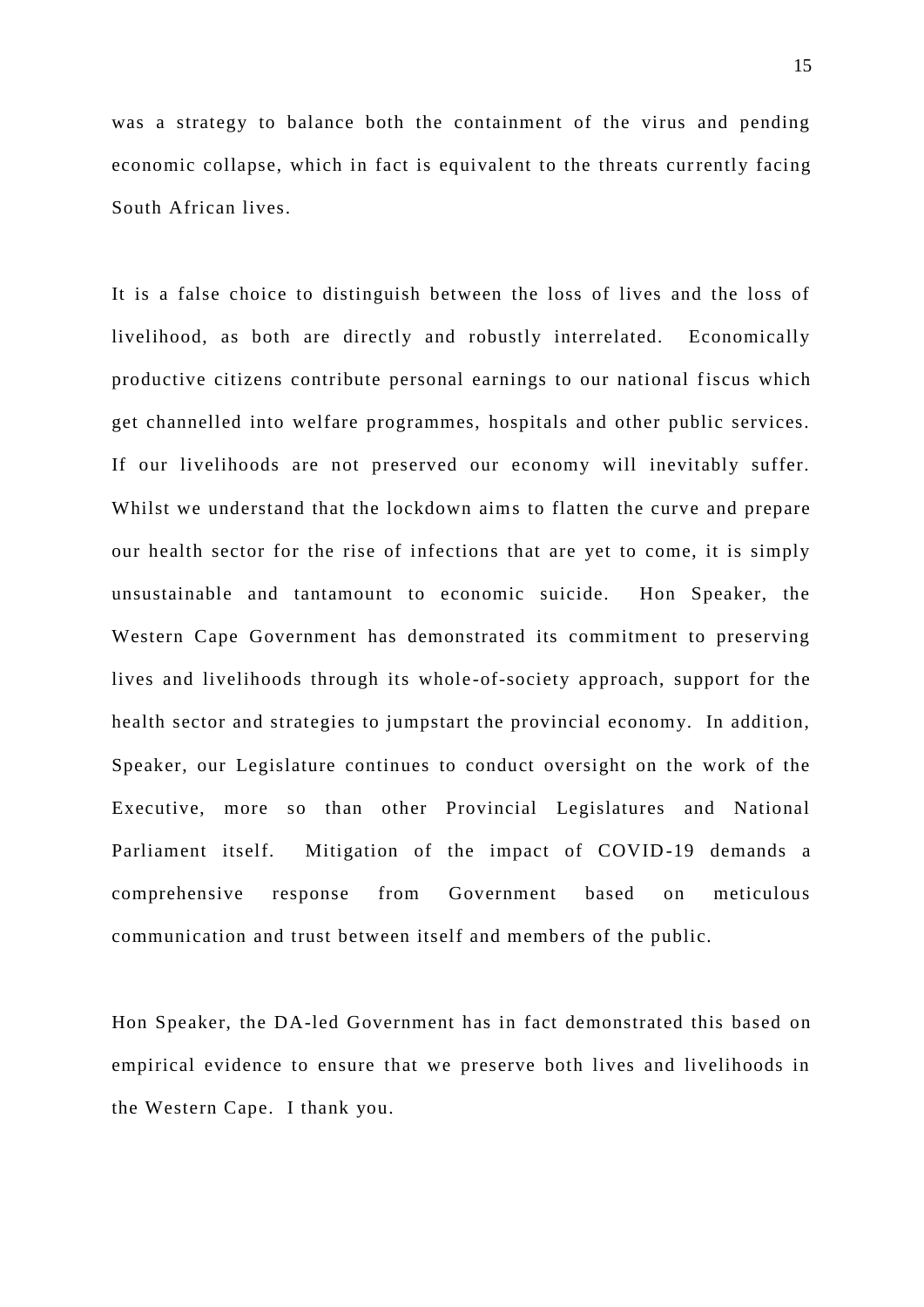was a strategy to balance both the containment of the virus and pending economic collapse, which in fact is equivalent to the threats currently facing South African lives.

It is a false choice to distinguish between the loss of lives and the loss of livelihood, as both are directly and robustly interrelated. Economically productive citizens contribute personal earnings to our national fiscus which get channelled into welfare programmes, hospitals and other public services. If our livelihoods are not preserved our economy will inevitably suffer. Whilst we understand that the lockdown aims to flatten the curve and prepare our health sector for the rise of infections that are yet to come, it is simply unsustainable and tantamount to economic suicide. Hon Speaker, the Western Cape Government has demonstrated its commitment to preserving lives and livelihoods through its whole-of-society approach, support for the health sector and strategies to jumpstart the provincial economy. In addition, Speaker, our Legislature continues to conduct oversight on the work of the Executive, more so than other Provincial Legislatures and National Parliament itself. Mitigation of the impact of COVID-19 demands a comprehensive response from Government based on meticulous communication and trust between itself and members of the public.

Hon Speaker, the DA-led Government has in fact demonstrated this based on empirical evidence to ensure that we preserve both lives and livelihoods in the Western Cape. I thank you.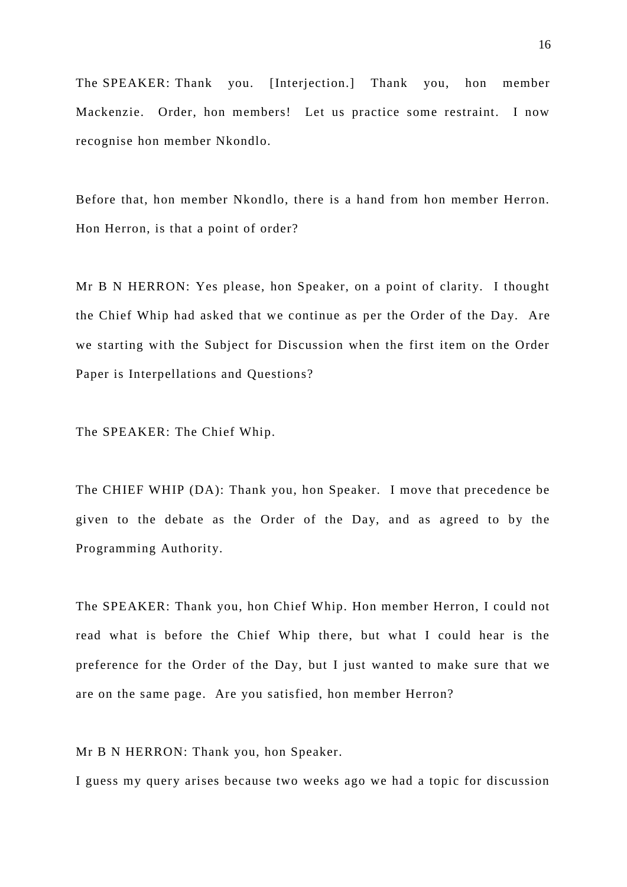The SPEAKER: Thank you. [Interjection.] Thank you, hon member Mackenzie. Order, hon members! Let us practice some restraint. I now recognise hon member Nkondlo.

Before that, hon member Nkondlo, there is a hand from hon member Herron. Hon Herron, is that a point of order?

Mr B N HERRON: Yes please, hon Speaker, on a point of clarity. I thought the Chief Whip had asked that we continue as per the Order of the Day. Are we starting with the Subject for Discussion when the first item on the Order Paper is Interpellations and Questions?

The SPEAKER: The Chief Whip.

The CHIEF WHIP (DA): Thank you, hon Speaker. I move that precedence be given to the debate as the Order of the Day, and as agreed to by the Programming Authority.

The SPEAKER: Thank you, hon Chief Whip. Hon member Herron, I could not read what is before the Chief Whip there, but what I could hear is the preference for the Order of the Day, but I just wanted to make sure that we are on the same page. Are you satisfied, hon member Herron?

Mr B N HERRON: Thank you, hon Speaker.

I guess my query arises because two weeks ago we had a topic for discussion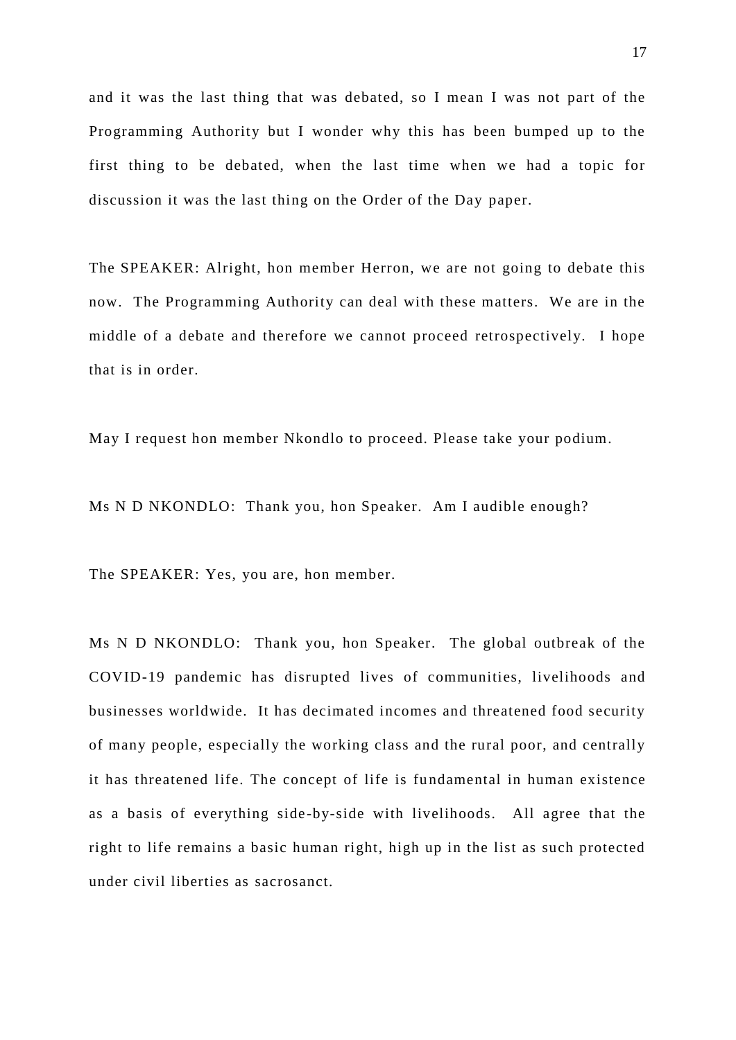and it was the last thing that was debated, so I mean I was not part of the Programming Authority but I wonder why this has been bumped up to the first thing to be debated, when the last time when we had a topic for discussion it was the last thing on the Order of the Day paper.

The SPEAKER: Alright, hon member Herron, we are not going to debate this now. The Programming Authority can deal with these matters. We are in the middle of a debate and therefore we cannot proceed retrospectively. I hope that is in order.

May I request hon member Nkondlo to proceed. Please take your podium.

Ms N D NKONDLO: Thank you, hon Speaker. Am I audible enough?

The SPEAKER: Yes, you are, hon member.

Ms N D NKONDLO: Thank you, hon Speaker. The global outbreak of the COVID-19 pandemic has disrupted lives of communities, livelihoods and businesses worldwide. It has decimated incomes and threatened food security of many people, especially the working class and the rural poor, and centrally it has threatened life. The concept of life is fundamental in human existence as a basis of everything side-by-side with livelihoods. All agree that the right to life remains a basic human right, high up in the list as such protected under civil liberties as sacrosanct.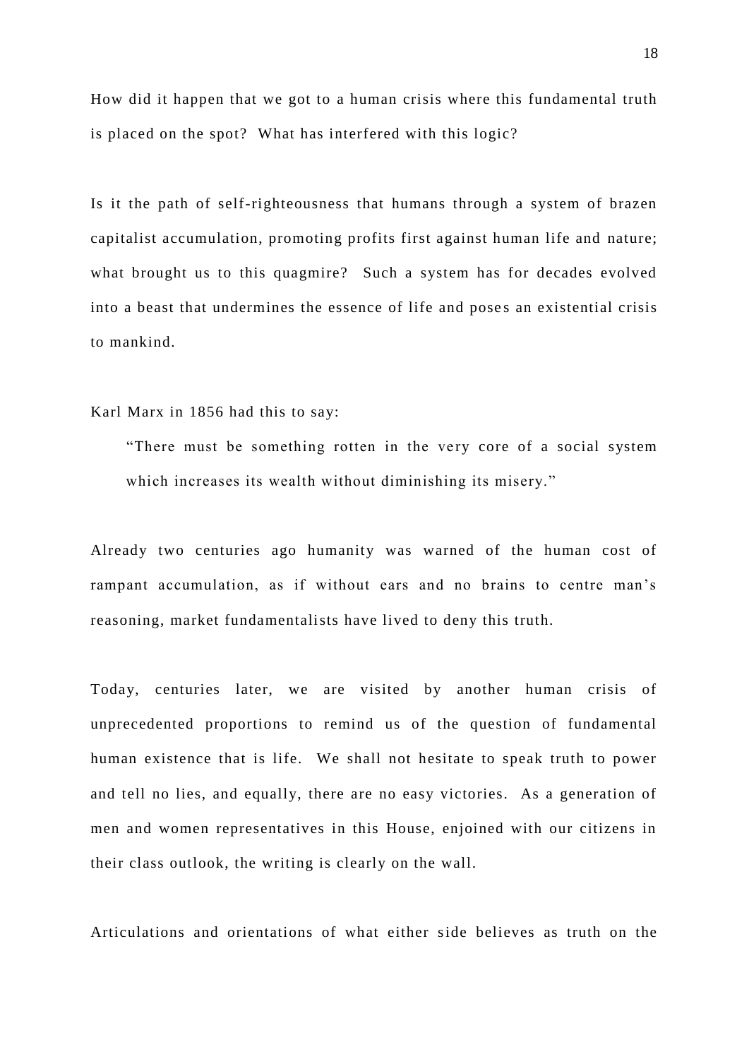How did it happen that we got to a human crisis where this fundamental truth is placed on the spot? What has interfered with this logic?

Is it the path of self-righteousness that humans through a system of brazen capitalist accumulation, promoting profits first against human life and nature; what brought us to this quagmire? Such a system has for decades evolved into a beast that undermines the essence of life and poses an existential crisis to mankind.

Karl Marx in 1856 had this to say:

> "There must be something rotten in the very core of a social system which increases its wealth without diminishing its misery."

Already two centuries ago humanity was warned of the human cost of rampant accumulation, as if without ears and no brains to centre man's reasoning, market fundamentalists have lived to deny this truth.

Today, centuries later, we are visited by another human crisis of unprecedented proportions to remind us of the question of fundamental human existence that is life. We shall not hesitate to speak truth to power and tell no lies, and equally, there are no easy victories. As a generation of men and women representatives in this House, enjoined with our citizens in their class outlook, the writing is clearly on the wall.

Articulations and orientations of what either side believes as truth on the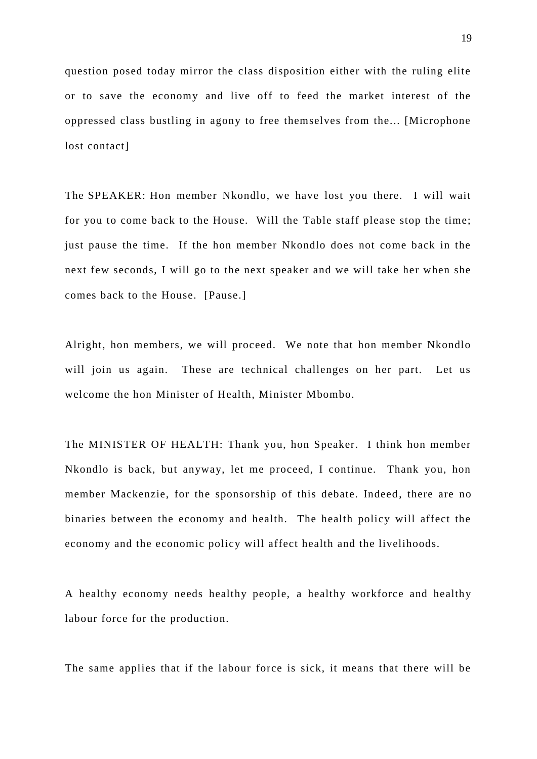question posed today mirror the class disposition either with the ruling elite or to save the economy and live off to feed the market interest of the oppressed class bustling in agony to free themselves from the... [Microphone lost contact]

The SPEAKER: Hon member Nkondlo, we have lost you there. I will wait for you to come back to the House. Will the Table staff please stop the time; just pause the time. If the hon member Nkondlo does not come back in the next few seconds, I will go to the next speaker and we will take her when she comes back to the House. [Pause.]

Alright, hon members, we will proceed. We note that hon member Nkondlo will join us again. These are technical challenges on her part. Let us welcome the hon Minister of Health, Minister Mbombo.

The MINISTER OF HEALTH: Thank you, hon Speaker. I think hon member Nkondlo is back, but anyway, let me proceed, I continue. Thank you, hon member Mackenzie, for the sponsorship of this debate. Indeed, there are no binaries between the economy and health. The health policy will affect the economy and the economic policy will affect health and the livelihoods.

A healthy economy needs healthy people, a healthy workforce and healthy labour force for the production.

The same applies that if the labour force is sick, it means that there will be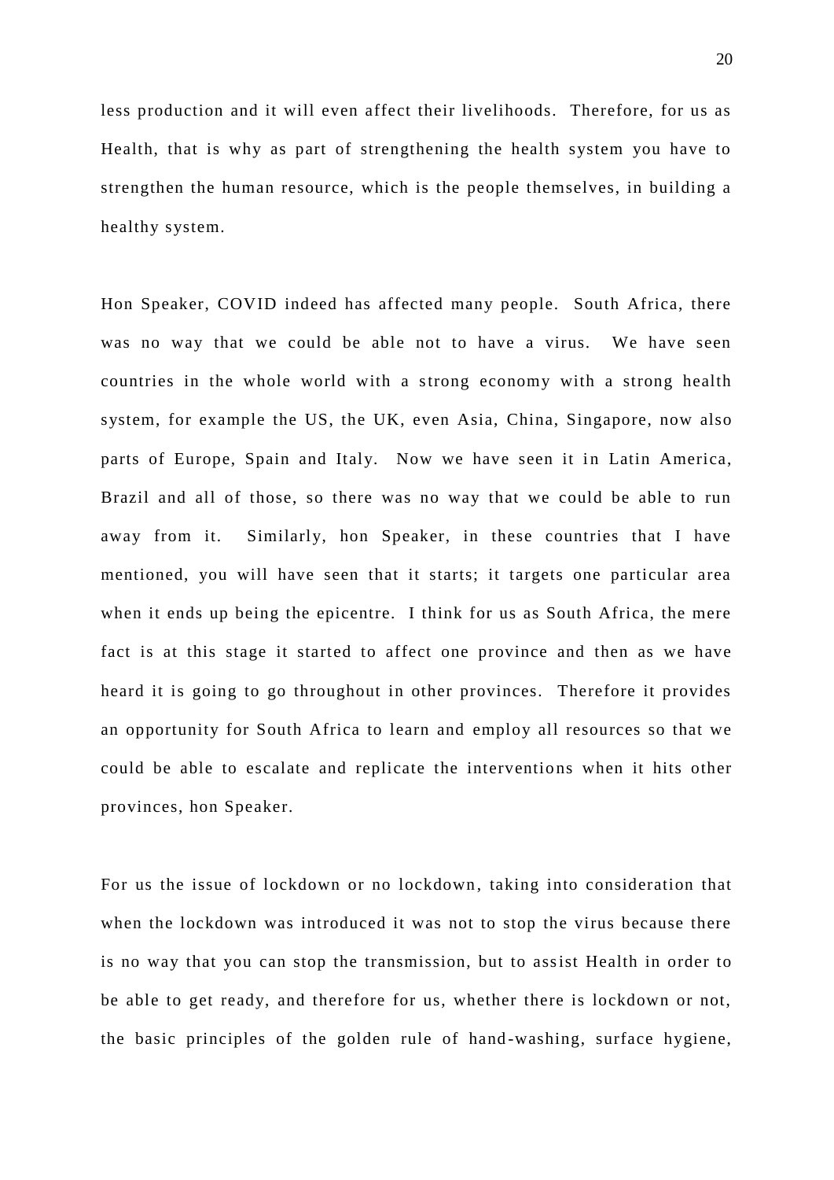less production and it will even affect their livelihoods. Therefore, for us as Health, that is why as part of strengthening the health system you have to strengthen the human resource, which is the people themselves, in building a healthy system.

Hon Speaker, COVID indeed has affected many people. South Africa, there was no way that we could be able not to have a virus. We have seen countries in the whole world with a strong economy with a strong health system, for example the US, the UK, even Asia, China, Singapore, now also parts of Europe, Spain and Italy. Now we have seen it in Latin America, Brazil and all of those, so there was no way that we could be able to run away from it. Similarly, hon Speaker, in these countries that I have mentioned, you will have seen that it starts; it targets one particular area when it ends up being the epicentre. I think for us as South Africa, the mere fact is at this stage it started to affect one province and then as we have heard it is going to go throughout in other provinces. Therefore it provides an opportunity for South Africa to learn and employ all resources so that we could be able to escalate and replicate the interventions when it hits other provinces, hon Speaker.

For us the issue of lockdown or no lockdown, taking into consideration that when the lockdown was introduced it was not to stop the virus because there is no way that you can stop the transmission, but to assist Health in order to be able to get ready, and therefore for us, whether there is lockdown or not, the basic principles of the golden rule of hand-washing, surface hygiene,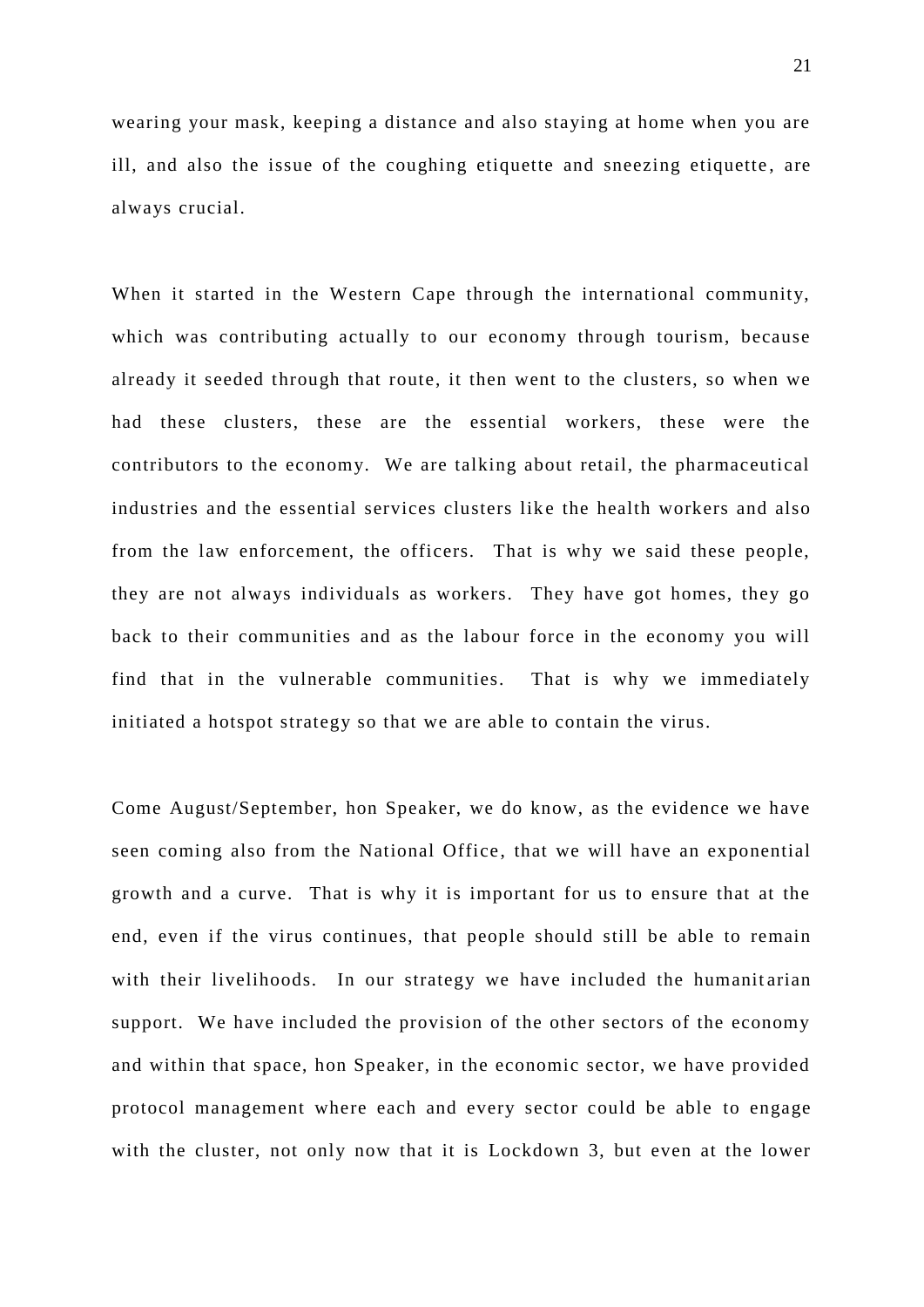wearing your mask, keeping a distance and also staying at home when you are ill, and also the issue of the coughing etiquette and sneezing etiquette, are always crucial.

When it started in the Western Cape through the international community, which was contributing actually to our economy through tourism, because already it seeded through that route, it then went to the clusters, so when we had these clusters, these are the essential workers, these were the contributors to the economy. We are talking about retail, the pharmaceutical industries and the essential services clusters like the health workers and also from the law enforcement, the officers. That is why we said these people, they are not always individuals as workers. They have got homes, they go back to their communities and as the labour force in the economy you will find that in the vulnerable communities. That is why we immediately initiated a hotspot strategy so that we are able to contain the virus.

Come August/September, hon Speaker, we do know, as the evidence we have seen coming also from the National Office, that we will have an exponential growth and a curve. That is why it is important for us to ensure that at the end, even if the virus continues, that people should still be able to remain with their livelihoods. In our strategy we have included the humanitarian support. We have included the provision of the other sectors of the economy and within that space, hon Speaker, in the economic sector, we have provided protocol management where each and every sector could be able to engage with the cluster, not only now that it is Lockdown 3, but even at the lower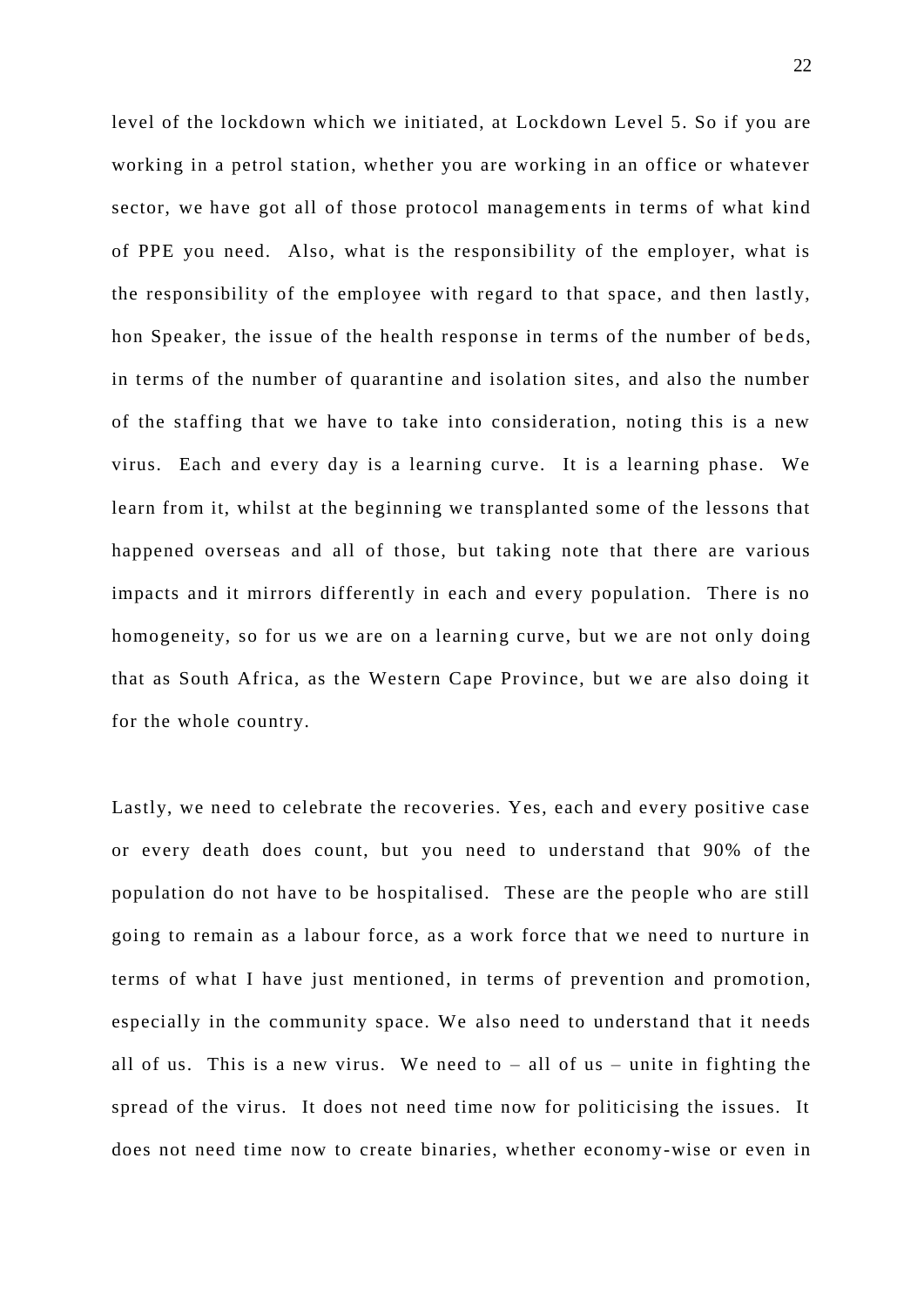level of the lockdown which we initiated, at Lockdown Level 5. So if you are working in a petrol station, whether you are working in an office or whatever sector, we have got all of those protocol managements in terms of what kind of PPE you need. Also, what is the responsibility of the employer, what is the responsibility of the employee with regard to that space, and then lastly, hon Speaker, the issue of the health response in terms of the number of beds, in terms of the number of quarantine and isolation sites, and also the number of the staffing that we have to take into consideration, noting this is a new virus. Each and every day is a learning curve. It is a learning phase. We learn from it, whilst at the beginning we transplanted some of the lessons that happened overseas and all of those, but taking note that there are various impacts and it mirrors differently in each and every population. There is no homogeneity, so for us we are on a learning curve, but we are not only doing that as South Africa, as the Western Cape Province, but we are also doing it for the whole country.

Lastly, we need to celebrate the recoveries. Yes, each and every positive case or every death does count, but you need to understand that 90% of the population do not have to be hospitalised. These are the people who are still going to remain as a labour force, as a work force that we need to nurture in terms of what I have just mentioned, in terms of prevention and promotion, especially in the community space. We also need to understand that it needs all of us. This is a new virus. We need to – all of us – unite in fighting the spread of the virus. It does not need time now for politicising the issues. It does not need time now to create binaries, whether economy-wise or even in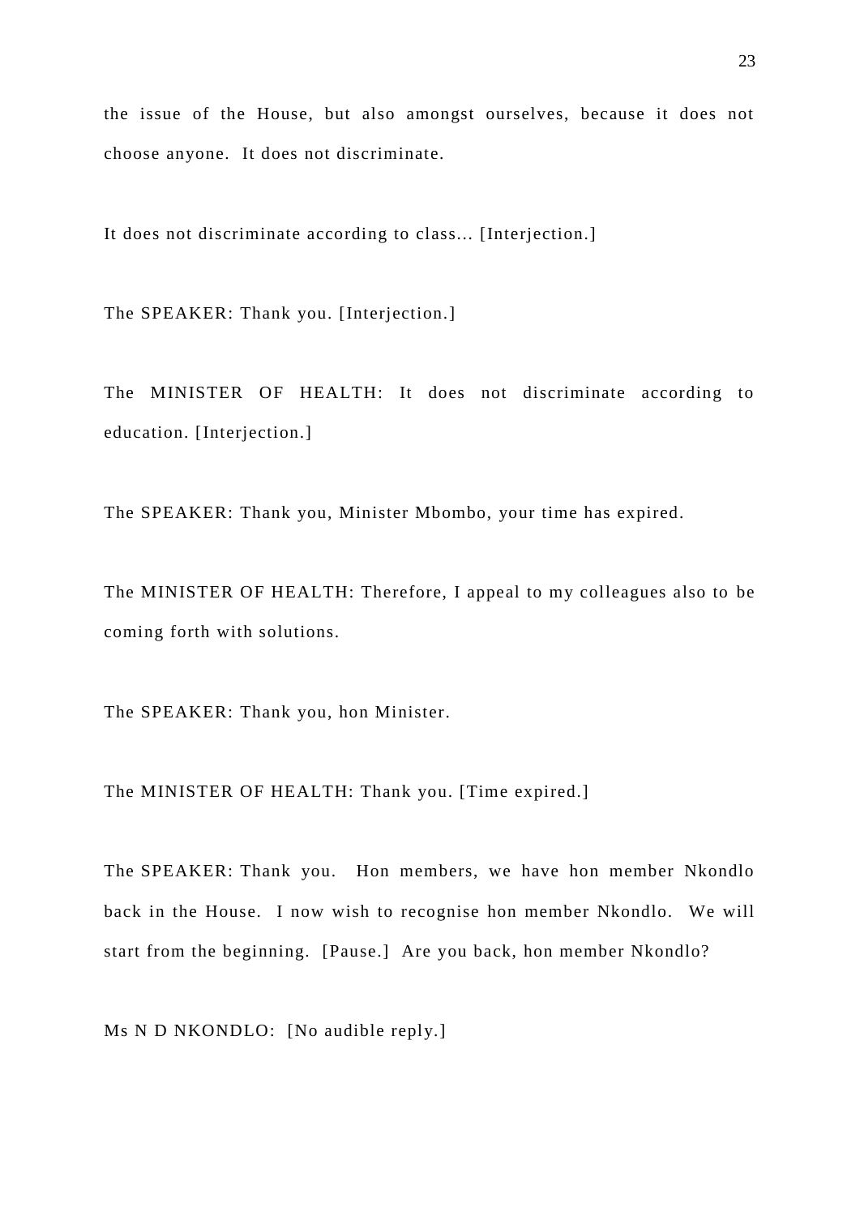the issue of the House, but also amongst ourselves, because it does not choose anyone. It does not discriminate.

It does not discriminate according to class... [Interjection.]

The SPEAKER: Thank you. [Interjection.]

The MINISTER OF HEALTH: It does not discriminate according to education. [Interjection.]

The SPEAKER: Thank you, Minister Mbombo, your time has expired.

The MINISTER OF HEALTH: Therefore, I appeal to my colleagues also to be coming forth with solutions.

The SPEAKER: Thank you, hon Minister.

The MINISTER OF HEALTH: Thank you. [Time expired.]

The SPEAKER: Thank you. Hon members, we have hon member Nkondlo back in the House. I now wish to recognise hon member Nkondlo. We will start from the beginning. [Pause.] Are you back, hon member Nkondlo?

Ms N D NKONDLO: [No audible reply.]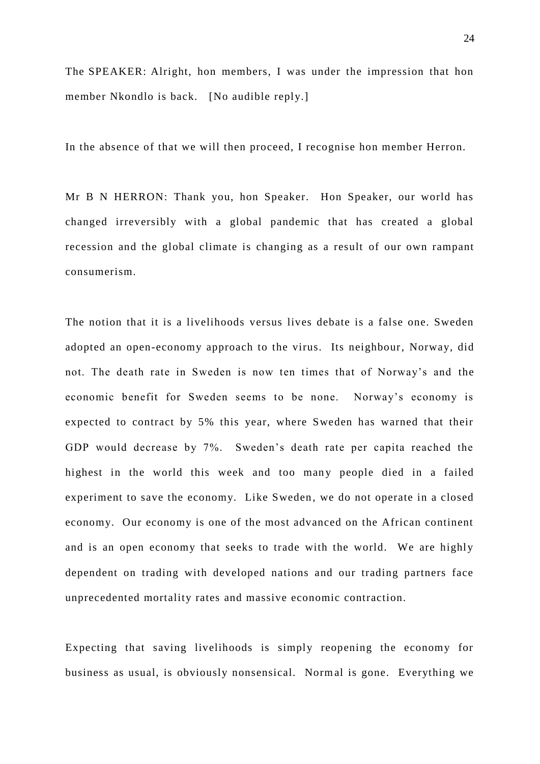The SPEAKER: Alright, hon members, I was under the impression that hon member Nkondlo is back. [No audible reply.]

In the absence of that we will then proceed, I recognise hon member Herron.

Mr B N HERRON: Thank you, hon Speaker. Hon Speaker, our world has changed irreversibly with a global pandemic that has created a global recession and the global climate is changing as a result of our own rampant consumerism.

The notion that it is a livelihoods versus lives debate is a false one. Sweden adopted an open-economy approach to the virus. Its neighbour, Norway, did not. The death rate in Sweden is now ten times that of Norway's and the economic benefit for Sweden seems to be none. Norway's economy is expected to contract by 5% this year, where Sweden has warned that their GDP would decrease by 7%. Sweden's death rate per capita reached the highest in the world this week and too many people died in a failed experiment to save the economy. Like Sweden, we do not operate in a closed economy. Our economy is one of the most advanced on the African continent and is an open economy that seeks to trade with the world. We are highly dependent on trading with developed nations and our trading partners face unprecedented mortality rates and massive economic contraction.

Expecting that saving livelihoods is simply reopening the economy for business as usual, is obviously nonsensical. Normal is gone. Everything we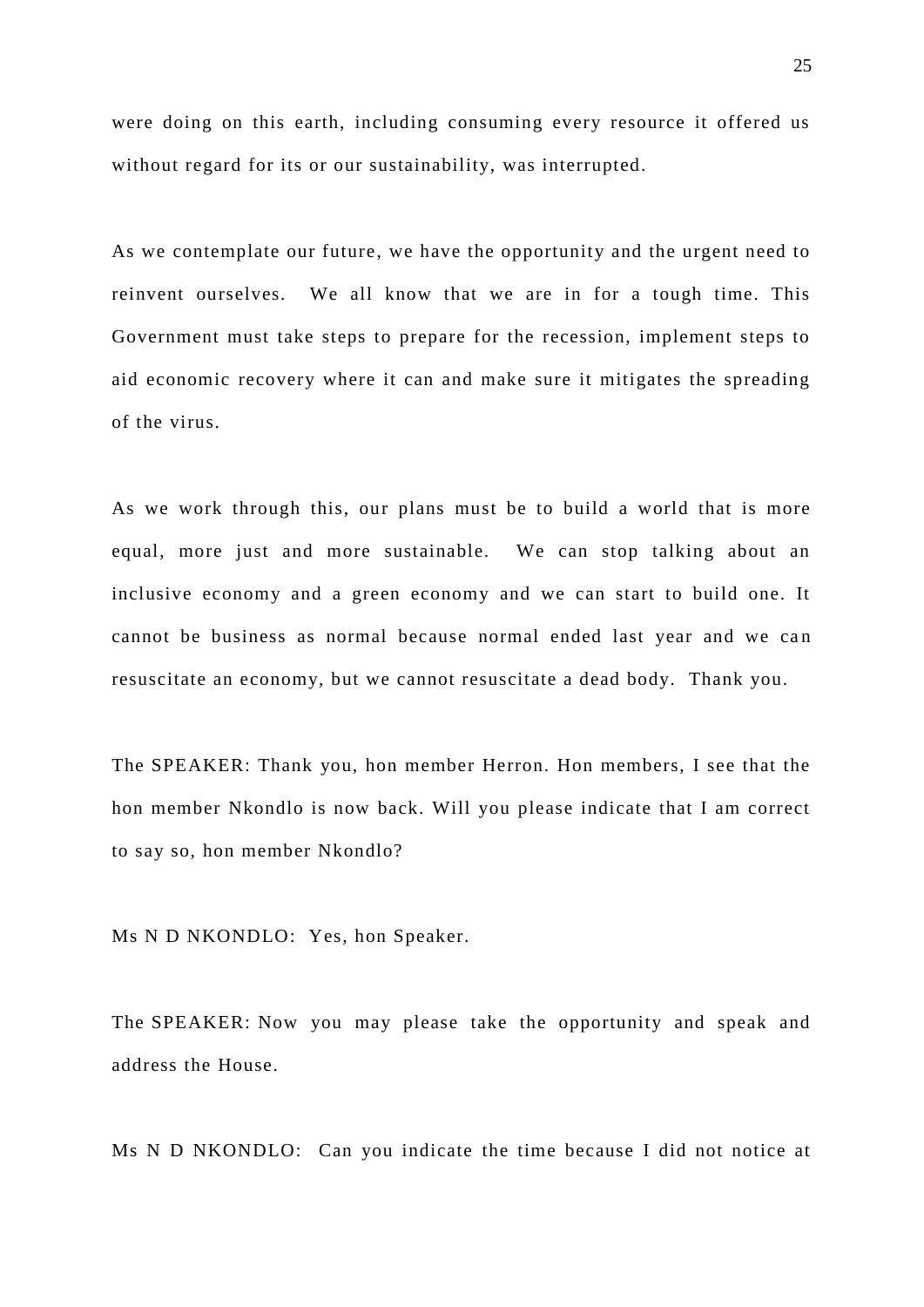were doing on this earth, including consuming every resource it offered us without regard for its or our sustainability, was interrupted.

As we contemplate our future, we have the opportunity and the urgent need to reinvent ourselves. We all know that we are in for a tough time. This Government must take steps to prepare for the recession, implement steps to aid economic recovery where it can and make sure it mitigates the spreading of the virus.

As we work through this, our plans must be to build a world that is more equal, more just and more sustainable. We can stop talking about an inclusive economy and a green economy and we can start to build one. It cannot be business as normal because normal ended last year and we can resuscitate an economy, but we cannot resuscitate a dead body. Thank you.

The SPEAKER: Thank you, hon member Herron. Hon members, I see that the hon member Nkondlo is now back. Will you please indicate that I am correct to say so, hon member Nkondlo?

Ms N D NKONDLO: Yes, hon Speaker.

The SPEAKER: Now you may please take the opportunity and speak and address the House.

Ms N D NKONDLO: Can you indicate the time because I did not notice at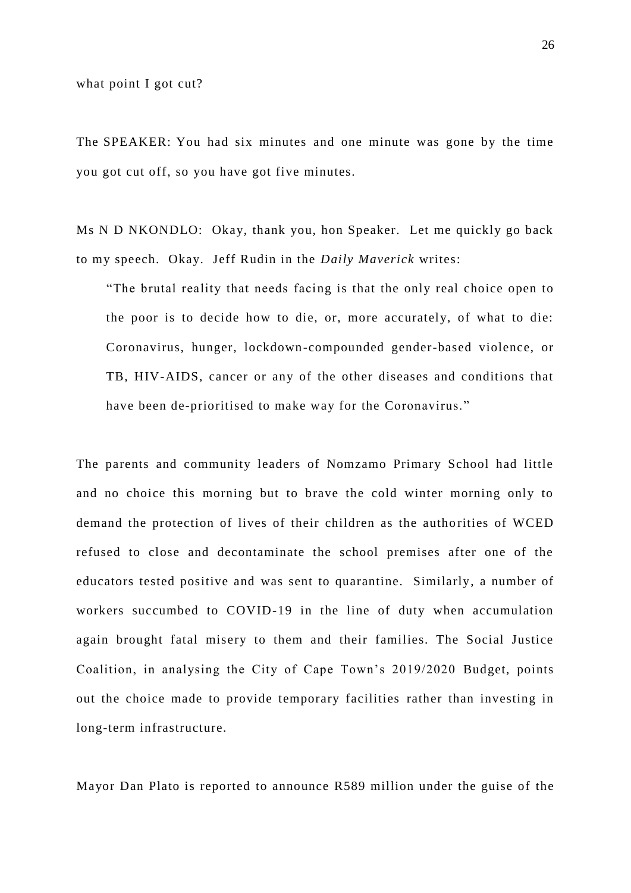what point I got cut?

The SPEAKER: You had six minutes and one minute was gone by the time you got cut off, so you have got five minutes.

Ms N D NKONDLO: Okay, thank you, hon Speaker. Let me quickly go back to my speech. Okay. Jeff Rudin in the *Daily Maverick* writes:

> "The brutal reality that needs facing is that the only real choice open to the poor is to decide how to die, or, more accurately, of what to die: Coronavirus, hunger, lockdown-compounded gender-based violence, or TB, HIV-AIDS, cancer or any of the other diseases and conditions that have been de-prioritised to make way for the Coronavirus."

The parents and community leaders of Nomzamo Primary School had little and no choice this morning but to brave the cold winter morning only to demand the protection of lives of their children as the authorities of WCED refused to close and decontaminate the school premises after one of the educators tested positive and was sent to quarantine. Similarly, a number of workers succumbed to COVID-19 in the line of duty when accumulation again brought fatal misery to them and their families. The Social Justice Coalition, in analysing the City of Cape Town's 2019/2020 Budget, points out the choice made to provide temporary facilities rather than investing in long-term infrastructure.

Mayor Dan Plato is reported to announce R589 million under the guise of the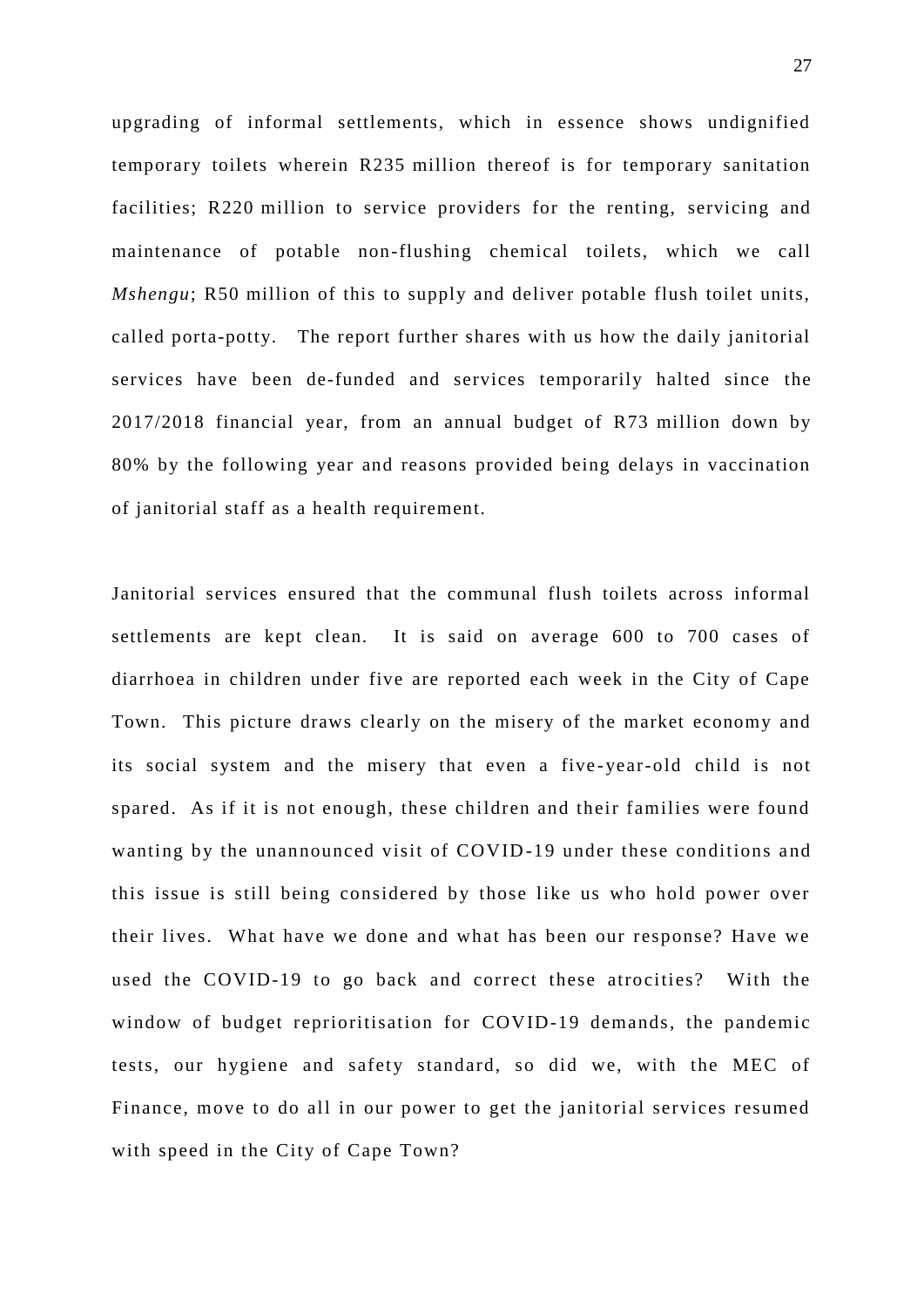upgrading of informal settlements, which in essence shows undignified temporary toilets wherein R235 million thereof is for temporary sanitation facilities; R220 million to service providers for the renting, servicing and maintenance of potable non-flushing chemical toilets, which we call *Mshengu*; R50 million of this to supply and deliver potable flush toilet units, called porta-potty. The report further shares with us how the daily janitorial services have been de-funded and services temporarily halted since the 2017/2018 financial year, from an annual budget of R73 million down by 80% by the following year and reasons provided being delays in vaccination of janitorial staff as a health requirement.

Janitorial services ensured that the communal flush toilets across informal settlements are kept clean. It is said on average 600 to 700 cases of diarrhoea in children under five are reported each week in the City of Cape Town. This picture draws clearly on the misery of the market economy and its social system and the misery that even a five-year-old child is not spared. As if it is not enough, these children and their families were found wanting by the unannounced visit of COVID-19 under these conditions and this issue is still being considered by those like us who hold power over their lives. What have we done and what has been our response? Have we used the COVID-19 to go back and correct these atrocities? With the window of budget reprioritisation for COVID-19 demands, the pandemic tests, our hygiene and safety standard, so did we, with the MEC of Finance, move to do all in our power to get the janitorial services resumed with speed in the City of Cape Town?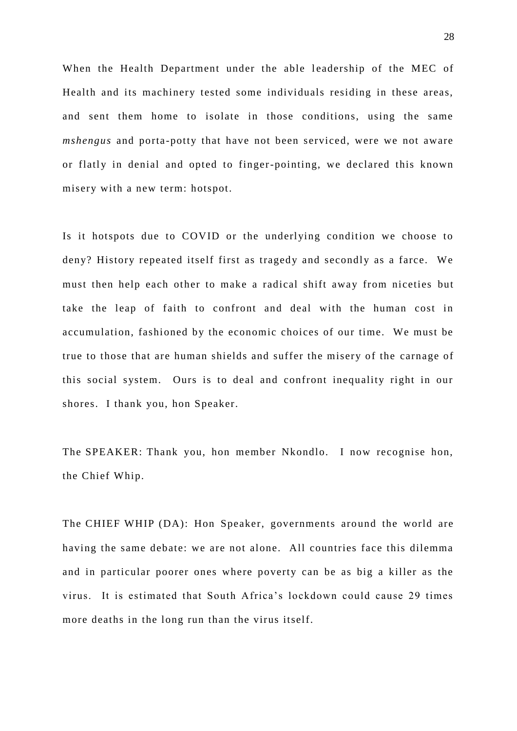When the Health Department under the able leadership of the MEC of Health and its machinery tested some individuals residing in these areas, and sent them home to isolate in those conditions, using the same *mshengus* and porta-potty that have not been serviced, were we not aware or flatly in denial and opted to finger-pointing, we declared this known misery with a new term: hotspot.

Is it hotspots due to COVID or the underlying condition we choose to deny? History repeated itself first as tragedy and secondly as a farce. We must then help each other to make a radical shift away from niceties but take the leap of faith to confront and deal with the human cost in accumulation, fashioned by the economic choices of our time. We must be true to those that are human shields and suffer the misery of the carnage of this social system. Ours is to deal and confront inequality right in our shores. I thank you, hon Speaker.

The SPEAKER: Thank you, hon member Nkondlo. I now recognise hon, the Chief Whip.

The CHIEF WHIP (DA): Hon Speaker, governments around the world are having the same debate: we are not alone. All countries face this dilemma and in particular poorer ones where poverty can be as big a killer as the virus. It is estimated that South Africa's lockdown could cause 29 times more deaths in the long run than the virus itself.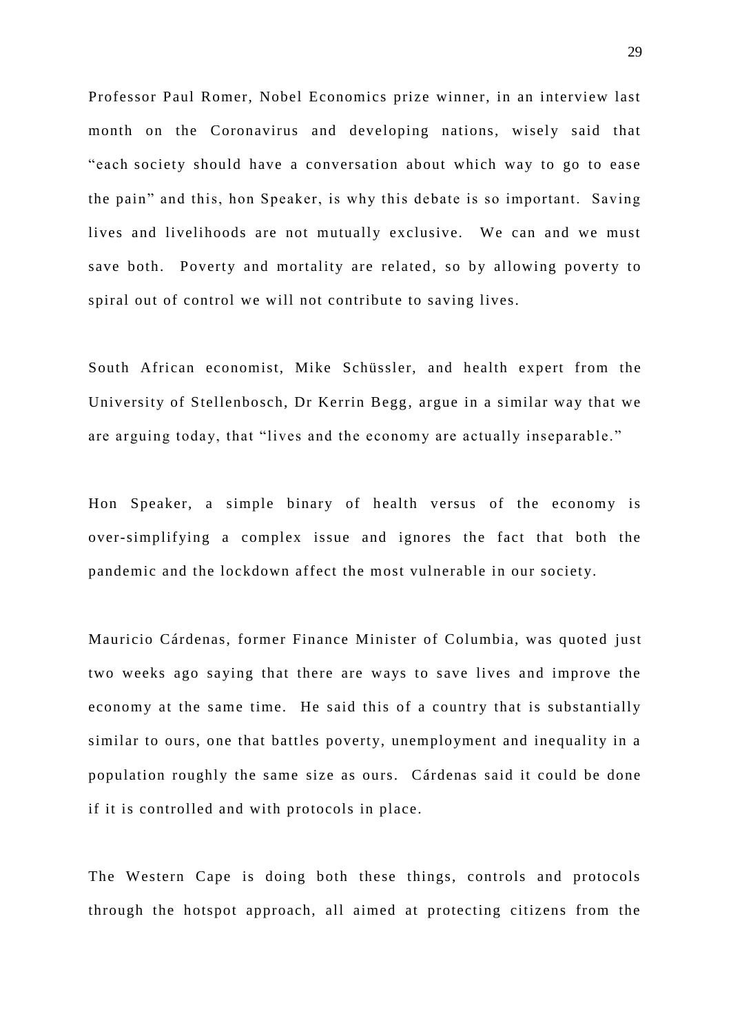Professor Paul Romer, Nobel Economics prize winner, in an interview last month on the Coronavirus and developing nations, wisely said that "each society should have a conversation about which way to go to ease the pain" and this, hon Speaker, is why this debate is so important. Saving lives and livelihoods are not mutually exclusive. We can and we must save both. Poverty and mortality are related, so by allowing poverty to spiral out of control we will not contribute to saving lives.

South African economist, Mike Schüssler, and health expert from the University of Stellenbosch, Dr Kerrin Begg, argue in a similar way that we are arguing today, that "lives and the economy are actually inseparable."

Hon Speaker, a simple binary of health versus of the economy is over-simplifying a complex issue and ignores the fact that both the pandemic and the lockdown affect the most vulnerable in our society.

Mauricio Cárdenas, former Finance Minister of Columbia, was quoted just two weeks ago saying that there are ways to save lives and improve the economy at the same time. He said this of a country that is substantially similar to ours, one that battles poverty, unemployment and inequality in a population roughly the same size as ours. Cárdenas said it could be done if it is controlled and with protocols in place.

The Western Cape is doing both these things, controls and protocols through the hotspot approach, all aimed at protecting citizens from the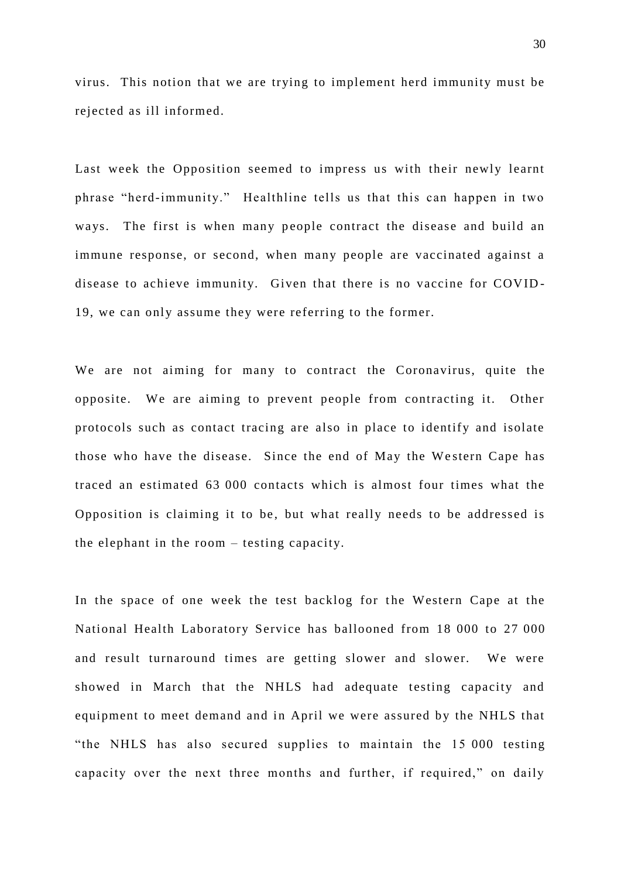virus. This notion that we are trying to implement herd immunity must be rejected as ill informed.

Last week the Opposition seemed to impress us with their newly learnt phrase "herd-immunity." Healthline tells us that this can happen in two ways. The first is when many people contract the disease and build an immune response, or second, when many people are vaccinated against a disease to achieve immunity. Given that there is no vaccine for COVID-19, we can only assume they were referring to the former.

We are not aiming for many to contract the Coronavirus, quite the opposite. We are aiming to prevent people from contracting it. Other protocols such as contact tracing are also in place to identify and isolate those who have the disease. Since the end of May the Western Cape has traced an estimated 63 000 contacts which is almost four times what the Opposition is claiming it to be, but what really needs to be addressed is the elephant in the room – testing capacity.

In the space of one week the test backlog for the Western Cape at the National Health Laboratory Service has ballooned from 18 000 to 27 000 and result turnaround times are getting slower and slower. We were showed in March that the NHLS had adequate testing capacity and equipment to meet demand and in April we were assured by the NHLS that "the NHLS has also secured supplies to maintain the 15 000 testing capacity over the next three months and further, if required," on daily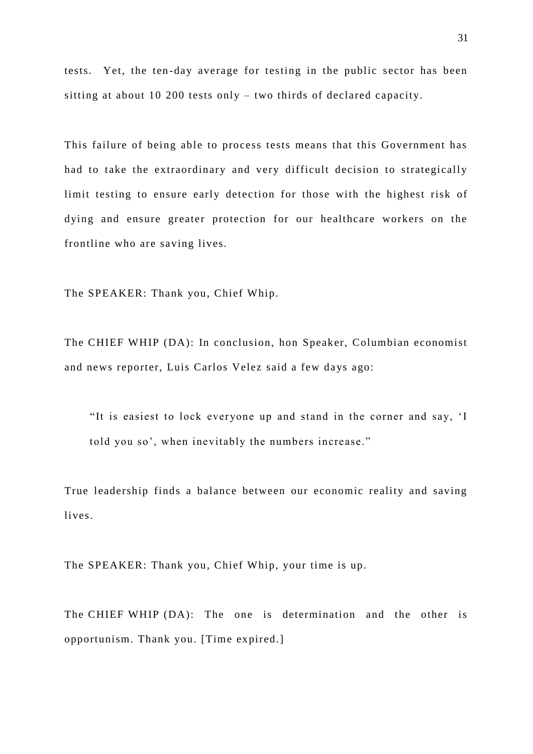tests. Yet, the ten-day average for testing in the public sector has been sitting at about 10 200 tests only – two thirds of declared capacity.

This failure of being able to process tests means that this Government has had to take the extraordinary and very difficult decision to strategically limit testing to ensure early detection for those with the highest risk of dying and ensure greater protection for our healthcare workers on the frontline who are saving lives.

The SPEAKER: Thank you, Chief Whip.

The CHIEF WHIP (DA): In conclusion, hon Speaker, Columbian economist and news reporter, Luis Carlos Velez said a few days ago:

> "It is easiest to lock everyone up and stand in the corner and say, 'I told you so', when inevitably the numbers increase."

True leadership finds a balance between our economic reality and saving lives.

The SPEAKER: Thank you, Chief Whip, your time is up.

The CHIEF WHIP (DA): The one is determination and the other is opportunism. Thank you. [Time expired.]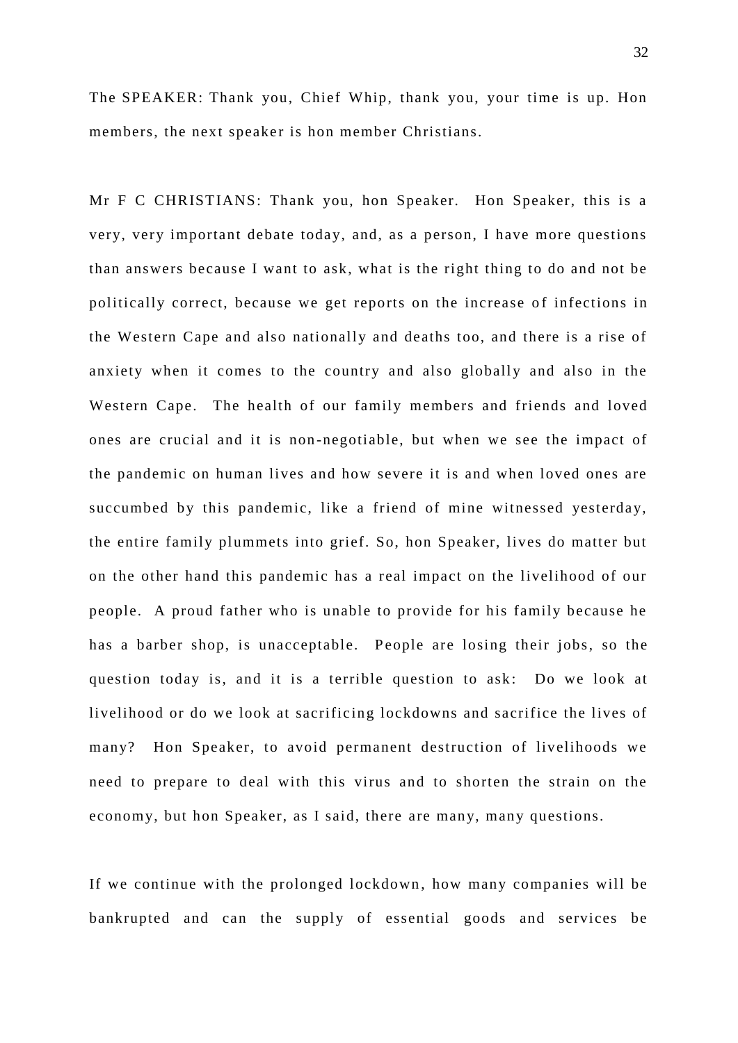The SPEAKER: Thank you, Chief Whip, thank you, your time is up. Hon members, the next speaker is hon member Christians.

Mr F C CHRISTIANS: Thank you, hon Speaker. Hon Speaker, this is a very, very important debate today, and, as a person, I have more questions than answers because I want to ask, what is the right thing to do and not be politically correct, because we get reports on the increase of infections in the Western Cape and also nationally and deaths too, and there is a rise of anxiety when it comes to the country and also globally and also in the Western Cape. The health of our family members and friends and loved ones are crucial and it is non-negotiable, but when we see the impact of the pandemic on human lives and how severe it is and when loved ones are succumbed by this pandemic, like a friend of mine witnessed yesterday, the entire family plummets into grief. So, hon Speaker, lives do matter but on the other hand this pandemic has a real impact on the livelihood of our people. A proud father who is unable to provide for his family because he has a barber shop, is unacceptable. People are losing their jobs, so the question today is, and it is a terrible question to ask: Do we look at livelihood or do we look at sacrificing lockdowns and sacrifice the lives of many? Hon Speaker, to avoid permanent destruction of livelihoods we need to prepare to deal with this virus and to shorten the strain on the economy, but hon Speaker, as I said, there are many, many questions.

If we continue with the prolonged lockdown, how many companies will be bankrupted and can the supply of essential goods and services be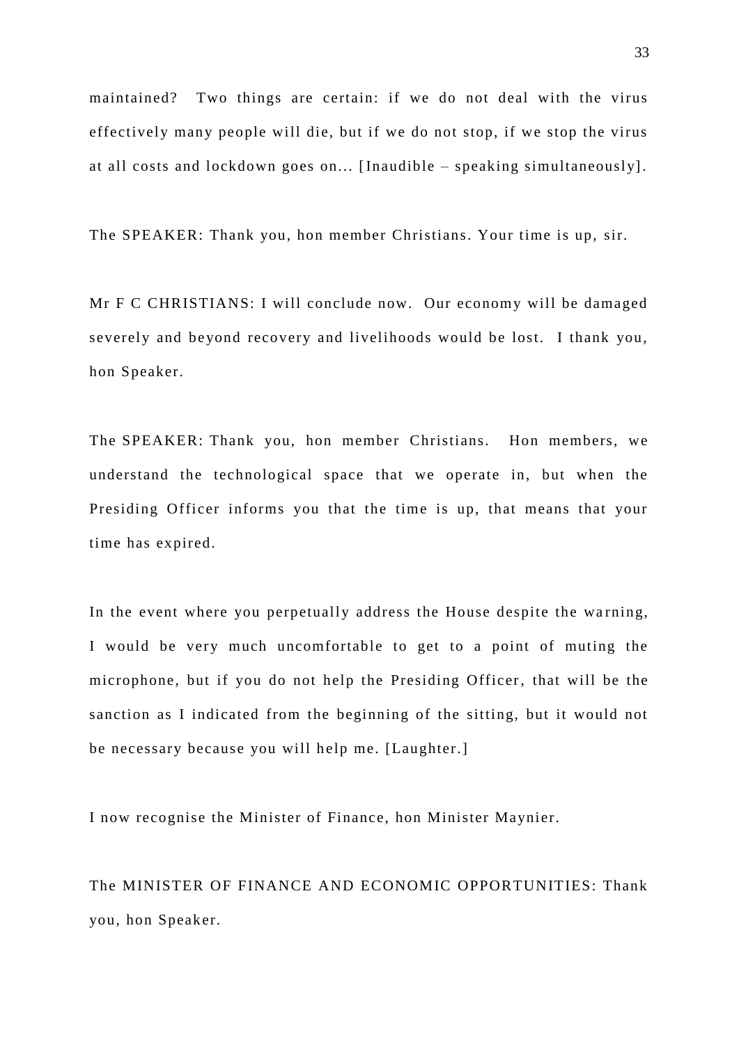maintained? Two things are certain: if we do not deal with the virus effectively many people will die, but if we do not stop, if we stop the virus at all costs and lockdown goes on... [Inaudible – speaking simultaneously].

The SPEAKER: Thank you, hon member Christians. Your time is up, sir.

Mr F C CHRISTIANS: I will conclude now. Our economy will be damaged severely and beyond recovery and livelihoods would be lost. I thank you, hon Speaker.

The SPEAKER: Thank you, hon member Christians. Hon members, we understand the technological space that we operate in, but when the Presiding Officer informs you that the time is up, that means that your time has expired.

In the event where you perpetually address the House despite the warning, I would be very much uncomfortable to get to a point of muting the microphone, but if you do not help the Presiding Officer, that will be the sanction as I indicated from the beginning of the sitting, but it would not be necessary because you will help me. [Laughter.]

I now recognise the Minister of Finance, hon Minister Maynier.

The MINISTER OF FINANCE AND ECONOMIC OPPORTUNITIES: Thank you, hon Speaker.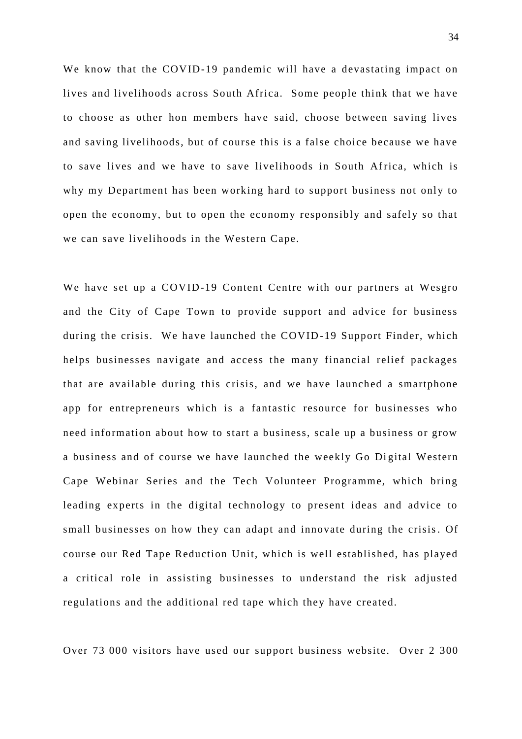We know that the COVID-19 pandemic will have a devastating impact on lives and livelihoods across South Africa. Some people think that we have to choose as other hon members have said, choose between saving lives and saving livelihoods, but of course this is a false choice because we have to save lives and we have to save livelihoods in South Africa, which is why my Department has been working hard to support business not only to open the economy, but to open the economy responsibly and safely so that we can save livelihoods in the Western Cape.

We have set up a COVID-19 Content Centre with our partners at Wesgro and the City of Cape Town to provide support and advice for business during the crisis. We have launched the COVID-19 Support Finder, which helps businesses navigate and access the many financial relief packages that are available during this crisis, and we have launched a smartphone app for entrepreneurs which is a fantastic resource for businesses who need information about how to start a business, scale up a business or grow a business and of course we have launched the weekly Go Digital Western Cape Webinar Series and the Tech Volunteer Programme, which bring leading experts in the digital technology to present ideas and advice to small businesses on how they can adapt and innovate during the crisis. Of course our Red Tape Reduction Unit, which is well established, has played a critical role in assisting businesses to understand the risk adjusted regulations and the additional red tape which they have created.

Over 73 000 visitors have used our support business website. Over 2 300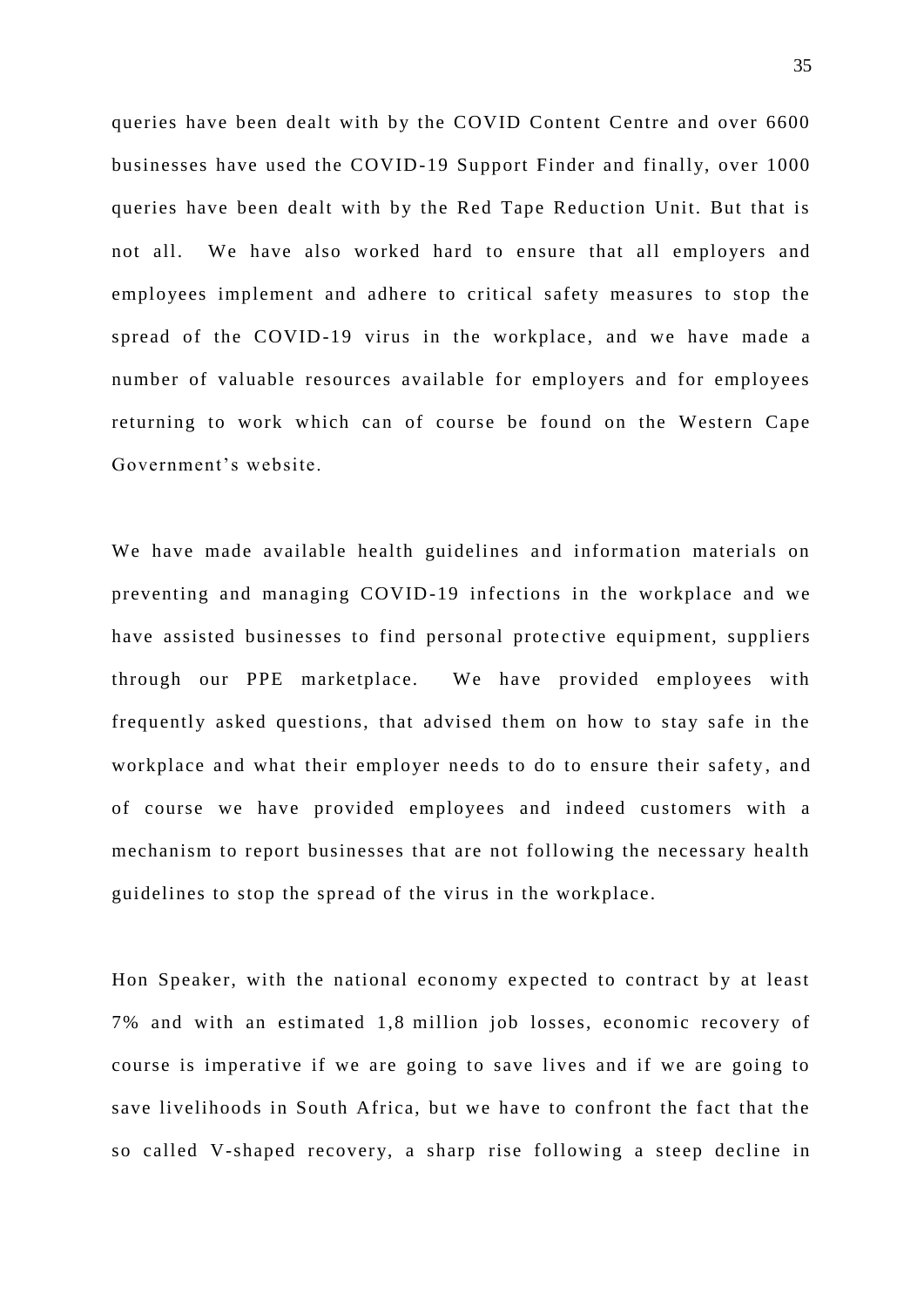queries have been dealt with by the COVID Content Centre and over 6600 businesses have used the COVID-19 Support Finder and finally, over 1000 queries have been dealt with by the Red Tape Reduction Unit. But that is not all. We have also worked hard to ensure that all employers and employees implement and adhere to critical safety measures to stop the spread of the COVID-19 virus in the workplace, and we have made a number of valuable resources available for employers and for employees returning to work which can of course be found on the Western Cape Government's website.

We have made available health guidelines and information materials on preventing and managing COVID-19 infections in the workplace and we have assisted businesses to find personal protective equipment, suppliers through our PPE marketplace. We have provided employees with frequently asked questions, that advised them on how to stay safe in the workplace and what their employer needs to do to ensure their safety, and of course we have provided employees and indeed customers with a mechanism to report businesses that are not following the necessary health guidelines to stop the spread of the virus in the workplace.

Hon Speaker, with the national economy expected to contract by at least 7% and with an estimated 1,8 million job losses, economic recovery of course is imperative if we are going to save lives and if we are going to save livelihoods in South Africa, but we have to confront the fact that the so called V-shaped recovery, a sharp rise following a steep decline in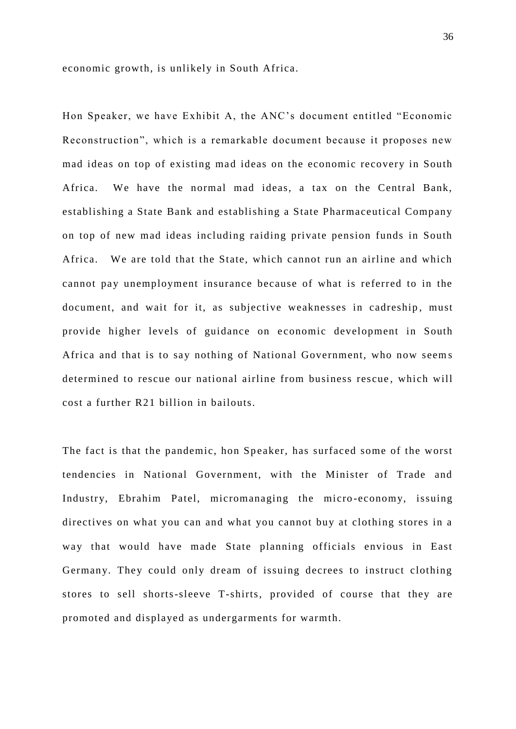economic growth, is unlikely in South Africa.

Hon Speaker, we have Exhibit A, the ANC's document entitled "Economic Reconstruction", which is a remarkable document because it proposes new mad ideas on top of existing mad ideas on the economic recovery in South Africa. We have the normal mad ideas, a tax on the Central Bank, establishing a State Bank and establishing a State Pharmaceutical Company on top of new mad ideas including raiding private pension funds in South Africa. We are told that the State, which cannot run an airline and which cannot pay unemployment insurance because of what is referred to in the document, and wait for it, as subjective weaknesses in cadreship, must provide higher levels of guidance on economic development in South Africa and that is to say nothing of National Government, who now seems determined to rescue our national airline from business rescue, which will cost a further R21 billion in bailouts.

The fact is that the pandemic, hon Speaker, has surfaced some of the worst tendencies in National Government, with the Minister of Trade and Industry, Ebrahim Patel, micromanaging the micro-economy, issuing directives on what you can and what you cannot buy at clothing stores in a way that would have made State planning officials envious in East Germany. They could only dream of issuing decrees to instruct clothing stores to sell shorts-sleeve T-shirts, provided of course that they are promoted and displayed as undergarments for warmth.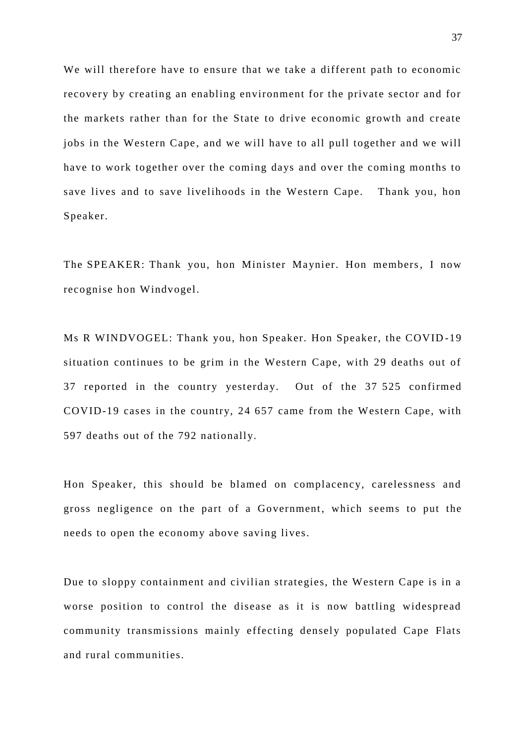We will therefore have to ensure that we take a different path to economic recovery by creating an enabling environment for the private sector and for the markets rather than for the State to drive economic growth and create jobs in the Western Cape, and we will have to all pull together and we will have to work together over the coming days and over the coming months to save lives and to save livelihoods in the Western Cape. Thank you, hon Speaker.

The SPEAKER: Thank you, hon Minister Maynier. Hon members, I now recognise hon Windvogel.

Ms R WINDVOGEL: Thank you, hon Speaker. Hon Speaker, the COVID-19 situation continues to be grim in the Western Cape, with 29 deaths out of 37 reported in the country yesterday. Out of the 37 525 confirmed COVID-19 cases in the country, 24 657 came from the Western Cape, with 597 deaths out of the 792 nationally.

Hon Speaker, this should be blamed on complacency, carelessness and gross negligence on the part of a Government, which seems to put the needs to open the economy above saving lives.

Due to sloppy containment and civilian strategies, the Western Cape is in a worse position to control the disease as it is now battling widespread community transmissions mainly effecting densely populated Cape Flats and rural communities.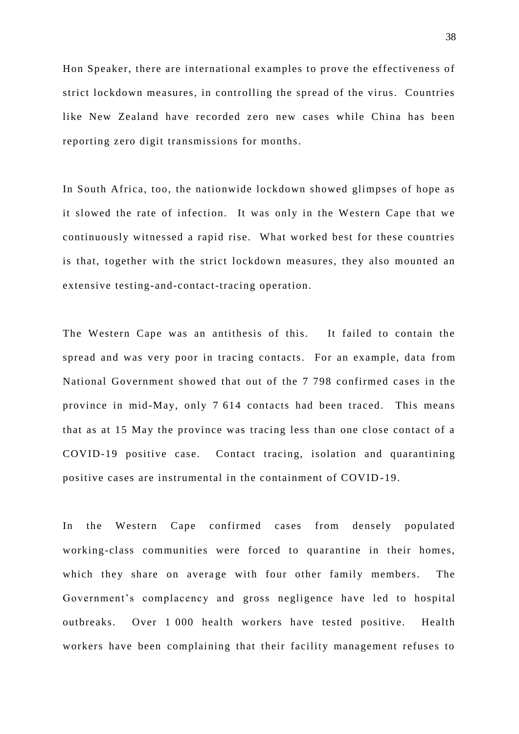Hon Speaker, there are international examples to prove the effectiveness of strict lockdown measures, in controlling the spread of the virus. Countries like New Zealand have recorded zero new cases while China has been reporting zero digit transmissions for months.

In South Africa, too, the nationwide lockdown showed glimpses of hope as it slowed the rate of infection. It was only in the Western Cape that we continuously witnessed a rapid rise. What worked best for these countries is that, together with the strict lockdown measures, they also mounted an extensive testing-and-contact-tracing operation.

The Western Cape was an antithesis of this. It failed to contain the spread and was very poor in tracing contacts. For an example, data from National Government showed that out of the 7 798 confirmed cases in the province in mid-May, only 7 614 contacts had been traced. This means that as at 15 May the province was tracing less than one close contact of a COVID-19 positive case. Contact tracing, isolation and quarantining positive cases are instrumental in the containment of COVID-19.

In the Western Cape confirmed cases from densely populated working-class communities were forced to quarantine in their homes, which they share on average with four other family members. The Government's complacency and gross negligence have led to hospital outbreaks. Over 1 000 health workers have tested positive. Health workers have been complaining that their facility management refuses to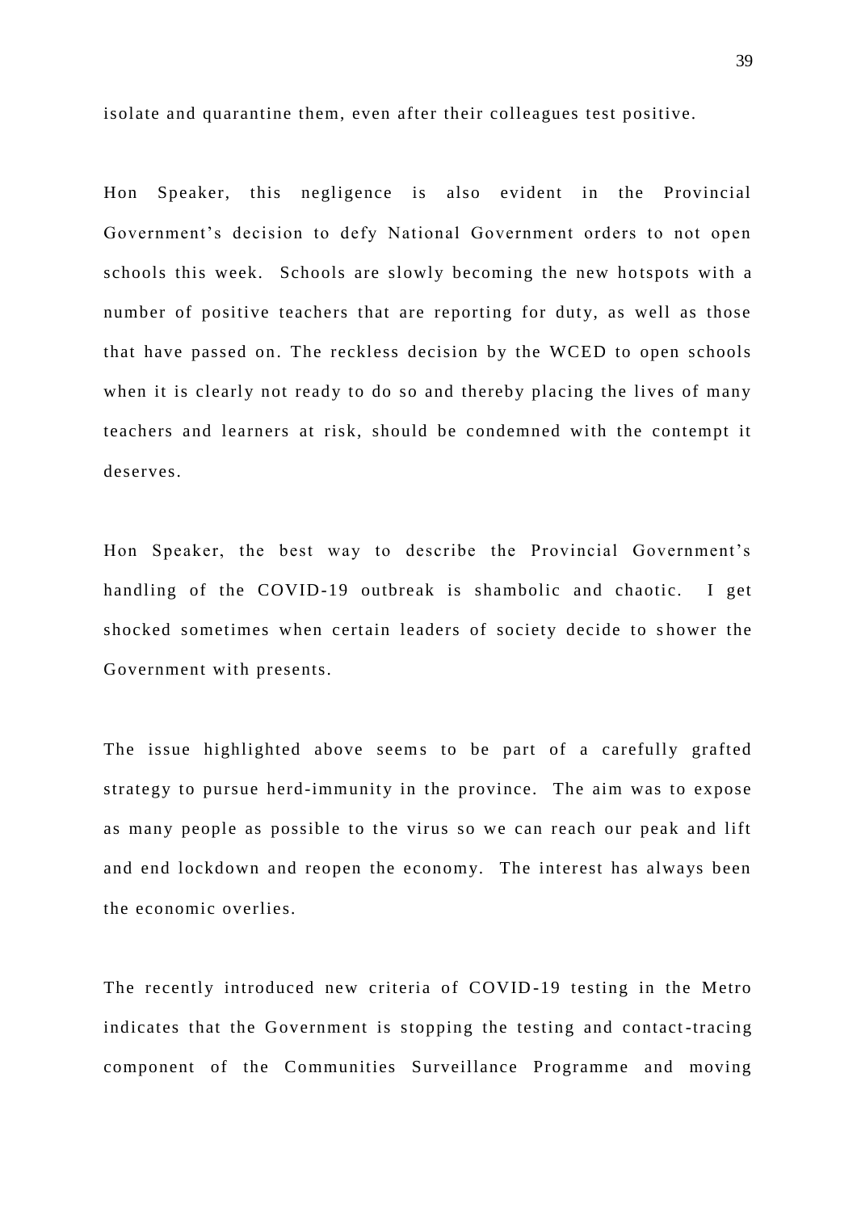isolate and quarantine them, even after their colleagues test positive.

Hon Speaker, this negligence is also evident in the Provincial Government's decision to defy National Government orders to not open schools this week. Schools are slowly becoming the new hotspots with a number of positive teachers that are reporting for duty, as well as those that have passed on. The reckless decision by the WCED to open schools when it is clearly not ready to do so and thereby placing the lives of many teachers and learners at risk, should be condemned with the contempt it deserves.

Hon Speaker, the best way to describe the Provincial Government's handling of the COVID-19 outbreak is shambolic and chaotic. I get shocked sometimes when certain leaders of society decide to shower the Government with presents.

The issue highlighted above seems to be part of a carefully grafted strategy to pursue herd-immunity in the province. The aim was to expose as many people as possible to the virus so we can reach our peak and lift and end lockdown and reopen the economy. The interest has always been the economic overlies.

The recently introduced new criteria of COVID-19 testing in the Metro indicates that the Government is stopping the testing and contact-tracing component of the Communities Surveillance Programme and moving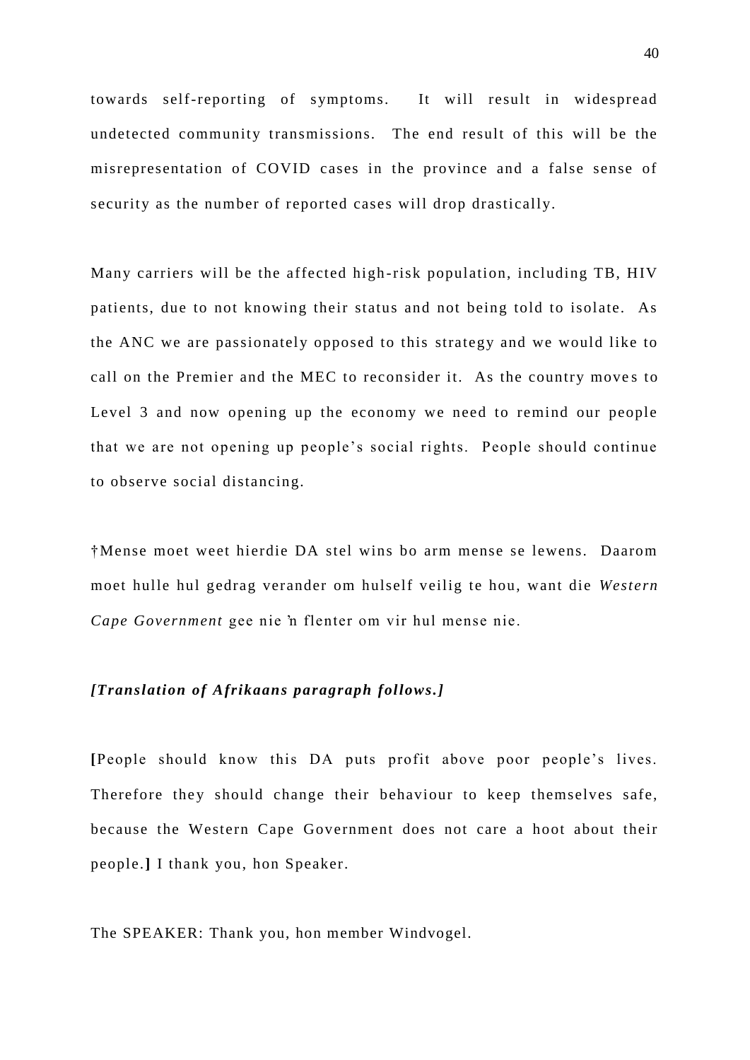towards self-reporting of symptoms. It will result in widespread undetected community transmissions. The end result of this will be the misrepresentation of COVID cases in the province and a false sense of security as the number of reported cases will drop drastically.

Many carriers will be the affected high-risk population, including TB, HIV patients, due to not knowing their status and not being told to isolate. As the ANC we are passionately opposed to this strategy and we would like to call on the Premier and the MEC to reconsider it. As the country moves to Level 3 and now opening up the economy we need to remind our people that we are not opening up people's social rights. People should continue to observe social distancing.

†Mense moet weet hierdie DA stel wins bo arm mense se lewens. Daarom moet hulle hul gedrag verander om hulself veilig te hou, want die *Western Cape Government* gee nie 'n flenter om vir hul mense nie.

***[Translation of Afrikaans paragraph follows.]***

**[**People should know this DA puts profit above poor people's lives. Therefore they should change their behaviour to keep themselves safe, because the Western Cape Government does not care a hoot about their people.**]** I thank you, hon Speaker.

The SPEAKER: Thank you, hon member Windvogel.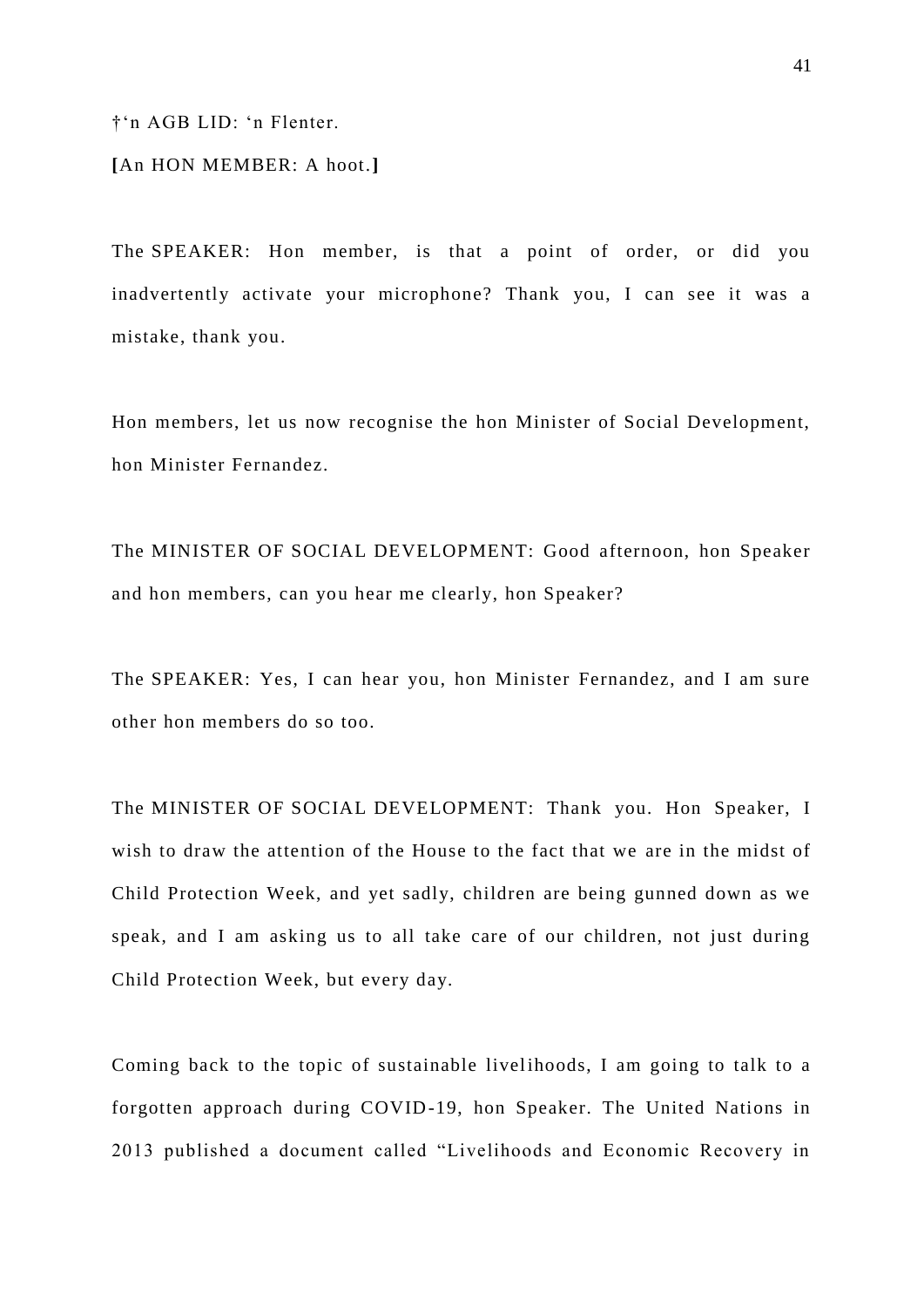†‘n AGB LID: ‘n Flenter.

**[**An HON MEMBER: A hoot.**]**

The SPEAKER: Hon member, is that a point of order, or did you inadvertently activate your microphone? Thank you, I can see it was a mistake, thank you.

Hon members, let us now recognise the hon Minister of Social Development, hon Minister Fernandez.

The MINISTER OF SOCIAL DEVELOPMENT: Good afternoon, hon Speaker and hon members, can you hear me clearly, hon Speaker?

The SPEAKER: Yes, I can hear you, hon Minister Fernandez, and I am sure other hon members do so too.

The MINISTER OF SOCIAL DEVELOPMENT: Thank you. Hon Speaker, I wish to draw the attention of the House to the fact that we are in the midst of Child Protection Week, and yet sadly, children are being gunned down as we speak, and I am asking us to all take care of our children, not just during Child Protection Week, but every day.

Coming back to the topic of sustainable livelihoods, I am going to talk to a forgotten approach during COVID-19, hon Speaker. The United Nations in 2013 published a document called “Livelihoods and Economic Recovery in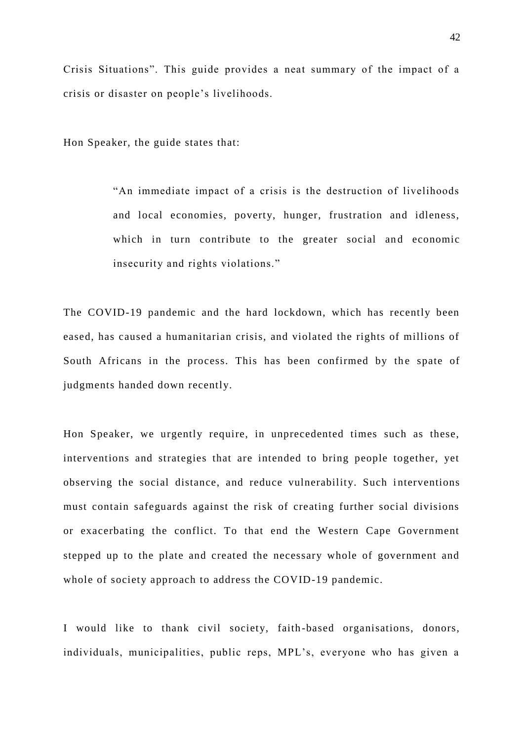Crisis Situations". This guide provides a neat summary of the impact of a crisis or disaster on people's livelihoods.

Hon Speaker, the guide states that:

> "An immediate impact of a crisis is the destruction of livelihoods and local economies, poverty, hunger, frustration and idleness, which in turn contribute to the greater social and economic insecurity and rights violations."

The COVID-19 pandemic and the hard lockdown, which has recently been eased, has caused a humanitarian crisis, and violated the rights of millions of South Africans in the process. This has been confirmed by the spate of judgments handed down recently.

Hon Speaker, we urgently require, in unprecedented times such as these, interventions and strategies that are intended to bring people together, yet observing the social distance, and reduce vulnerability. Such interventions must contain safeguards against the risk of creating further social divisions or exacerbating the conflict. To that end the Western Cape Government stepped up to the plate and created the necessary whole of government and whole of society approach to address the COVID-19 pandemic.

I would like to thank civil society, faith-based organisations, donors, individuals, municipalities, public reps, MPL's, everyone who has given a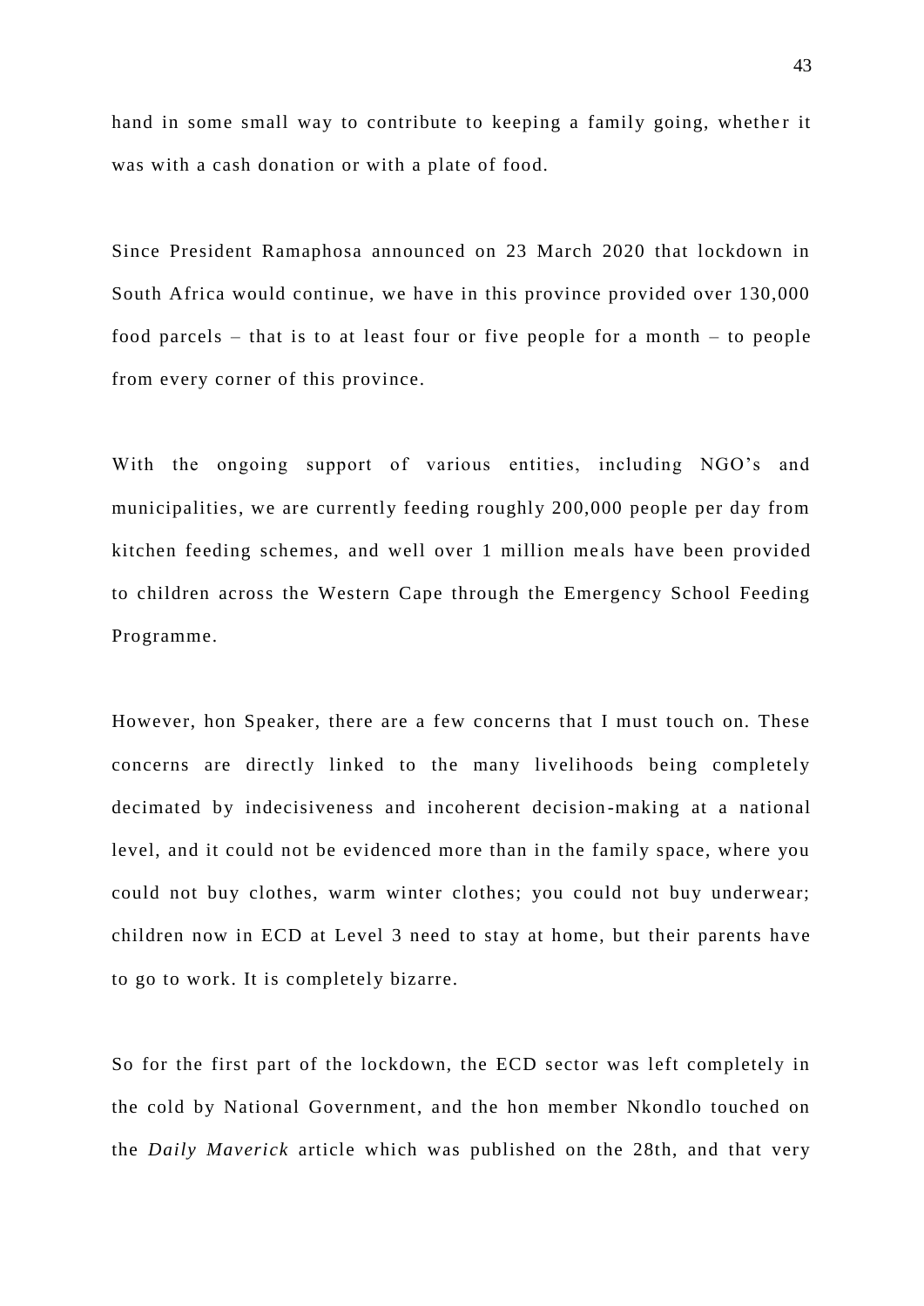hand in some small way to contribute to keeping a family going, whether it was with a cash donation or with a plate of food.

Since President Ramaphosa announced on 23 March 2020 that lockdown in South Africa would continue, we have in this province provided over 130,000 food parcels – that is to at least four or five people for a month – to people from every corner of this province.

With the ongoing support of various entities, including NGO's and municipalities, we are currently feeding roughly 200,000 people per day from kitchen feeding schemes, and well over 1 million meals have been provided to children across the Western Cape through the Emergency School Feeding Programme.

However, hon Speaker, there are a few concerns that I must touch on. These concerns are directly linked to the many livelihoods being completely decimated by indecisiveness and incoherent decision-making at a national level, and it could not be evidenced more than in the family space, where you could not buy clothes, warm winter clothes; you could not buy underwear; children now in ECD at Level 3 need to stay at home, but their parents have to go to work. It is completely bizarre.

So for the first part of the lockdown, the ECD sector was left completely in the cold by National Government, and the hon member Nkondlo touched on the *Daily Maverick* article which was published on the 28th, and that very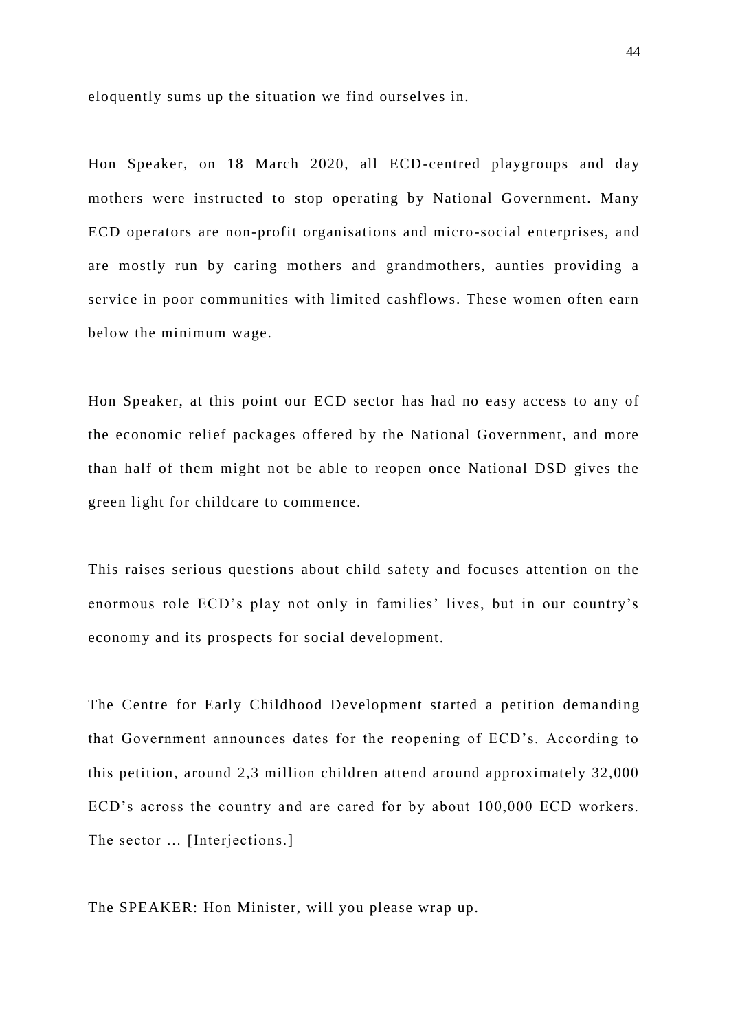eloquently sums up the situation we find ourselves in.

Hon Speaker, on 18 March 2020, all ECD-centred playgroups and day mothers were instructed to stop operating by National Government. Many ECD operators are non-profit organisations and micro-social enterprises, and are mostly run by caring mothers and grandmothers, aunties providing a service in poor communities with limited cashflows. These women often earn below the minimum wage.

Hon Speaker, at this point our ECD sector has had no easy access to any of the economic relief packages offered by the National Government, and more than half of them might not be able to reopen once National DSD gives the green light for childcare to commence.

This raises serious questions about child safety and focuses attention on the enormous role ECD's play not only in families' lives, but in our country's economy and its prospects for social development.

The Centre for Early Childhood Development started a petition demanding that Government announces dates for the reopening of ECD's. According to this petition, around 2,3 million children attend around approximately 32,000 ECD's across the country and are cared for by about 100,000 ECD workers. The sector … [Interjections.]

The SPEAKER: Hon Minister, will you please wrap up.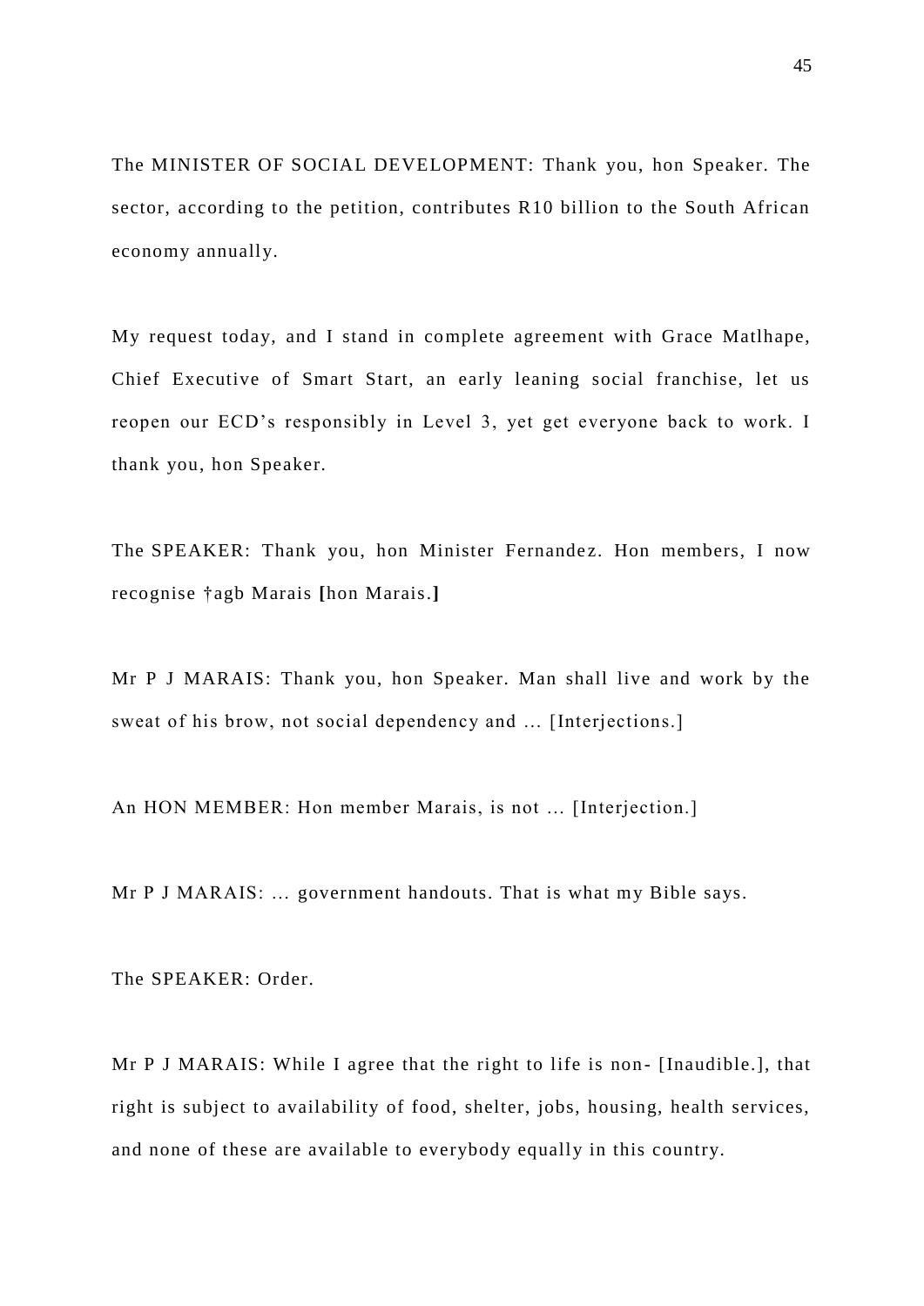The MINISTER OF SOCIAL DEVELOPMENT: Thank you, hon Speaker. The sector, according to the petition, contributes R10 billion to the South African economy annually.

My request today, and I stand in complete agreement with Grace Matlhape, Chief Executive of Smart Start, an early leaning social franchise, let us reopen our ECD's responsibly in Level 3, yet get everyone back to work. I thank you, hon Speaker.

The SPEAKER: Thank you, hon Minister Fernandez. Hon members, I now recognise †agb Marais **[**hon Marais.**]**

Mr P J MARAIS: Thank you, hon Speaker. Man shall live and work by the sweat of his brow, not social dependency and … [Interjections.]

An HON MEMBER: Hon member Marais, is not … [Interjection.]

Mr P J MARAIS: … government handouts. That is what my Bible says.

The SPEAKER: Order.

Mr P J MARAIS: While I agree that the right to life is non- [Inaudible.], that right is subject to availability of food, shelter, jobs, housing, health services, and none of these are available to everybody equally in this country.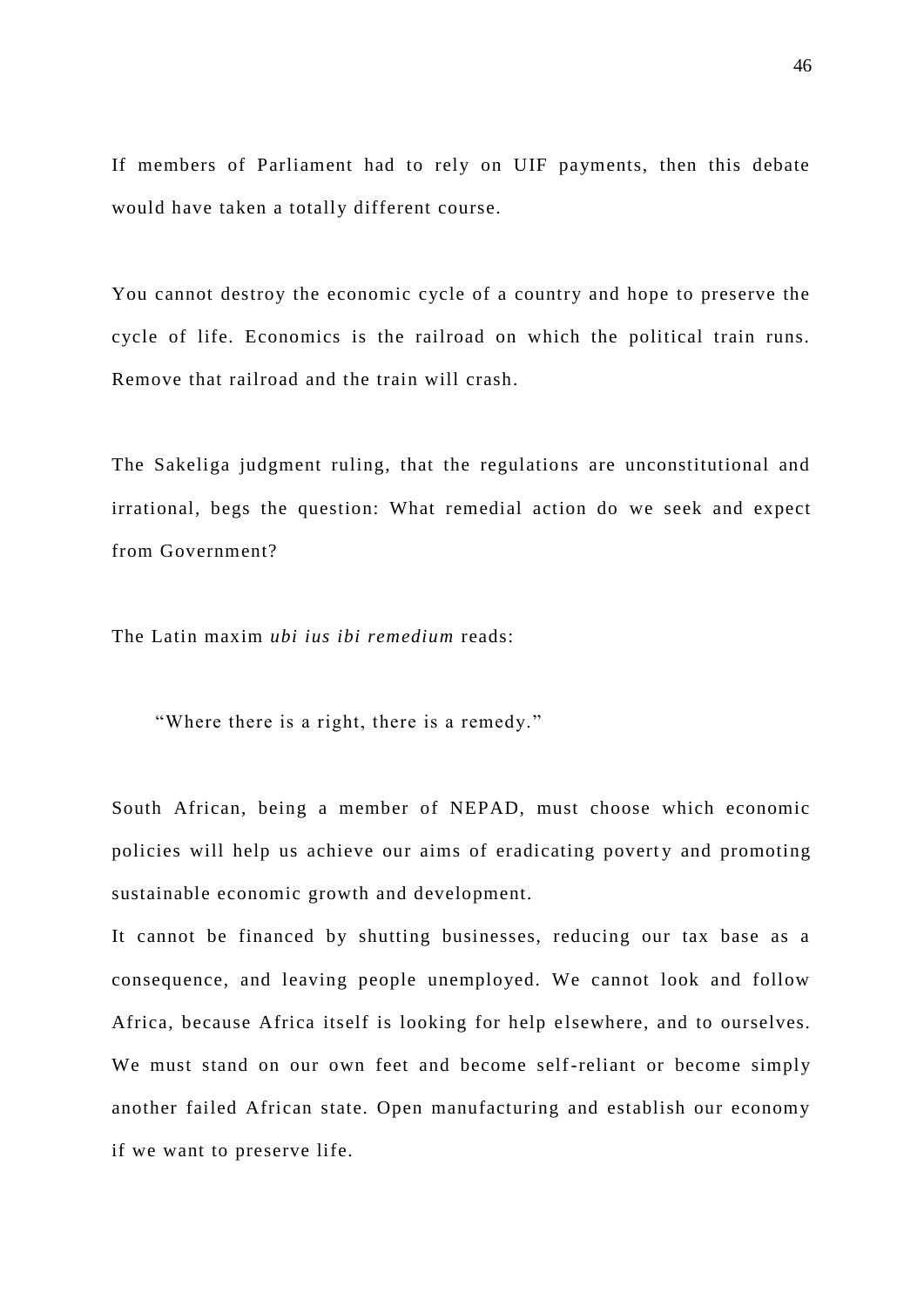If members of Parliament had to rely on UIF payments, then this debate would have taken a totally different course.

You cannot destroy the economic cycle of a country and hope to preserve the cycle of life. Economics is the railroad on which the political train runs. Remove that railroad and the train will crash.

The Sakeliga judgment ruling, that the regulations are unconstitutional and irrational, begs the question: What remedial action do we seek and expect from Government?

The Latin maxim *ubi ius ibi remedium* reads:

> "Where there is a right, there is a remedy."

South African, being a member of NEPAD, must choose which economic policies will help us achieve our aims of eradicating poverty and promoting sustainable economic growth and development.
It cannot be financed by shutting businesses, reducing our tax base as a consequence, and leaving people unemployed. We cannot look and follow Africa, because Africa itself is looking for help elsewhere, and to ourselves. We must stand on our own feet and become self-reliant or become simply another failed African state. Open manufacturing and establish our economy if we want to preserve life.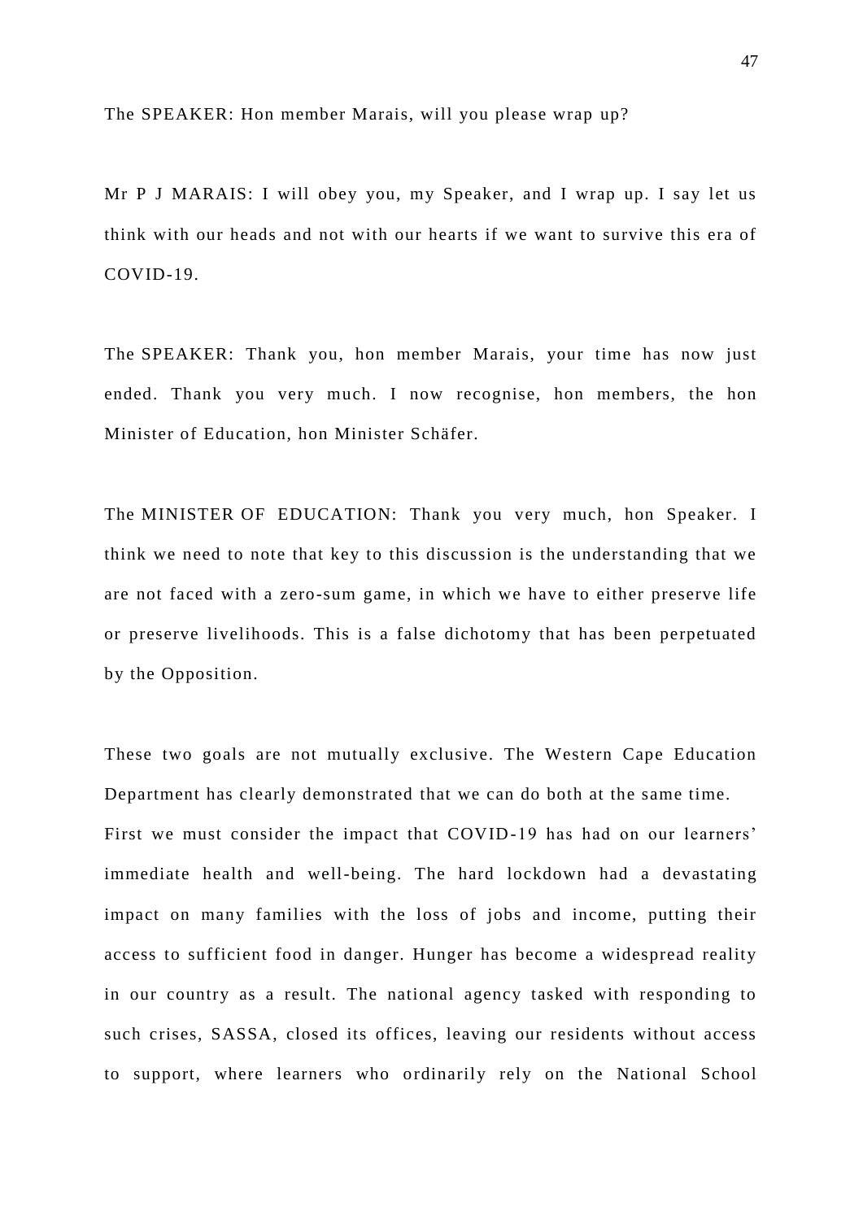The SPEAKER: Hon member Marais, will you please wrap up?

Mr P J MARAIS: I will obey you, my Speaker, and I wrap up. I say let us think with our heads and not with our hearts if we want to survive this era of COVID-19.

The SPEAKER: Thank you, hon member Marais, your time has now just ended. Thank you very much. I now recognise, hon members, the hon Minister of Education, hon Minister Schäfer.

The MINISTER OF EDUCATION: Thank you very much, hon Speaker. I think we need to note that key to this discussion is the understanding that we are not faced with a zero-sum game, in which we have to either preserve life or preserve livelihoods. This is a false dichotomy that has been perpetuated by the Opposition.

These two goals are not mutually exclusive. The Western Cape Education Department has clearly demonstrated that we can do both at the same time.
First we must consider the impact that COVID-19 has had on our learners' immediate health and well-being. The hard lockdown had a devastating impact on many families with the loss of jobs and income, putting their access to sufficient food in danger. Hunger has become a widespread reality in our country as a result. The national agency tasked with responding to such crises, SASSA, closed its offices, leaving our residents without access to support, where learners who ordinarily rely on the National School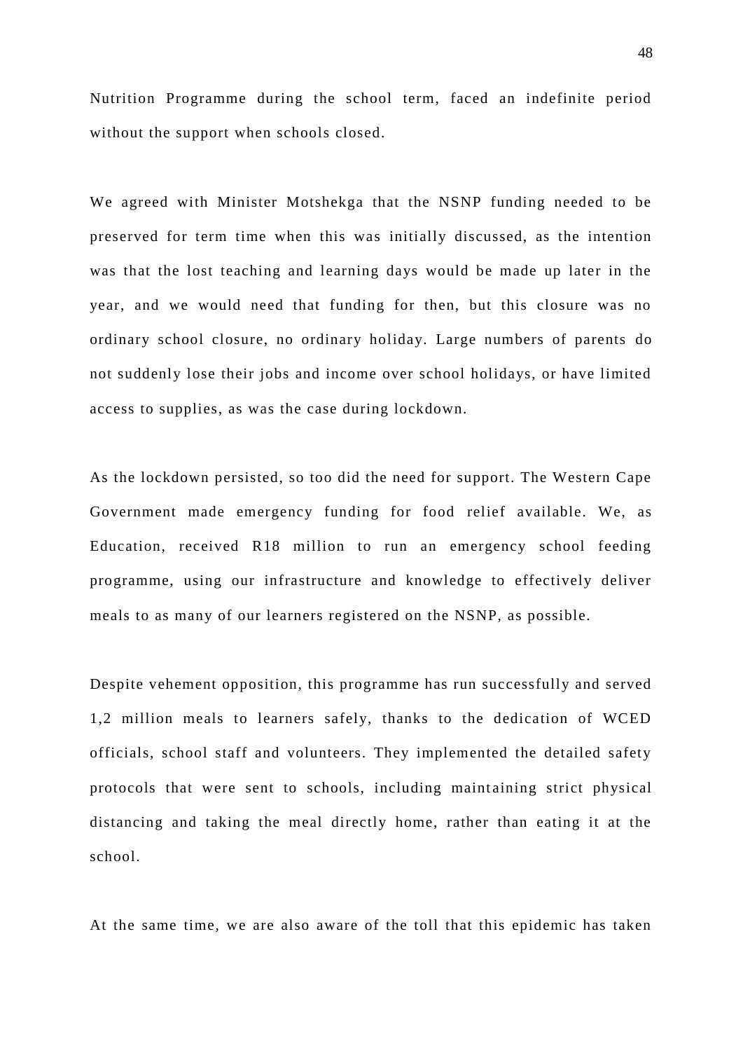Nutrition Programme during the school term, faced an indefinite period without the support when schools closed.

We agreed with Minister Motshekga that the NSNP funding needed to be preserved for term time when this was initially discussed, as the intention was that the lost teaching and learning days would be made up later in the year, and we would need that funding for then, but this closure was no ordinary school closure, no ordinary holiday. Large numbers of parents do not suddenly lose their jobs and income over school holidays, or have limited access to supplies, as was the case during lockdown.

As the lockdown persisted, so too did the need for support. The Western Cape Government made emergency funding for food relief available. We, as Education, received R18 million to run an emergency school feeding programme, using our infrastructure and knowledge to effectively deliver meals to as many of our learners registered on the NSNP, as possible.

Despite vehement opposition, this programme has run successfully and served 1,2 million meals to learners safely, thanks to the dedication of WCED officials, school staff and volunteers. They implemented the detailed safety protocols that were sent to schools, including maintaining strict physical distancing and taking the meal directly home, rather than eating it at the school.

At the same time, we are also aware of the toll that this epidemic has taken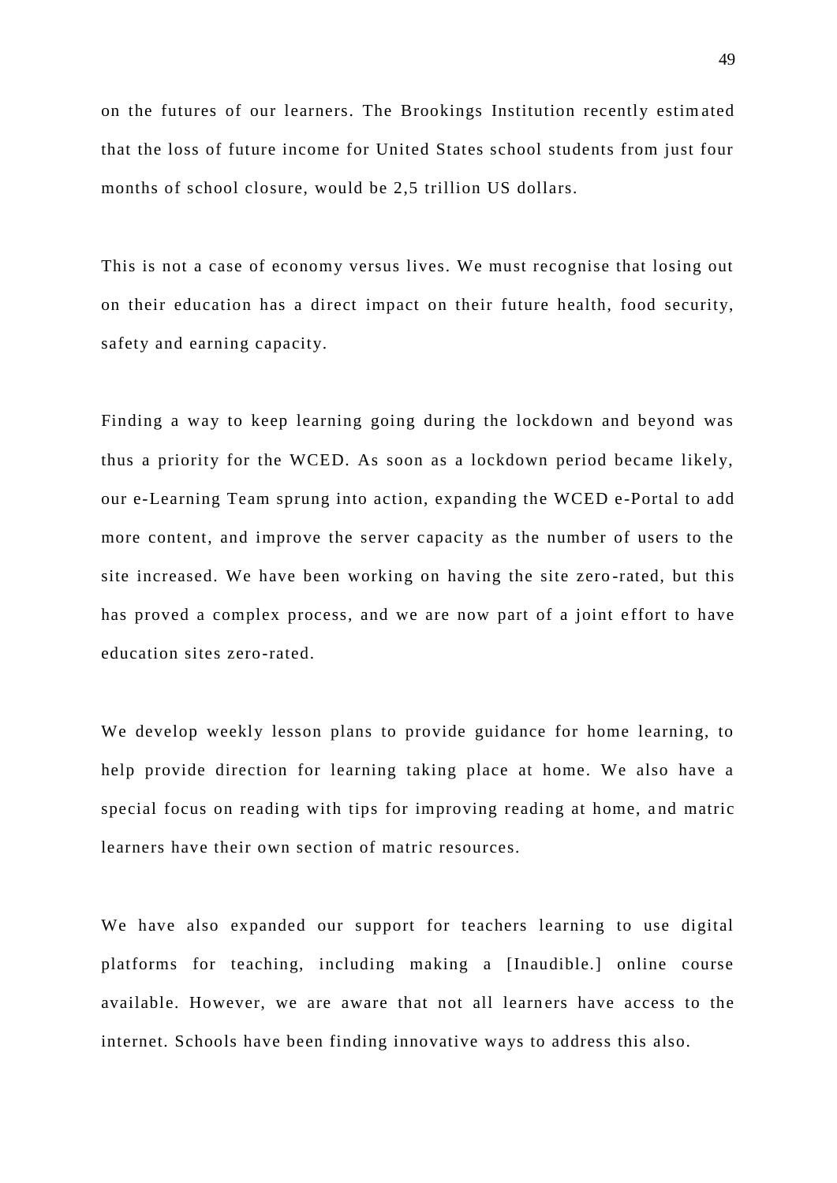on the futures of our learners. The Brookings Institution recently estimated that the loss of future income for United States school students from just four months of school closure, would be 2,5 trillion US dollars.

This is not a case of economy versus lives. We must recognise that losing out on their education has a direct impact on their future health, food security, safety and earning capacity.

Finding a way to keep learning going during the lockdown and beyond was thus a priority for the WCED. As soon as a lockdown period became likely, our e-Learning Team sprung into action, expanding the WCED e-Portal to add more content, and improve the server capacity as the number of users to the site increased. We have been working on having the site zero-rated, but this has proved a complex process, and we are now part of a joint effort to have education sites zero-rated.

We develop weekly lesson plans to provide guidance for home learning, to help provide direction for learning taking place at home. We also have a special focus on reading with tips for improving reading at home, and matric learners have their own section of matric resources.

We have also expanded our support for teachers learning to use digital platforms for teaching, including making a [Inaudible.] online course available. However, we are aware that not all learners have access to the internet. Schools have been finding innovative ways to address this also.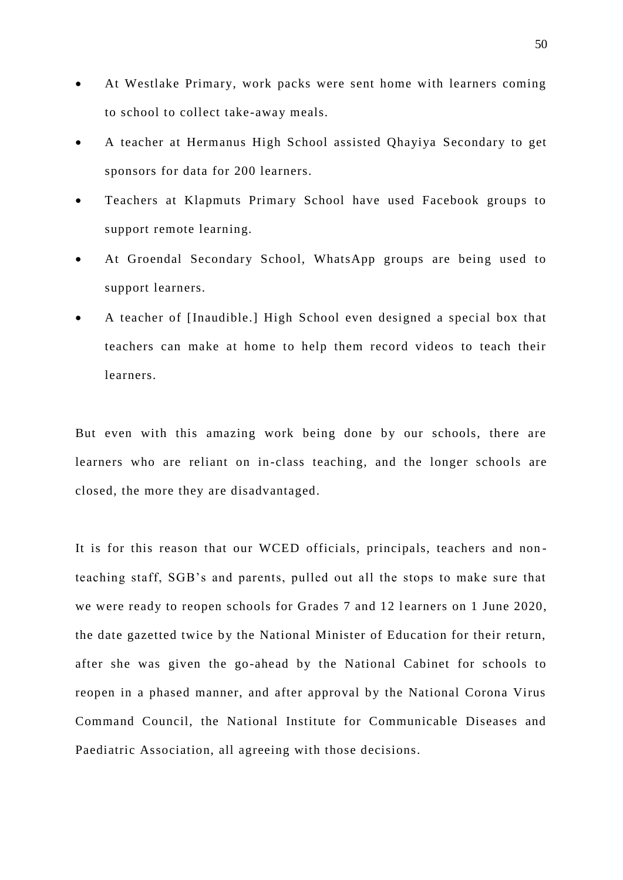- At Westlake Primary, work packs were sent home with learners coming to school to collect take-away meals.
- A teacher at Hermanus High School assisted Qhayiya Secondary to get sponsors for data for 200 learners.
- Teachers at Klapmuts Primary School have used Facebook groups to support remote learning.
- At Groendal Secondary School, WhatsApp groups are being used to support learners.
- A teacher of [Inaudible.] High School even designed a special box that teachers can make at home to help them record videos to teach their learners.

But even with this amazing work being done by our schools, there are learners who are reliant on in-class teaching, and the longer schools are closed, the more they are disadvantaged.

It is for this reason that our WCED officials, principals, teachers and non-teaching staff, SGB's and parents, pulled out all the stops to make sure that we were ready to reopen schools for Grades 7 and 12 learners on 1 June 2020, the date gazetted twice by the National Minister of Education for their return, after she was given the go-ahead by the National Cabinet for schools to reopen in a phased manner, and after approval by the National Corona Virus Command Council, the National Institute for Communicable Diseases and Paediatric Association, all agreeing with those decisions.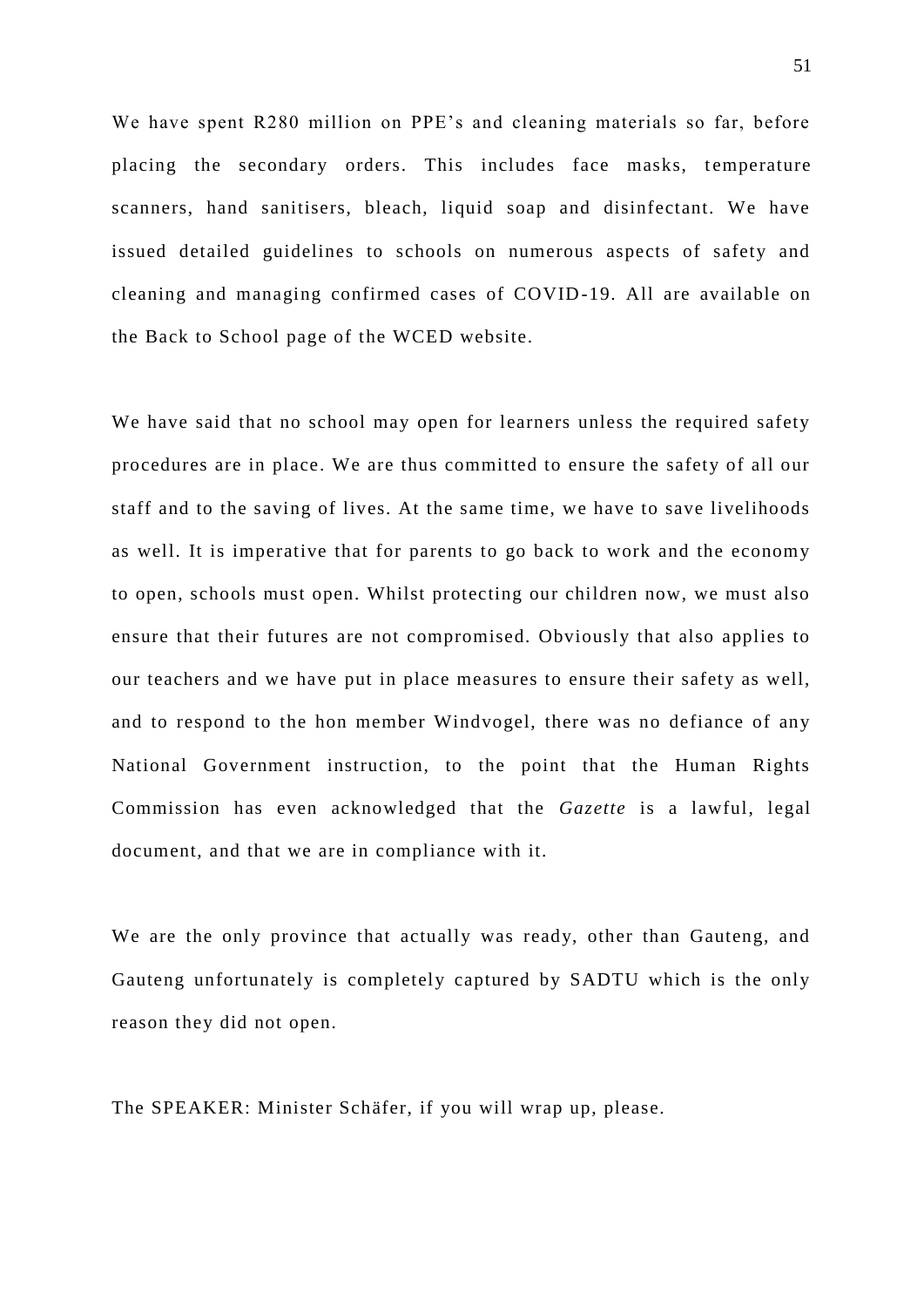We have spent R280 million on PPE’s and cleaning materials so far, before placing the secondary orders. This includes face masks, temperature scanners, hand sanitisers, bleach, liquid soap and disinfectant. We have issued detailed guidelines to schools on numerous aspects of safety and cleaning and managing confirmed cases of COVID-19. All are available on the Back to School page of the WCED website.

We have said that no school may open for learners unless the required safety procedures are in place. We are thus committed to ensure the safety of all our staff and to the saving of lives. At the same time, we have to save livelihoods as well. It is imperative that for parents to go back to work and the economy to open, schools must open. Whilst protecting our children now, we must also ensure that their futures are not compromised. Obviously that also applies to our teachers and we have put in place measures to ensure their safety as well, and to respond to the hon member Windvogel, there was no defiance of any National Government instruction, to the point that the Human Rights Commission has even acknowledged that the *Gazette* is a lawful, legal document, and that we are in compliance with it.

We are the only province that actually was ready, other than Gauteng, and Gauteng unfortunately is completely captured by SADTU which is the only reason they did not open.

The SPEAKER: Minister Schäfer, if you will wrap up, please.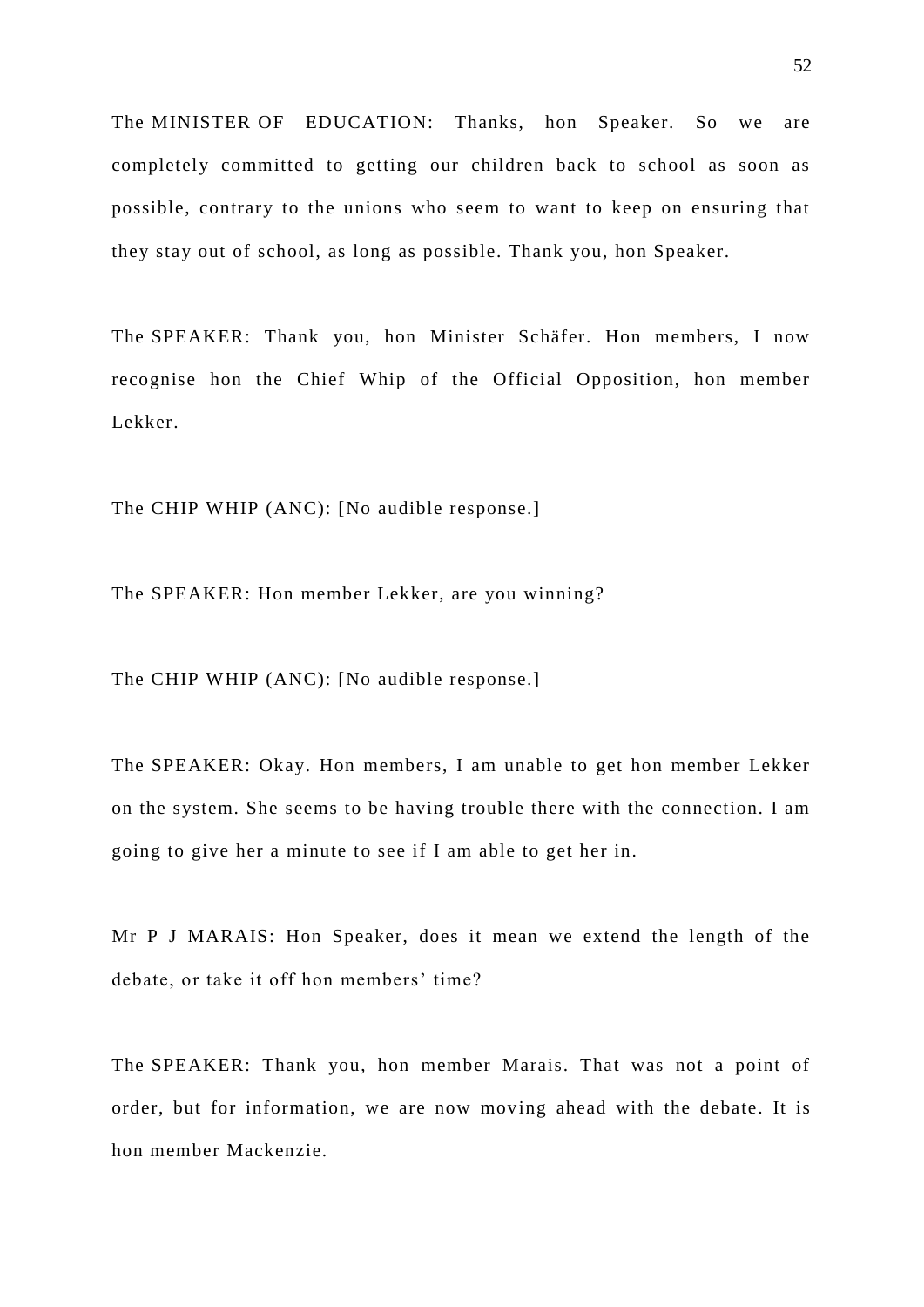The MINISTER OF EDUCATION: Thanks, hon Speaker. So we are completely committed to getting our children back to school as soon as possible, contrary to the unions who seem to want to keep on ensuring that they stay out of school, as long as possible. Thank you, hon Speaker.

The SPEAKER: Thank you, hon Minister Schäfer. Hon members, I now recognise hon the Chief Whip of the Official Opposition, hon member Lekker.

The CHIP WHIP (ANC): [No audible response.]

The SPEAKER: Hon member Lekker, are you winning?

The CHIP WHIP (ANC): [No audible response.]

The SPEAKER: Okay. Hon members, I am unable to get hon member Lekker on the system. She seems to be having trouble there with the connection. I am going to give her a minute to see if I am able to get her in.

Mr P J MARAIS: Hon Speaker, does it mean we extend the length of the debate, or take it off hon members' time?

The SPEAKER: Thank you, hon member Marais. That was not a point of order, but for information, we are now moving ahead with the debate. It is hon member Mackenzie.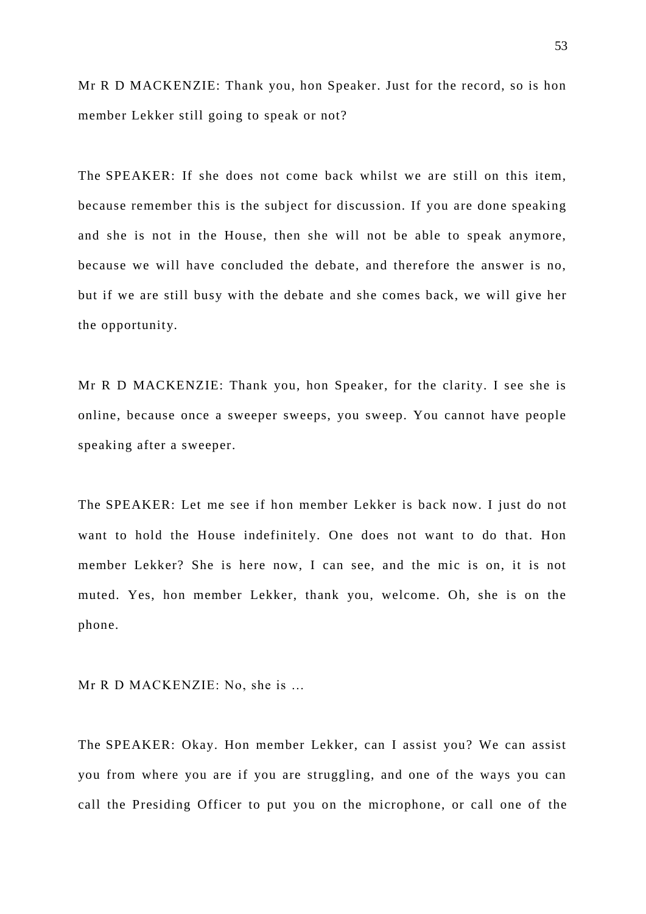Mr R D MACKENZIE: Thank you, hon Speaker. Just for the record, so is hon member Lekker still going to speak or not?

The SPEAKER: If she does not come back whilst we are still on this item, because remember this is the subject for discussion. If you are done speaking and she is not in the House, then she will not be able to speak anymore, because we will have concluded the debate, and therefore the answer is no, but if we are still busy with the debate and she comes back, we will give her the opportunity.

Mr R D MACKENZIE: Thank you, hon Speaker, for the clarity. I see she is online, because once a sweeper sweeps, you sweep. You cannot have people speaking after a sweeper.

The SPEAKER: Let me see if hon member Lekker is back now. I just do not want to hold the House indefinitely. One does not want to do that. Hon member Lekker? She is here now, I can see, and the mic is on, it is not muted. Yes, hon member Lekker, thank you, welcome. Oh, she is on the phone.

Mr R D MACKENZIE: No, she is …

The SPEAKER: Okay. Hon member Lekker, can I assist you? We can assist you from where you are if you are struggling, and one of the ways you can call the Presiding Officer to put you on the microphone, or call one of the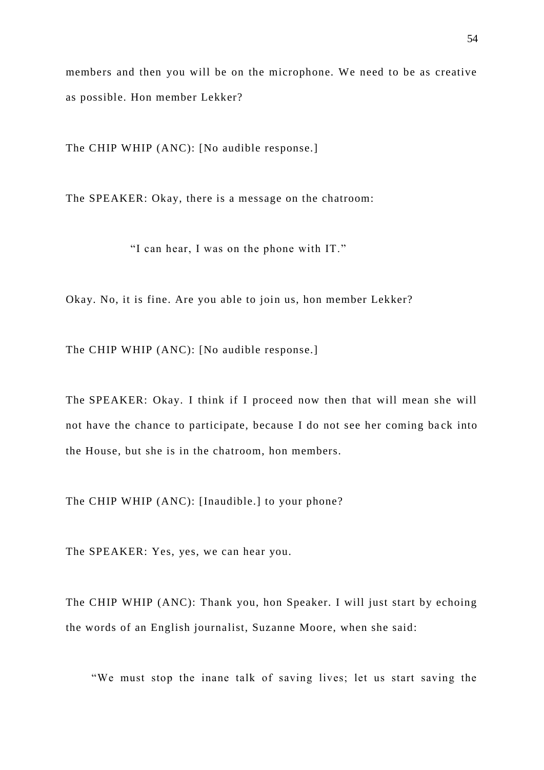members and then you will be on the microphone. We need to be as creative as possible. Hon member Lekker?

The CHIP WHIP (ANC): [No audible response.]

The SPEAKER: Okay, there is a message on the chatroom:

> "I can hear, I was on the phone with IT."

Okay. No, it is fine. Are you able to join us, hon member Lekker?

The CHIP WHIP (ANC): [No audible response.]

The SPEAKER: Okay. I think if I proceed now then that will mean she will not have the chance to participate, because I do not see her coming back into the House, but she is in the chatroom, hon members.

The CHIP WHIP (ANC): [Inaudible.] to your phone?

The SPEAKER: Yes, yes, we can hear you.

The CHIP WHIP (ANC): Thank you, hon Speaker. I will just start by echoing the words of an English journalist, Suzanne Moore, when she said:

> "We must stop the inane talk of saving lives; let us start saving the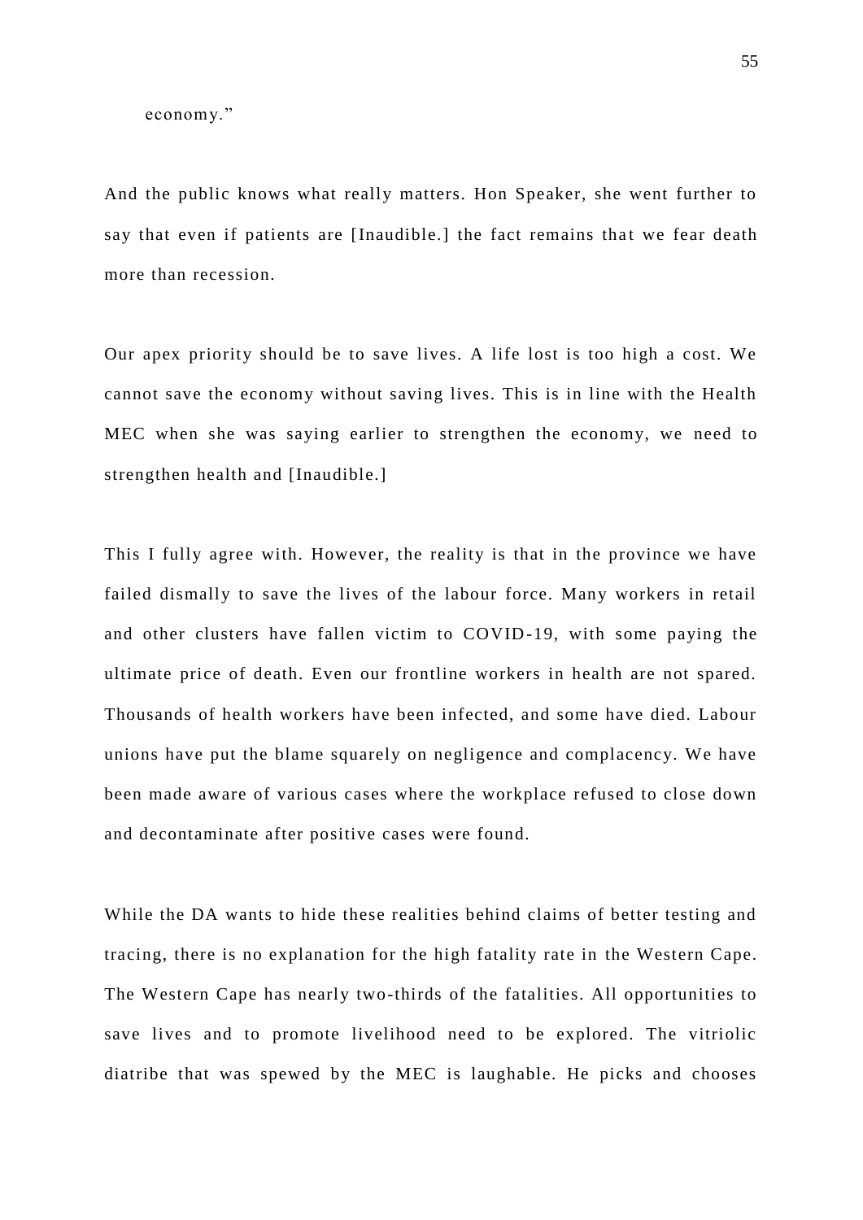economy."

And the public knows what really matters. Hon Speaker, she went further to say that even if patients are [Inaudible.] the fact remains that we fear death more than recession.

Our apex priority should be to save lives. A life lost is too high a cost. We cannot save the economy without saving lives. This is in line with the Health MEC when she was saying earlier to strengthen the economy, we need to strengthen health and [Inaudible.]

This I fully agree with. However, the reality is that in the province we have failed dismally to save the lives of the labour force. Many workers in retail and other clusters have fallen victim to COVID-19, with some paying the ultimate price of death. Even our frontline workers in health are not spared. Thousands of health workers have been infected, and some have died. Labour unions have put the blame squarely on negligence and complacency. We have been made aware of various cases where the workplace refused to close down and decontaminate after positive cases were found.

While the DA wants to hide these realities behind claims of better testing and tracing, there is no explanation for the high fatality rate in the Western Cape. The Western Cape has nearly two-thirds of the fatalities. All opportunities to save lives and to promote livelihood need to be explored. The vitriolic diatribe that was spewed by the MEC is laughable. He picks and chooses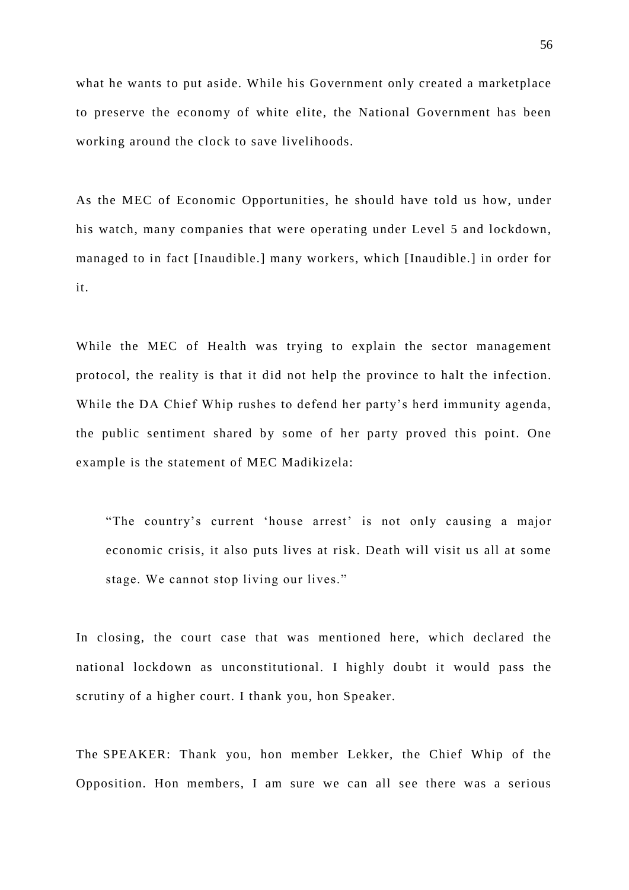what he wants to put aside. While his Government only created a marketplace to preserve the economy of white elite, the National Government has been working around the clock to save livelihoods.

As the MEC of Economic Opportunities, he should have told us how, under his watch, many companies that were operating under Level 5 and lockdown, managed to in fact [Inaudible.] many workers, which [Inaudible.] in order for it.

While the MEC of Health was trying to explain the sector management protocol, the reality is that it did not help the province to halt the infection. While the DA Chief Whip rushes to defend her party's herd immunity agenda, the public sentiment shared by some of her party proved this point. One example is the statement of MEC Madikizela:

> "The country's current 'house arrest' is not only causing a major economic crisis, it also puts lives at risk. Death will visit us all at some stage. We cannot stop living our lives."

In closing, the court case that was mentioned here, which declared the national lockdown as unconstitutional. I highly doubt it would pass the scrutiny of a higher court. I thank you, hon Speaker.

The SPEAKER: Thank you, hon member Lekker, the Chief Whip of the Opposition. Hon members, I am sure we can all see there was a serious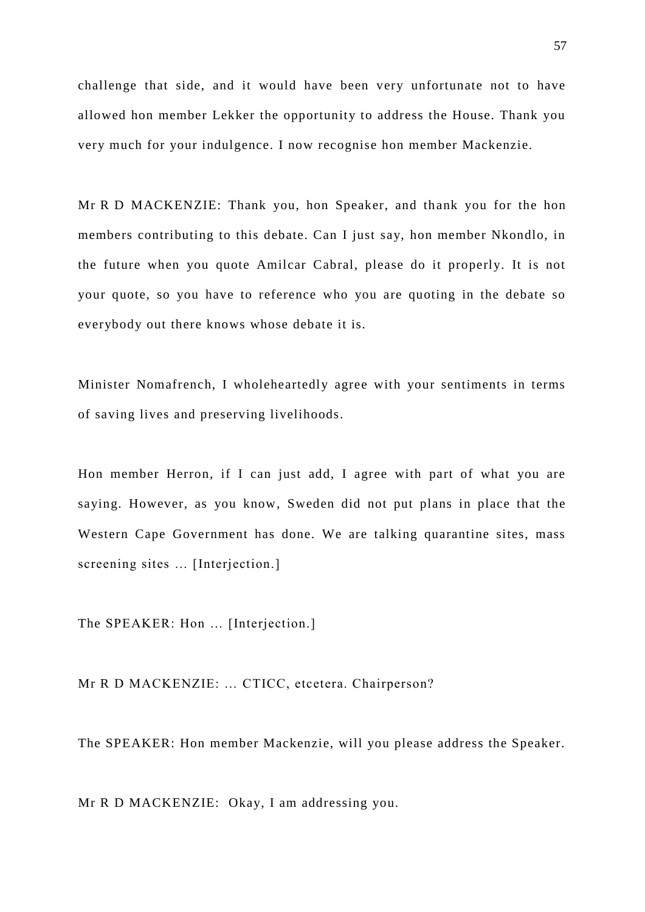challenge that side, and it would have been very unfortunate not to have allowed hon member Lekker the opportunity to address the House. Thank you very much for your indulgence. I now recognise hon member Mackenzie.

Mr R D MACKENZIE: Thank you, hon Speaker, and thank you for the hon members contributing to this debate. Can I just say, hon member Nkondlo, in the future when you quote Amilcar Cabral, please do it properly. It is not your quote, so you have to reference who you are quoting in the debate so everybody out there knows whose debate it is.

Minister Nomafrench, I wholeheartedly agree with your sentiments in terms of saving lives and preserving livelihoods.

Hon member Herron, if I can just add, I agree with part of what you are saying. However, as you know, Sweden did not put plans in place that the Western Cape Government has done. We are talking quarantine sites, mass screening sites … [Interjection.]

The SPEAKER: Hon … [Interjection.]

Mr R D MACKENZIE: … CTICC, etcetera. Chairperson?

The SPEAKER: Hon member Mackenzie, will you please address the Speaker.

Mr R D MACKENZIE: Okay, I am addressing you.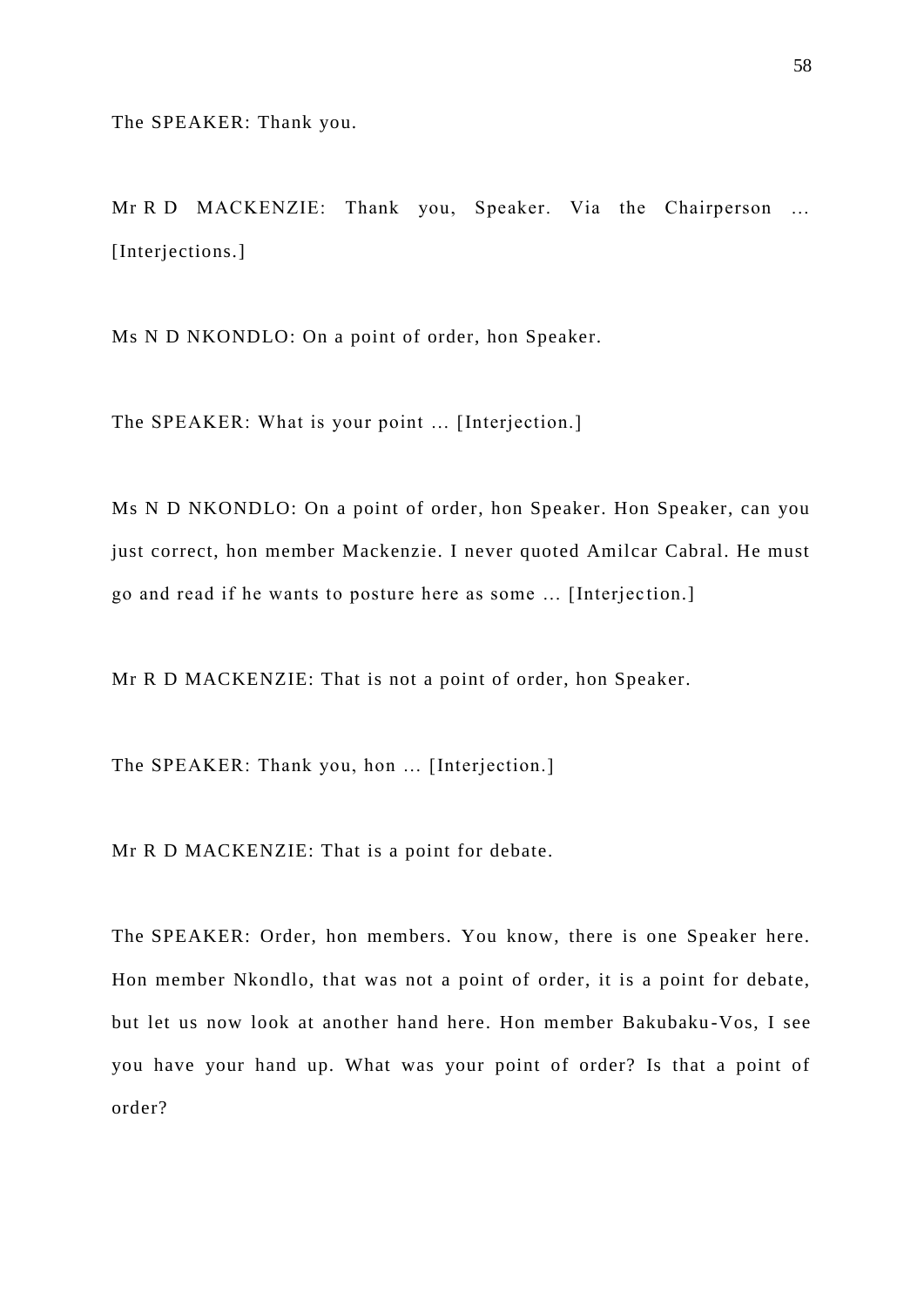The SPEAKER: Thank you.

Mr R D MACKENZIE: Thank you, Speaker. Via the Chairperson … [Interjections.]

Ms N D NKONDLO: On a point of order, hon Speaker.

The SPEAKER: What is your point … [Interjection.]

Ms N D NKONDLO: On a point of order, hon Speaker. Hon Speaker, can you just correct, hon member Mackenzie. I never quoted Amilcar Cabral. He must go and read if he wants to posture here as some … [Interjection.]

Mr R D MACKENZIE: That is not a point of order, hon Speaker.

The SPEAKER: Thank you, hon … [Interjection.]

Mr R D MACKENZIE: That is a point for debate.

The SPEAKER: Order, hon members. You know, there is one Speaker here. Hon member Nkondlo, that was not a point of order, it is a point for debate, but let us now look at another hand here. Hon member Bakubaku-Vos, I see you have your hand up. What was your point of order? Is that a point of order?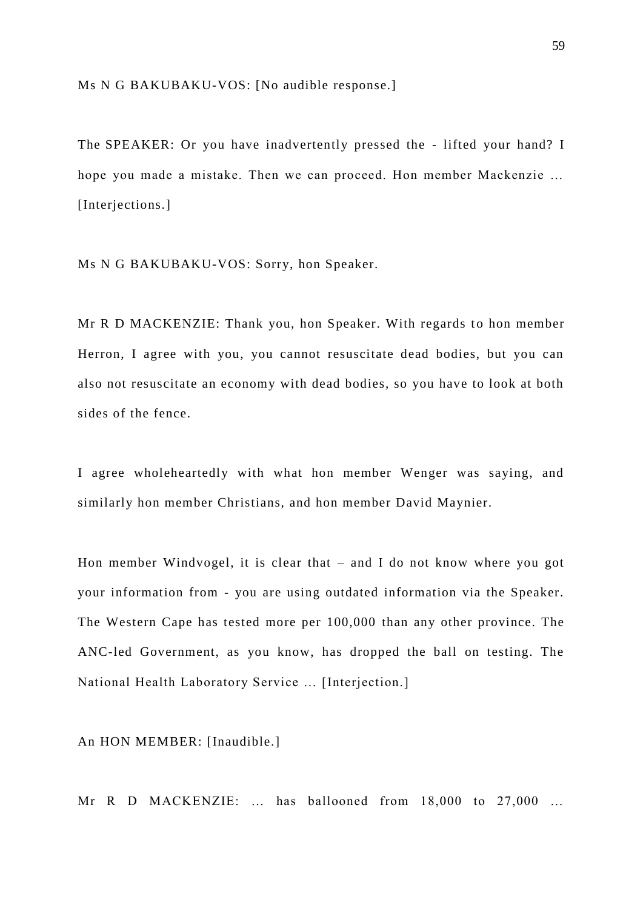Ms N G BAKUBAKU-VOS: [No audible response.]

The SPEAKER: Or you have inadvertently pressed the - lifted your hand? I hope you made a mistake. Then we can proceed. Hon member Mackenzie … [Interjections.]

Ms N G BAKUBAKU-VOS: Sorry, hon Speaker.

Mr R D MACKENZIE: Thank you, hon Speaker. With regards to hon member Herron, I agree with you, you cannot resuscitate dead bodies, but you can also not resuscitate an economy with dead bodies, so you have to look at both sides of the fence.

I agree wholeheartedly with what hon member Wenger was saying, and similarly hon member Christians, and hon member David Maynier.

Hon member Windvogel, it is clear that – and I do not know where you got your information from - you are using outdated information via the Speaker. The Western Cape has tested more per 100,000 than any other province. The ANC-led Government, as you know, has dropped the ball on testing. The National Health Laboratory Service … [Interjection.]

An HON MEMBER: [Inaudible.]

Mr R D MACKENZIE: … has ballooned from 18,000 to 27,000 …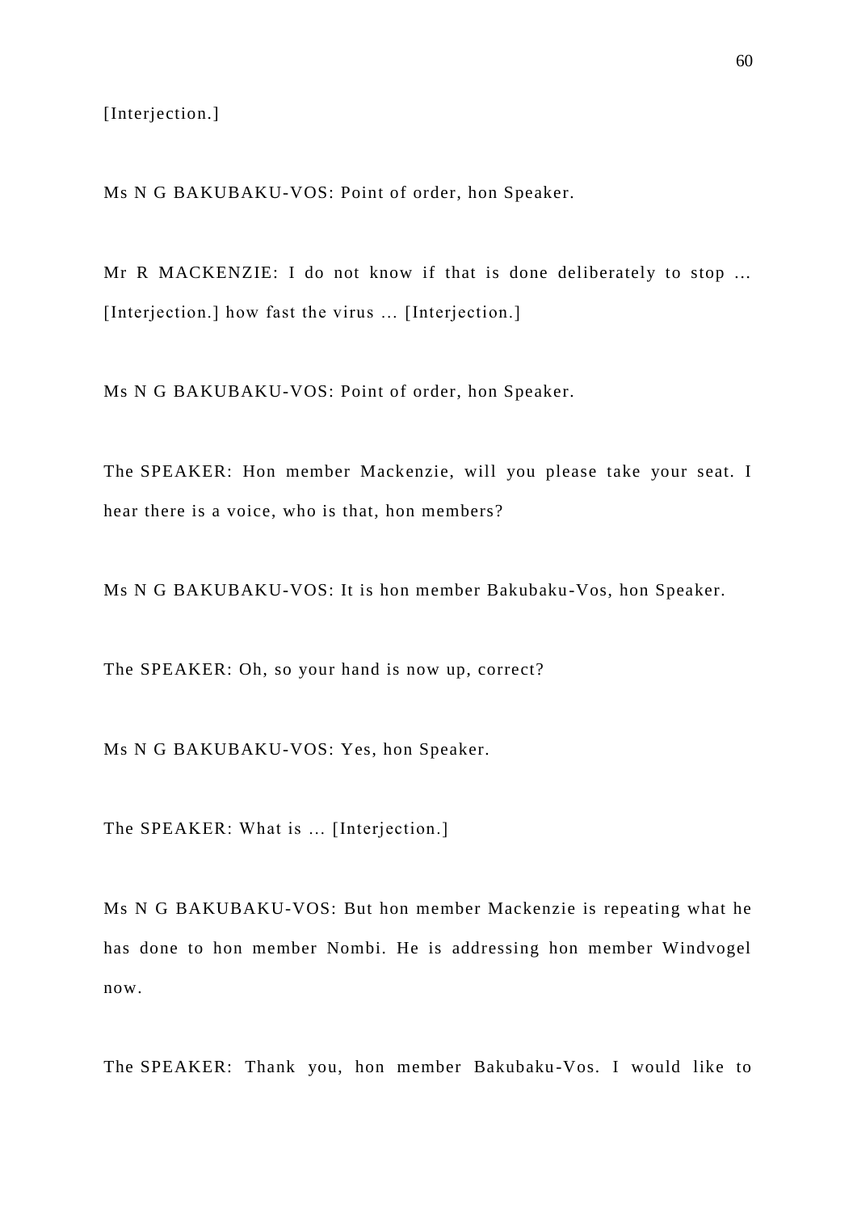[Interjection.]

Ms N G BAKUBAKU-VOS: Point of order, hon Speaker.

Mr R MACKENZIE: I do not know if that is done deliberately to stop … [Interjection.] how fast the virus … [Interjection.]

Ms N G BAKUBAKU-VOS: Point of order, hon Speaker.

The SPEAKER: Hon member Mackenzie, will you please take your seat. I hear there is a voice, who is that, hon members?

Ms N G BAKUBAKU-VOS: It is hon member Bakubaku-Vos, hon Speaker.

The SPEAKER: Oh, so your hand is now up, correct?

Ms N G BAKUBAKU-VOS: Yes, hon Speaker.

The SPEAKER: What is … [Interjection.]

Ms N G BAKUBAKU-VOS: But hon member Mackenzie is repeating what he has done to hon member Nombi. He is addressing hon member Windvogel now.

The SPEAKER: Thank you, hon member Bakubaku-Vos. I would like to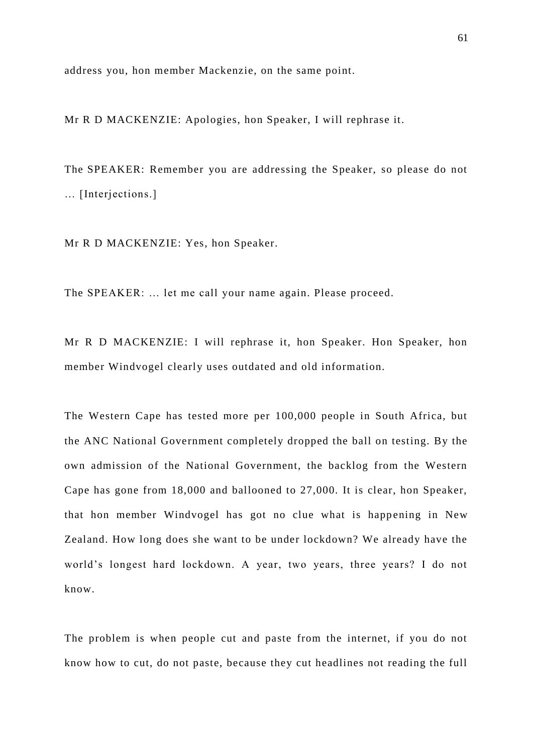address you, hon member Mackenzie, on the same point.

Mr R D MACKENZIE: Apologies, hon Speaker, I will rephrase it.

The SPEAKER: Remember you are addressing the Speaker, so please do not … [Interjections.]

Mr R D MACKENZIE: Yes, hon Speaker.

The SPEAKER: … let me call your name again. Please proceed.

Mr R D MACKENZIE: I will rephrase it, hon Speaker. Hon Speaker, hon member Windvogel clearly uses outdated and old information.

The Western Cape has tested more per 100,000 people in South Africa, but the ANC National Government completely dropped the ball on testing. By the own admission of the National Government, the backlog from the Western Cape has gone from 18,000 and ballooned to 27,000. It is clear, hon Speaker, that hon member Windvogel has got no clue what is happening in New Zealand. How long does she want to be under lockdown? We already have the world's longest hard lockdown. A year, two years, three years? I do not know.

The problem is when people cut and paste from the internet, if you do not know how to cut, do not paste, because they cut headlines not reading the full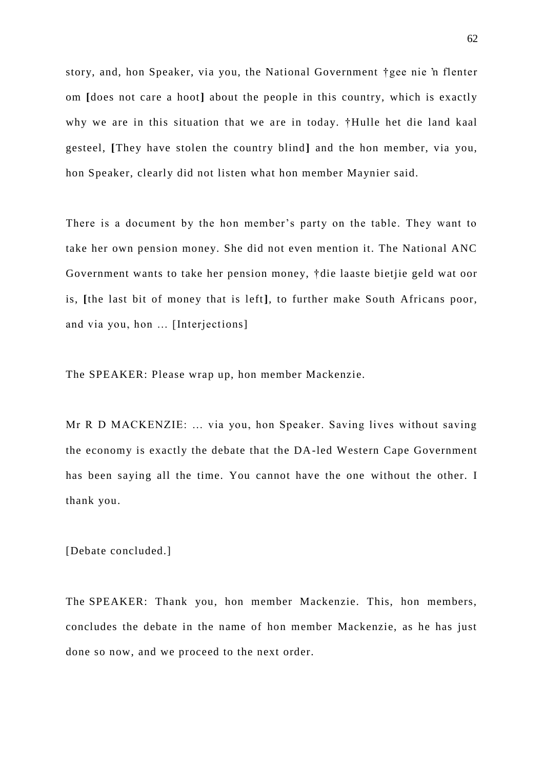story, and, hon Speaker, via you, the National Government †gee nie 'n flenter om **[**does not care a hoot**]** about the people in this country, which is exactly why we are in this situation that we are in today. †Hulle het die land kaal gesteel, **[**They have stolen the country blind**]** and the hon member, via you, hon Speaker, clearly did not listen what hon member Maynier said.

There is a document by the hon member's party on the table. They want to take her own pension money. She did not even mention it. The National ANC Government wants to take her pension money, †die laaste bietjie geld wat oor is, **[**the last bit of money that is left**]**, to further make South Africans poor, and via you, hon … [Interjections]

The SPEAKER: Please wrap up, hon member Mackenzie.

Mr R D MACKENZIE: … via you, hon Speaker. Saving lives without saving the economy is exactly the debate that the DA-led Western Cape Government has been saying all the time. You cannot have the one without the other. I thank you.

[Debate concluded.]

The SPEAKER: Thank you, hon member Mackenzie. This, hon members, concludes the debate in the name of hon member Mackenzie, as he has just done so now, and we proceed to the next order.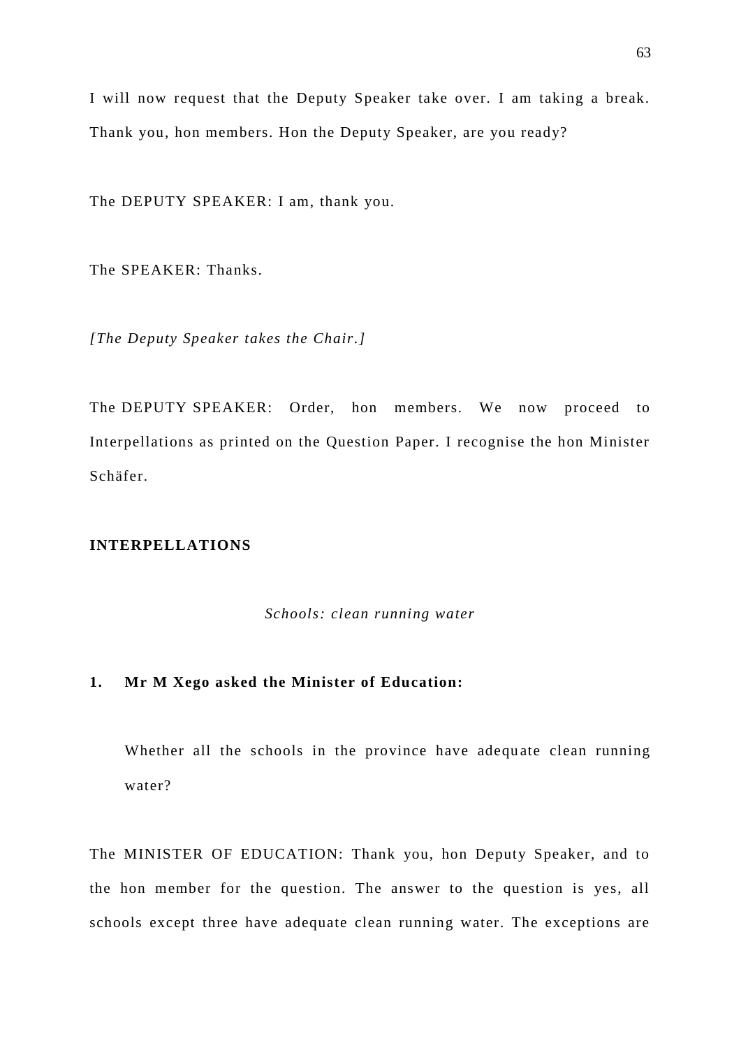I will now request that the Deputy Speaker take over. I am taking a break. Thank you, hon members. Hon the Deputy Speaker, are you ready?

The DEPUTY SPEAKER: I am, thank you.

The SPEAKER: Thanks.

*[The Deputy Speaker takes the Chair.]*

The DEPUTY SPEAKER: Order, hon members. We now proceed to Interpellations as printed on the Question Paper. I recognise the hon Minister Schäfer.

**INTERPELLATIONS**

*Schools: clean running water*

**1. Mr M Xego asked the Minister of Education:**

Whether all the schools in the province have adequate clean running water?

The MINISTER OF EDUCATION: Thank you, hon Deputy Speaker, and to the hon member for the question. The answer to the question is yes, all schools except three have adequate clean running water. The exceptions are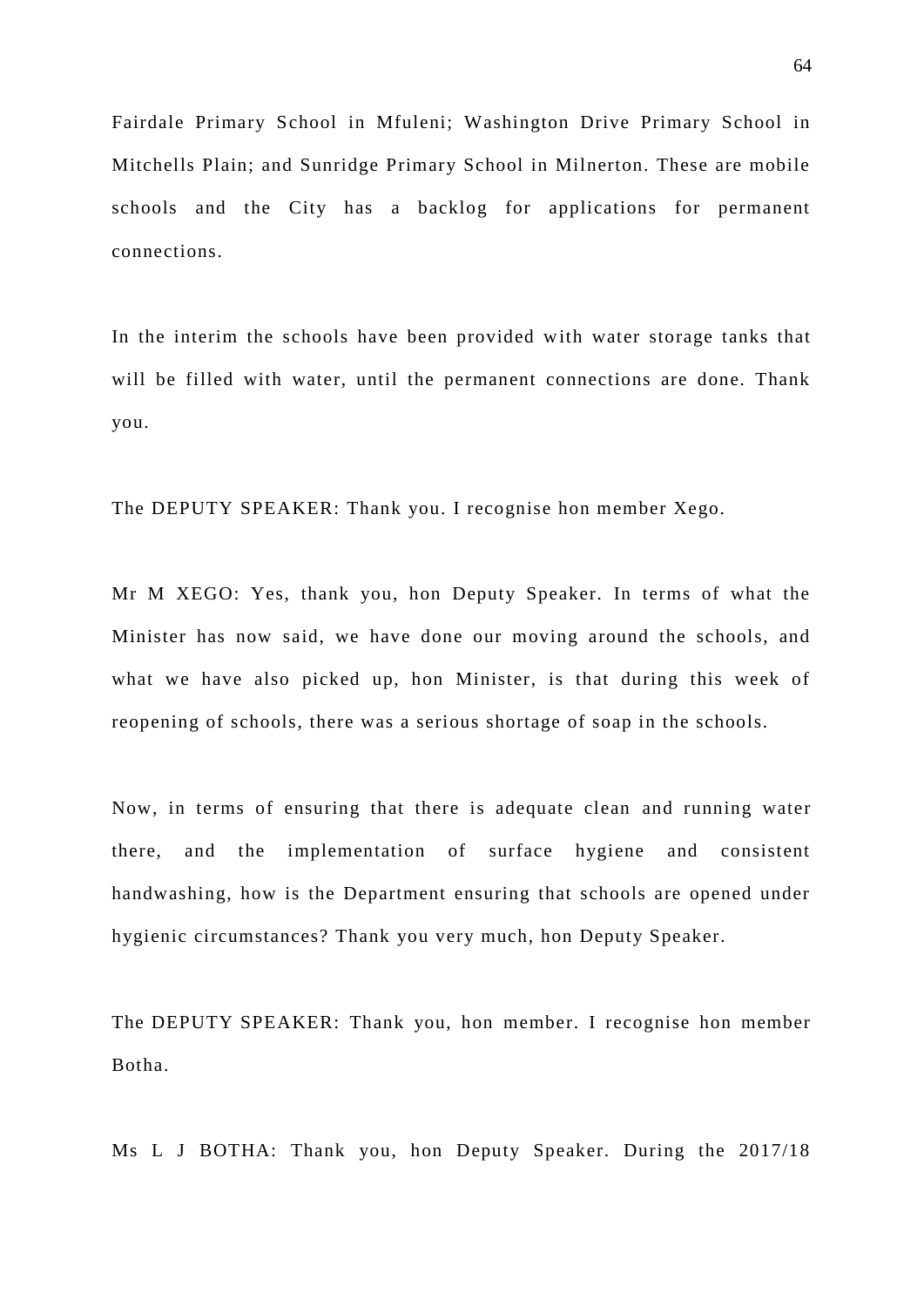Fairdale Primary School in Mfuleni; Washington Drive Primary School in Mitchells Plain; and Sunridge Primary School in Milnerton. These are mobile schools and the City has a backlog for applications for permanent connections.

In the interim the schools have been provided with water storage tanks that will be filled with water, until the permanent connections are done. Thank you.

The DEPUTY SPEAKER: Thank you. I recognise hon member Xego.

Mr M XEGO: Yes, thank you, hon Deputy Speaker. In terms of what the Minister has now said, we have done our moving around the schools, and what we have also picked up, hon Minister, is that during this week of reopening of schools, there was a serious shortage of soap in the schools.

Now, in terms of ensuring that there is adequate clean and running water there, and the implementation of surface hygiene and consistent handwashing, how is the Department ensuring that schools are opened under hygienic circumstances? Thank you very much, hon Deputy Speaker.

The DEPUTY SPEAKER: Thank you, hon member. I recognise hon member Botha.

Ms L J BOTHA: Thank you, hon Deputy Speaker. During the 2017/18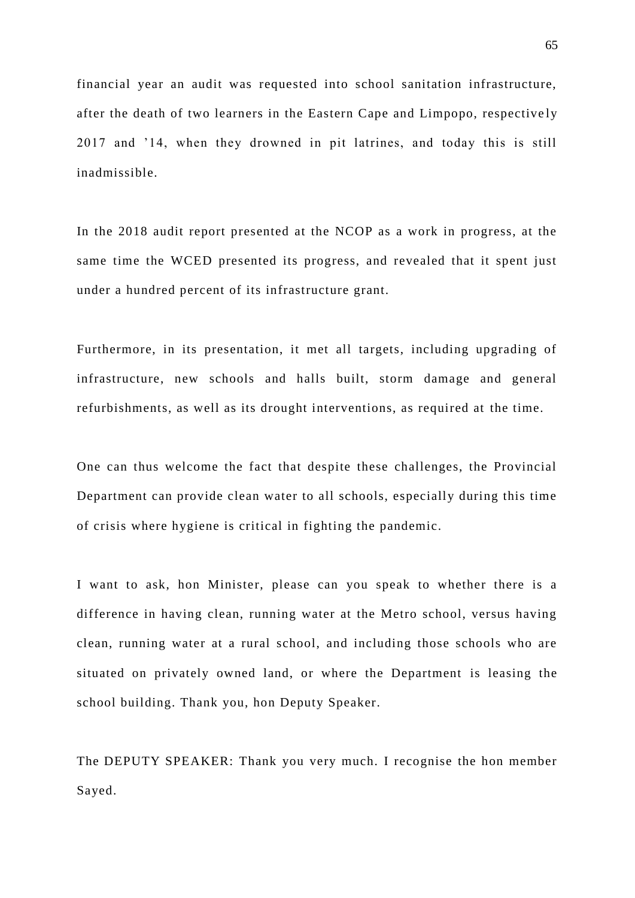financial year an audit was requested into school sanitation infrastructure, after the death of two learners in the Eastern Cape and Limpopo, respectively 2017 and '14, when they drowned in pit latrines, and today this is still inadmissible.

In the 2018 audit report presented at the NCOP as a work in progress, at the same time the WCED presented its progress, and revealed that it spent just under a hundred percent of its infrastructure grant.

Furthermore, in its presentation, it met all targets, including upgrading of infrastructure, new schools and halls built, storm damage and general refurbishments, as well as its drought interventions, as required at the time.

One can thus welcome the fact that despite these challenges, the Provincial Department can provide clean water to all schools, especially during this time of crisis where hygiene is critical in fighting the pandemic.

I want to ask, hon Minister, please can you speak to whether there is a difference in having clean, running water at the Metro school, versus having clean, running water at a rural school, and including those schools who are situated on privately owned land, or where the Department is leasing the school building. Thank you, hon Deputy Speaker.

The DEPUTY SPEAKER: Thank you very much. I recognise the hon member Sayed.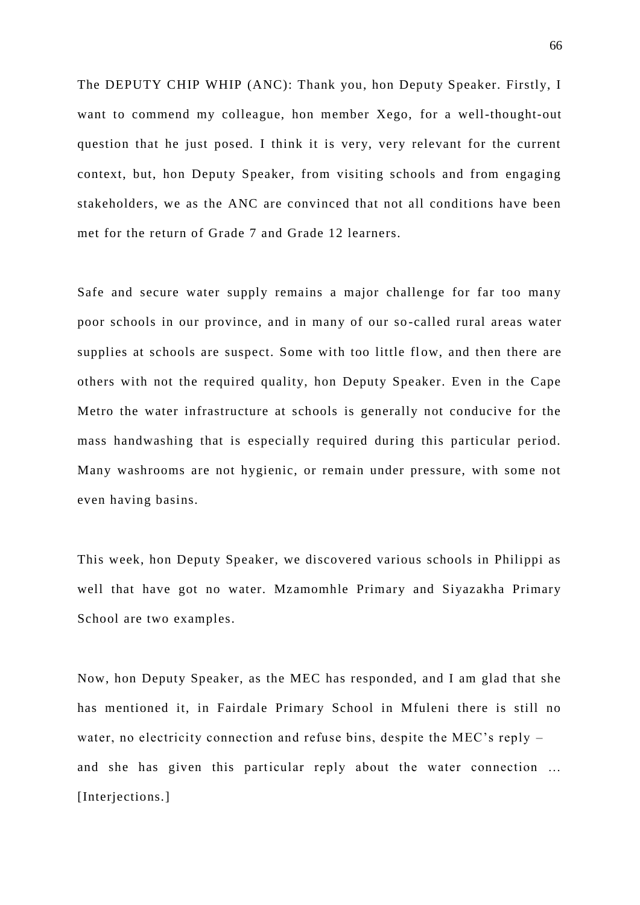The DEPUTY CHIP WHIP (ANC): Thank you, hon Deputy Speaker. Firstly, I want to commend my colleague, hon member Xego, for a well-thought-out question that he just posed. I think it is very, very relevant for the current context, but, hon Deputy Speaker, from visiting schools and from engaging stakeholders, we as the ANC are convinced that not all conditions have been met for the return of Grade 7 and Grade 12 learners.

Safe and secure water supply remains a major challenge for far too many poor schools in our province, and in many of our so-called rural areas water supplies at schools are suspect. Some with too little flow, and then there are others with not the required quality, hon Deputy Speaker. Even in the Cape Metro the water infrastructure at schools is generally not conducive for the mass handwashing that is especially required during this particular period. Many washrooms are not hygienic, or remain under pressure, with some not even having basins.

This week, hon Deputy Speaker, we discovered various schools in Philippi as well that have got no water. Mzamomhle Primary and Siyazakha Primary School are two examples.

Now, hon Deputy Speaker, as the MEC has responded, and I am glad that she has mentioned it, in Fairdale Primary School in Mfuleni there is still no water, no electricity connection and refuse bins, despite the MEC's reply – and she has given this particular reply about the water connection … [Interjections.]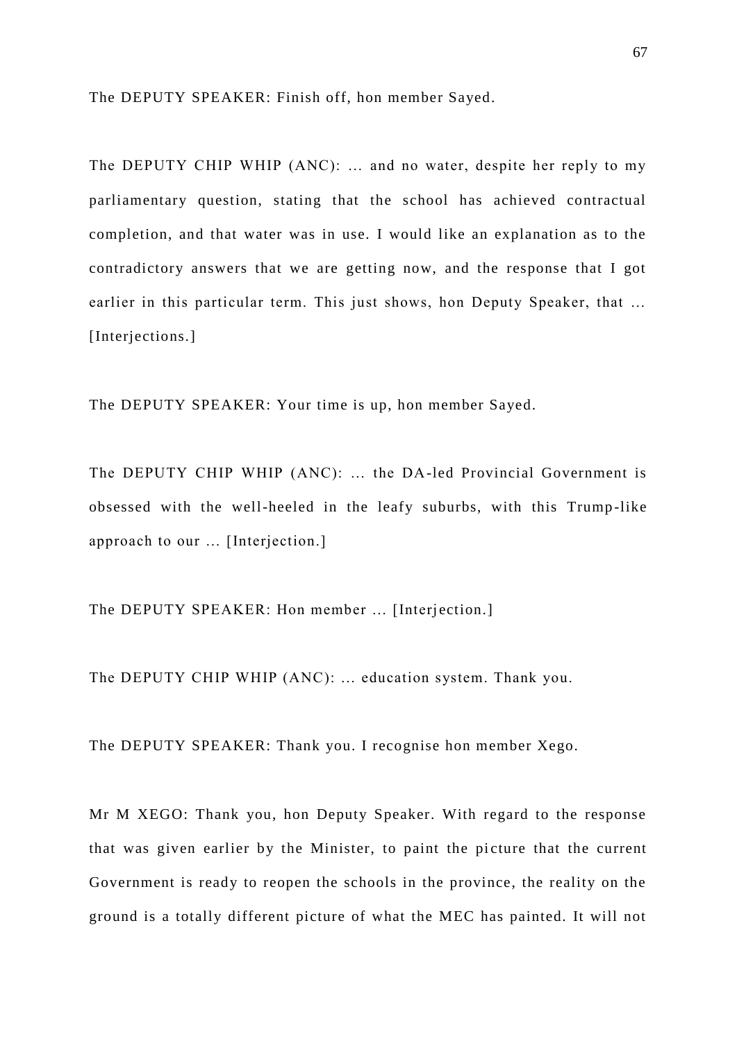The DEPUTY SPEAKER: Finish off, hon member Sayed.

The DEPUTY CHIP WHIP (ANC): … and no water, despite her reply to my parliamentary question, stating that the school has achieved contractual completion, and that water was in use. I would like an explanation as to the contradictory answers that we are getting now, and the response that I got earlier in this particular term. This just shows, hon Deputy Speaker, that … [Interjections.]

The DEPUTY SPEAKER: Your time is up, hon member Sayed.

The DEPUTY CHIP WHIP (ANC): … the DA-led Provincial Government is obsessed with the well-heeled in the leafy suburbs, with this Trump-like approach to our … [Interjection.]

The DEPUTY SPEAKER: Hon member … [Interjection.]

The DEPUTY CHIP WHIP (ANC): … education system. Thank you.

The DEPUTY SPEAKER: Thank you. I recognise hon member Xego.

Mr M XEGO: Thank you, hon Deputy Speaker. With regard to the response that was given earlier by the Minister, to paint the picture that the current Government is ready to reopen the schools in the province, the reality on the ground is a totally different picture of what the MEC has painted. It will not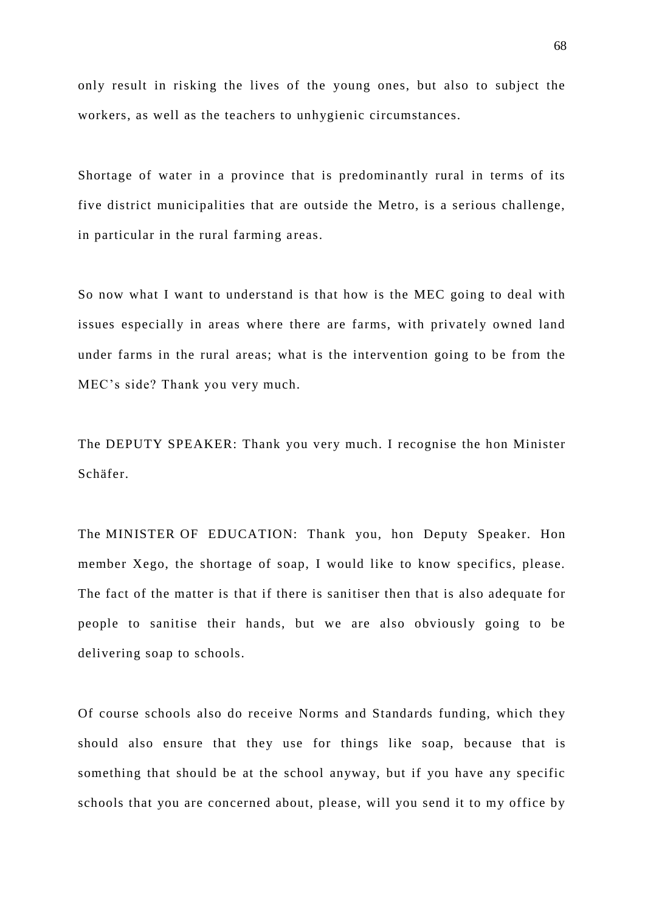only result in risking the lives of the young ones, but also to subject the workers, as well as the teachers to unhygienic circumstances.

Shortage of water in a province that is predominantly rural in terms of its five district municipalities that are outside the Metro, is a serious challenge, in particular in the rural farming areas.

So now what I want to understand is that how is the MEC going to deal with issues especially in areas where there are farms, with privately owned land under farms in the rural areas; what is the intervention going to be from the MEC's side? Thank you very much.

The DEPUTY SPEAKER: Thank you very much. I recognise the hon Minister Schäfer.

The MINISTER OF EDUCATION: Thank you, hon Deputy Speaker. Hon member Xego, the shortage of soap, I would like to know specifics, please. The fact of the matter is that if there is sanitiser then that is also adequate for people to sanitise their hands, but we are also obviously going to be delivering soap to schools.

Of course schools also do receive Norms and Standards funding, which they should also ensure that they use for things like soap, because that is something that should be at the school anyway, but if you have any specific schools that you are concerned about, please, will you send it to my office by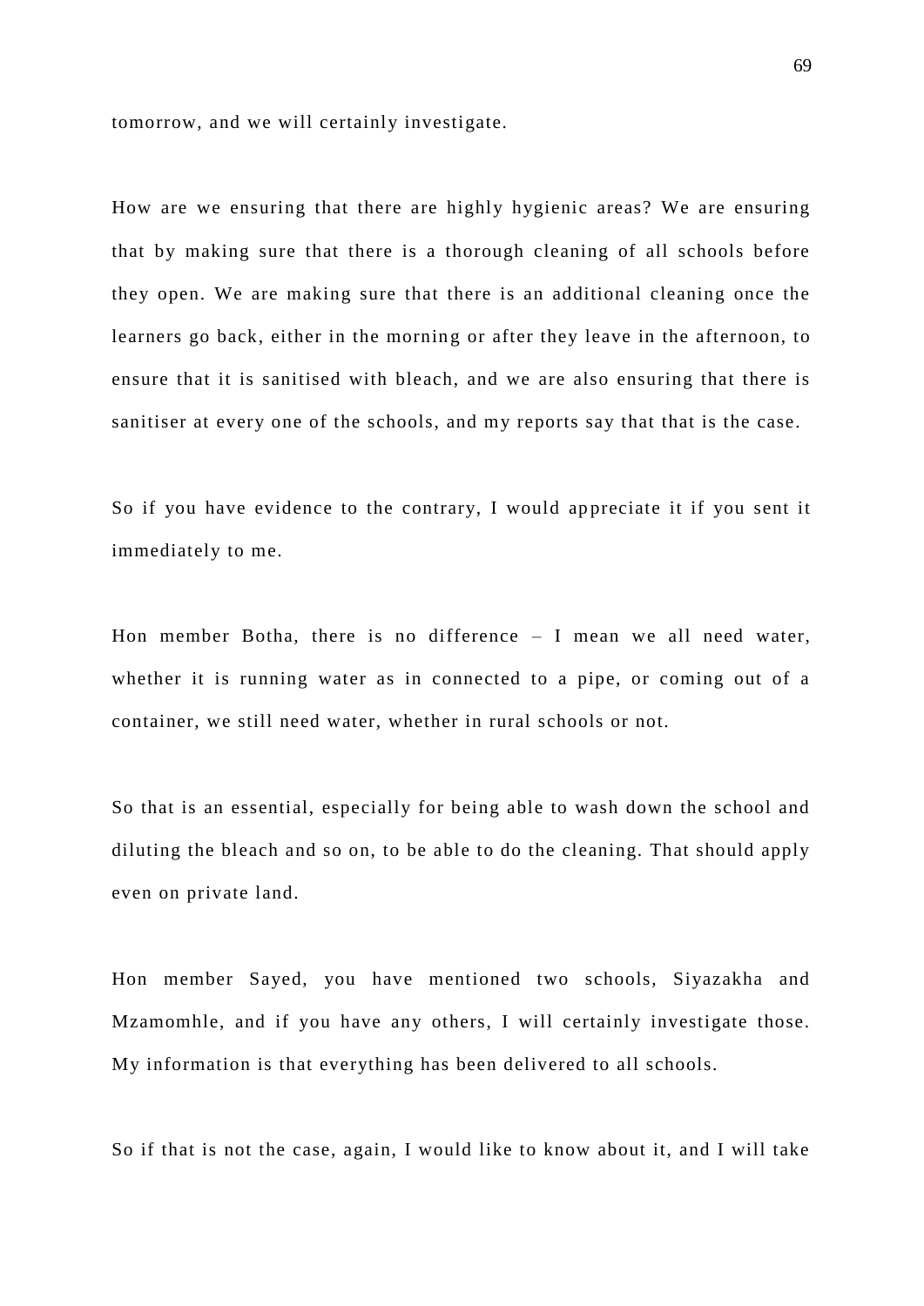tomorrow, and we will certainly investigate.

How are we ensuring that there are highly hygienic areas? We are ensuring that by making sure that there is a thorough cleaning of all schools before they open. We are making sure that there is an additional cleaning once the learners go back, either in the morning or after they leave in the afternoon, to ensure that it is sanitised with bleach, and we are also ensuring that there is sanitiser at every one of the schools, and my reports say that that is the case.

So if you have evidence to the contrary, I would appreciate it if you sent it immediately to me.

Hon member Botha, there is no difference – I mean we all need water, whether it is running water as in connected to a pipe, or coming out of a container, we still need water, whether in rural schools or not.

So that is an essential, especially for being able to wash down the school and diluting the bleach and so on, to be able to do the cleaning. That should apply even on private land.

Hon member Sayed, you have mentioned two schools, Siyazakha and Mzamomhle, and if you have any others, I will certainly investigate those. My information is that everything has been delivered to all schools.

So if that is not the case, again, I would like to know about it, and I will take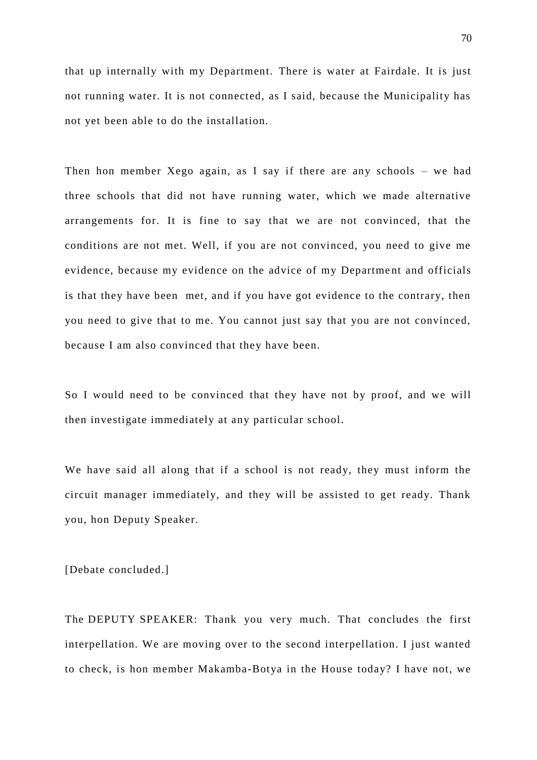that up internally with my Department. There is water at Fairdale. It is just not running water. It is not connected, as I said, because the Municipality has not yet been able to do the installation.

Then hon member Xego again, as I say if there are any schools – we had three schools that did not have running water, which we made alternative arrangements for. It is fine to say that we are not convinced, that the conditions are not met. Well, if you are not convinced, you need to give me evidence, because my evidence on the advice of my Department and officials is that they have been met, and if you have got evidence to the contrary, then you need to give that to me. You cannot just say that you are not convinced, because I am also convinced that they have been.

So I would need to be convinced that they have not by proof, and we will then investigate immediately at any particular school.

We have said all along that if a school is not ready, they must inform the circuit manager immediately, and they will be assisted to get ready. Thank you, hon Deputy Speaker.

[Debate concluded.]

The DEPUTY SPEAKER: Thank you very much. That concludes the first interpellation. We are moving over to the second interpellation. I just wanted to check, is hon member Makamba-Botya in the House today? I have not, we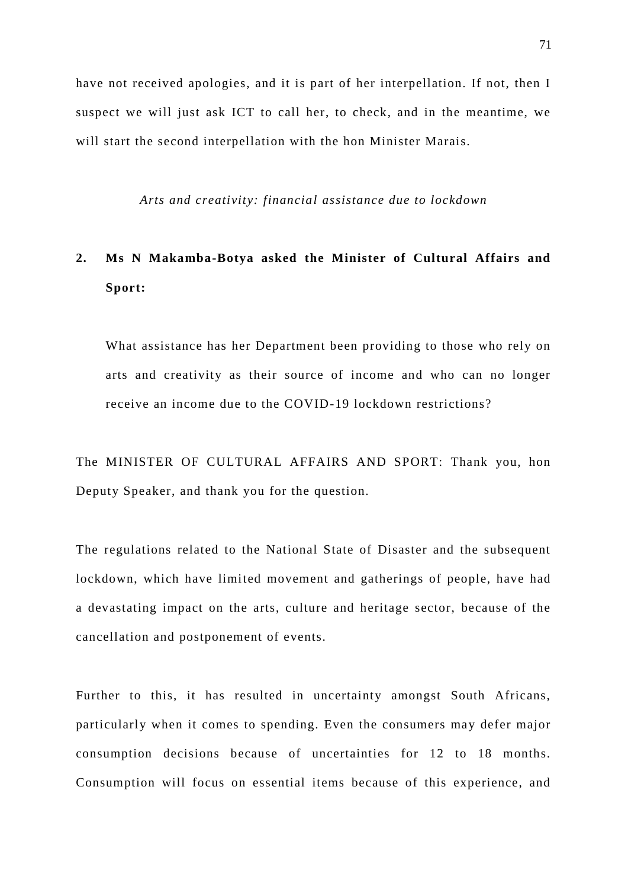have not received apologies, and it is part of her interpellation. If not, then I suspect we will just ask ICT to call her, to check, and in the meantime, we will start the second interpellation with the hon Minister Marais.

*Arts and creativity: financial assistance due to lockdown*

**2. Ms N Makamba-Botya asked the Minister of Cultural Affairs and Sport:**

What assistance has her Department been providing to those who rely on arts and creativity as their source of income and who can no longer receive an income due to the COVID-19 lockdown restrictions?

The MINISTER OF CULTURAL AFFAIRS AND SPORT: Thank you, hon Deputy Speaker, and thank you for the question.

The regulations related to the National State of Disaster and the subsequent lockdown, which have limited movement and gatherings of people, have had a devastating impact on the arts, culture and heritage sector, because of the cancellation and postponement of events.

Further to this, it has resulted in uncertainty amongst South Africans, particularly when it comes to spending. Even the consumers may defer major consumption decisions because of uncertainties for 12 to 18 months. Consumption will focus on essential items because of this experience, and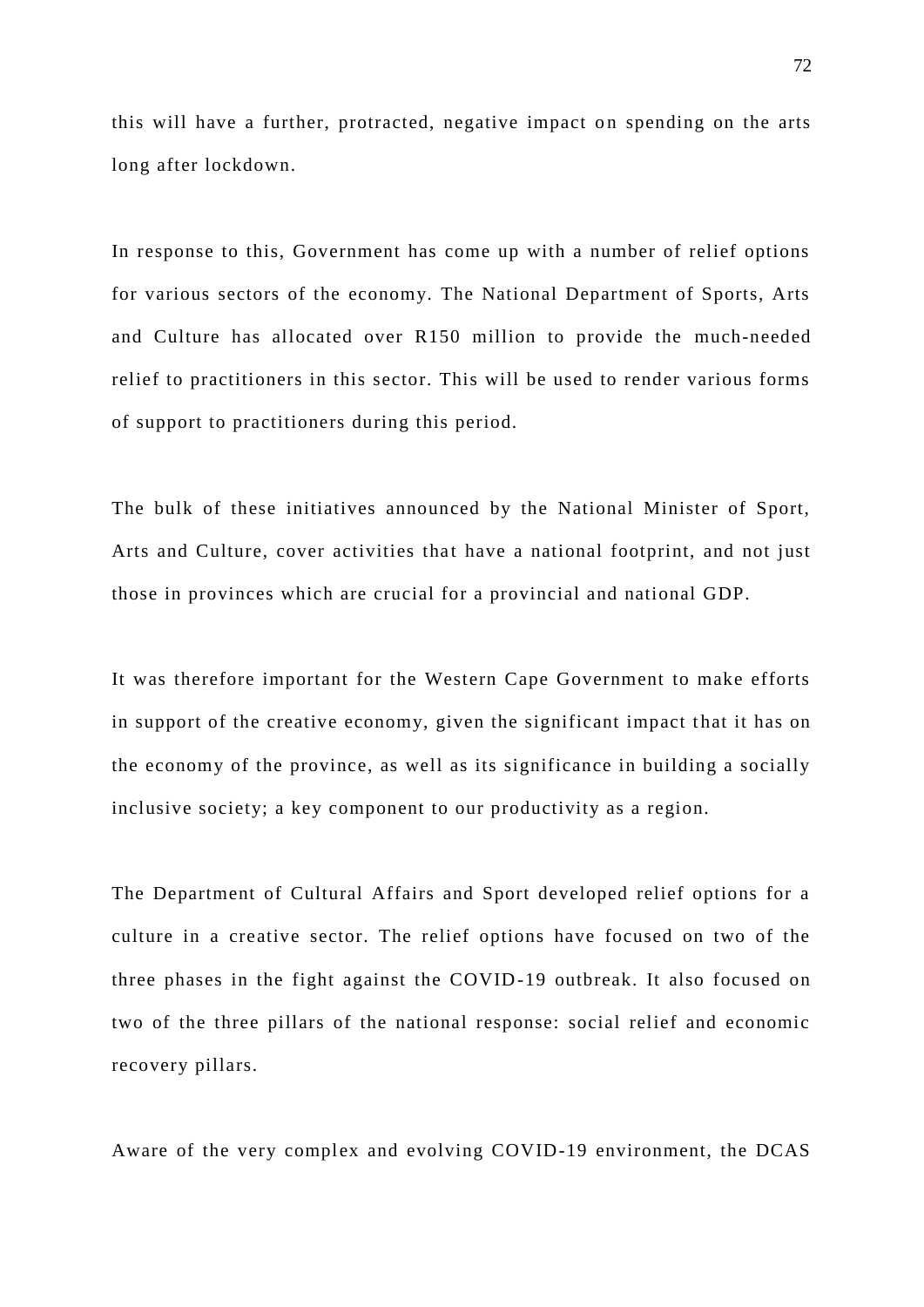this will have a further, protracted, negative impact on spending on the arts long after lockdown.

In response to this, Government has come up with a number of relief options for various sectors of the economy. The National Department of Sports, Arts and Culture has allocated over R150 million to provide the much-needed relief to practitioners in this sector. This will be used to render various forms of support to practitioners during this period.

The bulk of these initiatives announced by the National Minister of Sport, Arts and Culture, cover activities that have a national footprint, and not just those in provinces which are crucial for a provincial and national GDP.

It was therefore important for the Western Cape Government to make efforts in support of the creative economy, given the significant impact that it has on the economy of the province, as well as its significance in building a socially inclusive society; a key component to our productivity as a region.

The Department of Cultural Affairs and Sport developed relief options for a culture in a creative sector. The relief options have focused on two of the three phases in the fight against the COVID-19 outbreak. It also focused on two of the three pillars of the national response: social relief and economic recovery pillars.

Aware of the very complex and evolving COVID-19 environment, the DCAS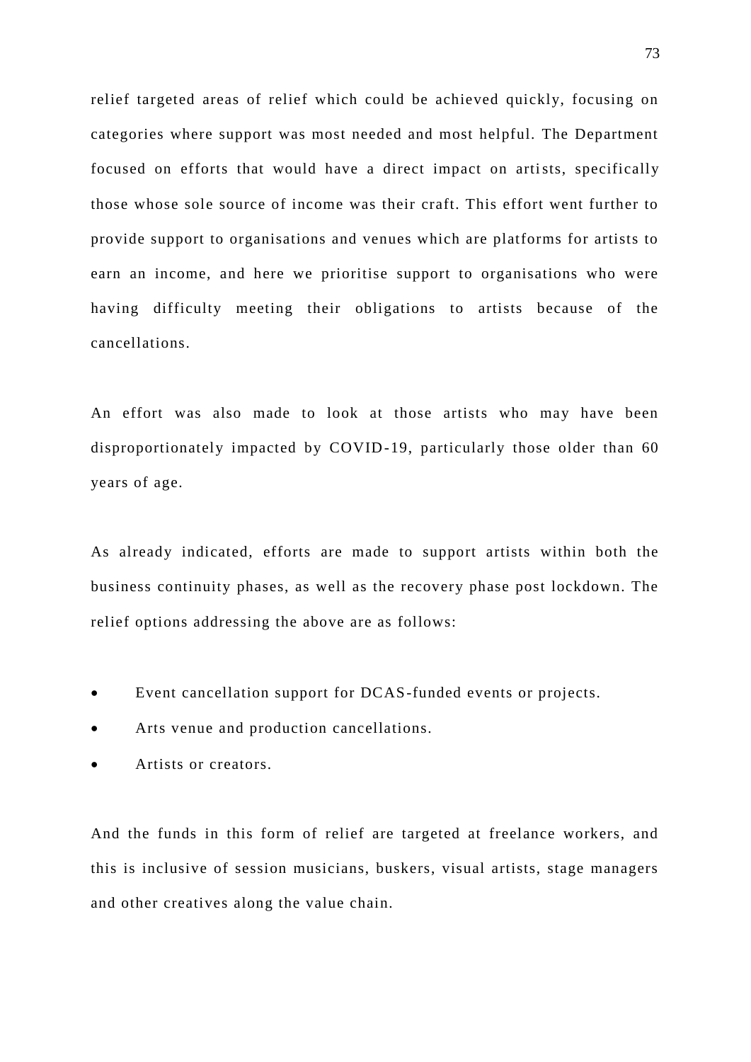relief targeted areas of relief which could be achieved quickly, focusing on categories where support was most needed and most helpful. The Department focused on efforts that would have a direct impact on artists, specifically those whose sole source of income was their craft. This effort went further to provide support to organisations and venues which are platforms for artists to earn an income, and here we prioritise support to organisations who were having difficulty meeting their obligations to artists because of the cancellations.

An effort was also made to look at those artists who may have been disproportionately impacted by COVID-19, particularly those older than 60 years of age.

As already indicated, efforts are made to support artists within both the business continuity phases, as well as the recovery phase post lockdown. The relief options addressing the above are as follows:

- Event cancellation support for DCAS-funded events or projects.
- Arts venue and production cancellations.
- Artists or creators.

And the funds in this form of relief are targeted at freelance workers, and this is inclusive of session musicians, buskers, visual artists, stage managers and other creatives along the value chain.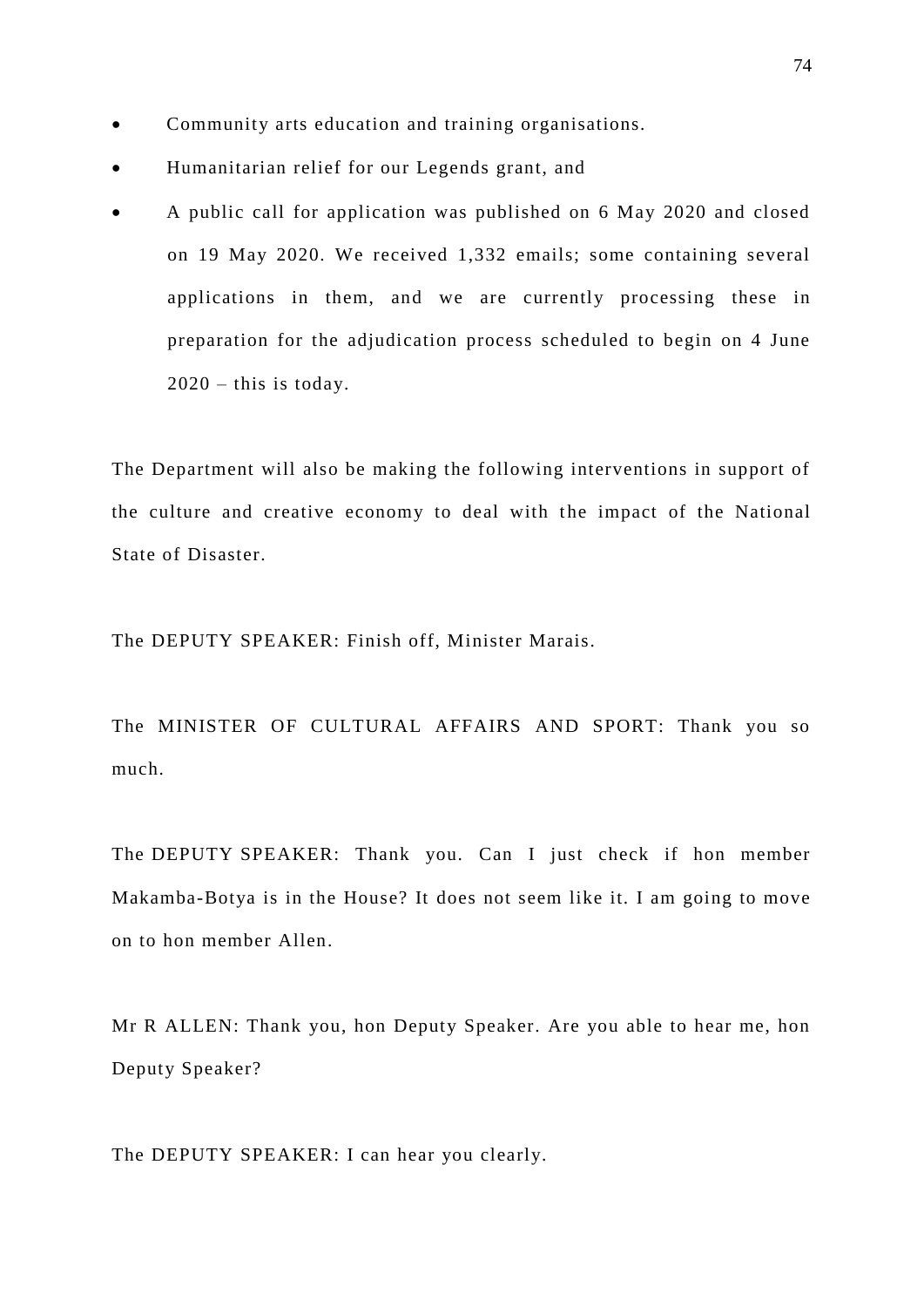- Community arts education and training organisations.
- Humanitarian relief for our Legends grant, and
- A public call for application was published on 6 May 2020 and closed on 19 May 2020. We received 1,332 emails; some containing several applications in them, and we are currently processing these in preparation for the adjudication process scheduled to begin on 4 June 2020 – this is today.

The Department will also be making the following interventions in support of the culture and creative economy to deal with the impact of the National State of Disaster.

The DEPUTY SPEAKER: Finish off, Minister Marais.

The MINISTER OF CULTURAL AFFAIRS AND SPORT: Thank you so much.

The DEPUTY SPEAKER: Thank you. Can I just check if hon member Makamba-Botya is in the House? It does not seem like it. I am going to move on to hon member Allen.

Mr R ALLEN: Thank you, hon Deputy Speaker. Are you able to hear me, hon Deputy Speaker?

The DEPUTY SPEAKER: I can hear you clearly.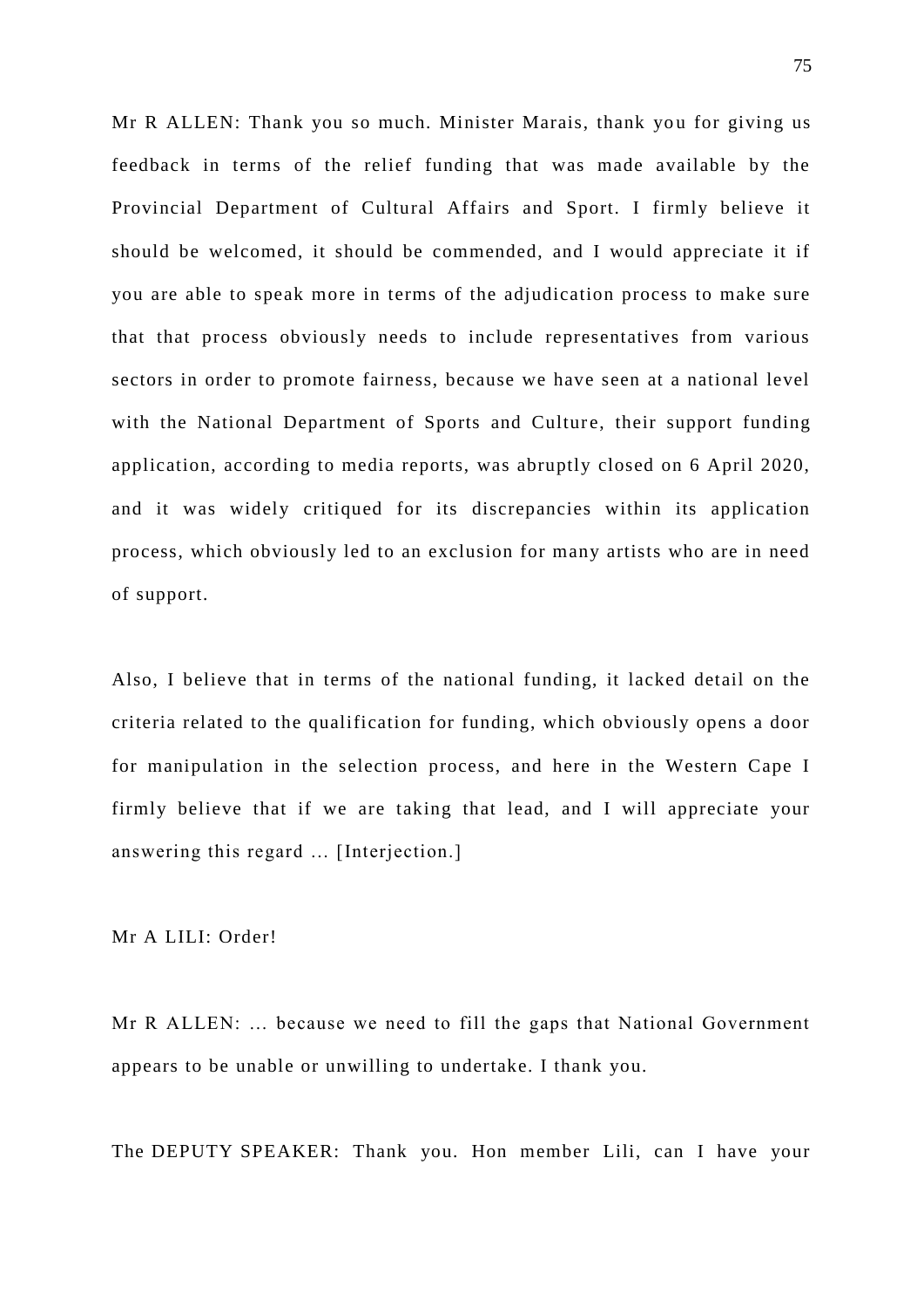Mr R ALLEN: Thank you so much. Minister Marais, thank you for giving us feedback in terms of the relief funding that was made available by the Provincial Department of Cultural Affairs and Sport. I firmly believe it should be welcomed, it should be commended, and I would appreciate it if you are able to speak more in terms of the adjudication process to make sure that that process obviously needs to include representatives from various sectors in order to promote fairness, because we have seen at a national level with the National Department of Sports and Culture, their support funding application, according to media reports, was abruptly closed on 6 April 2020, and it was widely critiqued for its discrepancies within its application process, which obviously led to an exclusion for many artists who are in need of support.

Also, I believe that in terms of the national funding, it lacked detail on the criteria related to the qualification for funding, which obviously opens a door for manipulation in the selection process, and here in the Western Cape I firmly believe that if we are taking that lead, and I will appreciate your answering this regard ... [Interjection.]

Mr A LILI: Order!

Mr R ALLEN: ... because we need to fill the gaps that National Government appears to be unable or unwilling to undertake. I thank you.

The DEPUTY SPEAKER: Thank you. Hon member Lili, can I have your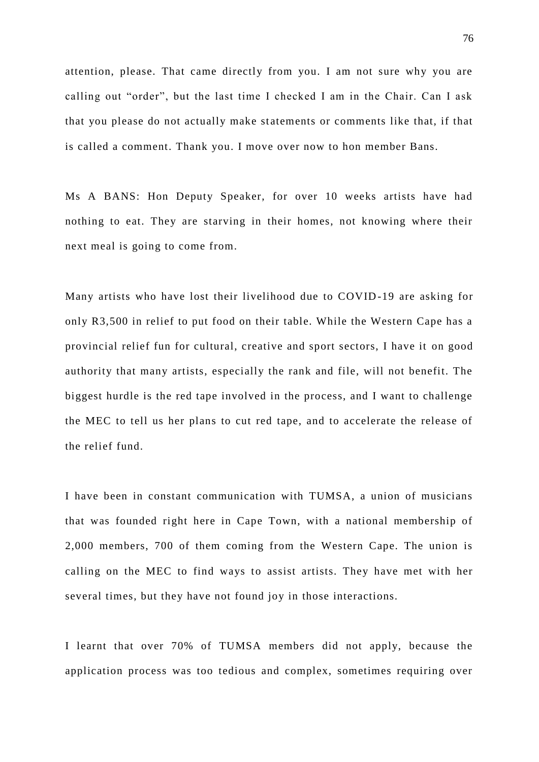attention, please. That came directly from you. I am not sure why you are calling out “order”, but the last time I checked I am in the Chair. Can I ask that you please do not actually make statements or comments like that, if that is called a comment. Thank you. I move over now to hon member Bans.

Ms A BANS: Hon Deputy Speaker, for over 10 weeks artists have had nothing to eat. They are starving in their homes, not knowing where their next meal is going to come from.

Many artists who have lost their livelihood due to COVID-19 are asking for only R3,500 in relief to put food on their table. While the Western Cape has a provincial relief fun for cultural, creative and sport sectors, I have it on good authority that many artists, especially the rank and file, will not benefit. The biggest hurdle is the red tape involved in the process, and I want to challenge the MEC to tell us her plans to cut red tape, and to accelerate the release of the relief fund.

I have been in constant communication with TUMSA, a union of musicians that was founded right here in Cape Town, with a national membership of 2,000 members, 700 of them coming from the Western Cape. The union is calling on the MEC to find ways to assist artists. They have met with her several times, but they have not found joy in those interactions.

I learnt that over 70% of TUMSA members did not apply, because the application process was too tedious and complex, sometimes requiring over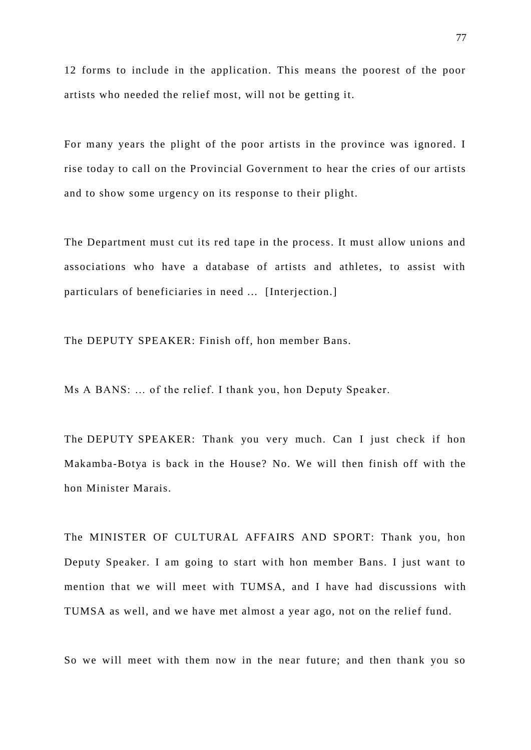12 forms to include in the application. This means the poorest of the poor artists who needed the relief most, will not be getting it.

For many years the plight of the poor artists in the province was ignored. I rise today to call on the Provincial Government to hear the cries of our artists and to show some urgency on its response to their plight.

The Department must cut its red tape in the process. It must allow unions and associations who have a database of artists and athletes, to assist with particulars of beneficiaries in need ... [Interjection.]

The DEPUTY SPEAKER: Finish off, hon member Bans.

Ms A BANS: ... of the relief. I thank you, hon Deputy Speaker.

The DEPUTY SPEAKER: Thank you very much. Can I just check if hon Makamba-Botya is back in the House? No. We will then finish off with the hon Minister Marais.

The MINISTER OF CULTURAL AFFAIRS AND SPORT: Thank you, hon Deputy Speaker. I am going to start with hon member Bans. I just want to mention that we will meet with TUMSA, and I have had discussions with TUMSA as well, and we have met almost a year ago, not on the relief fund.

So we will meet with them now in the near future; and then thank you so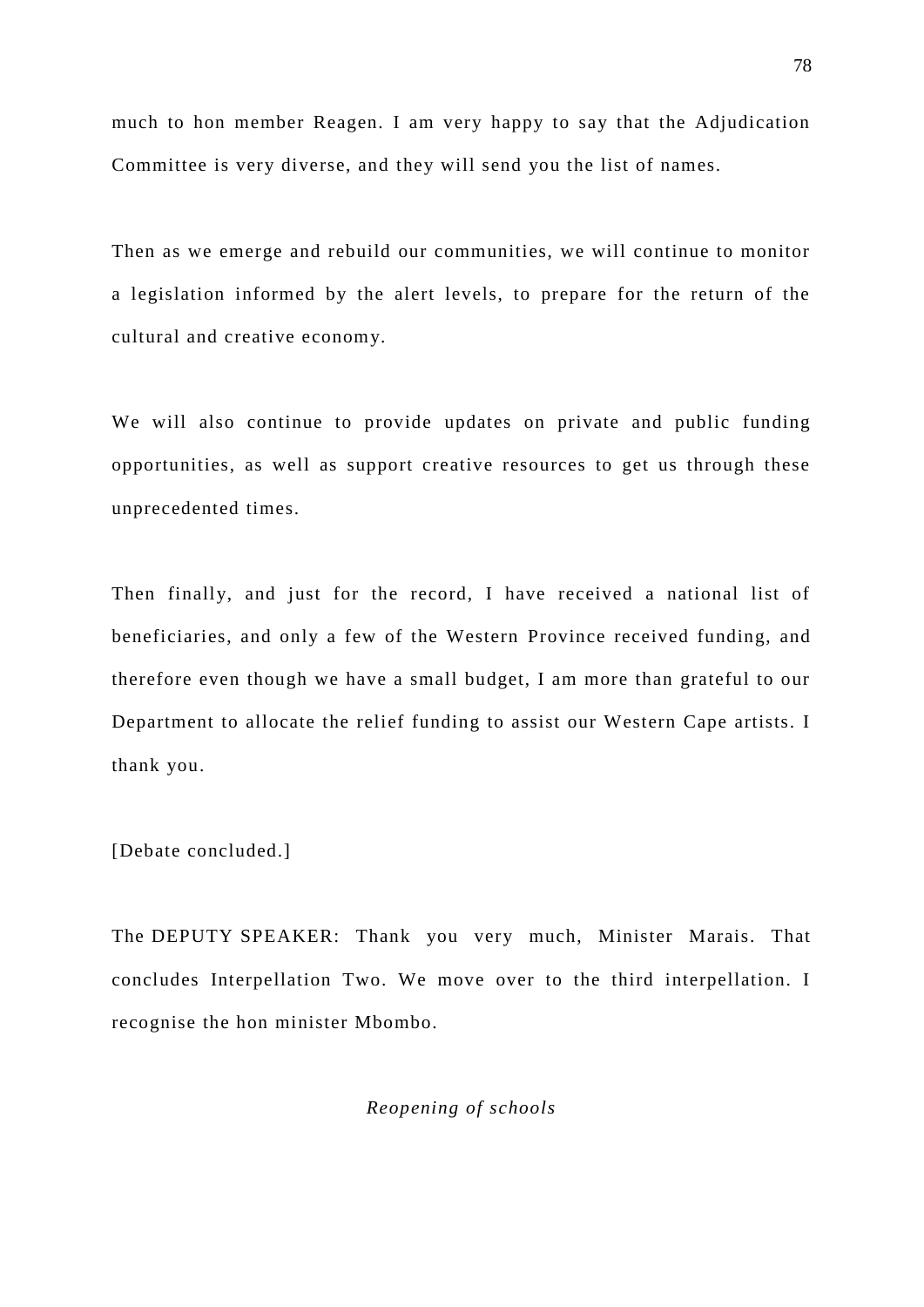much to hon member Reagen. I am very happy to say that the Adjudication Committee is very diverse, and they will send you the list of names.

Then as we emerge and rebuild our communities, we will continue to monitor a legislation informed by the alert levels, to prepare for the return of the cultural and creative economy.

We will also continue to provide updates on private and public funding opportunities, as well as support creative resources to get us through these unprecedented times.

Then finally, and just for the record, I have received a national list of beneficiaries, and only a few of the Western Province received funding, and therefore even though we have a small budget, I am more than grateful to our Department to allocate the relief funding to assist our Western Cape artists. I thank you.

[Debate concluded.]

The DEPUTY SPEAKER: Thank you very much, Minister Marais. That concludes Interpellation Two. We move over to the third interpellation. I recognise the hon minister Mbombo.

*Reopening of schools*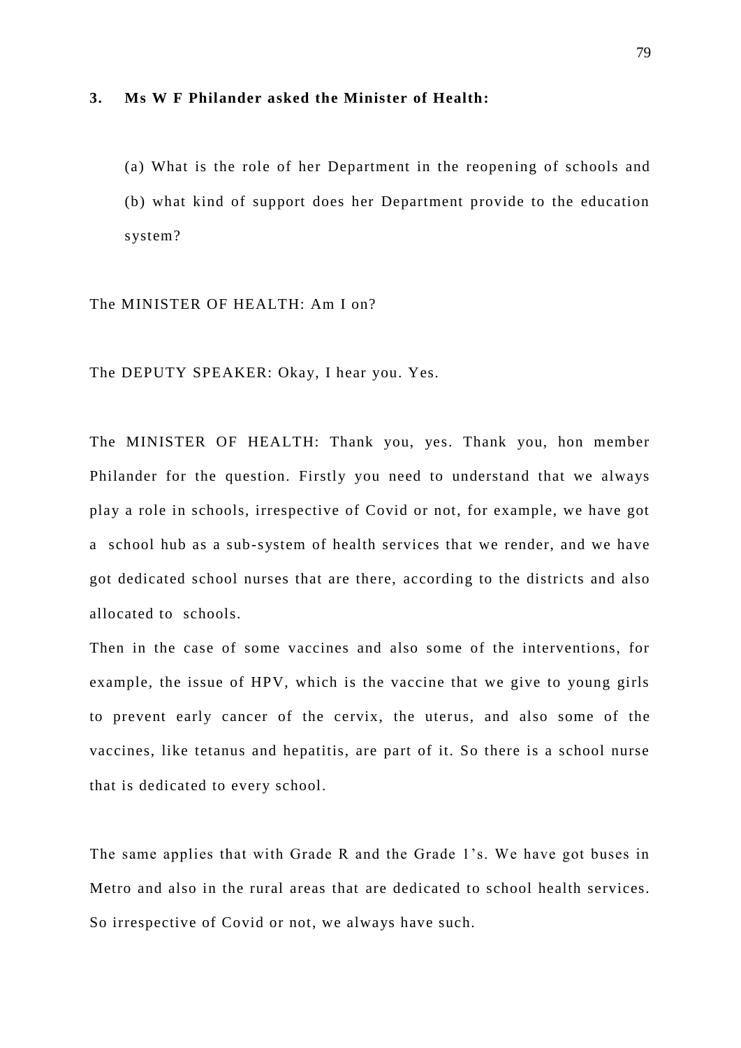**3. Ms W F Philander asked the Minister of Health:**

(a) What is the role of her Department in the reopening of schools and (b) what kind of support does her Department provide to the education system?

The MINISTER OF HEALTH: Am I on?

The DEPUTY SPEAKER: Okay, I hear you. Yes.

The MINISTER OF HEALTH: Thank you, yes. Thank you, hon member Philander for the question. Firstly you need to understand that we always play a role in schools, irrespective of Covid or not, for example, we have got a school hub as a sub-system of health services that we render, and we have got dedicated school nurses that are there, according to the districts and also allocated to schools.

Then in the case of some vaccines and also some of the interventions, for example, the issue of HPV, which is the vaccine that we give to young girls to prevent early cancer of the cervix, the uterus, and also some of the vaccines, like tetanus and hepatitis, are part of it. So there is a school nurse that is dedicated to every school.

The same applies that with Grade R and the Grade 1's. We have got buses in Metro and also in the rural areas that are dedicated to school health services. So irrespective of Covid or not, we always have such.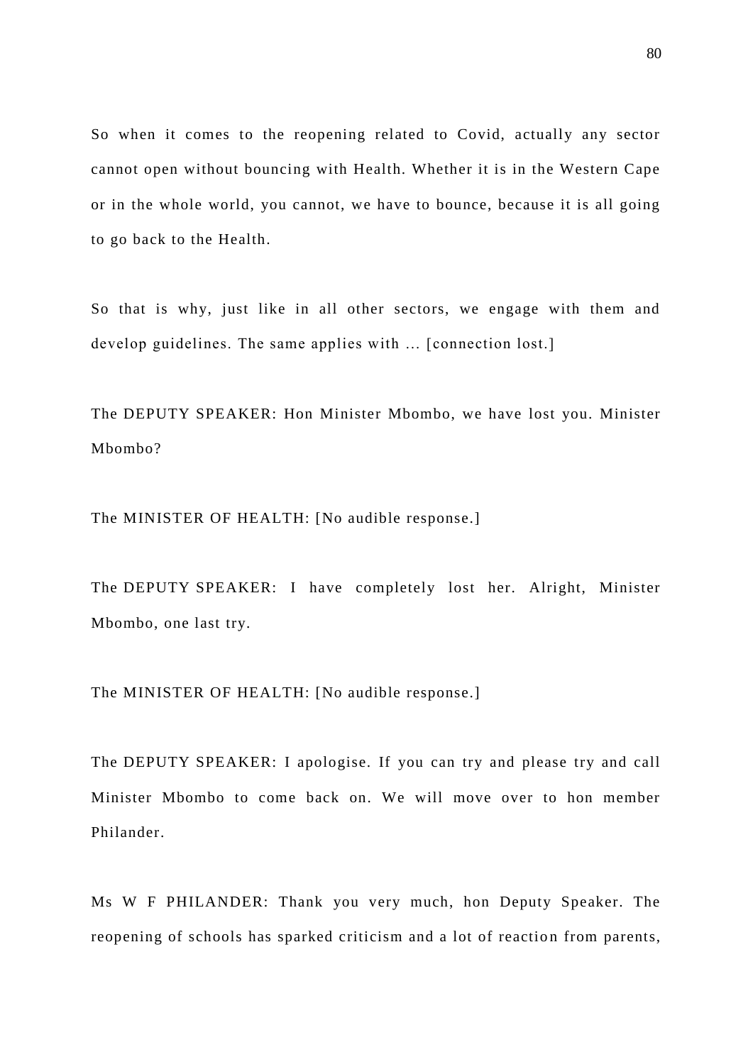So when it comes to the reopening related to Covid, actually any sector cannot open without bouncing with Health. Whether it is in the Western Cape or in the whole world, you cannot, we have to bounce, because it is all going to go back to the Health.

So that is why, just like in all other sectors, we engage with them and develop guidelines. The same applies with … [connection lost.]

The DEPUTY SPEAKER: Hon Minister Mbombo, we have lost you. Minister Mbombo?

The MINISTER OF HEALTH: [No audible response.]

The DEPUTY SPEAKER: I have completely lost her. Alright, Minister Mbombo, one last try.

The MINISTER OF HEALTH: [No audible response.]

The DEPUTY SPEAKER: I apologise. If you can try and please try and call Minister Mbombo to come back on. We will move over to hon member Philander.

Ms W F PHILANDER: Thank you very much, hon Deputy Speaker. The reopening of schools has sparked criticism and a lot of reaction from parents,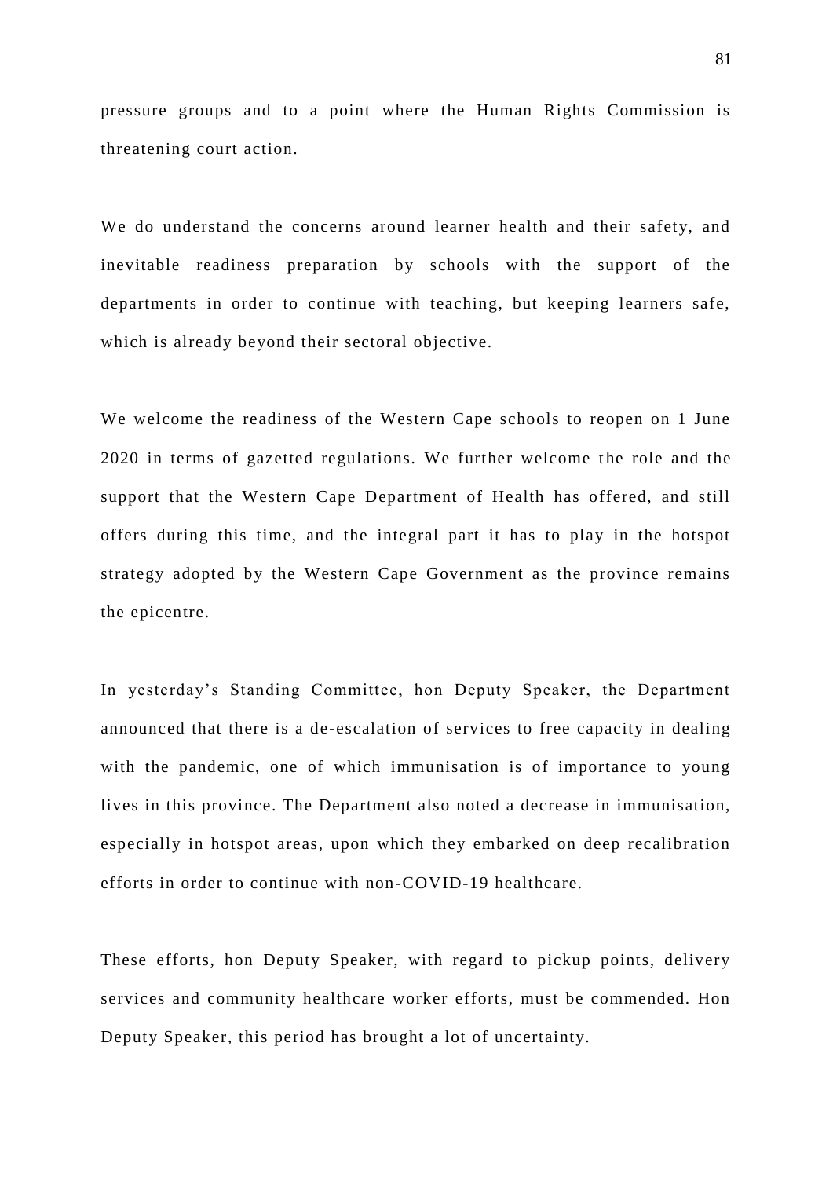pressure groups and to a point where the Human Rights Commission is threatening court action.

We do understand the concerns around learner health and their safety, and inevitable readiness preparation by schools with the support of the departments in order to continue with teaching, but keeping learners safe, which is already beyond their sectoral objective.

We welcome the readiness of the Western Cape schools to reopen on 1 June 2020 in terms of gazetted regulations. We further welcome the role and the support that the Western Cape Department of Health has offered, and still offers during this time, and the integral part it has to play in the hotspot strategy adopted by the Western Cape Government as the province remains the epicentre.

In yesterday's Standing Committee, hon Deputy Speaker, the Department announced that there is a de-escalation of services to free capacity in dealing with the pandemic, one of which immunisation is of importance to young lives in this province. The Department also noted a decrease in immunisation, especially in hotspot areas, upon which they embarked on deep recalibration efforts in order to continue with non-COVID-19 healthcare.

These efforts, hon Deputy Speaker, with regard to pickup points, delivery services and community healthcare worker efforts, must be commended. Hon Deputy Speaker, this period has brought a lot of uncertainty.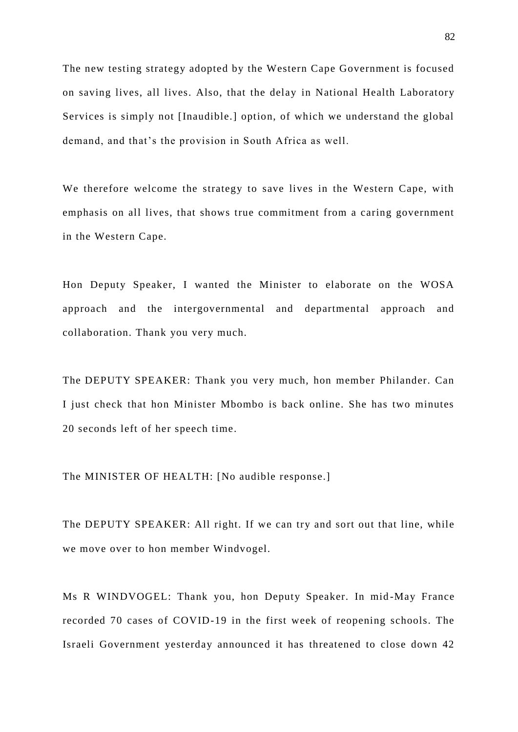The new testing strategy adopted by the Western Cape Government is focused on saving lives, all lives. Also, that the delay in National Health Laboratory Services is simply not [Inaudible.] option, of which we understand the global demand, and that's the provision in South Africa as well.

We therefore welcome the strategy to save lives in the Western Cape, with emphasis on all lives, that shows true commitment from a caring government in the Western Cape.

Hon Deputy Speaker, I wanted the Minister to elaborate on the WOSA approach and the intergovernmental and departmental approach and collaboration. Thank you very much.

The DEPUTY SPEAKER: Thank you very much, hon member Philander. Can I just check that hon Minister Mbombo is back online. She has two minutes 20 seconds left of her speech time.

The MINISTER OF HEALTH: [No audible response.]

The DEPUTY SPEAKER: All right. If we can try and sort out that line, while we move over to hon member Windvogel.

Ms R WINDVOGEL: Thank you, hon Deputy Speaker. In mid-May France recorded 70 cases of COVID-19 in the first week of reopening schools. The Israeli Government yesterday announced it has threatened to close down 42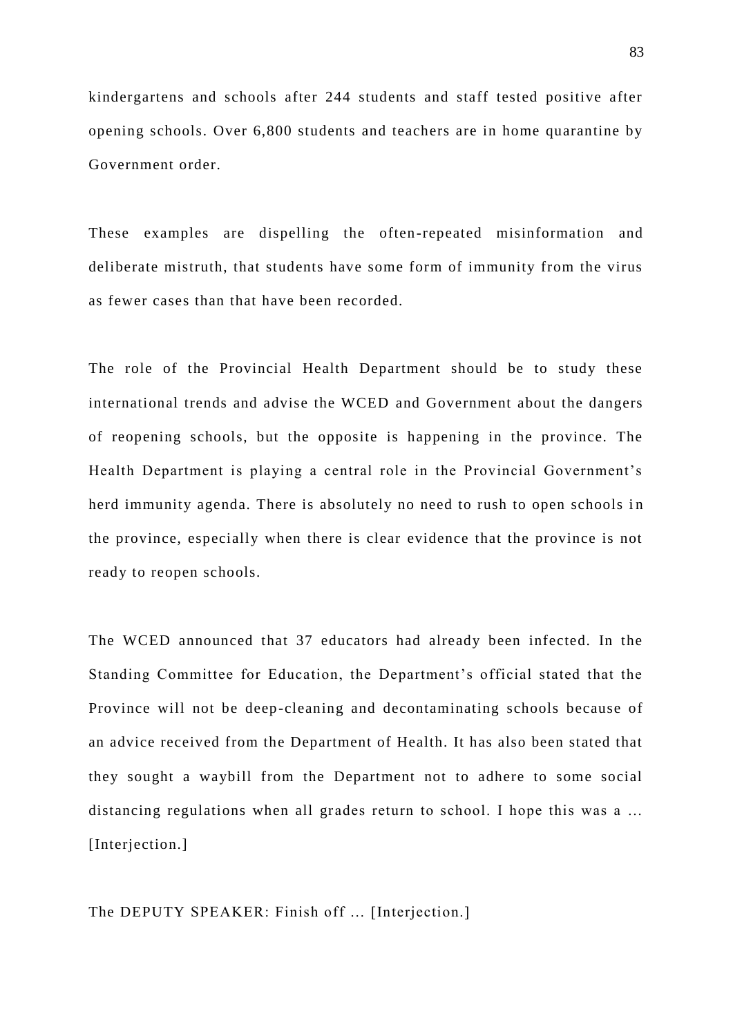kindergartens and schools after 244 students and staff tested positive after opening schools. Over 6,800 students and teachers are in home quarantine by Government order.

These examples are dispelling the often-repeated misinformation and deliberate mistruth, that students have some form of immunity from the virus as fewer cases than that have been recorded.

The role of the Provincial Health Department should be to study these international trends and advise the WCED and Government about the dangers of reopening schools, but the opposite is happening in the province. The Health Department is playing a central role in the Provincial Government's herd immunity agenda. There is absolutely no need to rush to open schools in the province, especially when there is clear evidence that the province is not ready to reopen schools.

The WCED announced that 37 educators had already been infected. In the Standing Committee for Education, the Department's official stated that the Province will not be deep-cleaning and decontaminating schools because of an advice received from the Department of Health. It has also been stated that they sought a waybill from the Department not to adhere to some social distancing regulations when all grades return to school. I hope this was a ... [Interjection.]

The DEPUTY SPEAKER: Finish off ... [Interjection.]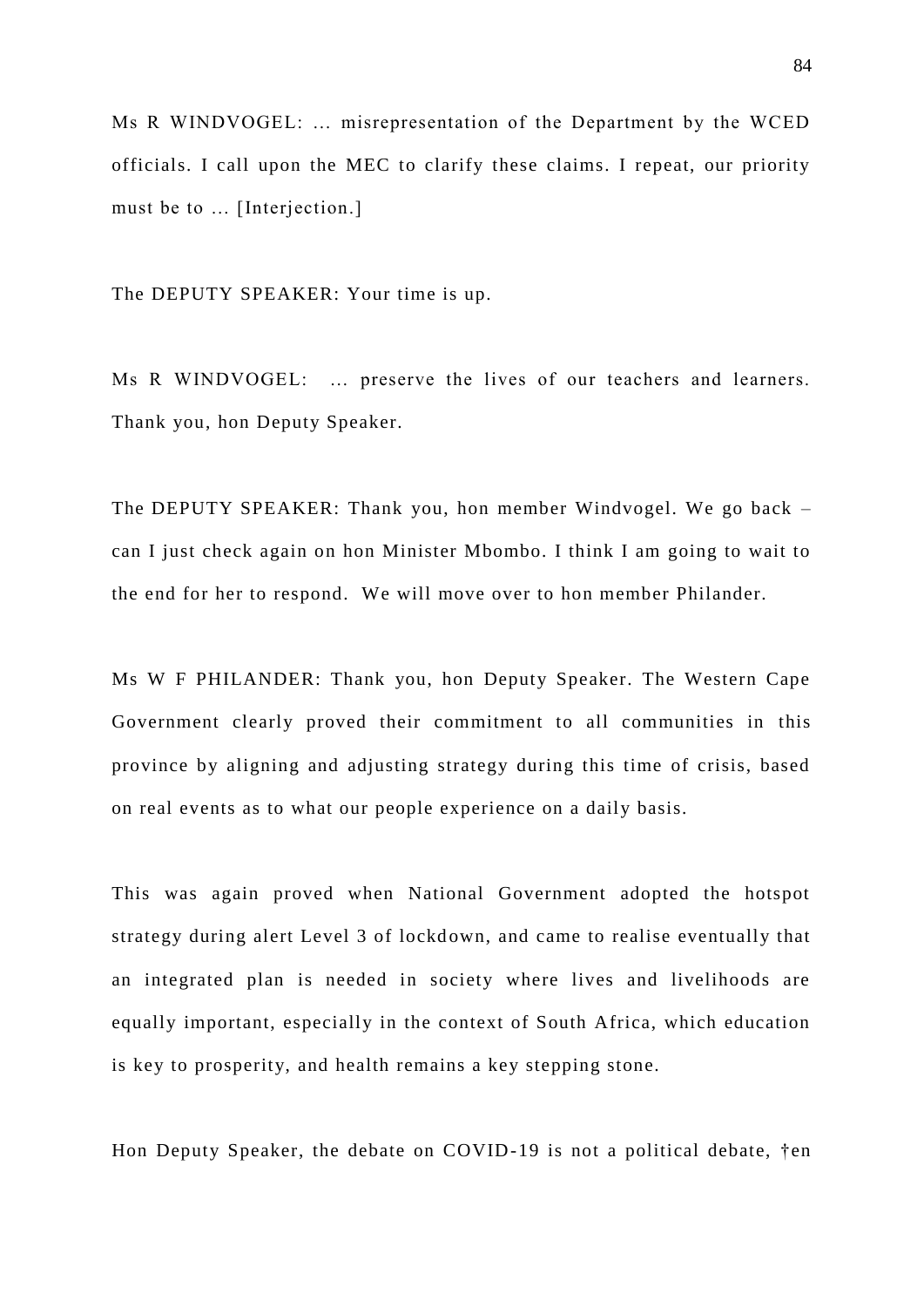Ms R WINDVOGEL: … misrepresentation of the Department by the WCED officials. I call upon the MEC to clarify these claims. I repeat, our priority must be to … [Interjection.]

The DEPUTY SPEAKER: Your time is up.

Ms R WINDVOGEL: … preserve the lives of our teachers and learners. Thank you, hon Deputy Speaker.

The DEPUTY SPEAKER: Thank you, hon member Windvogel. We go back – can I just check again on hon Minister Mbombo. I think I am going to wait to the end for her to respond. We will move over to hon member Philander.

Ms W F PHILANDER: Thank you, hon Deputy Speaker. The Western Cape Government clearly proved their commitment to all communities in this province by aligning and adjusting strategy during this time of crisis, based on real events as to what our people experience on a daily basis.

This was again proved when National Government adopted the hotspot strategy during alert Level 3 of lockdown, and came to realise eventually that an integrated plan is needed in society where lives and livelihoods are equally important, especially in the context of South Africa, which education is key to prosperity, and health remains a key stepping stone.

Hon Deputy Speaker, the debate on COVID-19 is not a political debate, †en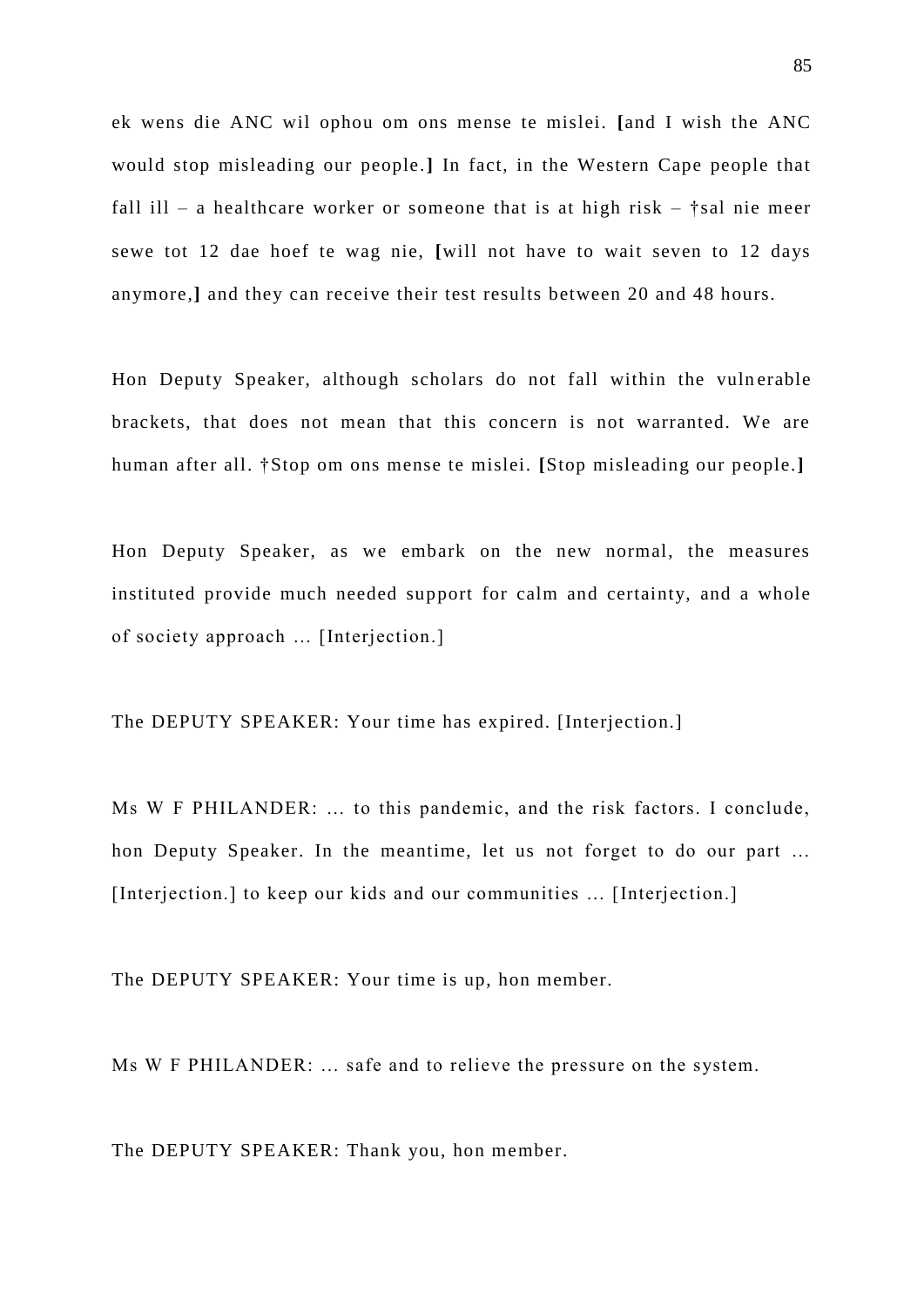ek wens die ANC wil ophou om ons mense te mislei. **[**and I wish the ANC would stop misleading our people.**]** In fact, in the Western Cape people that fall ill – a healthcare worker or someone that is at high risk – †sal nie meer sewe tot 12 dae hoef te wag nie, **[**will not have to wait seven to 12 days anymore,**]** and they can receive their test results between 20 and 48 hours.

Hon Deputy Speaker, although scholars do not fall within the vulnerable brackets, that does not mean that this concern is not warranted. We are human after all. †Stop om ons mense te mislei. **[**Stop misleading our people.**]**

Hon Deputy Speaker, as we embark on the new normal, the measures instituted provide much needed support for calm and certainty, and a whole of society approach … [Interjection.]

The DEPUTY SPEAKER: Your time has expired. [Interjection.]

Ms W F PHILANDER: … to this pandemic, and the risk factors. I conclude, hon Deputy Speaker. In the meantime, let us not forget to do our part … [Interjection.] to keep our kids and our communities … [Interjection.]

The DEPUTY SPEAKER: Your time is up, hon member.

Ms W F PHILANDER: … safe and to relieve the pressure on the system.

The DEPUTY SPEAKER: Thank you, hon member.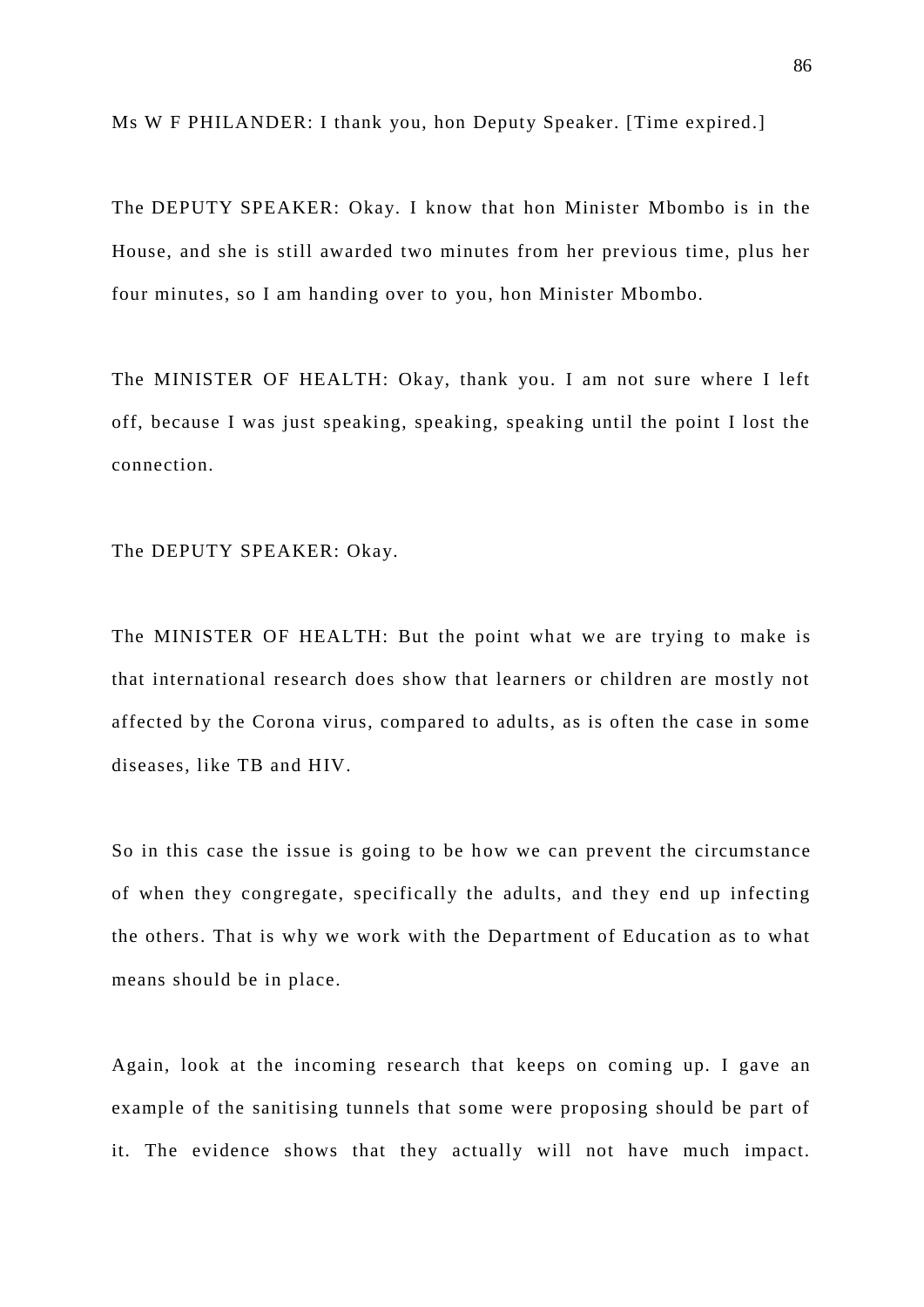Ms W F PHILANDER: I thank you, hon Deputy Speaker. [Time expired.]

The DEPUTY SPEAKER: Okay. I know that hon Minister Mbombo is in the House, and she is still awarded two minutes from her previous time, plus her four minutes, so I am handing over to you, hon Minister Mbombo.

The MINISTER OF HEALTH: Okay, thank you. I am not sure where I left off, because I was just speaking, speaking, speaking until the point I lost the connection.

The DEPUTY SPEAKER: Okay.

The MINISTER OF HEALTH: But the point what we are trying to make is that international research does show that learners or children are mostly not affected by the Corona virus, compared to adults, as is often the case in some diseases, like TB and HIV.

So in this case the issue is going to be how we can prevent the circumstance of when they congregate, specifically the adults, and they end up infecting the others. That is why we work with the Department of Education as to what means should be in place.

Again, look at the incoming research that keeps on coming up. I gave an example of the sanitising tunnels that some were proposing should be part of it. The evidence shows that they actually will not have much impact.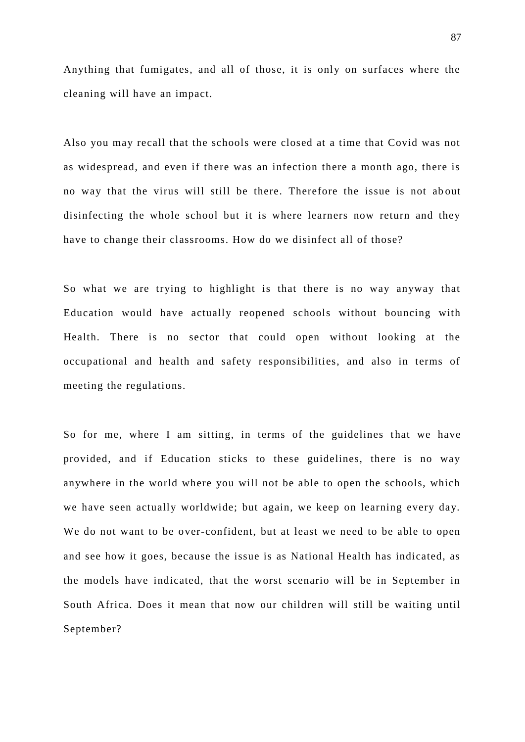Anything that fumigates, and all of those, it is only on surfaces where the cleaning will have an impact.

Also you may recall that the schools were closed at a time that Covid was not as widespread, and even if there was an infection there a month ago, there is no way that the virus will still be there. Therefore the issue is not about disinfecting the whole school but it is where learners now return and they have to change their classrooms. How do we disinfect all of those?

So what we are trying to highlight is that there is no way anyway that Education would have actually reopened schools without bouncing with Health. There is no sector that could open without looking at the occupational and health and safety responsibilities, and also in terms of meeting the regulations.

So for me, where I am sitting, in terms of the guidelines that we have provided, and if Education sticks to these guidelines, there is no way anywhere in the world where you will not be able to open the schools, which we have seen actually worldwide; but again, we keep on learning every day. We do not want to be over-confident, but at least we need to be able to open and see how it goes, because the issue is as National Health has indicated, as the models have indicated, that the worst scenario will be in September in South Africa. Does it mean that now our children will still be waiting until September?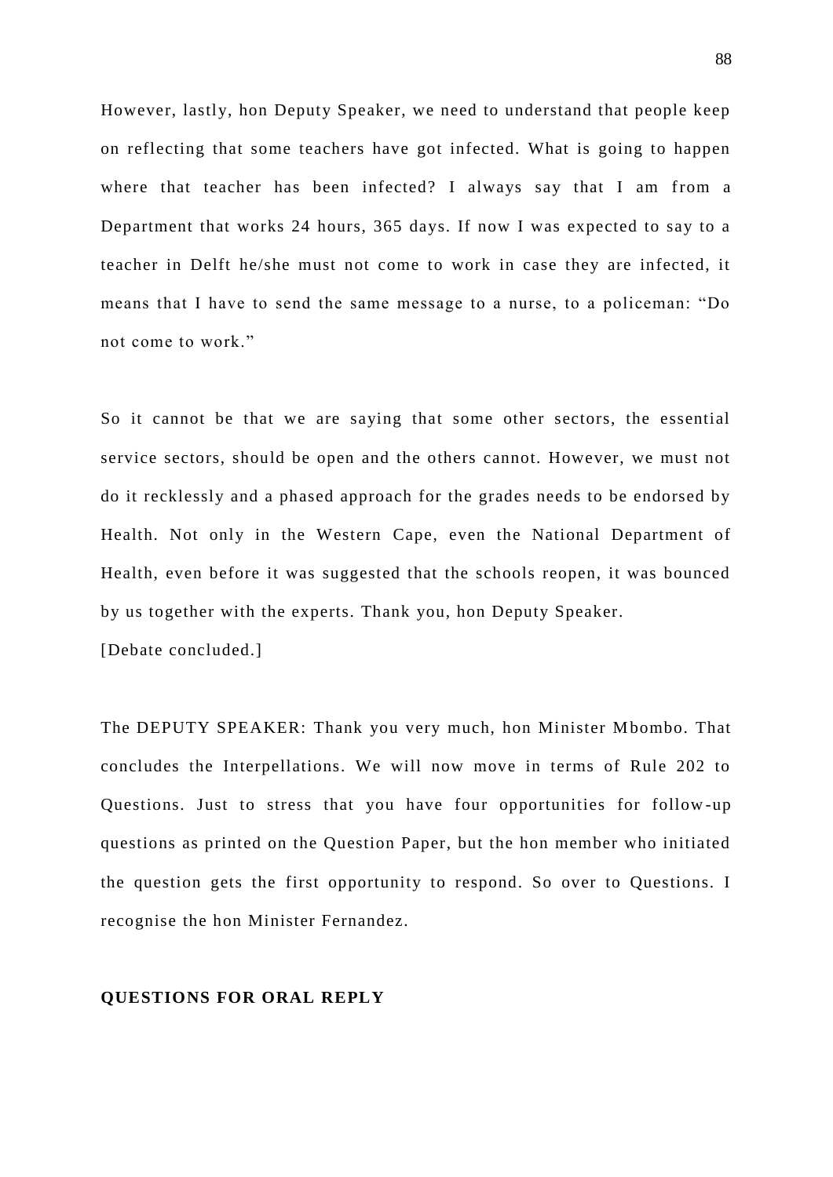However, lastly, hon Deputy Speaker, we need to understand that people keep on reflecting that some teachers have got infected. What is going to happen where that teacher has been infected? I always say that I am from a Department that works 24 hours, 365 days. If now I was expected to say to a teacher in Delft he/she must not come to work in case they are infected, it means that I have to send the same message to a nurse, to a policeman: “Do not come to work.”

So it cannot be that we are saying that some other sectors, the essential service sectors, should be open and the others cannot. However, we must not do it recklessly and a phased approach for the grades needs to be endorsed by Health. Not only in the Western Cape, even the National Department of Health, even before it was suggested that the schools reopen, it was bounced by us together with the experts. Thank you, hon Deputy Speaker.

[Debate concluded.]

The DEPUTY SPEAKER: Thank you very much, hon Minister Mbombo. That concludes the Interpellations. We will now move in terms of Rule 202 to Questions. Just to stress that you have four opportunities for follow-up questions as printed on the Question Paper, but the hon member who initiated the question gets the first opportunity to respond. So over to Questions. I recognise the hon Minister Fernandez.

**QUESTIONS FOR ORAL REPLY**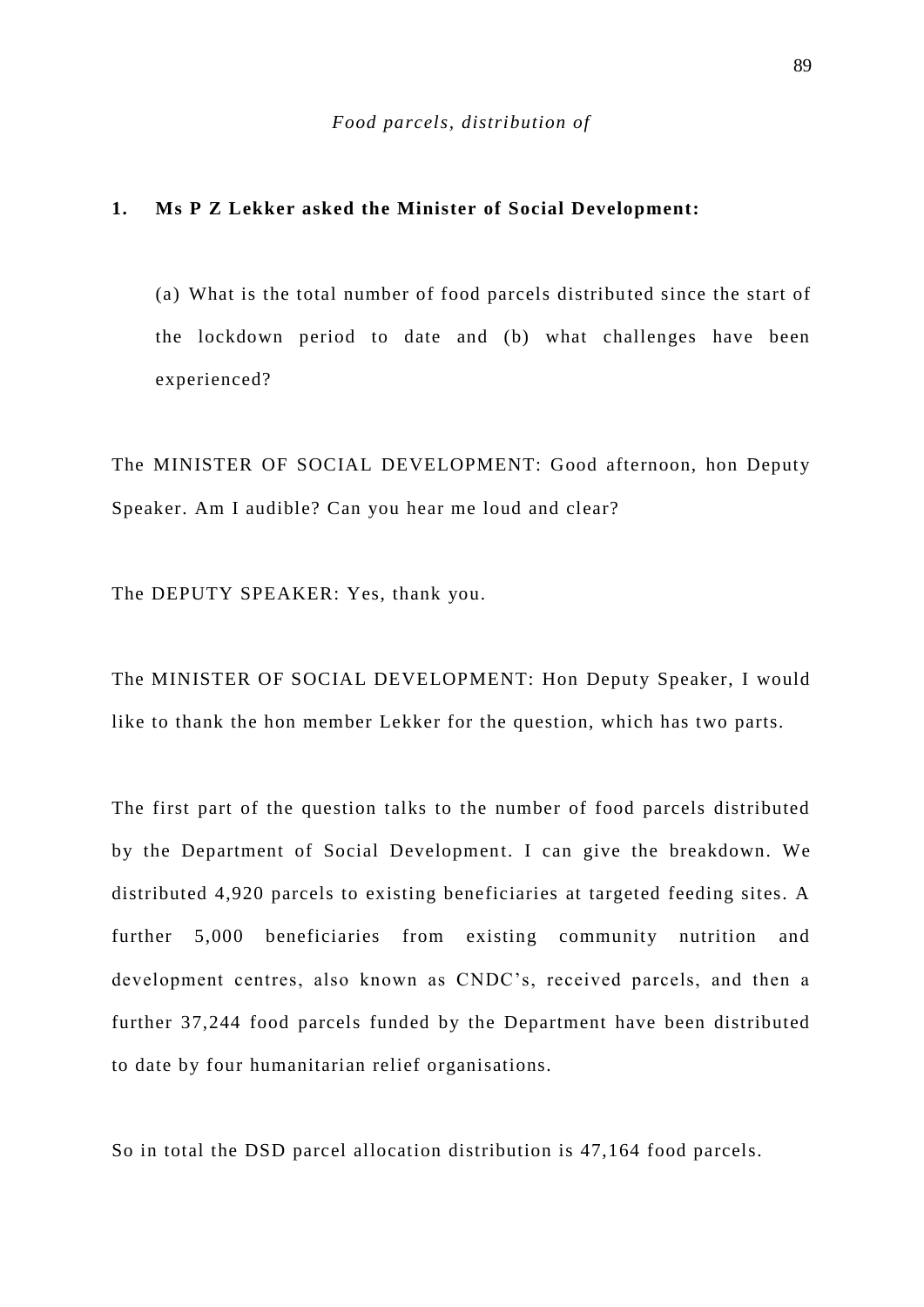*Food parcels, distribution of*

**1. Ms P Z Lekker asked the Minister of Social Development:**

(a) What is the total number of food parcels distributed since the start of the lockdown period to date and (b) what challenges have been experienced?

The MINISTER OF SOCIAL DEVELOPMENT: Good afternoon, hon Deputy Speaker. Am I audible? Can you hear me loud and clear?

The DEPUTY SPEAKER: Yes, thank you.

The MINISTER OF SOCIAL DEVELOPMENT: Hon Deputy Speaker, I would like to thank the hon member Lekker for the question, which has two parts.

The first part of the question talks to the number of food parcels distributed by the Department of Social Development. I can give the breakdown. We distributed 4,920 parcels to existing beneficiaries at targeted feeding sites. A further 5,000 beneficiaries from existing community nutrition and development centres, also known as CNDC's, received parcels, and then a further 37,244 food parcels funded by the Department have been distributed to date by four humanitarian relief organisations.

So in total the DSD parcel allocation distribution is 47,164 food parcels.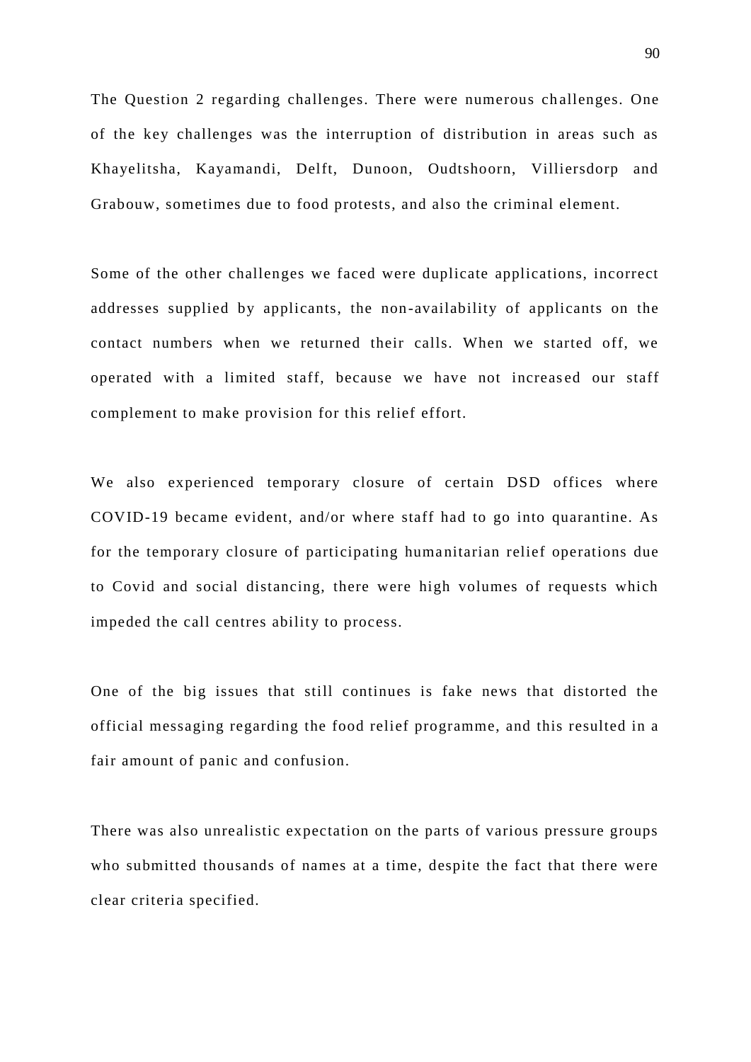The Question 2 regarding challenges. There were numerous challenges. One of the key challenges was the interruption of distribution in areas such as Khayelitsha, Kayamandi, Delft, Dunoon, Oudtshoorn, Villiersdorp and Grabouw, sometimes due to food protests, and also the criminal element.

Some of the other challenges we faced were duplicate applications, incorrect addresses supplied by applicants, the non-availability of applicants on the contact numbers when we returned their calls. When we started off, we operated with a limited staff, because we have not increased our staff complement to make provision for this relief effort.

We also experienced temporary closure of certain DSD offices where COVID-19 became evident, and/or where staff had to go into quarantine. As for the temporary closure of participating humanitarian relief operations due to Covid and social distancing, there were high volumes of requests which impeded the call centres ability to process.

One of the big issues that still continues is fake news that distorted the official messaging regarding the food relief programme, and this resulted in a fair amount of panic and confusion.

There was also unrealistic expectation on the parts of various pressure groups who submitted thousands of names at a time, despite the fact that there were clear criteria specified.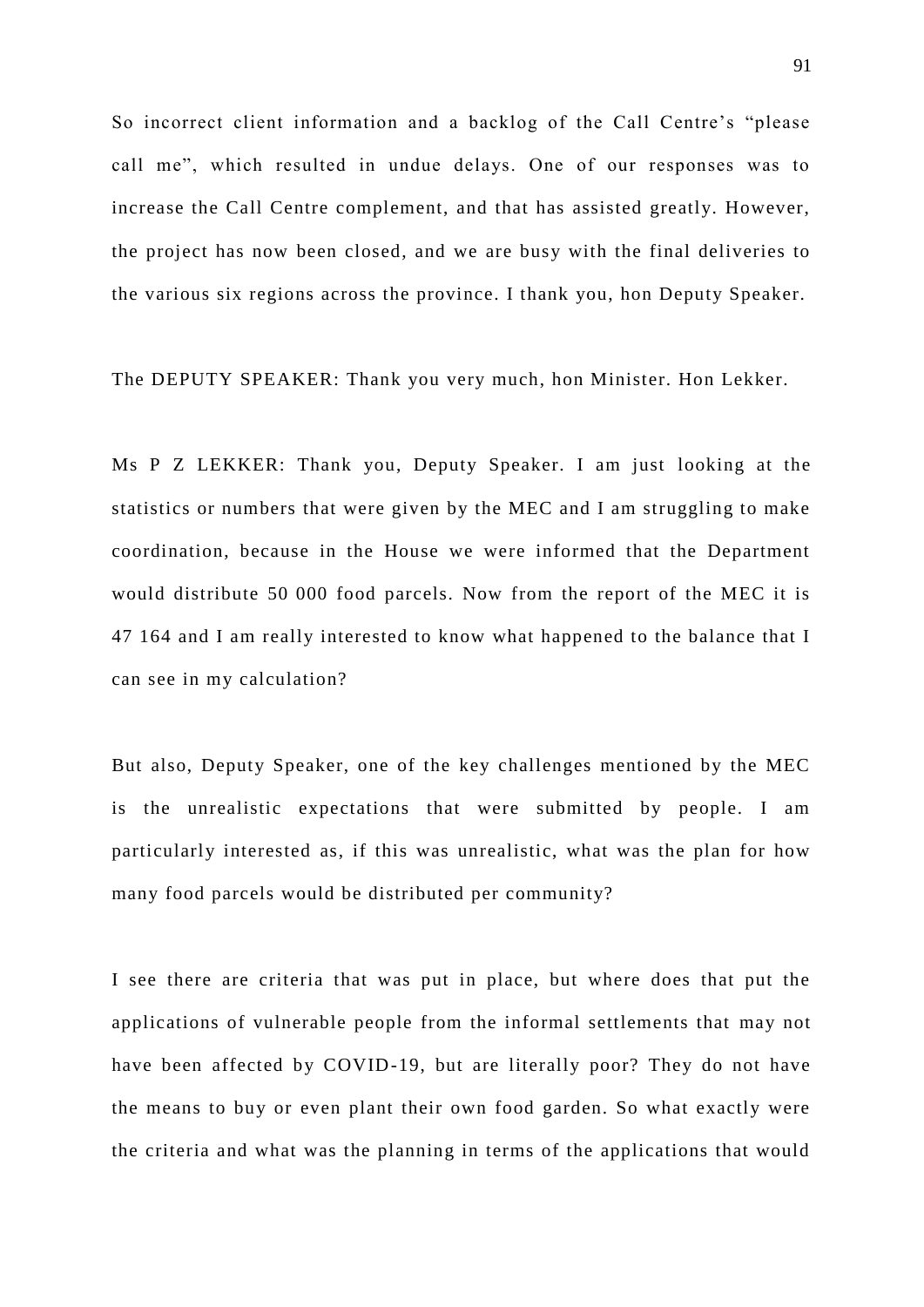So incorrect client information and a backlog of the Call Centre's "please call me", which resulted in undue delays. One of our responses was to increase the Call Centre complement, and that has assisted greatly. However, the project has now been closed, and we are busy with the final deliveries to the various six regions across the province. I thank you, hon Deputy Speaker.

The DEPUTY SPEAKER: Thank you very much, hon Minister. Hon Lekker.

Ms P Z LEKKER: Thank you, Deputy Speaker. I am just looking at the statistics or numbers that were given by the MEC and I am struggling to make coordination, because in the House we were informed that the Department would distribute 50 000 food parcels. Now from the report of the MEC it is 47 164 and I am really interested to know what happened to the balance that I can see in my calculation?

But also, Deputy Speaker, one of the key challenges mentioned by the MEC is the unrealistic expectations that were submitted by people. I am particularly interested as, if this was unrealistic, what was the plan for how many food parcels would be distributed per community?

I see there are criteria that was put in place, but where does that put the applications of vulnerable people from the informal settlements that may not have been affected by COVID-19, but are literally poor? They do not have the means to buy or even plant their own food garden. So what exactly were the criteria and what was the planning in terms of the applications that would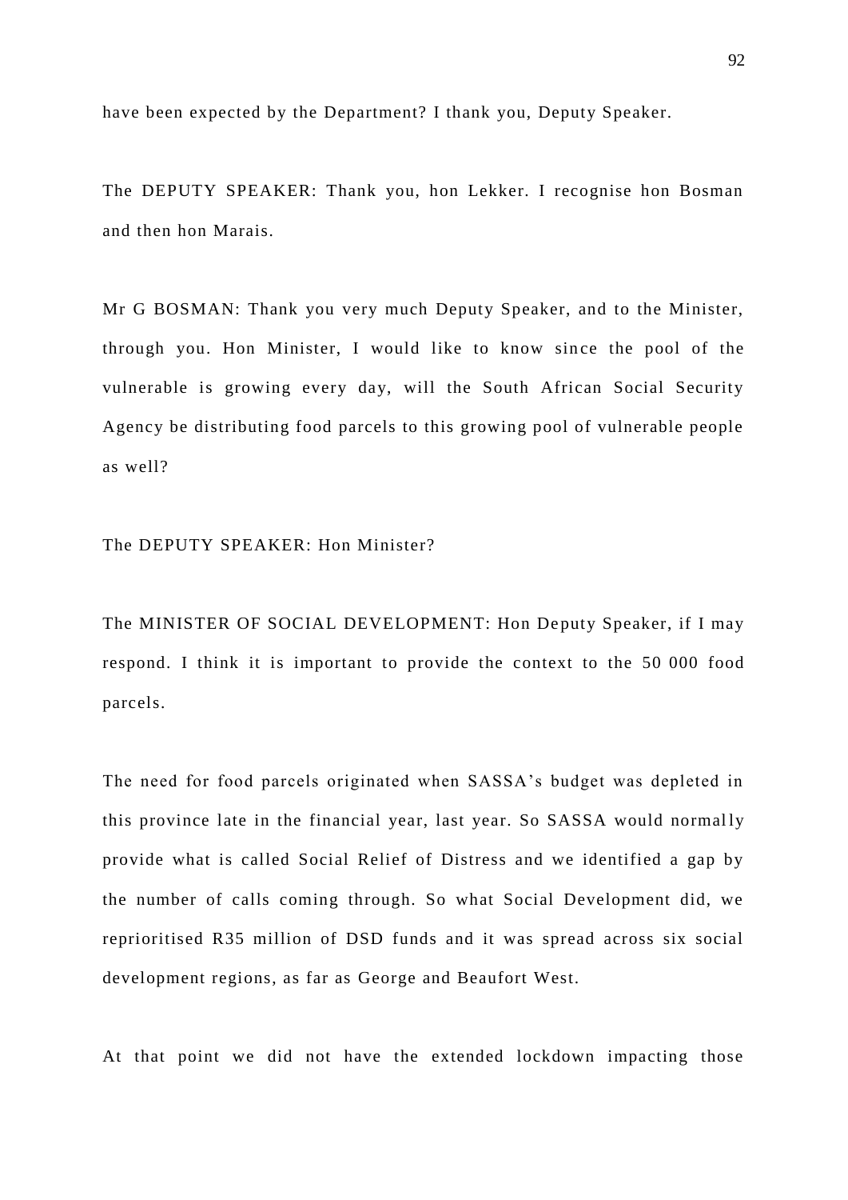have been expected by the Department? I thank you, Deputy Speaker.

The DEPUTY SPEAKER: Thank you, hon Lekker. I recognise hon Bosman and then hon Marais.

Mr G BOSMAN: Thank you very much Deputy Speaker, and to the Minister, through you. Hon Minister, I would like to know since the pool of the vulnerable is growing every day, will the South African Social Security Agency be distributing food parcels to this growing pool of vulnerable people as well?

The DEPUTY SPEAKER: Hon Minister?

The MINISTER OF SOCIAL DEVELOPMENT: Hon Deputy Speaker, if I may respond. I think it is important to provide the context to the 50 000 food parcels.

The need for food parcels originated when SASSA's budget was depleted in this province late in the financial year, last year. So SASSA would normally provide what is called Social Relief of Distress and we identified a gap by the number of calls coming through. So what Social Development did, we reprioritised R35 million of DSD funds and it was spread across six social development regions, as far as George and Beaufort West.

At that point we did not have the extended lockdown impacting those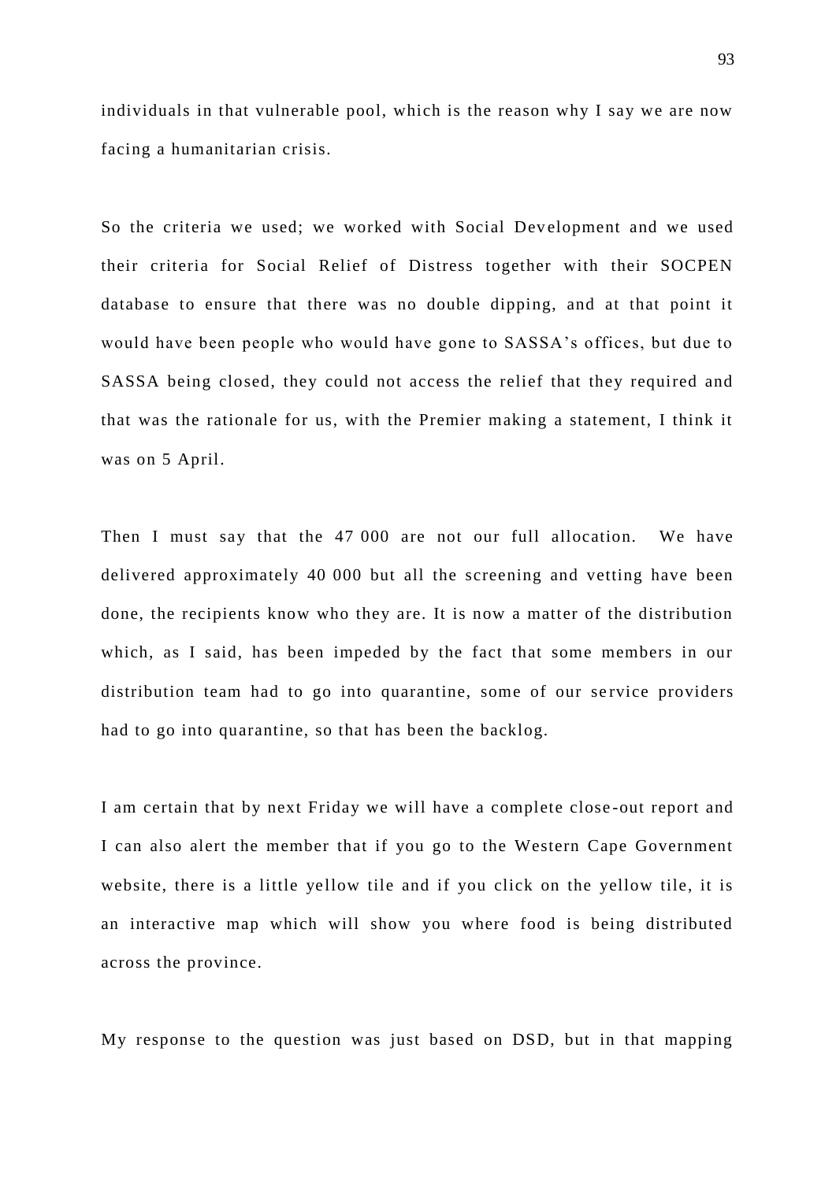individuals in that vulnerable pool, which is the reason why I say we are now facing a humanitarian crisis.

So the criteria we used; we worked with Social Development and we used their criteria for Social Relief of Distress together with their SOCPEN database to ensure that there was no double dipping, and at that point it would have been people who would have gone to SASSA's offices, but due to SASSA being closed, they could not access the relief that they required and that was the rationale for us, with the Premier making a statement, I think it was on 5 April.

Then I must say that the 47 000 are not our full allocation. We have delivered approximately 40 000 but all the screening and vetting have been done, the recipients know who they are. It is now a matter of the distribution which, as I said, has been impeded by the fact that some members in our distribution team had to go into quarantine, some of our service providers had to go into quarantine, so that has been the backlog.

I am certain that by next Friday we will have a complete close-out report and I can also alert the member that if you go to the Western Cape Government website, there is a little yellow tile and if you click on the yellow tile, it is an interactive map which will show you where food is being distributed across the province.

My response to the question was just based on DSD, but in that mapping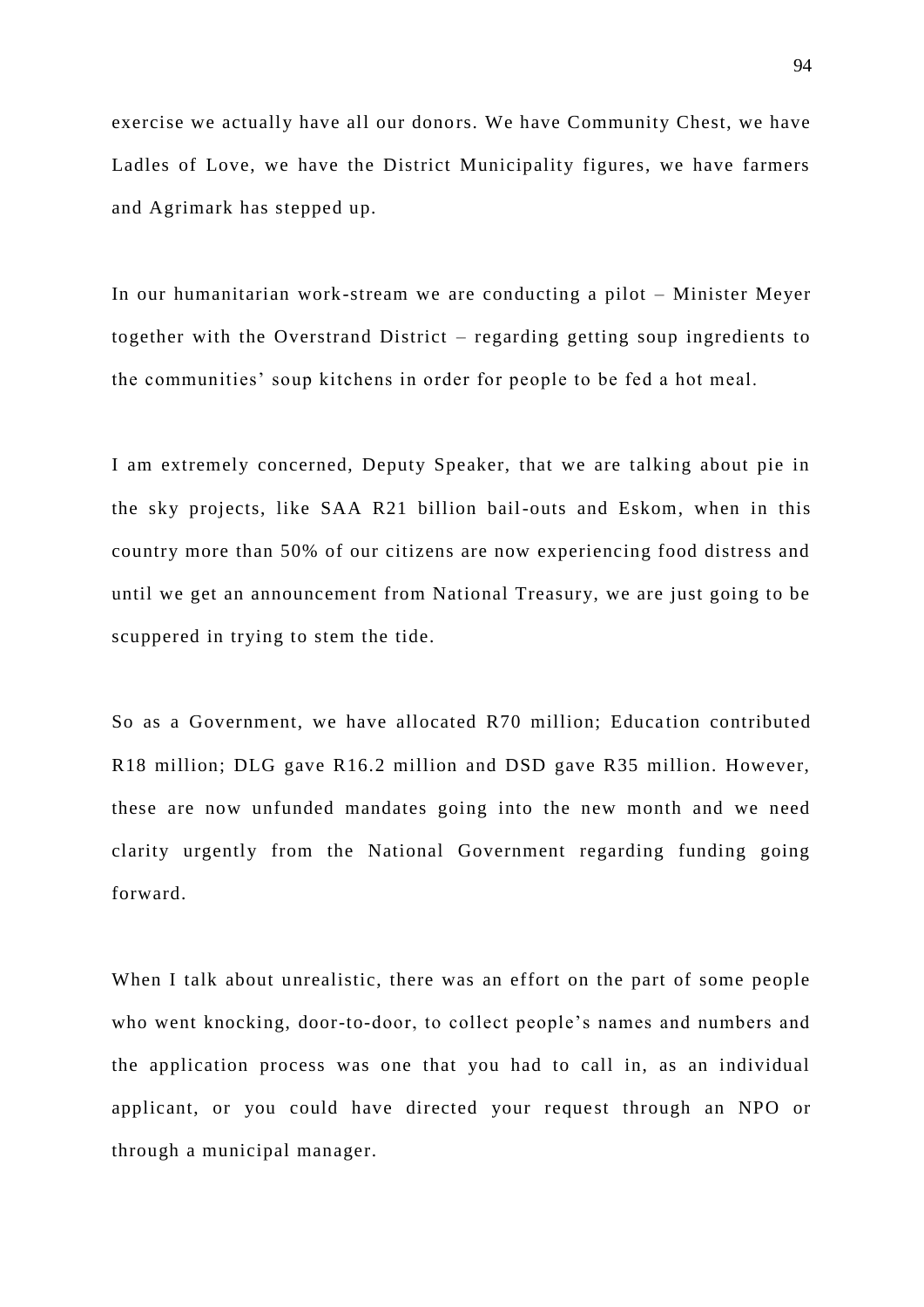exercise we actually have all our donors. We have Community Chest, we have Ladles of Love, we have the District Municipality figures, we have farmers and Agrimark has stepped up.

In our humanitarian work-stream we are conducting a pilot – Minister Meyer together with the Overstrand District – regarding getting soup ingredients to the communities' soup kitchens in order for people to be fed a hot meal.

I am extremely concerned, Deputy Speaker, that we are talking about pie in the sky projects, like SAA R21 billion bail-outs and Eskom, when in this country more than 50% of our citizens are now experiencing food distress and until we get an announcement from National Treasury, we are just going to be scuppered in trying to stem the tide.

So as a Government, we have allocated R70 million; Education contributed R18 million; DLG gave R16.2 million and DSD gave R35 million. However, these are now unfunded mandates going into the new month and we need clarity urgently from the National Government regarding funding going forward.

When I talk about unrealistic, there was an effort on the part of some people who went knocking, door-to-door, to collect people's names and numbers and the application process was one that you had to call in, as an individual applicant, or you could have directed your request through an NPO or through a municipal manager.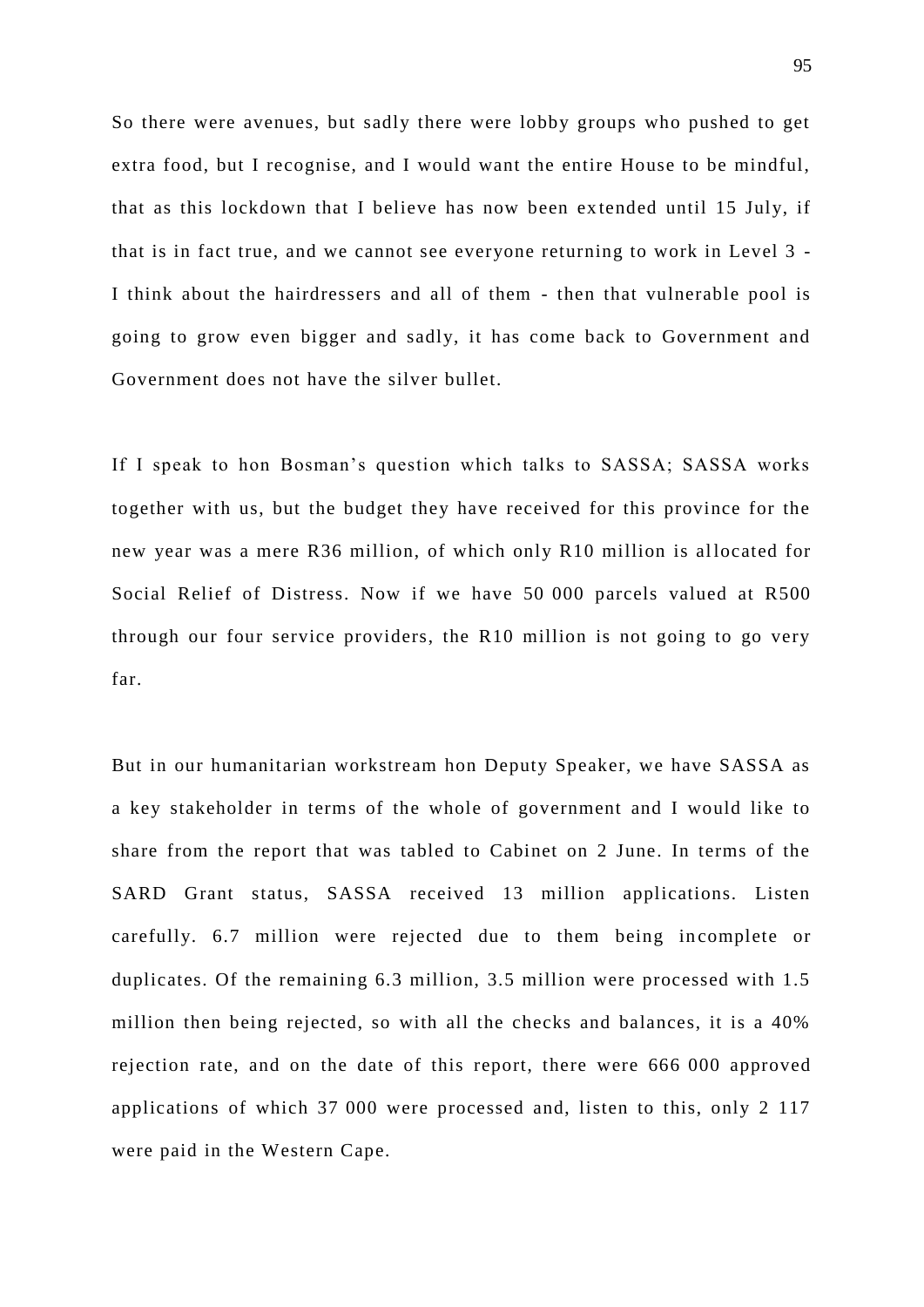So there were avenues, but sadly there were lobby groups who pushed to get extra food, but I recognise, and I would want the entire House to be mindful, that as this lockdown that I believe has now been extended until 15 July, if that is in fact true, and we cannot see everyone returning to work in Level 3 - I think about the hairdressers and all of them - then that vulnerable pool is going to grow even bigger and sadly, it has come back to Government and Government does not have the silver bullet.

If I speak to hon Bosman's question which talks to SASSA; SASSA works together with us, but the budget they have received for this province for the new year was a mere R36 million, of which only R10 million is allocated for Social Relief of Distress. Now if we have 50 000 parcels valued at R500 through our four service providers, the R10 million is not going to go very far.

But in our humanitarian workstream hon Deputy Speaker, we have SASSA as a key stakeholder in terms of the whole of government and I would like to share from the report that was tabled to Cabinet on 2 June. In terms of the SARD Grant status, SASSA received 13 million applications. Listen carefully. 6.7 million were rejected due to them being incomplete or duplicates. Of the remaining 6.3 million, 3.5 million were processed with 1.5 million then being rejected, so with all the checks and balances, it is a 40% rejection rate, and on the date of this report, there were 666 000 approved applications of which 37 000 were processed and, listen to this, only 2 117 were paid in the Western Cape.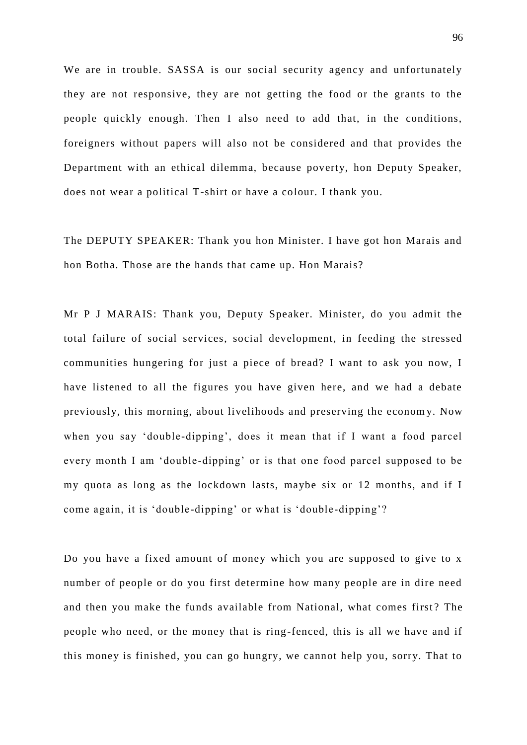We are in trouble. SASSA is our social security agency and unfortunately they are not responsive, they are not getting the food or the grants to the people quickly enough. Then I also need to add that, in the conditions, foreigners without papers will also not be considered and that provides the Department with an ethical dilemma, because poverty, hon Deputy Speaker, does not wear a political T-shirt or have a colour. I thank you.

The DEPUTY SPEAKER: Thank you hon Minister. I have got hon Marais and hon Botha. Those are the hands that came up. Hon Marais?

Mr P J MARAIS: Thank you, Deputy Speaker. Minister, do you admit the total failure of social services, social development, in feeding the stressed communities hungering for just a piece of bread? I want to ask you now, I have listened to all the figures you have given here, and we had a debate previously, this morning, about livelihoods and preserving the economy. Now when you say 'double-dipping', does it mean that if I want a food parcel every month I am 'double-dipping' or is that one food parcel supposed to be my quota as long as the lockdown lasts, maybe six or 12 months, and if I come again, it is 'double-dipping' or what is 'double-dipping'?

Do you have a fixed amount of money which you are supposed to give to x number of people or do you first determine how many people are in dire need and then you make the funds available from National, what comes first? The people who need, or the money that is ring-fenced, this is all we have and if this money is finished, you can go hungry, we cannot help you, sorry. That to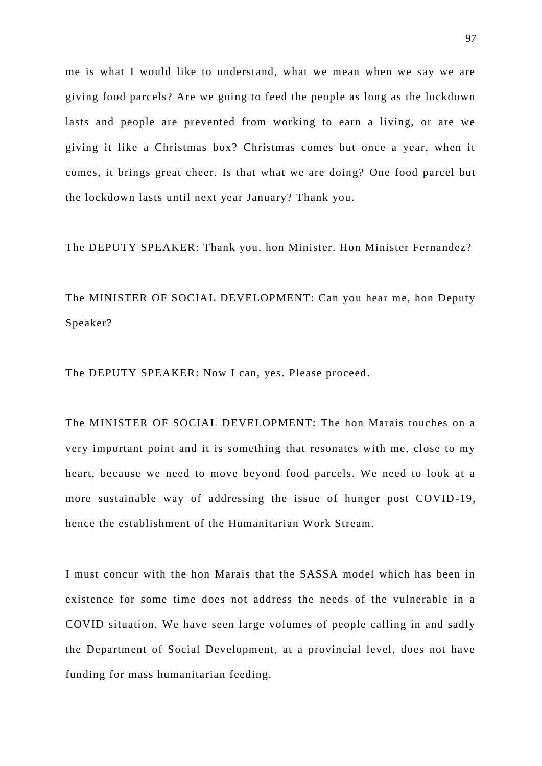me is what I would like to understand, what we mean when we say we are giving food parcels? Are we going to feed the people as long as the lockdown lasts and people are prevented from working to earn a living, or are we giving it like a Christmas box? Christmas comes but once a year, when it comes, it brings great cheer. Is that what we are doing? One food parcel but the lockdown lasts until next year January? Thank you.

The DEPUTY SPEAKER: Thank you, hon Minister. Hon Minister Fernandez?

The MINISTER OF SOCIAL DEVELOPMENT: Can you hear me, hon Deputy Speaker?

The DEPUTY SPEAKER: Now I can, yes. Please proceed.

The MINISTER OF SOCIAL DEVELOPMENT: The hon Marais touches on a very important point and it is something that resonates with me, close to my heart, because we need to move beyond food parcels. We need to look at a more sustainable way of addressing the issue of hunger post COVID-19, hence the establishment of the Humanitarian Work Stream.

I must concur with the hon Marais that the SASSA model which has been in existence for some time does not address the needs of the vulnerable in a COVID situation. We have seen large volumes of people calling in and sadly the Department of Social Development, at a provincial level, does not have funding for mass humanitarian feeding.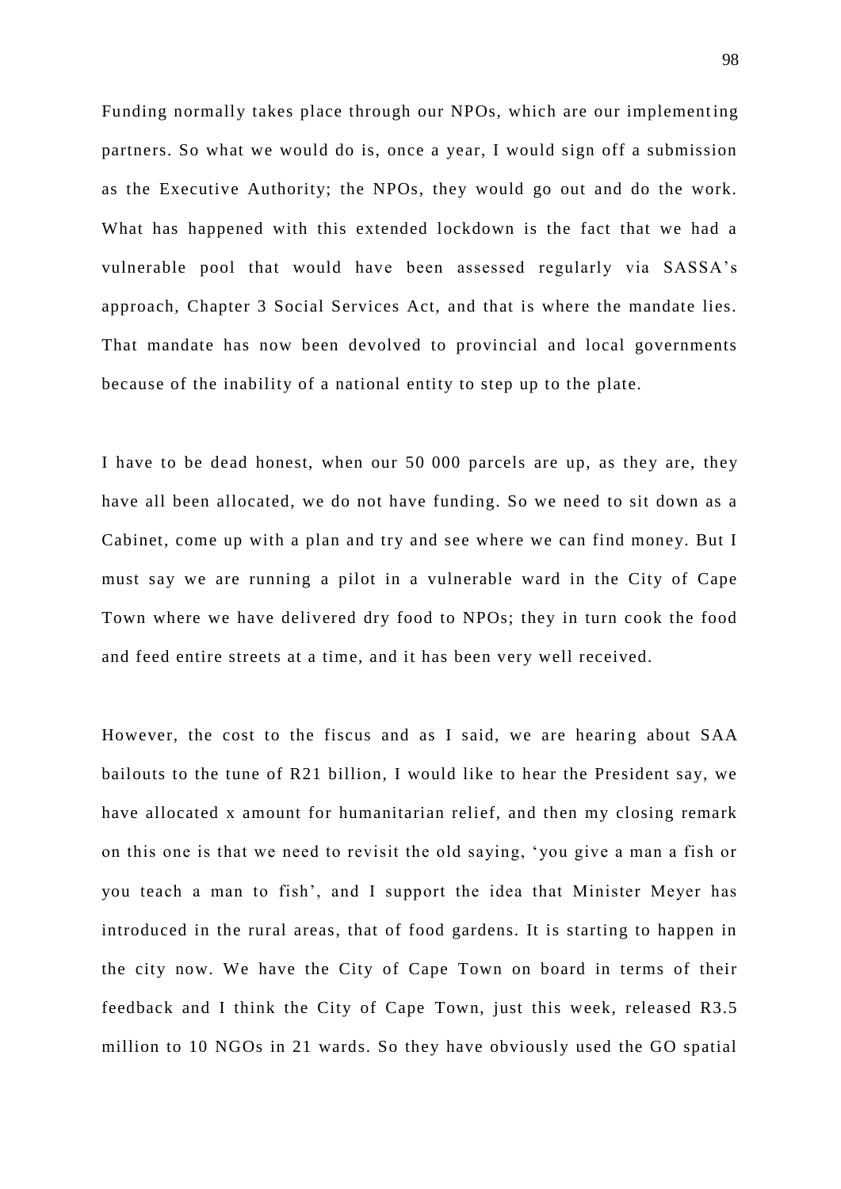Funding normally takes place through our NPOs, which are our implementing partners. So what we would do is, once a year, I would sign off a submission as the Executive Authority; the NPOs, they would go out and do the work. What has happened with this extended lockdown is the fact that we had a vulnerable pool that would have been assessed regularly via SASSA's approach, Chapter 3 Social Services Act, and that is where the mandate lies. That mandate has now been devolved to provincial and local governments because of the inability of a national entity to step up to the plate.

I have to be dead honest, when our 50 000 parcels are up, as they are, they have all been allocated, we do not have funding. So we need to sit down as a Cabinet, come up with a plan and try and see where we can find money. But I must say we are running a pilot in a vulnerable ward in the City of Cape Town where we have delivered dry food to NPOs; they in turn cook the food and feed entire streets at a time, and it has been very well received.

However, the cost to the fiscus and as I said, we are hearing about SAA bailouts to the tune of R21 billion, I would like to hear the President say, we have allocated x amount for humanitarian relief, and then my closing remark on this one is that we need to revisit the old saying, 'you give a man a fish or you teach a man to fish', and I support the idea that Minister Meyer has introduced in the rural areas, that of food gardens. It is starting to happen in the city now. We have the City of Cape Town on board in terms of their feedback and I think the City of Cape Town, just this week, released R3.5 million to 10 NGOs in 21 wards. So they have obviously used the GO spatial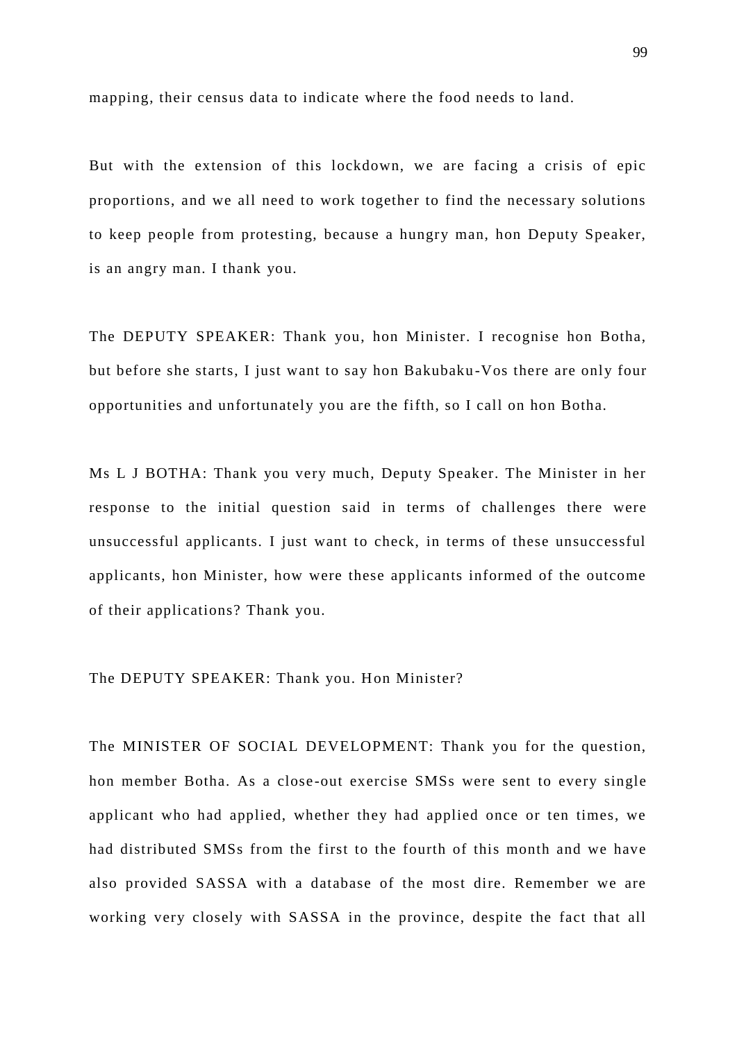mapping, their census data to indicate where the food needs to land.

But with the extension of this lockdown, we are facing a crisis of epic proportions, and we all need to work together to find the necessary solutions to keep people from protesting, because a hungry man, hon Deputy Speaker, is an angry man. I thank you.

The DEPUTY SPEAKER: Thank you, hon Minister. I recognise hon Botha, but before she starts, I just want to say hon Bakubaku-Vos there are only four opportunities and unfortunately you are the fifth, so I call on hon Botha.

Ms L J BOTHA: Thank you very much, Deputy Speaker. The Minister in her response to the initial question said in terms of challenges there were unsuccessful applicants. I just want to check, in terms of these unsuccessful applicants, hon Minister, how were these applicants informed of the outcome of their applications? Thank you.

The DEPUTY SPEAKER: Thank you. Hon Minister?

The MINISTER OF SOCIAL DEVELOPMENT: Thank you for the question, hon member Botha. As a close-out exercise SMSs were sent to every single applicant who had applied, whether they had applied once or ten times, we had distributed SMSs from the first to the fourth of this month and we have also provided SASSA with a database of the most dire. Remember we are working very closely with SASSA in the province, despite the fact that all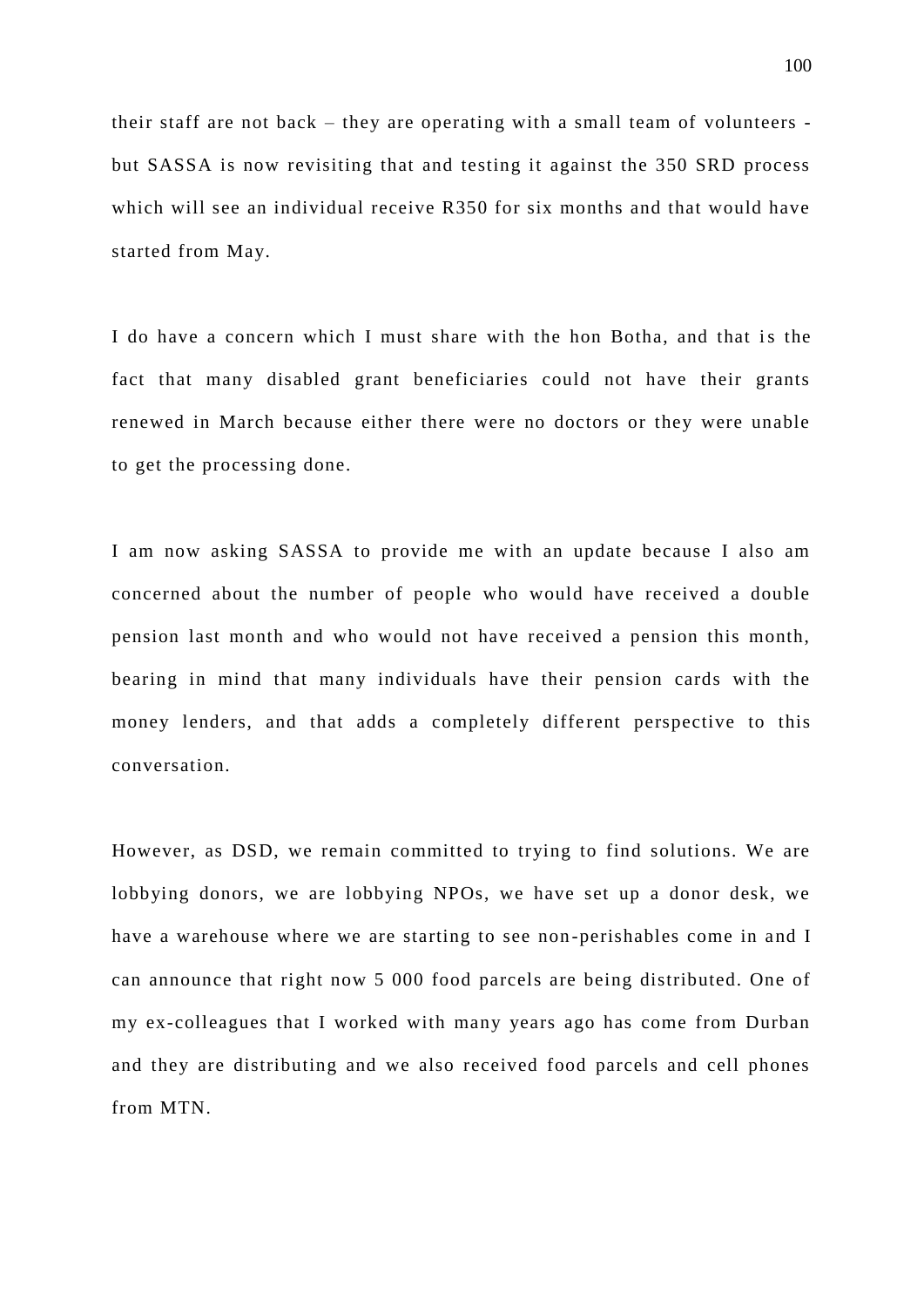their staff are not back – they are operating with a small team of volunteers - but SASSA is now revisiting that and testing it against the 350 SRD process which will see an individual receive R350 for six months and that would have started from May.

I do have a concern which I must share with the hon Botha, and that is the fact that many disabled grant beneficiaries could not have their grants renewed in March because either there were no doctors or they were unable to get the processing done.

I am now asking SASSA to provide me with an update because I also am concerned about the number of people who would have received a double pension last month and who would not have received a pension this month, bearing in mind that many individuals have their pension cards with the money lenders, and that adds a completely different perspective to this conversation.

However, as DSD, we remain committed to trying to find solutions. We are lobbying donors, we are lobbying NPOs, we have set up a donor desk, we have a warehouse where we are starting to see non-perishables come in and I can announce that right now 5 000 food parcels are being distributed. One of my ex-colleagues that I worked with many years ago has come from Durban and they are distributing and we also received food parcels and cell phones from MTN.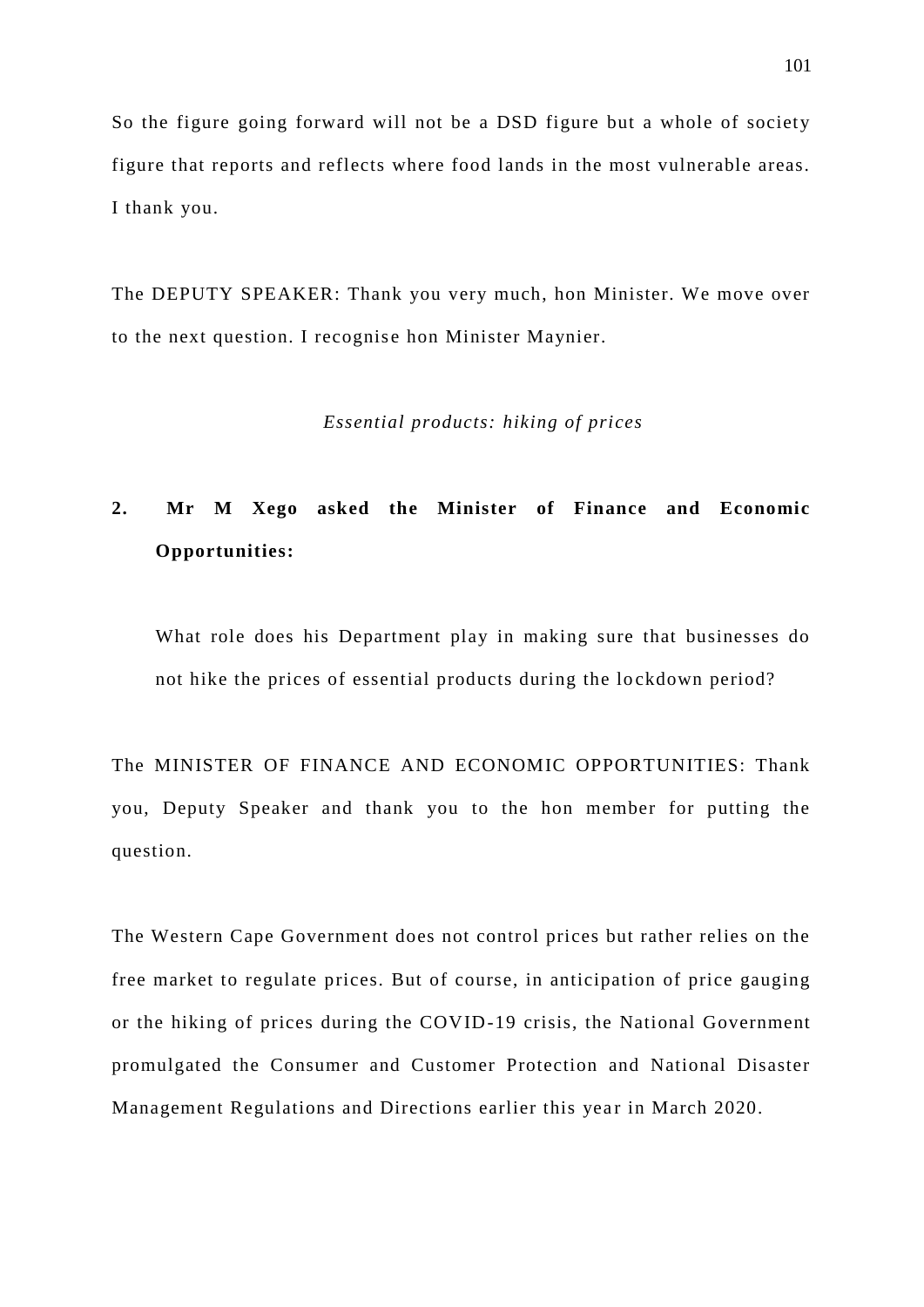So the figure going forward will not be a DSD figure but a whole of society figure that reports and reflects where food lands in the most vulnerable areas. I thank you.

The DEPUTY SPEAKER: Thank you very much, hon Minister. We move over to the next question. I recognise hon Minister Maynier.

*Essential products: hiking of prices*

**2. Mr M Xego asked the Minister of Finance and Economic Opportunities:**

What role does his Department play in making sure that businesses do not hike the prices of essential products during the lockdown period?

The MINISTER OF FINANCE AND ECONOMIC OPPORTUNITIES: Thank you, Deputy Speaker and thank you to the hon member for putting the question.

The Western Cape Government does not control prices but rather relies on the free market to regulate prices. But of course, in anticipation of price gauging or the hiking of prices during the COVID-19 crisis, the National Government promulgated the Consumer and Customer Protection and National Disaster Management Regulations and Directions earlier this year in March 2020.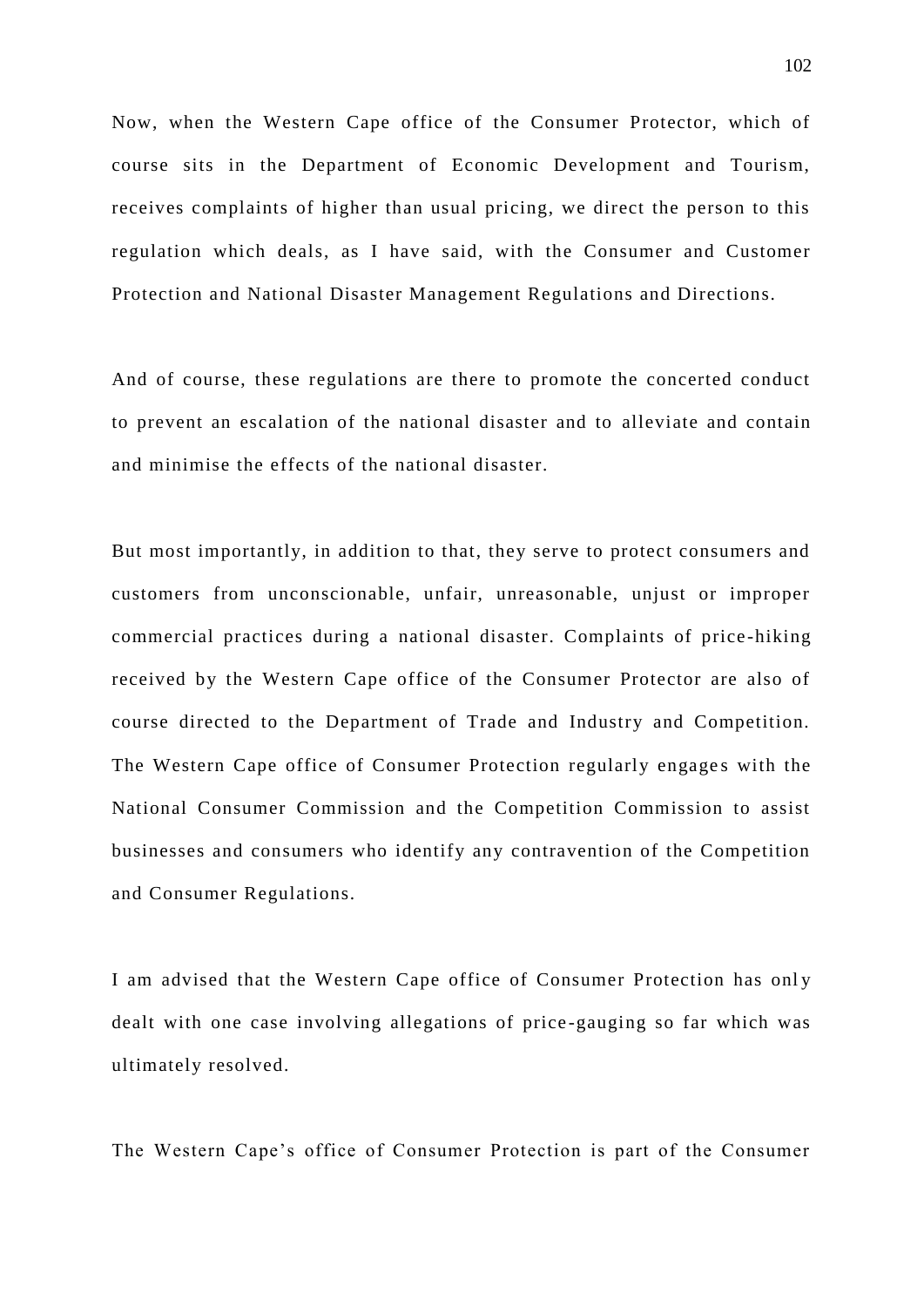Now, when the Western Cape office of the Consumer Protector, which of course sits in the Department of Economic Development and Tourism, receives complaints of higher than usual pricing, we direct the person to this regulation which deals, as I have said, with the Consumer and Customer Protection and National Disaster Management Regulations and Directions.

And of course, these regulations are there to promote the concerted conduct to prevent an escalation of the national disaster and to alleviate and contain and minimise the effects of the national disaster.

But most importantly, in addition to that, they serve to protect consumers and customers from unconscionable, unfair, unreasonable, unjust or improper commercial practices during a national disaster. Complaints of price-hiking received by the Western Cape office of the Consumer Protector are also of course directed to the Department of Trade and Industry and Competition. The Western Cape office of Consumer Protection regularly engages with the National Consumer Commission and the Competition Commission to assist businesses and consumers who identify any contravention of the Competition and Consumer Regulations.

I am advised that the Western Cape office of Consumer Protection has only dealt with one case involving allegations of price-gauging so far which was ultimately resolved.

The Western Cape's office of Consumer Protection is part of the Consumer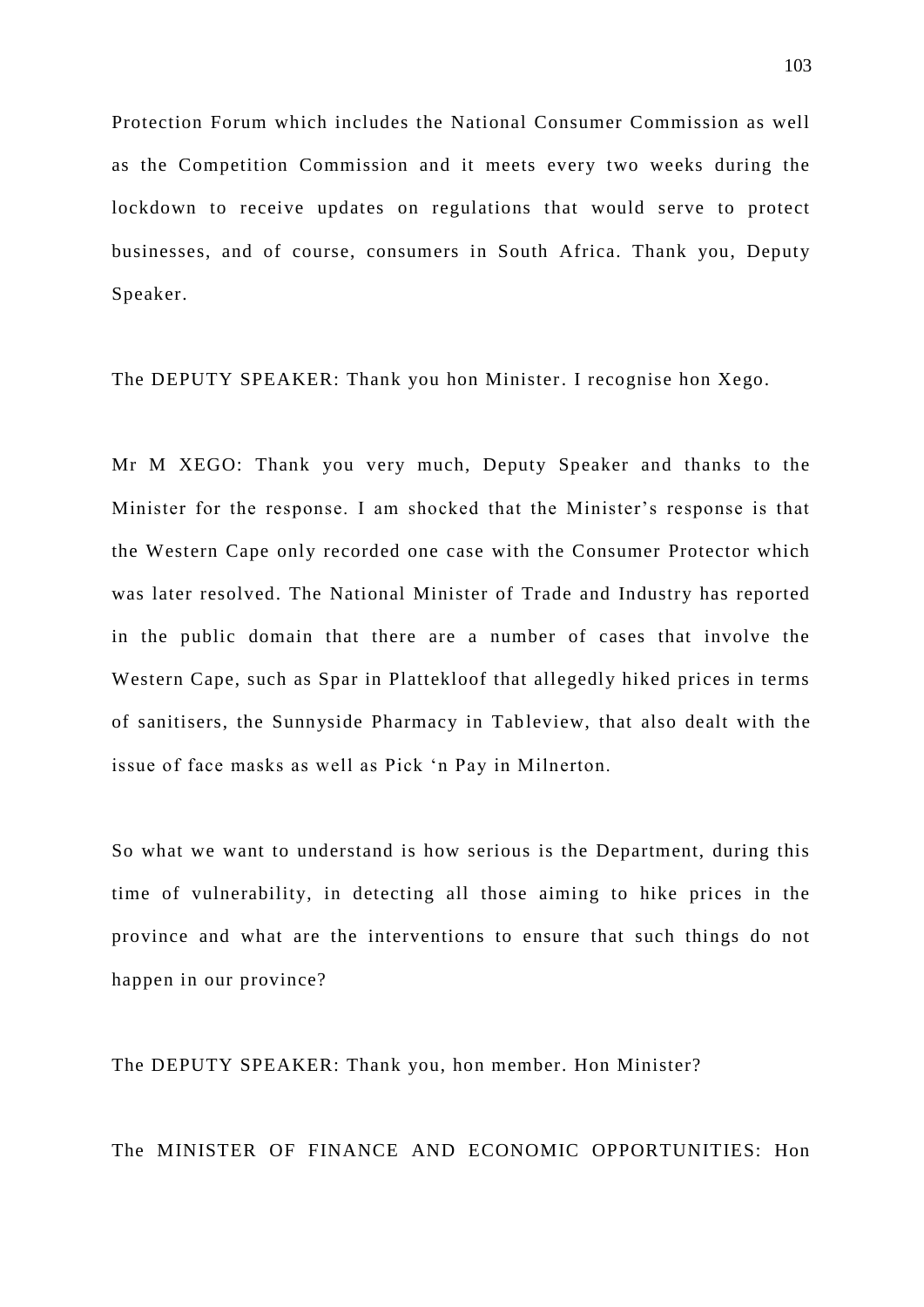Protection Forum which includes the National Consumer Commission as well as the Competition Commission and it meets every two weeks during the lockdown to receive updates on regulations that would serve to protect businesses, and of course, consumers in South Africa. Thank you, Deputy Speaker.

The DEPUTY SPEAKER: Thank you hon Minister. I recognise hon Xego.

Mr M XEGO: Thank you very much, Deputy Speaker and thanks to the Minister for the response. I am shocked that the Minister's response is that the Western Cape only recorded one case with the Consumer Protector which was later resolved. The National Minister of Trade and Industry has reported in the public domain that there are a number of cases that involve the Western Cape, such as Spar in Plattekloof that allegedly hiked prices in terms of sanitisers, the Sunnyside Pharmacy in Tableview, that also dealt with the issue of face masks as well as Pick 'n Pay in Milnerton.

So what we want to understand is how serious is the Department, during this time of vulnerability, in detecting all those aiming to hike prices in the province and what are the interventions to ensure that such things do not happen in our province?

The DEPUTY SPEAKER: Thank you, hon member. Hon Minister?

The MINISTER OF FINANCE AND ECONOMIC OPPORTUNITIES: Hon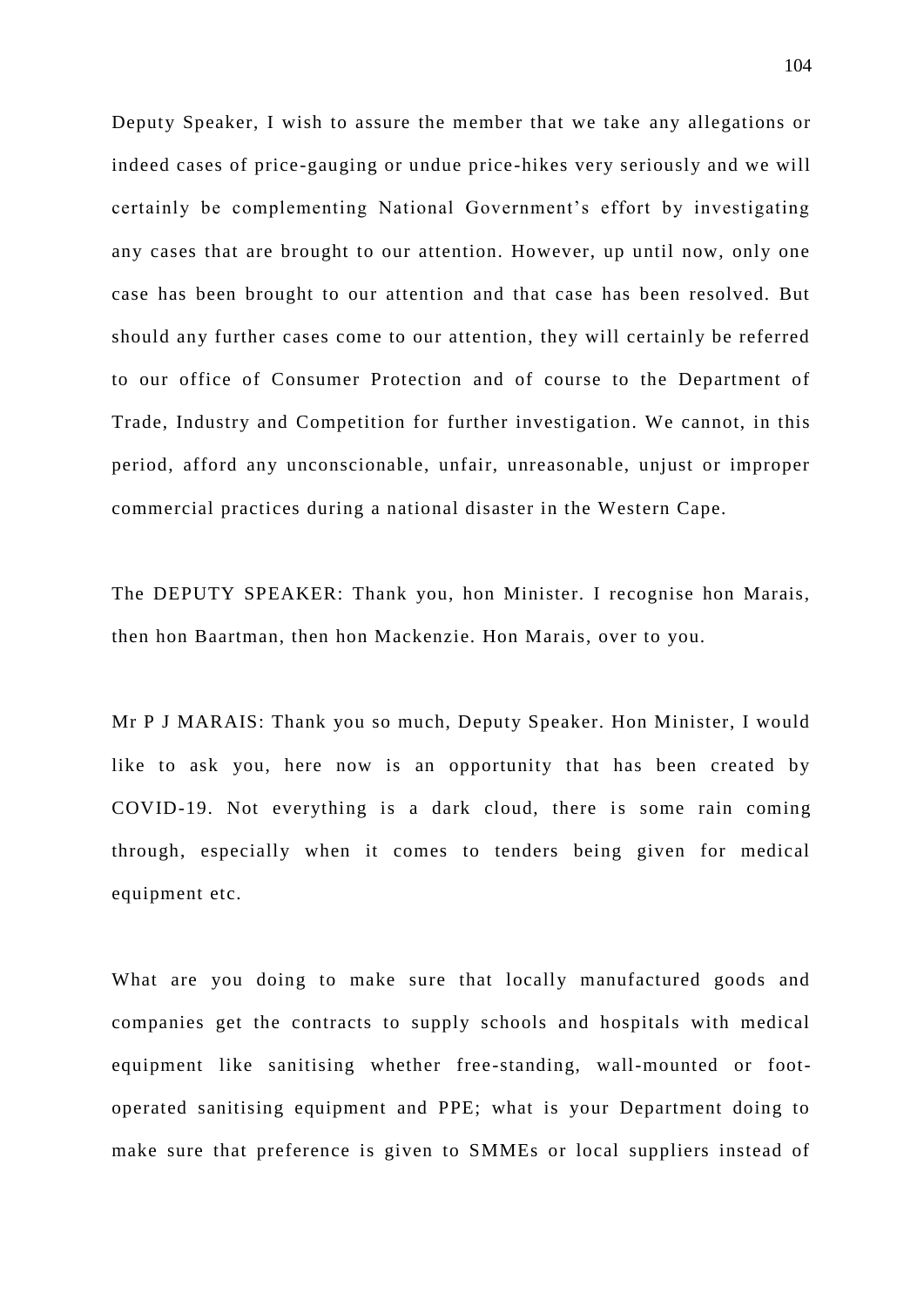Deputy Speaker, I wish to assure the member that we take any allegations or indeed cases of price-gauging or undue price-hikes very seriously and we will certainly be complementing National Government's effort by investigating any cases that are brought to our attention. However, up until now, only one case has been brought to our attention and that case has been resolved. But should any further cases come to our attention, they will certainly be referred to our office of Consumer Protection and of course to the Department of Trade, Industry and Competition for further investigation. We cannot, in this period, afford any unconscionable, unfair, unreasonable, unjust or improper commercial practices during a national disaster in the Western Cape.

The DEPUTY SPEAKER: Thank you, hon Minister. I recognise hon Marais, then hon Baartman, then hon Mackenzie. Hon Marais, over to you.

Mr P J MARAIS: Thank you so much, Deputy Speaker. Hon Minister, I would like to ask you, here now is an opportunity that has been created by COVID-19. Not everything is a dark cloud, there is some rain coming through, especially when it comes to tenders being given for medical equipment etc.

What are you doing to make sure that locally manufactured goods and companies get the contracts to supply schools and hospitals with medical equipment like sanitising whether free-standing, wall-mounted or foot-operated sanitising equipment and PPE; what is your Department doing to make sure that preference is given to SMMEs or local suppliers instead of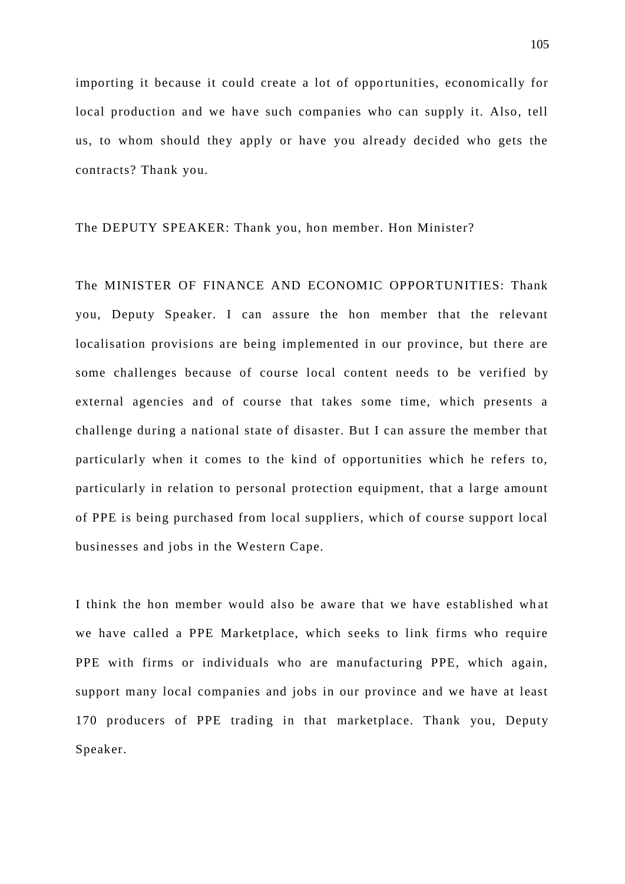importing it because it could create a lot of opportunities, economically for local production and we have such companies who can supply it. Also, tell us, to whom should they apply or have you already decided who gets the contracts? Thank you.

The DEPUTY SPEAKER: Thank you, hon member. Hon Minister?

The MINISTER OF FINANCE AND ECONOMIC OPPORTUNITIES: Thank you, Deputy Speaker. I can assure the hon member that the relevant localisation provisions are being implemented in our province, but there are some challenges because of course local content needs to be verified by external agencies and of course that takes some time, which presents a challenge during a national state of disaster. But I can assure the member that particularly when it comes to the kind of opportunities which he refers to, particularly in relation to personal protection equipment, that a large amount of PPE is being purchased from local suppliers, which of course support local businesses and jobs in the Western Cape.

I think the hon member would also be aware that we have established what we have called a PPE Marketplace, which seeks to link firms who require PPE with firms or individuals who are manufacturing PPE, which again, support many local companies and jobs in our province and we have at least 170 producers of PPE trading in that marketplace. Thank you, Deputy Speaker.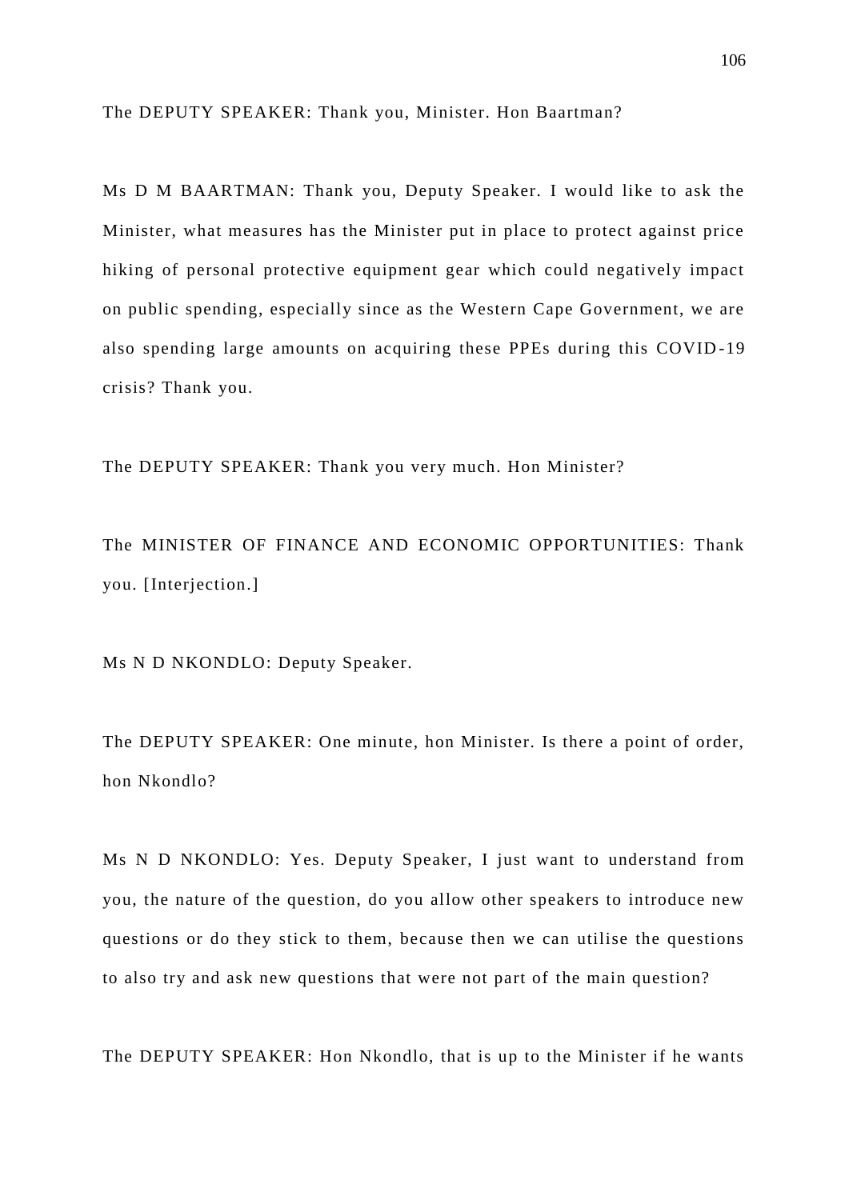The DEPUTY SPEAKER: Thank you, Minister. Hon Baartman?

Ms D M BAARTMAN: Thank you, Deputy Speaker. I would like to ask the Minister, what measures has the Minister put in place to protect against price hiking of personal protective equipment gear which could negatively impact on public spending, especially since as the Western Cape Government, we are also spending large amounts on acquiring these PPEs during this COVID-19 crisis? Thank you.

The DEPUTY SPEAKER: Thank you very much. Hon Minister?

The MINISTER OF FINANCE AND ECONOMIC OPPORTUNITIES: Thank you. [Interjection.]

Ms N D NKONDLO: Deputy Speaker.

The DEPUTY SPEAKER: One minute, hon Minister. Is there a point of order, hon Nkondlo?

Ms N D NKONDLO: Yes. Deputy Speaker, I just want to understand from you, the nature of the question, do you allow other speakers to introduce new questions or do they stick to them, because then we can utilise the questions to also try and ask new questions that were not part of the main question?

The DEPUTY SPEAKER: Hon Nkondlo, that is up to the Minister if he wants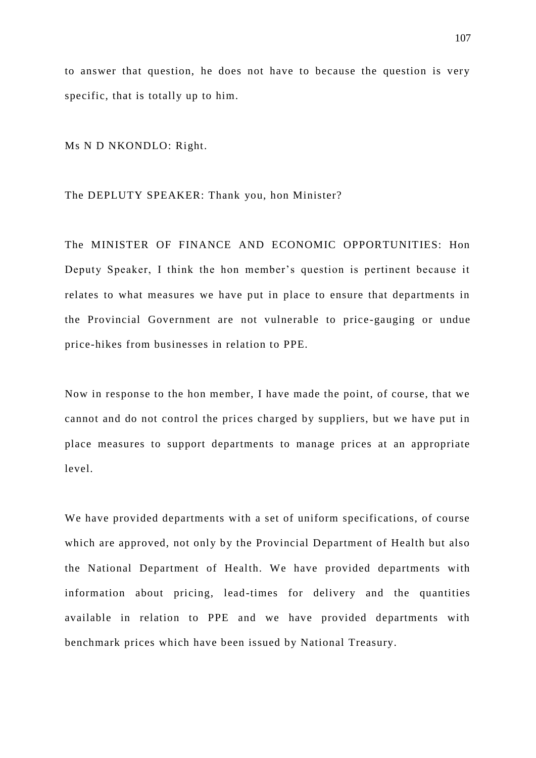to answer that question, he does not have to because the question is very specific, that is totally up to him.

Ms N D NKONDLO: Right.

The DEPLUTY SPEAKER: Thank you, hon Minister?

The MINISTER OF FINANCE AND ECONOMIC OPPORTUNITIES: Hon Deputy Speaker, I think the hon member's question is pertinent because it relates to what measures we have put in place to ensure that departments in the Provincial Government are not vulnerable to price-gauging or undue price-hikes from businesses in relation to PPE.

Now in response to the hon member, I have made the point, of course, that we cannot and do not control the prices charged by suppliers, but we have put in place measures to support departments to manage prices at an appropriate level.

We have provided departments with a set of uniform specifications, of course which are approved, not only by the Provincial Department of Health but also the National Department of Health. We have provided departments with information about pricing, lead-times for delivery and the quantities available in relation to PPE and we have provided departments with benchmark prices which have been issued by National Treasury.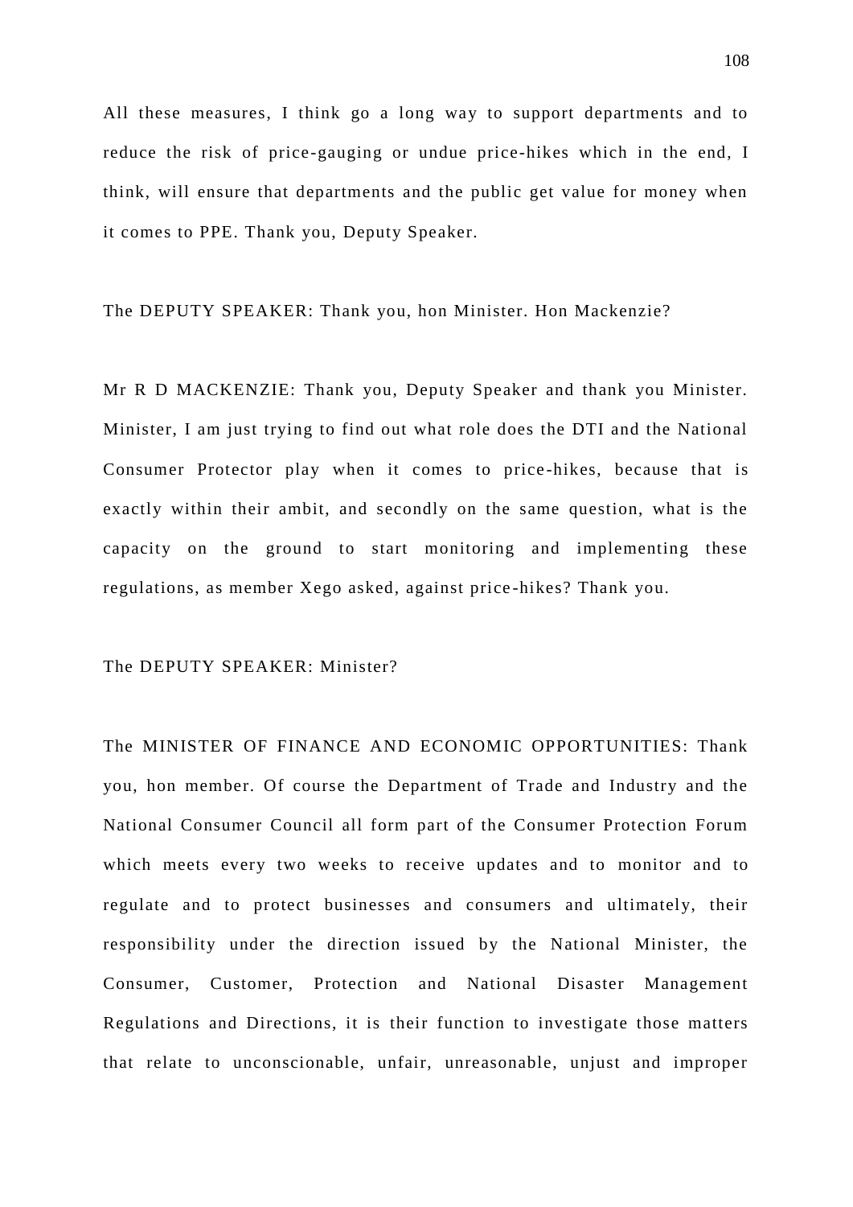All these measures, I think go a long way to support departments and to reduce the risk of price-gauging or undue price-hikes which in the end, I think, will ensure that departments and the public get value for money when it comes to PPE. Thank you, Deputy Speaker.

The DEPUTY SPEAKER: Thank you, hon Minister. Hon Mackenzie?

Mr R D MACKENZIE: Thank you, Deputy Speaker and thank you Minister. Minister, I am just trying to find out what role does the DTI and the National Consumer Protector play when it comes to price-hikes, because that is exactly within their ambit, and secondly on the same question, what is the capacity on the ground to start monitoring and implementing these regulations, as member Xego asked, against price-hikes? Thank you.

The DEPUTY SPEAKER: Minister?

The MINISTER OF FINANCE AND ECONOMIC OPPORTUNITIES: Thank you, hon member. Of course the Department of Trade and Industry and the National Consumer Council all form part of the Consumer Protection Forum which meets every two weeks to receive updates and to monitor and to regulate and to protect businesses and consumers and ultimately, their responsibility under the direction issued by the National Minister, the Consumer, Customer, Protection and National Disaster Management Regulations and Directions, it is their function to investigate those matters that relate to unconscionable, unfair, unreasonable, unjust and improper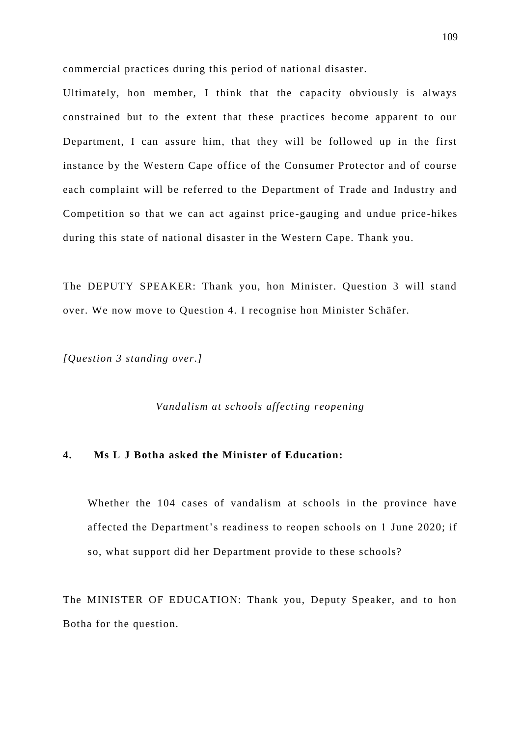commercial practices during this period of national disaster.

Ultimately, hon member, I think that the capacity obviously is always constrained but to the extent that these practices become apparent to our Department, I can assure him, that they will be followed up in the first instance by the Western Cape office of the Consumer Protector and of course each complaint will be referred to the Department of Trade and Industry and Competition so that we can act against price-gauging and undue price-hikes during this state of national disaster in the Western Cape. Thank you.

The DEPUTY SPEAKER: Thank you, hon Minister. Question 3 will stand over. We now move to Question 4. I recognise hon Minister Schäfer.

*[Question 3 standing over.]*

*Vandalism at schools affecting reopening*

**4. Ms L J Botha asked the Minister of Education:**

> Whether the 104 cases of vandalism at schools in the province have affected the Department's readiness to reopen schools on 1 June 2020; if so, what support did her Department provide to these schools?

The MINISTER OF EDUCATION: Thank you, Deputy Speaker, and to hon Botha for the question.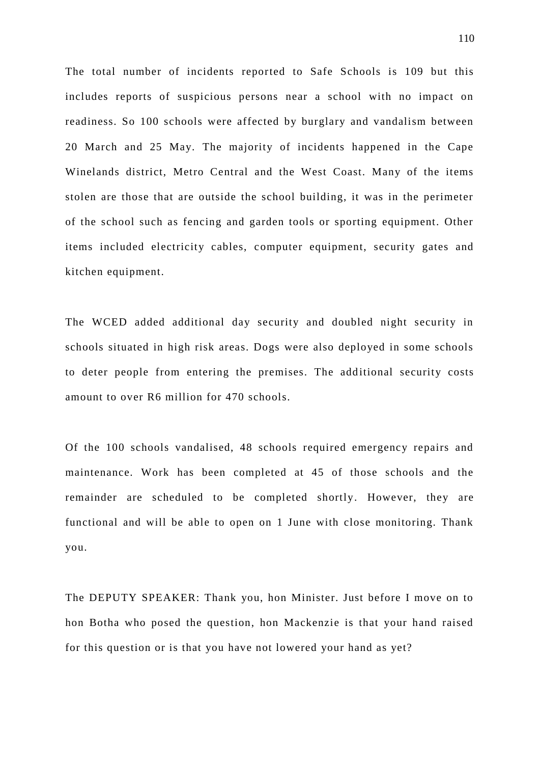The total number of incidents reported to Safe Schools is 109 but this includes reports of suspicious persons near a school with no impact on readiness. So 100 schools were affected by burglary and vandalism between 20 March and 25 May. The majority of incidents happened in the Cape Winelands district, Metro Central and the West Coast. Many of the items stolen are those that are outside the school building, it was in the perimeter of the school such as fencing and garden tools or sporting equipment. Other items included electricity cables, computer equipment, security gates and kitchen equipment.

The WCED added additional day security and doubled night security in schools situated in high risk areas. Dogs were also deployed in some schools to deter people from entering the premises. The additional security costs amount to over R6 million for 470 schools.

Of the 100 schools vandalised, 48 schools required emergency repairs and maintenance. Work has been completed at 45 of those schools and the remainder are scheduled to be completed shortly. However, they are functional and will be able to open on 1 June with close monitoring. Thank you.

The DEPUTY SPEAKER: Thank you, hon Minister. Just before I move on to hon Botha who posed the question, hon Mackenzie is that your hand raised for this question or is that you have not lowered your hand as yet?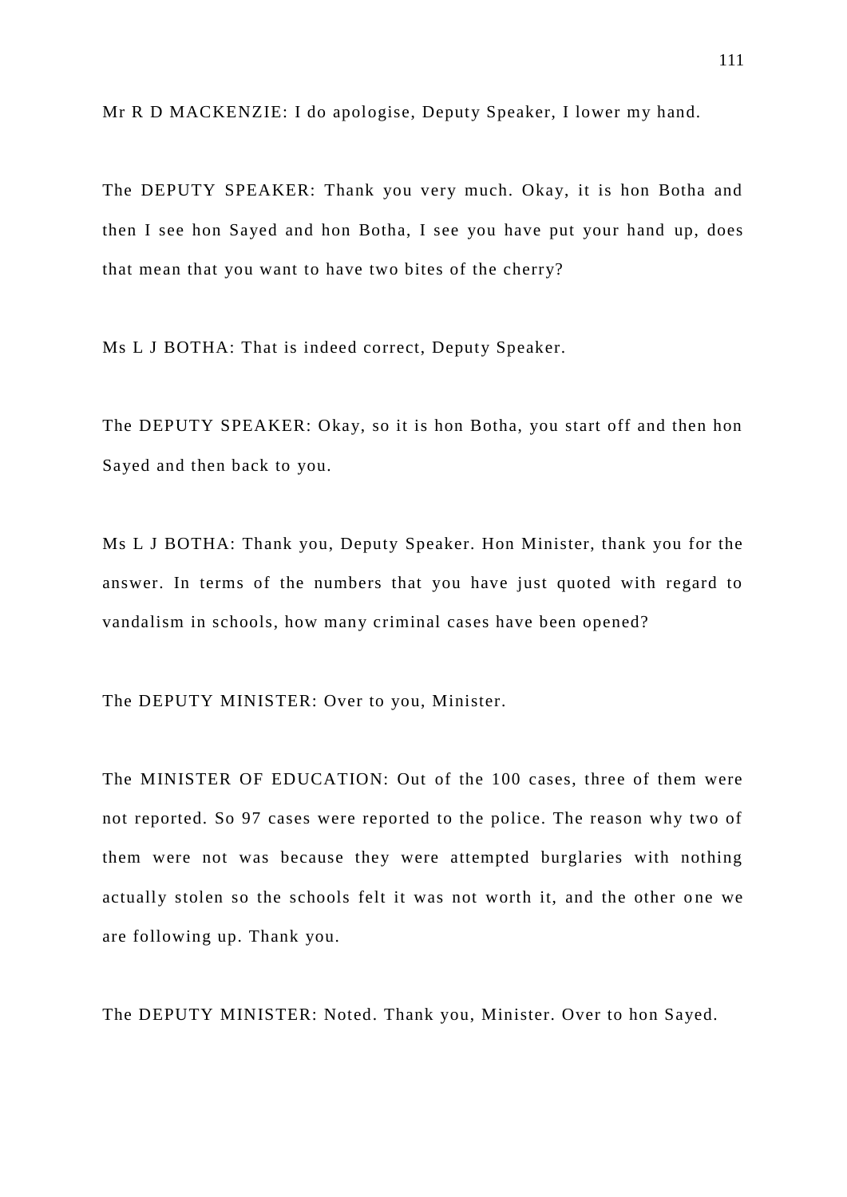Mr R D MACKENZIE: I do apologise, Deputy Speaker, I lower my hand.

The DEPUTY SPEAKER: Thank you very much. Okay, it is hon Botha and then I see hon Sayed and hon Botha, I see you have put your hand up, does that mean that you want to have two bites of the cherry?

Ms L J BOTHA: That is indeed correct, Deputy Speaker.

The DEPUTY SPEAKER: Okay, so it is hon Botha, you start off and then hon Sayed and then back to you.

Ms L J BOTHA: Thank you, Deputy Speaker. Hon Minister, thank you for the answer. In terms of the numbers that you have just quoted with regard to vandalism in schools, how many criminal cases have been opened?

The DEPUTY MINISTER: Over to you, Minister.

The MINISTER OF EDUCATION: Out of the 100 cases, three of them were not reported. So 97 cases were reported to the police. The reason why two of them were not was because they were attempted burglaries with nothing actually stolen so the schools felt it was not worth it, and the other one we are following up. Thank you.

The DEPUTY MINISTER: Noted. Thank you, Minister. Over to hon Sayed.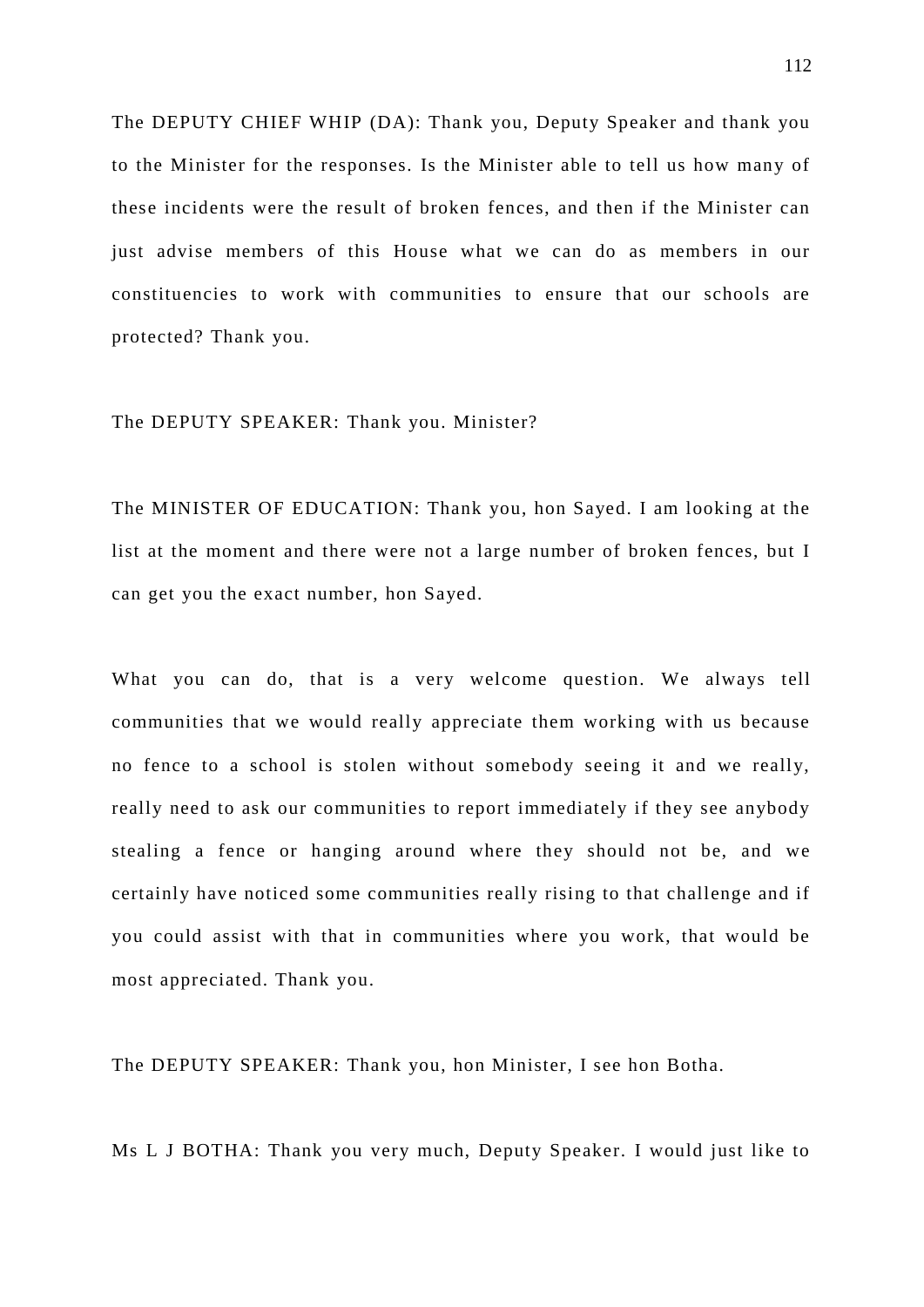The DEPUTY CHIEF WHIP (DA): Thank you, Deputy Speaker and thank you to the Minister for the responses. Is the Minister able to tell us how many of these incidents were the result of broken fences, and then if the Minister can just advise members of this House what we can do as members in our constituencies to work with communities to ensure that our schools are protected? Thank you.

The DEPUTY SPEAKER: Thank you. Minister?

The MINISTER OF EDUCATION: Thank you, hon Sayed. I am looking at the list at the moment and there were not a large number of broken fences, but I can get you the exact number, hon Sayed.

What you can do, that is a very welcome question. We always tell communities that we would really appreciate them working with us because no fence to a school is stolen without somebody seeing it and we really, really need to ask our communities to report immediately if they see anybody stealing a fence or hanging around where they should not be, and we certainly have noticed some communities really rising to that challenge and if you could assist with that in communities where you work, that would be most appreciated. Thank you.

The DEPUTY SPEAKER: Thank you, hon Minister, I see hon Botha.

Ms L J BOTHA: Thank you very much, Deputy Speaker. I would just like to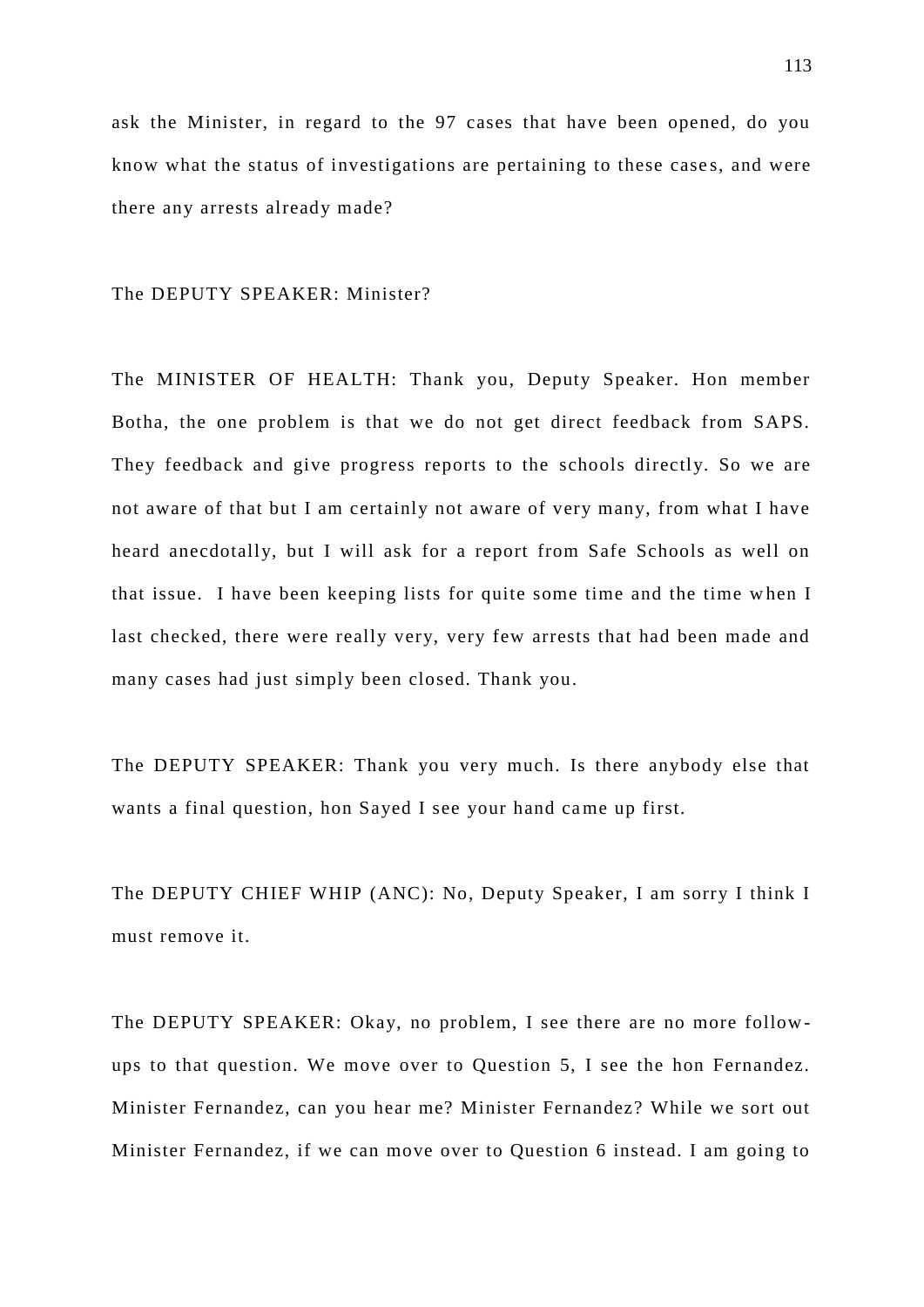ask the Minister, in regard to the 97 cases that have been opened, do you know what the status of investigations are pertaining to these cases, and were there any arrests already made?

The DEPUTY SPEAKER: Minister?

The MINISTER OF HEALTH: Thank you, Deputy Speaker. Hon member Botha, the one problem is that we do not get direct feedback from SAPS. They feedback and give progress reports to the schools directly. So we are not aware of that but I am certainly not aware of very many, from what I have heard anecdotally, but I will ask for a report from Safe Schools as well on that issue. I have been keeping lists for quite some time and the time when I last checked, there were really very, very few arrests that had been made and many cases had just simply been closed. Thank you.

The DEPUTY SPEAKER: Thank you very much. Is there anybody else that wants a final question, hon Sayed I see your hand came up first.

The DEPUTY CHIEF WHIP (ANC): No, Deputy Speaker, I am sorry I think I must remove it.

The DEPUTY SPEAKER: Okay, no problem, I see there are no more follow-ups to that question. We move over to Question 5, I see the hon Fernandez. Minister Fernandez, can you hear me? Minister Fernandez? While we sort out Minister Fernandez, if we can move over to Question 6 instead. I am going to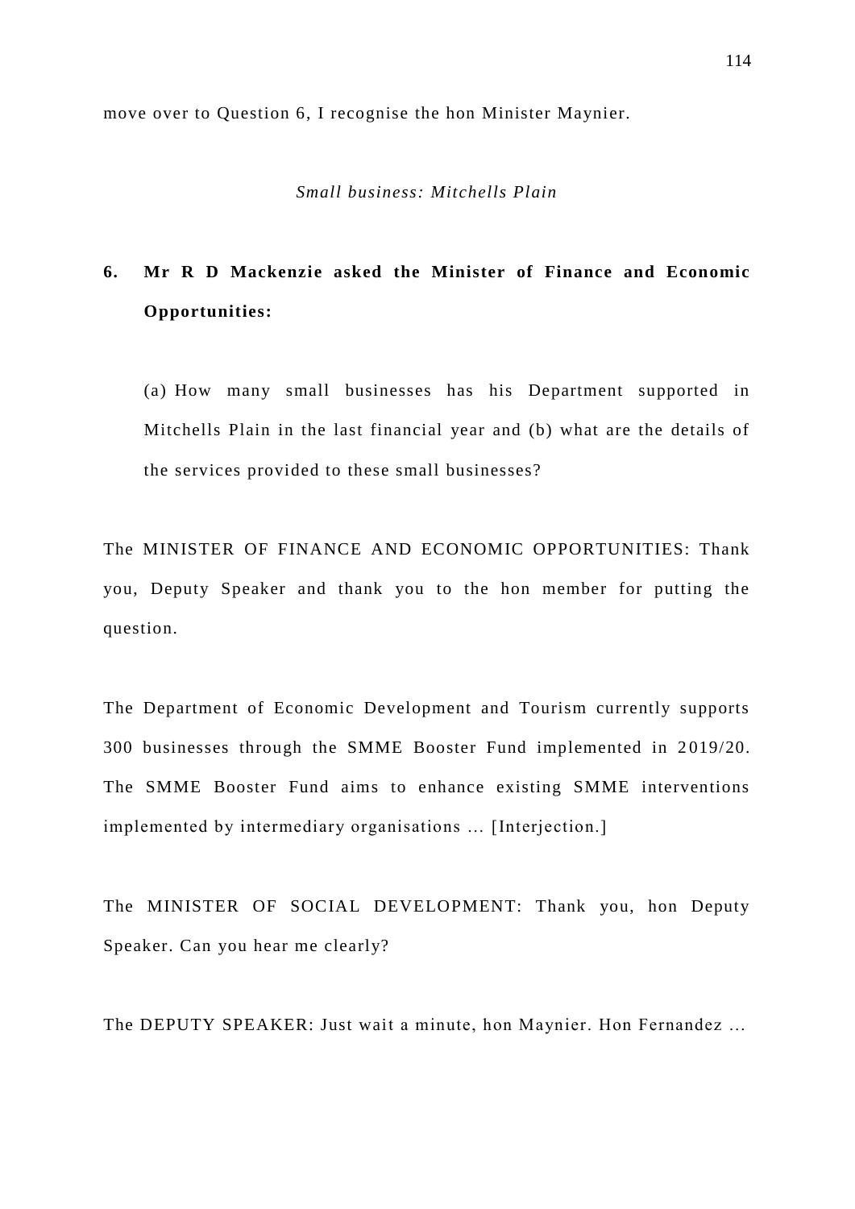move over to Question 6, I recognise the hon Minister Maynier.

*Small business: Mitchells Plain*

**6. Mr R D Mackenzie asked the Minister of Finance and Economic Opportunities:**

(a) How many small businesses has his Department supported in Mitchells Plain in the last financial year and (b) what are the details of the services provided to these small businesses?

The MINISTER OF FINANCE AND ECONOMIC OPPORTUNITIES: Thank you, Deputy Speaker and thank you to the hon member for putting the question.

The Department of Economic Development and Tourism currently supports 300 businesses through the SMME Booster Fund implemented in 2019/20. The SMME Booster Fund aims to enhance existing SMME interventions implemented by intermediary organisations ... [Interjection.]

The MINISTER OF SOCIAL DEVELOPMENT: Thank you, hon Deputy Speaker. Can you hear me clearly?

The DEPUTY SPEAKER: Just wait a minute, hon Maynier. Hon Fernandez ...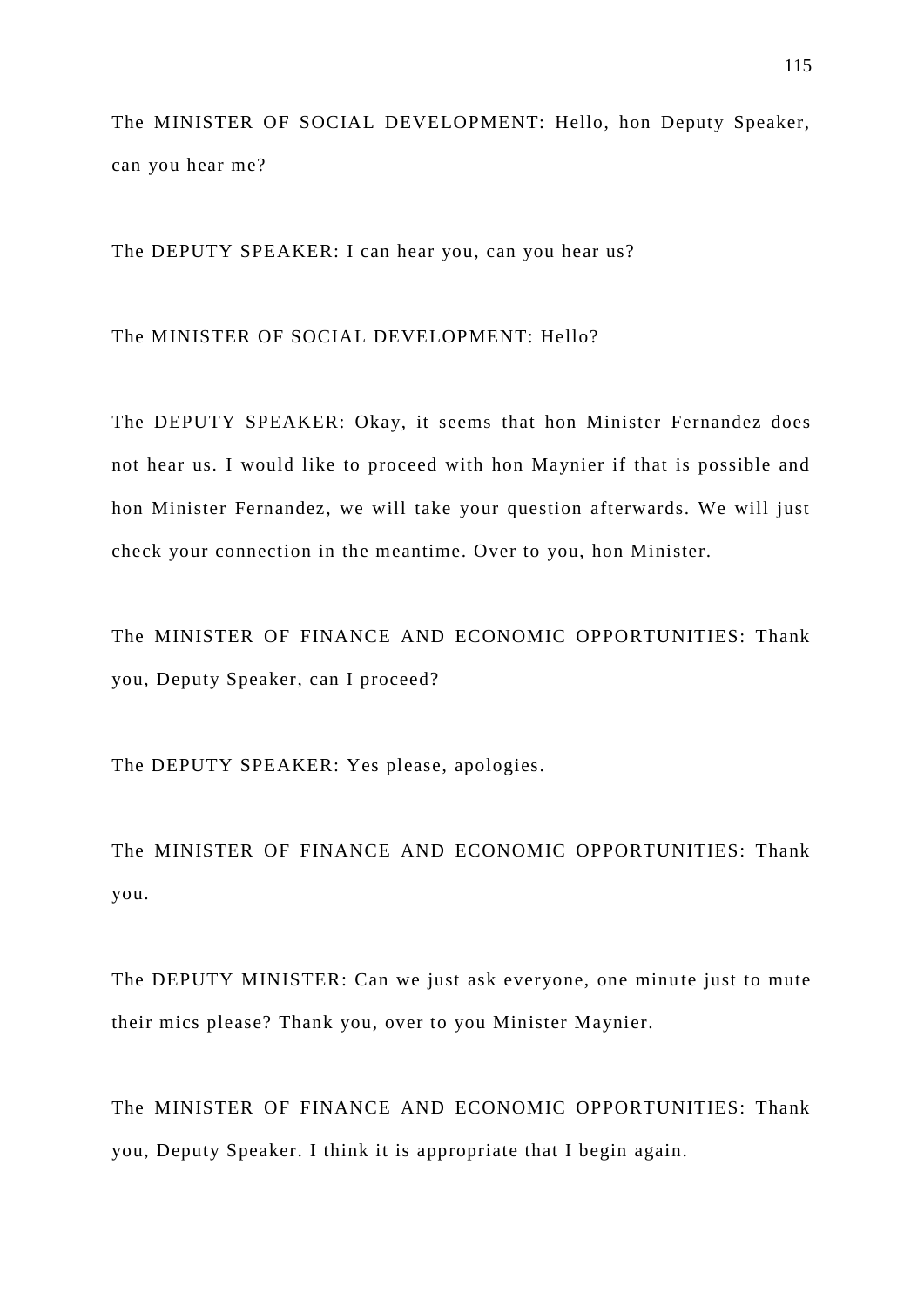The MINISTER OF SOCIAL DEVELOPMENT: Hello, hon Deputy Speaker, can you hear me?

The DEPUTY SPEAKER: I can hear you, can you hear us?

The MINISTER OF SOCIAL DEVELOPMENT: Hello?

The DEPUTY SPEAKER: Okay, it seems that hon Minister Fernandez does not hear us. I would like to proceed with hon Maynier if that is possible and hon Minister Fernandez, we will take your question afterwards. We will just check your connection in the meantime. Over to you, hon Minister.

The MINISTER OF FINANCE AND ECONOMIC OPPORTUNITIES: Thank you, Deputy Speaker, can I proceed?

The DEPUTY SPEAKER: Yes please, apologies.

The MINISTER OF FINANCE AND ECONOMIC OPPORTUNITIES: Thank you.

The DEPUTY MINISTER: Can we just ask everyone, one minute just to mute their mics please? Thank you, over to you Minister Maynier.

The MINISTER OF FINANCE AND ECONOMIC OPPORTUNITIES: Thank you, Deputy Speaker. I think it is appropriate that I begin again.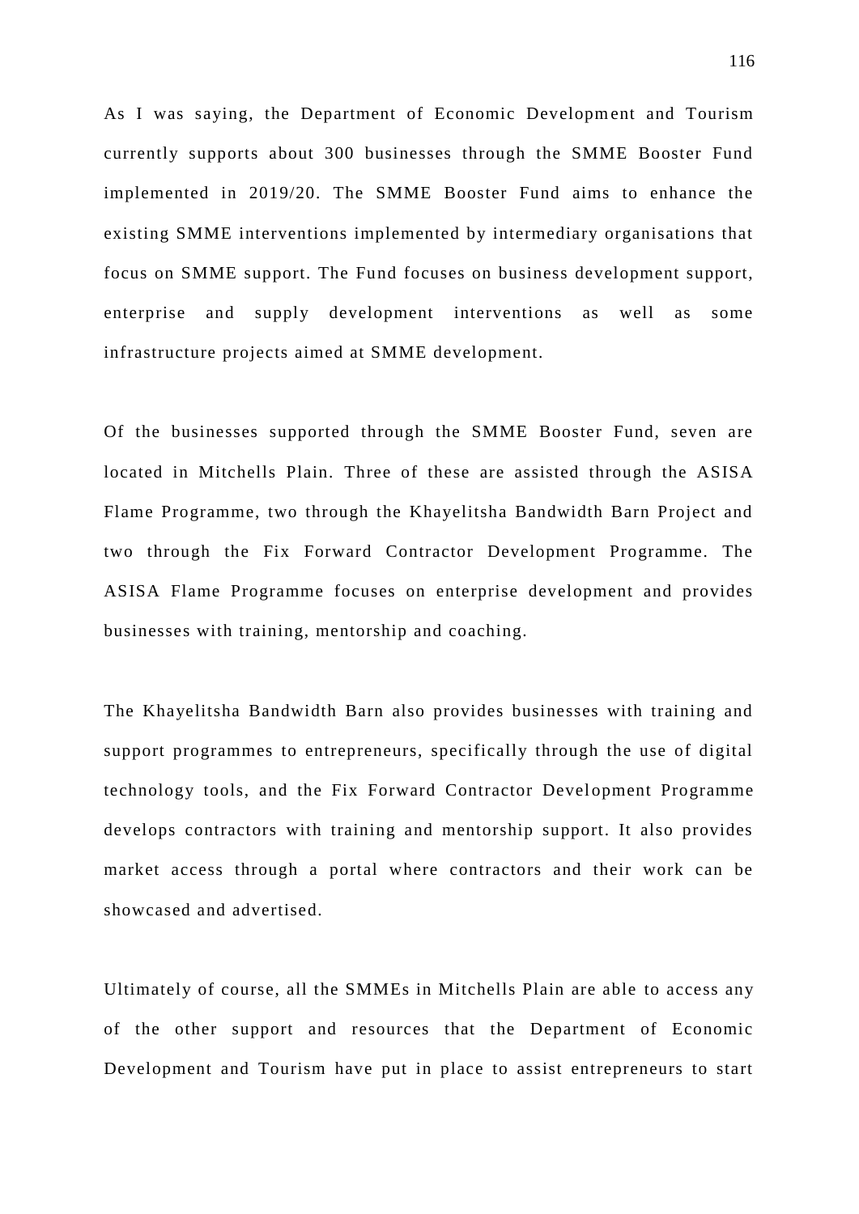As I was saying, the Department of Economic Development and Tourism currently supports about 300 businesses through the SMME Booster Fund implemented in 2019/20. The SMME Booster Fund aims to enhance the existing SMME interventions implemented by intermediary organisations that focus on SMME support. The Fund focuses on business development support, enterprise and supply development interventions as well as some infrastructure projects aimed at SMME development.

Of the businesses supported through the SMME Booster Fund, seven are located in Mitchells Plain. Three of these are assisted through the ASISA Flame Programme, two through the Khayelitsha Bandwidth Barn Project and two through the Fix Forward Contractor Development Programme. The ASISA Flame Programme focuses on enterprise development and provides businesses with training, mentorship and coaching.

The Khayelitsha Bandwidth Barn also provides businesses with training and support programmes to entrepreneurs, specifically through the use of digital technology tools, and the Fix Forward Contractor Development Programme develops contractors with training and mentorship support. It also provides market access through a portal where contractors and their work can be showcased and advertised.

Ultimately of course, all the SMMEs in Mitchells Plain are able to access any of the other support and resources that the Department of Economic Development and Tourism have put in place to assist entrepreneurs to start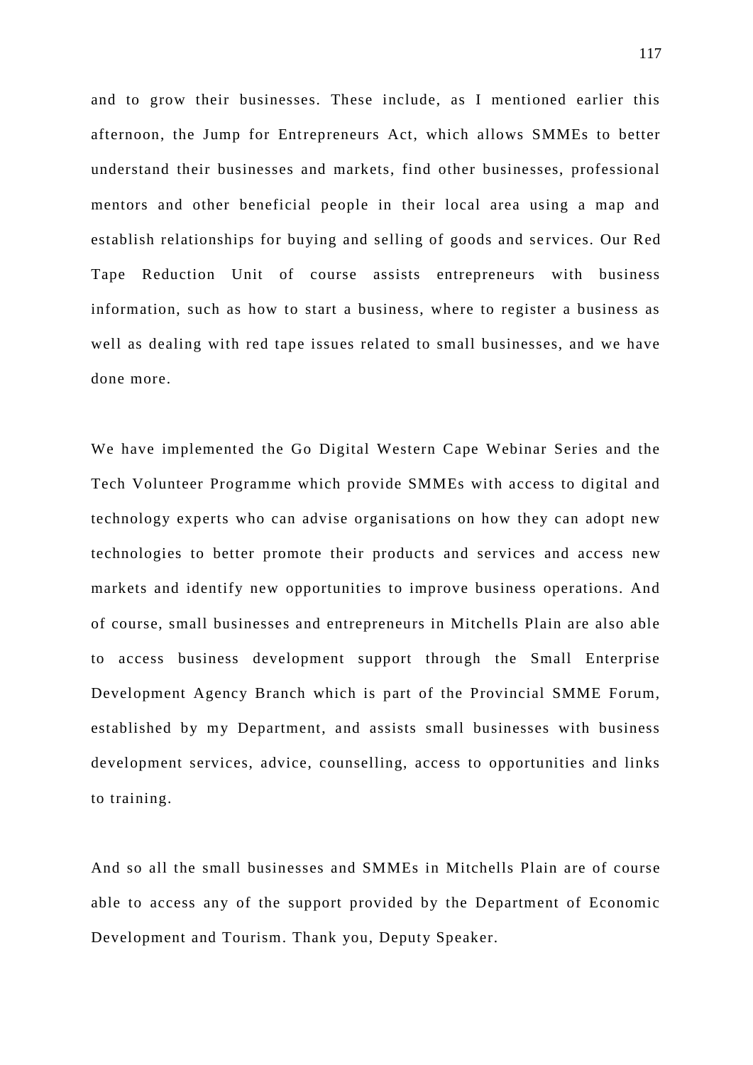and to grow their businesses. These include, as I mentioned earlier this afternoon, the Jump for Entrepreneurs Act, which allows SMMEs to better understand their businesses and markets, find other businesses, professional mentors and other beneficial people in their local area using a map and establish relationships for buying and selling of goods and services. Our Red Tape Reduction Unit of course assists entrepreneurs with business information, such as how to start a business, where to register a business as well as dealing with red tape issues related to small businesses, and we have done more.

We have implemented the Go Digital Western Cape Webinar Series and the Tech Volunteer Programme which provide SMMEs with access to digital and technology experts who can advise organisations on how they can adopt new technologies to better promote their products and services and access new markets and identify new opportunities to improve business operations. And of course, small businesses and entrepreneurs in Mitchells Plain are also able to access business development support through the Small Enterprise Development Agency Branch which is part of the Provincial SMME Forum, established by my Department, and assists small businesses with business development services, advice, counselling, access to opportunities and links to training.

And so all the small businesses and SMMEs in Mitchells Plain are of course able to access any of the support provided by the Department of Economic Development and Tourism. Thank you, Deputy Speaker.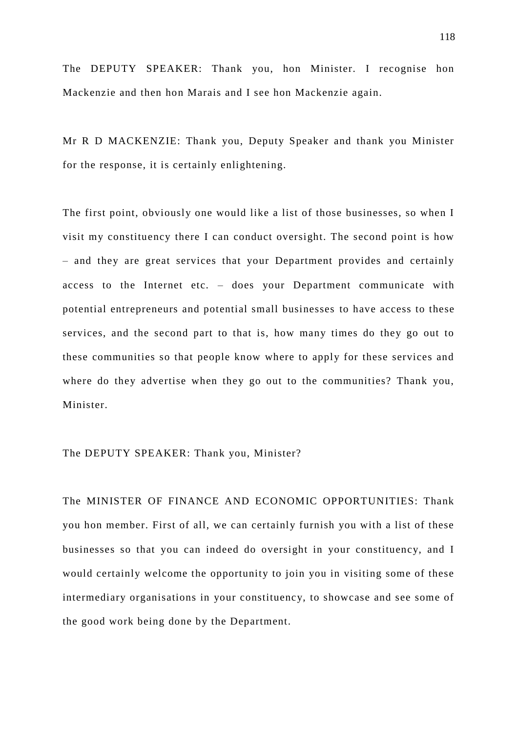The DEPUTY SPEAKER: Thank you, hon Minister. I recognise hon Mackenzie and then hon Marais and I see hon Mackenzie again.

Mr R D MACKENZIE: Thank you, Deputy Speaker and thank you Minister for the response, it is certainly enlightening.

The first point, obviously one would like a list of those businesses, so when I visit my constituency there I can conduct oversight. The second point is how – and they are great services that your Department provides and certainly access to the Internet etc. – does your Department communicate with potential entrepreneurs and potential small businesses to have access to these services, and the second part to that is, how many times do they go out to these communities so that people know where to apply for these services and where do they advertise when they go out to the communities? Thank you, Minister.

The DEPUTY SPEAKER: Thank you, Minister?

The MINISTER OF FINANCE AND ECONOMIC OPPORTUNITIES: Thank you hon member. First of all, we can certainly furnish you with a list of these businesses so that you can indeed do oversight in your constituency, and I would certainly welcome the opportunity to join you in visiting some of these intermediary organisations in your constituency, to showcase and see some of the good work being done by the Department.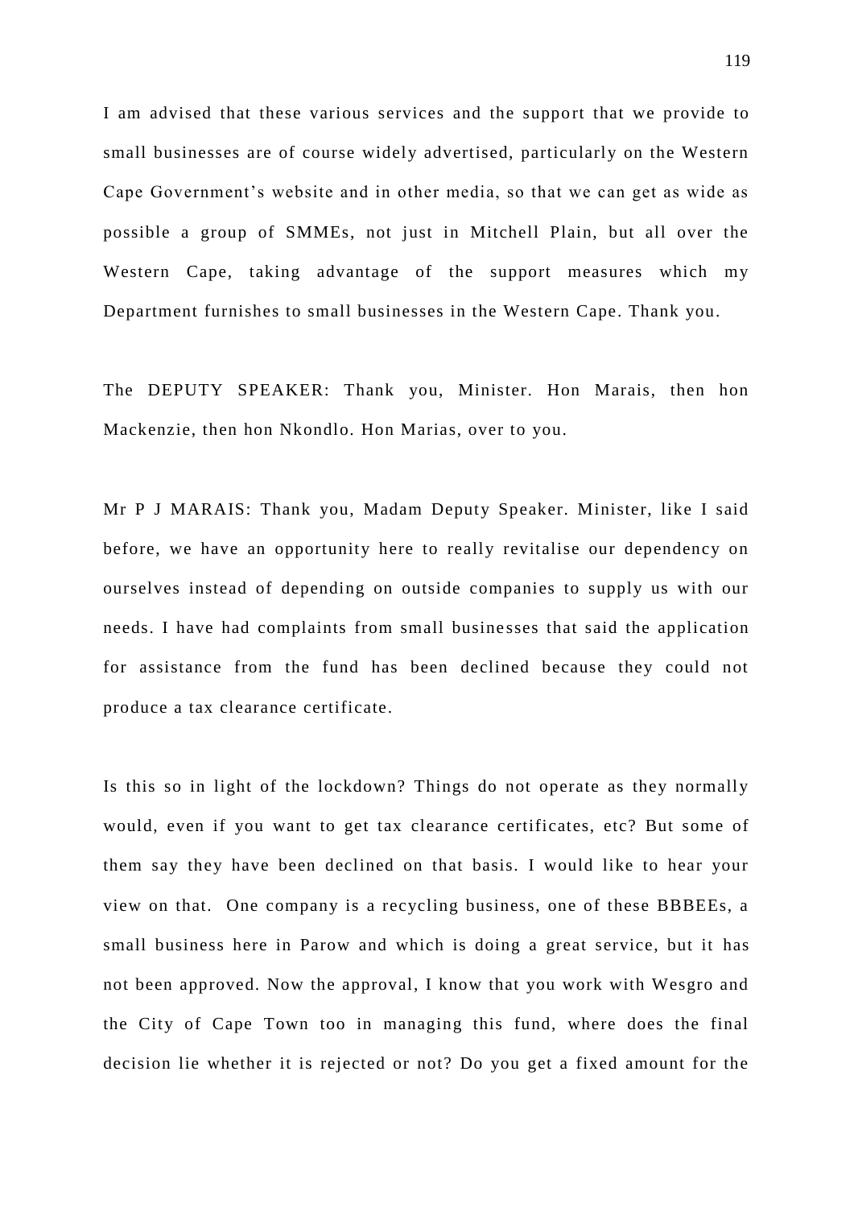I am advised that these various services and the support that we provide to small businesses are of course widely advertised, particularly on the Western Cape Government's website and in other media, so that we can get as wide as possible a group of SMMEs, not just in Mitchell Plain, but all over the Western Cape, taking advantage of the support measures which my Department furnishes to small businesses in the Western Cape. Thank you.

The DEPUTY SPEAKER: Thank you, Minister. Hon Marais, then hon Mackenzie, then hon Nkondlo. Hon Marias, over to you.

Mr P J MARAIS: Thank you, Madam Deputy Speaker. Minister, like I said before, we have an opportunity here to really revitalise our dependency on ourselves instead of depending on outside companies to supply us with our needs. I have had complaints from small businesses that said the application for assistance from the fund has been declined because they could not produce a tax clearance certificate.

Is this so in light of the lockdown? Things do not operate as they normally would, even if you want to get tax clearance certificates, etc? But some of them say they have been declined on that basis. I would like to hear your view on that. One company is a recycling business, one of these BBBEEs, a small business here in Parow and which is doing a great service, but it has not been approved. Now the approval, I know that you work with Wesgro and the City of Cape Town too in managing this fund, where does the final decision lie whether it is rejected or not? Do you get a fixed amount for the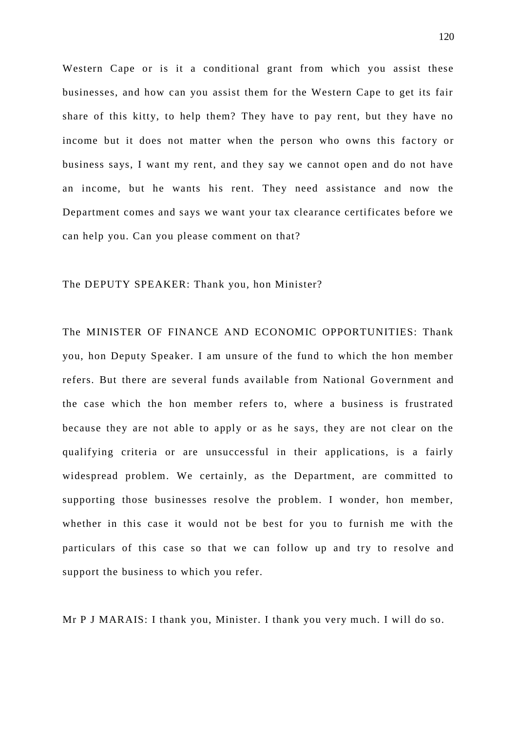Western Cape or is it a conditional grant from which you assist these businesses, and how can you assist them for the Western Cape to get its fair share of this kitty, to help them? They have to pay rent, but they have no income but it does not matter when the person who owns this factory or business says, I want my rent, and they say we cannot open and do not have an income, but he wants his rent. They need assistance and now the Department comes and says we want your tax clearance certificates before we can help you. Can you please comment on that?

The DEPUTY SPEAKER: Thank you, hon Minister?

The MINISTER OF FINANCE AND ECONOMIC OPPORTUNITIES: Thank you, hon Deputy Speaker. I am unsure of the fund to which the hon member refers. But there are several funds available from National Government and the case which the hon member refers to, where a business is frustrated because they are not able to apply or as he says, they are not clear on the qualifying criteria or are unsuccessful in their applications, is a fairly widespread problem. We certainly, as the Department, are committed to supporting those businesses resolve the problem. I wonder, hon member, whether in this case it would not be best for you to furnish me with the particulars of this case so that we can follow up and try to resolve and support the business to which you refer.

Mr P J MARAIS: I thank you, Minister. I thank you very much. I will do so.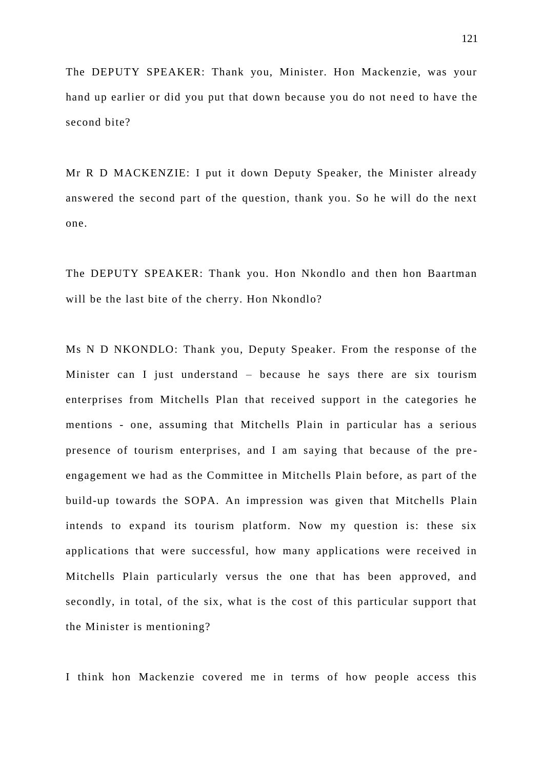The DEPUTY SPEAKER: Thank you, Minister. Hon Mackenzie, was your hand up earlier or did you put that down because you do not need to have the second bite?

Mr R D MACKENZIE: I put it down Deputy Speaker, the Minister already answered the second part of the question, thank you. So he will do the next one.

The DEPUTY SPEAKER: Thank you. Hon Nkondlo and then hon Baartman will be the last bite of the cherry. Hon Nkondlo?

Ms N D NKONDLO: Thank you, Deputy Speaker. From the response of the Minister can I just understand – because he says there are six tourism enterprises from Mitchells Plan that received support in the categories he mentions - one, assuming that Mitchells Plain in particular has a serious presence of tourism enterprises, and I am saying that because of the pre-engagement we had as the Committee in Mitchells Plain before, as part of the build-up towards the SOPA. An impression was given that Mitchells Plain intends to expand its tourism platform. Now my question is: these six applications that were successful, how many applications were received in Mitchells Plain particularly versus the one that has been approved, and secondly, in total, of the six, what is the cost of this particular support that the Minister is mentioning?

I think hon Mackenzie covered me in terms of how people access this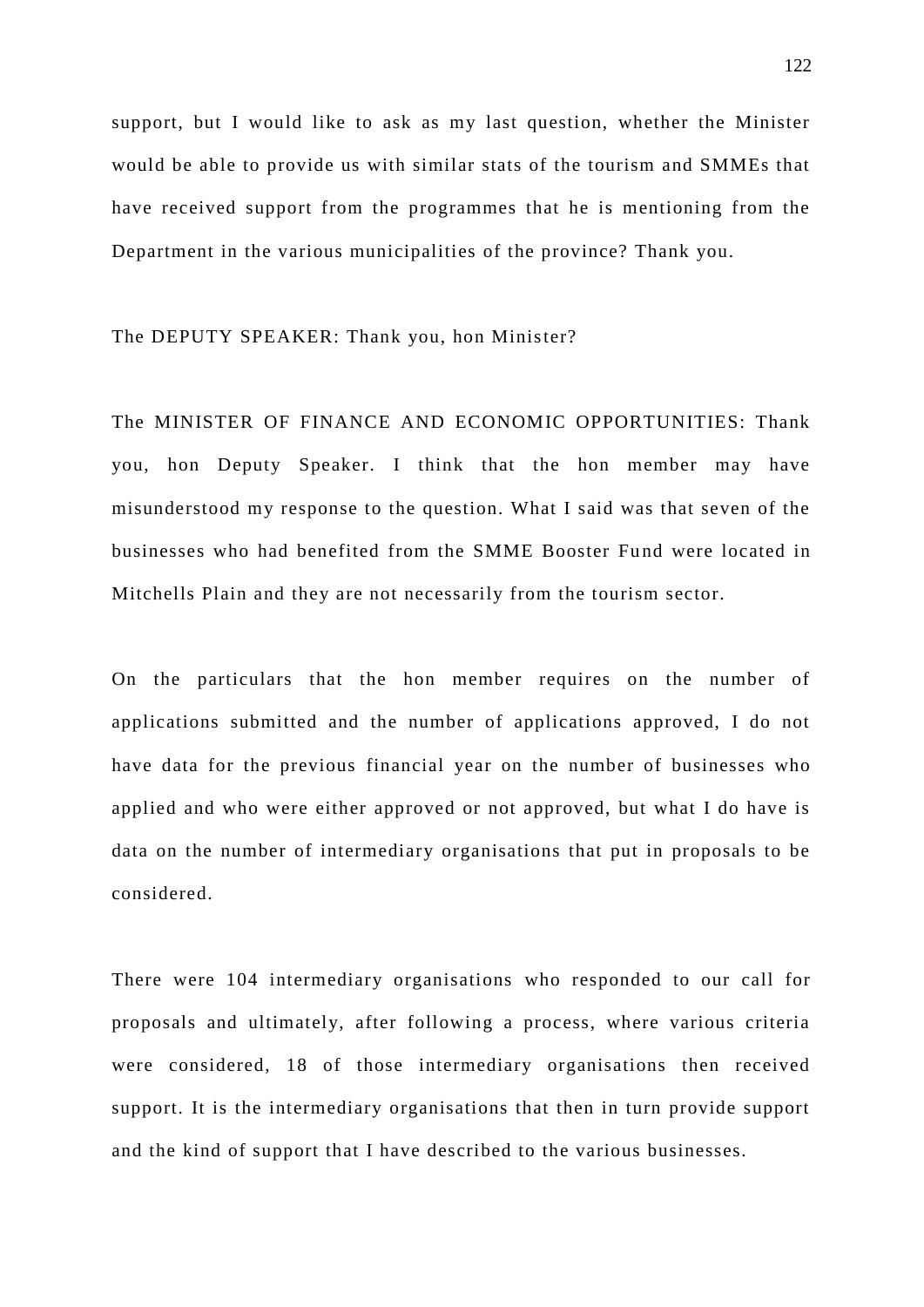support, but I would like to ask as my last question, whether the Minister would be able to provide us with similar stats of the tourism and SMMEs that have received support from the programmes that he is mentioning from the Department in the various municipalities of the province? Thank you.

The DEPUTY SPEAKER: Thank you, hon Minister?

The MINISTER OF FINANCE AND ECONOMIC OPPORTUNITIES: Thank you, hon Deputy Speaker. I think that the hon member may have misunderstood my response to the question. What I said was that seven of the businesses who had benefited from the SMME Booster Fund were located in Mitchells Plain and they are not necessarily from the tourism sector.

On the particulars that the hon member requires on the number of applications submitted and the number of applications approved, I do not have data for the previous financial year on the number of businesses who applied and who were either approved or not approved, but what I do have is data on the number of intermediary organisations that put in proposals to be considered.

There were 104 intermediary organisations who responded to our call for proposals and ultimately, after following a process, where various criteria were considered, 18 of those intermediary organisations then received support. It is the intermediary organisations that then in turn provide support and the kind of support that I have described to the various businesses.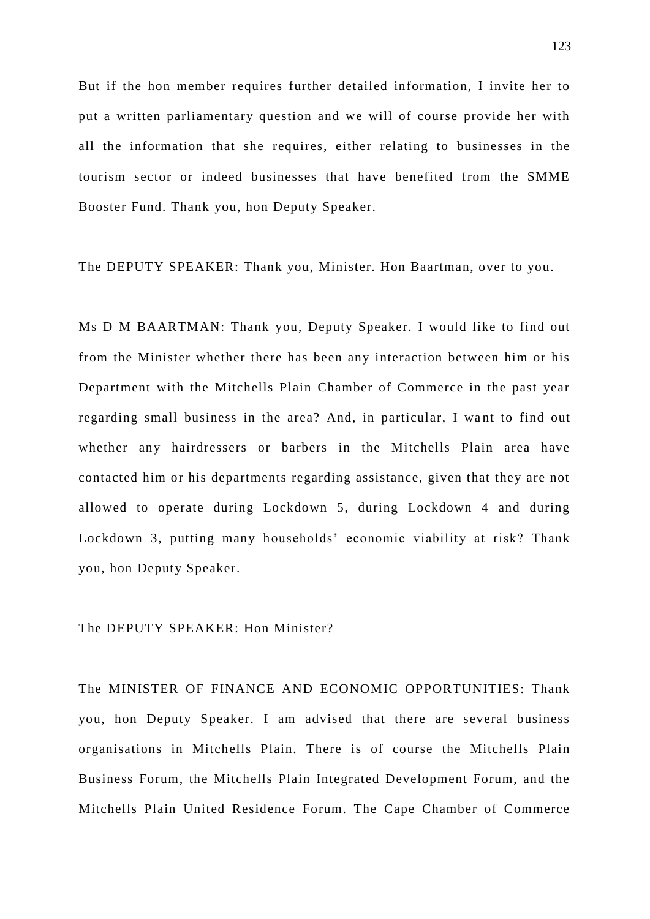But if the hon member requires further detailed information, I invite her to put a written parliamentary question and we will of course provide her with all the information that she requires, either relating to businesses in the tourism sector or indeed businesses that have benefited from the SMME Booster Fund. Thank you, hon Deputy Speaker.

The DEPUTY SPEAKER: Thank you, Minister. Hon Baartman, over to you.

Ms D M BAARTMAN: Thank you, Deputy Speaker. I would like to find out from the Minister whether there has been any interaction between him or his Department with the Mitchells Plain Chamber of Commerce in the past year regarding small business in the area? And, in particular, I want to find out whether any hairdressers or barbers in the Mitchells Plain area have contacted him or his departments regarding assistance, given that they are not allowed to operate during Lockdown 5, during Lockdown 4 and during Lockdown 3, putting many households' economic viability at risk? Thank you, hon Deputy Speaker.

The DEPUTY SPEAKER: Hon Minister?

The MINISTER OF FINANCE AND ECONOMIC OPPORTUNITIES: Thank you, hon Deputy Speaker. I am advised that there are several business organisations in Mitchells Plain. There is of course the Mitchells Plain Business Forum, the Mitchells Plain Integrated Development Forum, and the Mitchells Plain United Residence Forum. The Cape Chamber of Commerce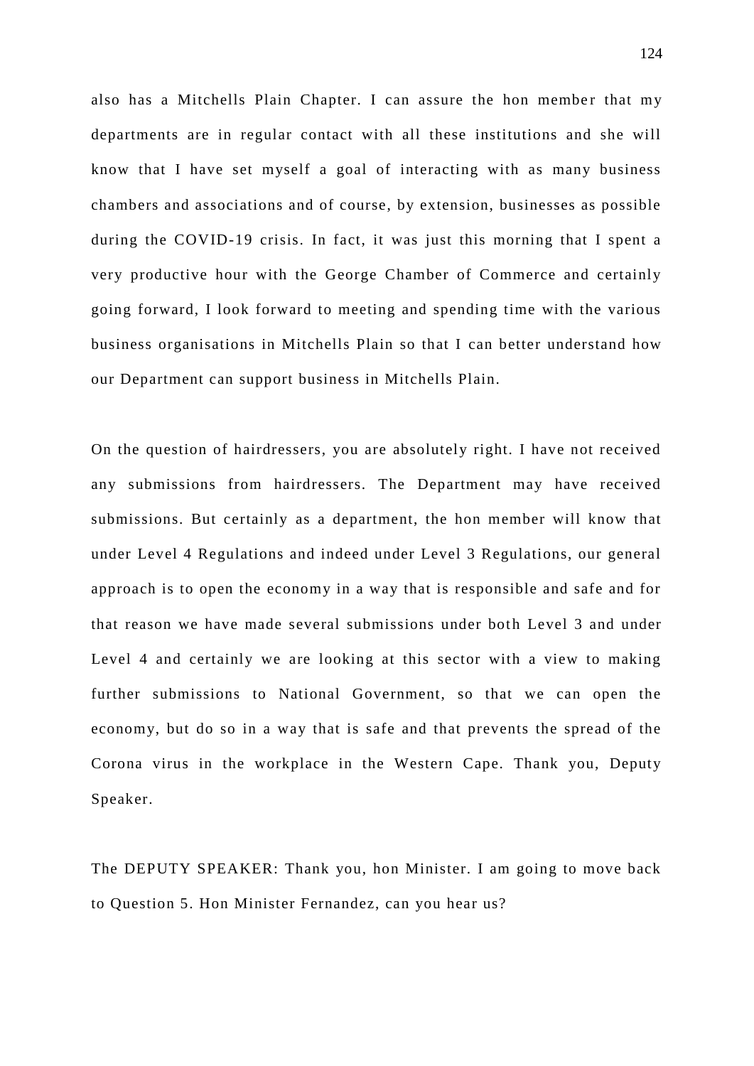also has a Mitchells Plain Chapter. I can assure the hon member that my departments are in regular contact with all these institutions and she will know that I have set myself a goal of interacting with as many business chambers and associations and of course, by extension, businesses as possible during the COVID-19 crisis. In fact, it was just this morning that I spent a very productive hour with the George Chamber of Commerce and certainly going forward, I look forward to meeting and spending time with the various business organisations in Mitchells Plain so that I can better understand how our Department can support business in Mitchells Plain.

On the question of hairdressers, you are absolutely right. I have not received any submissions from hairdressers. The Department may have received submissions. But certainly as a department, the hon member will know that under Level 4 Regulations and indeed under Level 3 Regulations, our general approach is to open the economy in a way that is responsible and safe and for that reason we have made several submissions under both Level 3 and under Level 4 and certainly we are looking at this sector with a view to making further submissions to National Government, so that we can open the economy, but do so in a way that is safe and that prevents the spread of the Corona virus in the workplace in the Western Cape. Thank you, Deputy Speaker.

The DEPUTY SPEAKER: Thank you, hon Minister. I am going to move back to Question 5. Hon Minister Fernandez, can you hear us?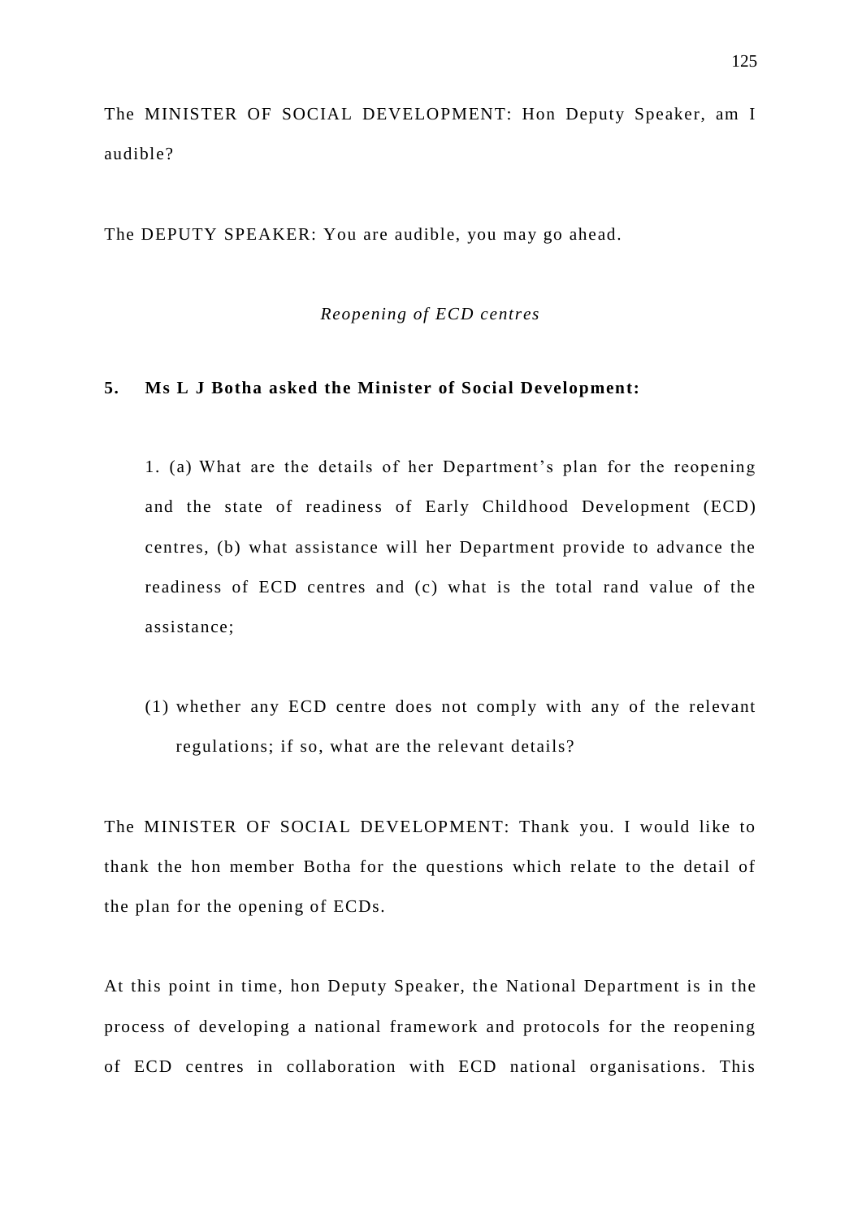The MINISTER OF SOCIAL DEVELOPMENT: Hon Deputy Speaker, am I audible?

The DEPUTY SPEAKER: You are audible, you may go ahead.

*Reopening of ECD centres*

**5. Ms L J Botha asked the Minister of Social Development:**

1. (a) What are the details of her Department's plan for the reopening and the state of readiness of Early Childhood Development (ECD) centres, (b) what assistance will her Department provide to advance the readiness of ECD centres and (c) what is the total rand value of the assistance;

(1) whether any ECD centre does not comply with any of the relevant regulations; if so, what are the relevant details?

The MINISTER OF SOCIAL DEVELOPMENT: Thank you. I would like to thank the hon member Botha for the questions which relate to the detail of the plan for the opening of ECDs.

At this point in time, hon Deputy Speaker, the National Department is in the process of developing a national framework and protocols for the reopening of ECD centres in collaboration with ECD national organisations. This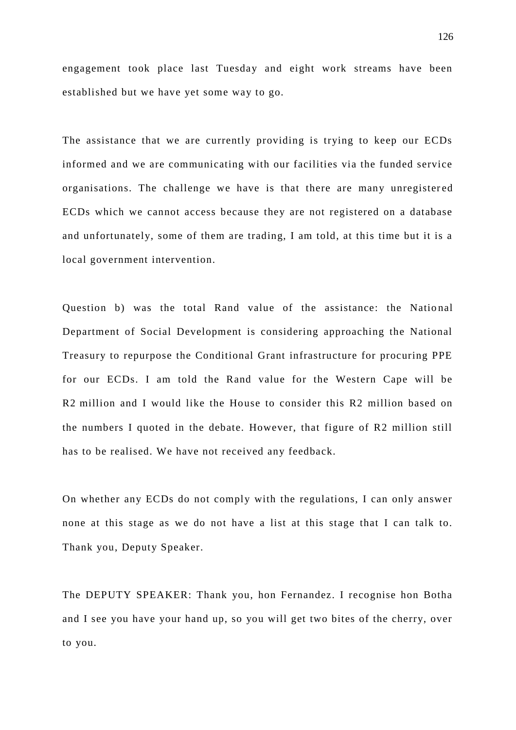engagement took place last Tuesday and eight work streams have been established but we have yet some way to go.

The assistance that we are currently providing is trying to keep our ECDs informed and we are communicating with our facilities via the funded service organisations. The challenge we have is that there are many unregistered ECDs which we cannot access because they are not registered on a database and unfortunately, some of them are trading, I am told, at this time but it is a local government intervention.

Question b) was the total Rand value of the assistance: the National Department of Social Development is considering approaching the National Treasury to repurpose the Conditional Grant infrastructure for procuring PPE for our ECDs. I am told the Rand value for the Western Cape will be R2 million and I would like the House to consider this R2 million based on the numbers I quoted in the debate. However, that figure of R2 million still has to be realised. We have not received any feedback.

On whether any ECDs do not comply with the regulations, I can only answer none at this stage as we do not have a list at this stage that I can talk to. Thank you, Deputy Speaker.

The DEPUTY SPEAKER: Thank you, hon Fernandez. I recognise hon Botha and I see you have your hand up, so you will get two bites of the cherry, over to you.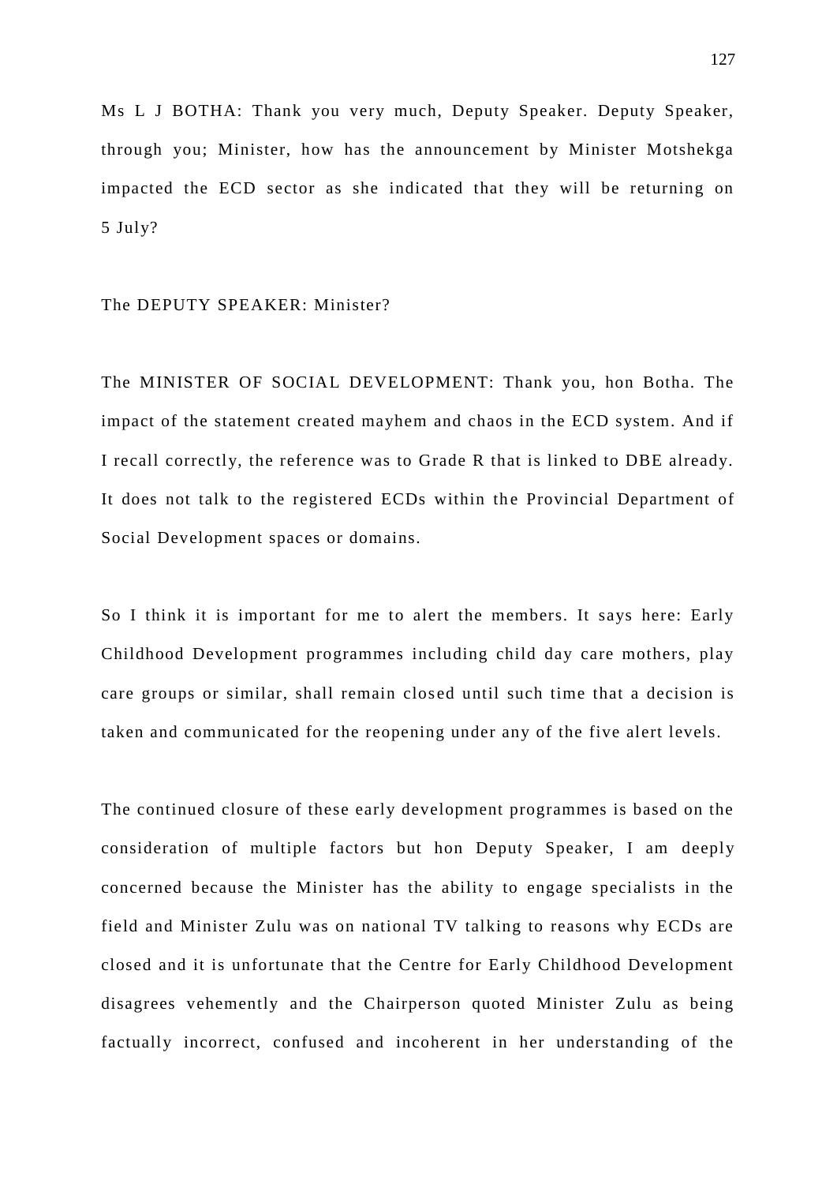Ms L J BOTHA: Thank you very much, Deputy Speaker. Deputy Speaker, through you; Minister, how has the announcement by Minister Motshekga impacted the ECD sector as she indicated that they will be returning on 5 July?

The DEPUTY SPEAKER: Minister?

The MINISTER OF SOCIAL DEVELOPMENT: Thank you, hon Botha. The impact of the statement created mayhem and chaos in the ECD system. And if I recall correctly, the reference was to Grade R that is linked to DBE already. It does not talk to the registered ECDs within the Provincial Department of Social Development spaces or domains.

So I think it is important for me to alert the members. It says here: Early Childhood Development programmes including child day care mothers, play care groups or similar, shall remain closed until such time that a decision is taken and communicated for the reopening under any of the five alert levels.

The continued closure of these early development programmes is based on the consideration of multiple factors but hon Deputy Speaker, I am deeply concerned because the Minister has the ability to engage specialists in the field and Minister Zulu was on national TV talking to reasons why ECDs are closed and it is unfortunate that the Centre for Early Childhood Development disagrees vehemently and the Chairperson quoted Minister Zulu as being factually incorrect, confused and incoherent in her understanding of the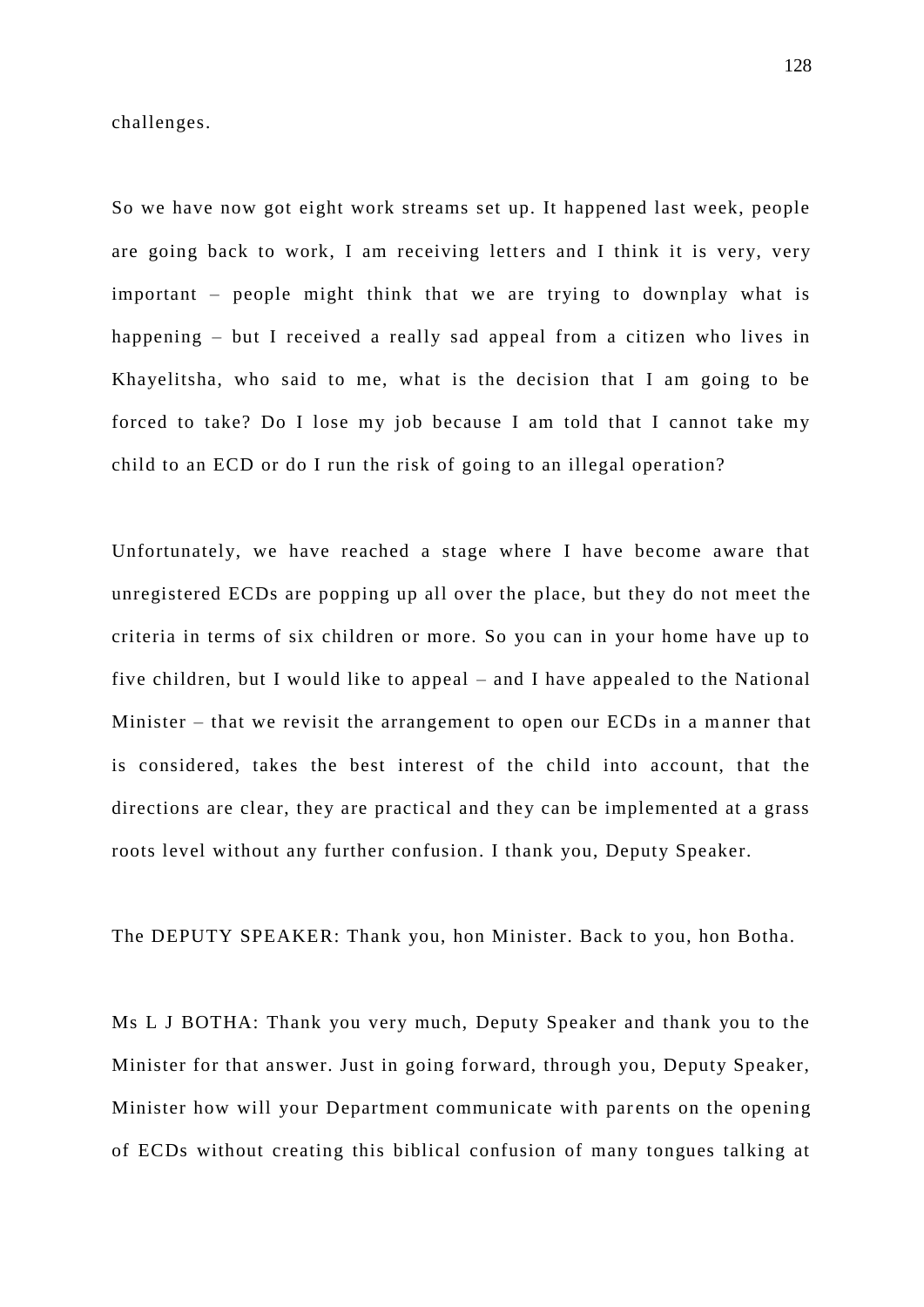challenges.

So we have now got eight work streams set up. It happened last week, people are going back to work, I am receiving letters and I think it is very, very important – people might think that we are trying to downplay what is happening – but I received a really sad appeal from a citizen who lives in Khayelitsha, who said to me, what is the decision that I am going to be forced to take? Do I lose my job because I am told that I cannot take my child to an ECD or do I run the risk of going to an illegal operation?

Unfortunately, we have reached a stage where I have become aware that unregistered ECDs are popping up all over the place, but they do not meet the criteria in terms of six children or more. So you can in your home have up to five children, but I would like to appeal – and I have appealed to the National Minister – that we revisit the arrangement to open our ECDs in a manner that is considered, takes the best interest of the child into account, that the directions are clear, they are practical and they can be implemented at a grass roots level without any further confusion. I thank you, Deputy Speaker.

The DEPUTY SPEAKER: Thank you, hon Minister. Back to you, hon Botha.

Ms L J BOTHA: Thank you very much, Deputy Speaker and thank you to the Minister for that answer. Just in going forward, through you, Deputy Speaker, Minister how will your Department communicate with parents on the opening of ECDs without creating this biblical confusion of many tongues talking at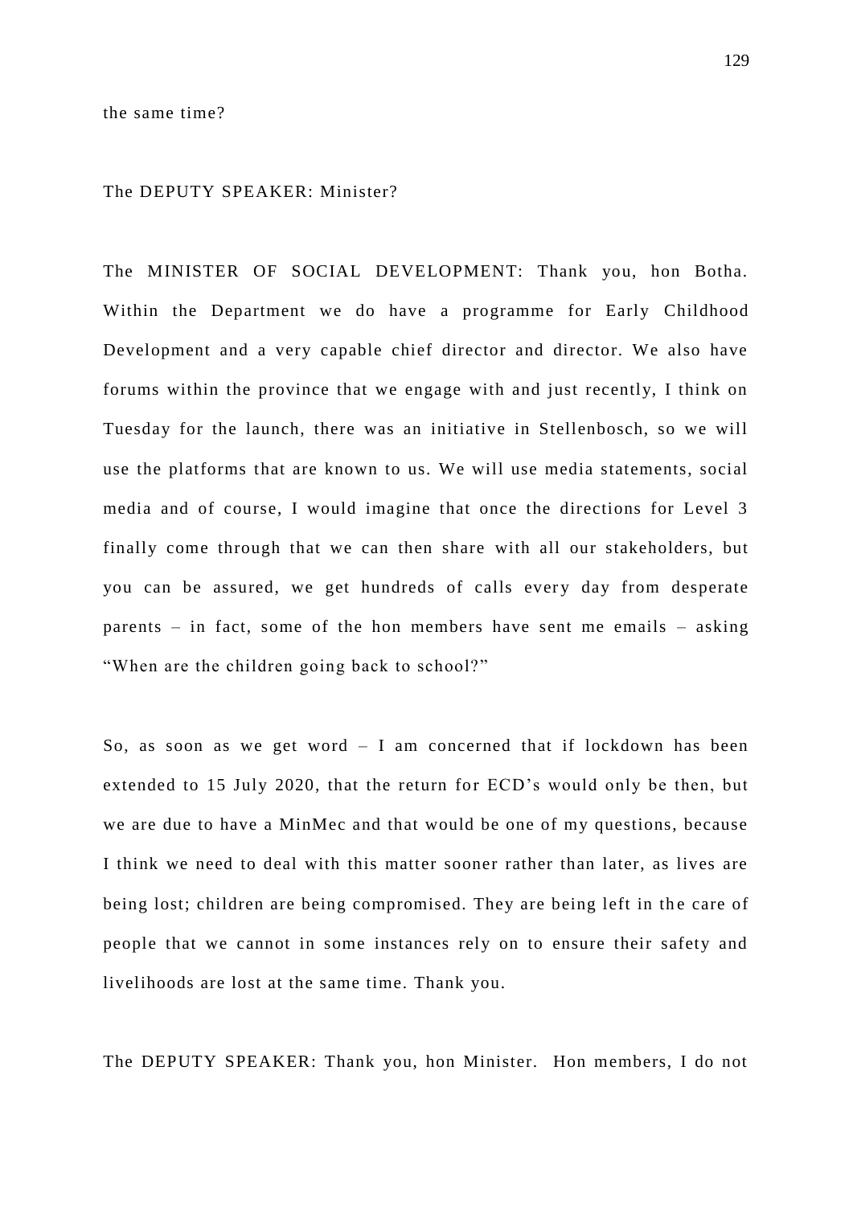the same time?

The DEPUTY SPEAKER: Minister?

The MINISTER OF SOCIAL DEVELOPMENT: Thank you, hon Botha. Within the Department we do have a programme for Early Childhood Development and a very capable chief director and director. We also have forums within the province that we engage with and just recently, I think on Tuesday for the launch, there was an initiative in Stellenbosch, so we will use the platforms that are known to us. We will use media statements, social media and of course, I would imagine that once the directions for Level 3 finally come through that we can then share with all our stakeholders, but you can be assured, we get hundreds of calls every day from desperate parents – in fact, some of the hon members have sent me emails – asking "When are the children going back to school?"

So, as soon as we get word – I am concerned that if lockdown has been extended to 15 July 2020, that the return for ECD's would only be then, but we are due to have a MinMec and that would be one of my questions, because I think we need to deal with this matter sooner rather than later, as lives are being lost; children are being compromised. They are being left in the care of people that we cannot in some instances rely on to ensure their safety and livelihoods are lost at the same time. Thank you.

The DEPUTY SPEAKER: Thank you, hon Minister. Hon members, I do not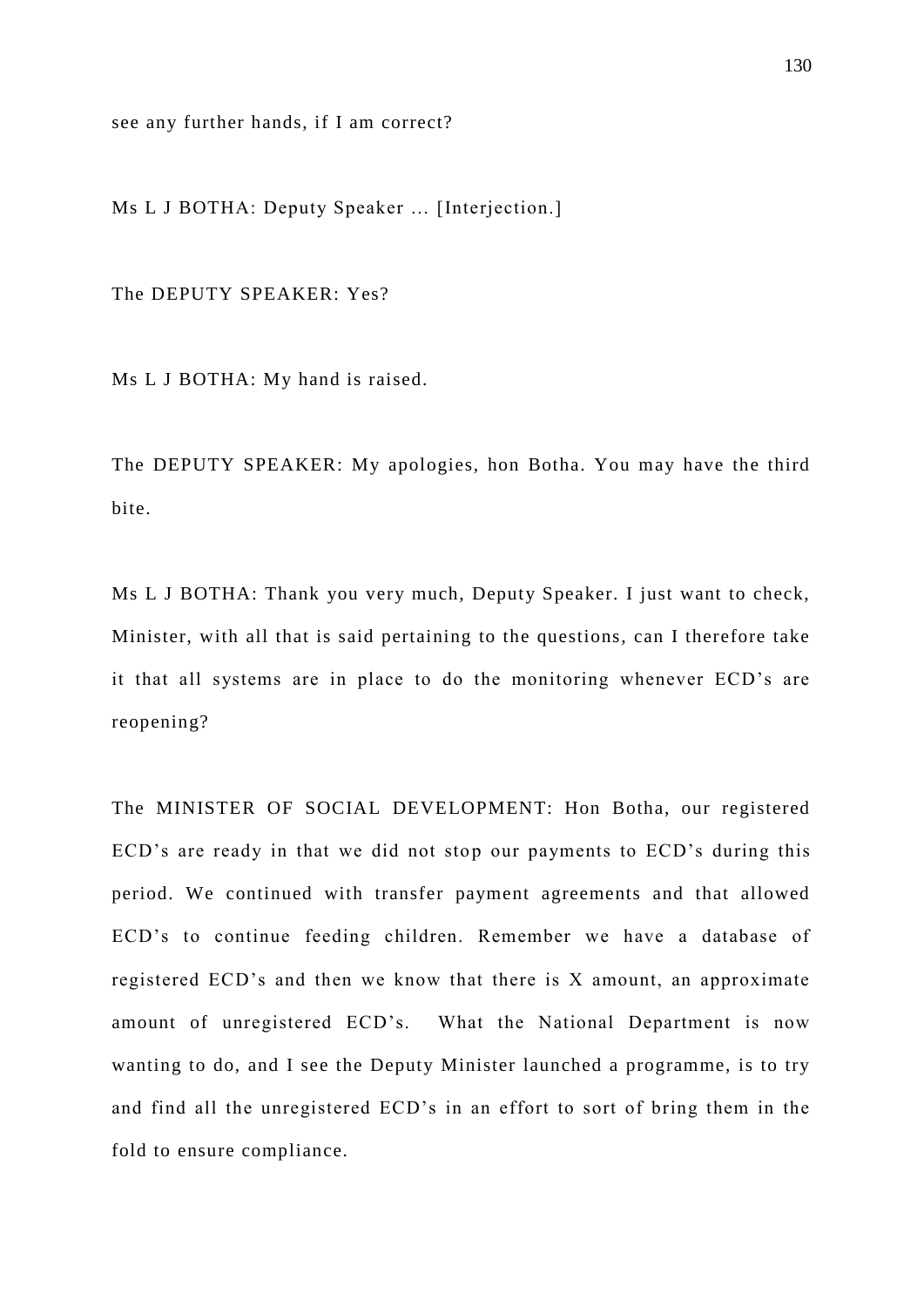see any further hands, if I am correct?

Ms L J BOTHA: Deputy Speaker ... [Interjection.]

The DEPUTY SPEAKER: Yes?

Ms L J BOTHA: My hand is raised.

The DEPUTY SPEAKER: My apologies, hon Botha. You may have the third bite.

Ms L J BOTHA: Thank you very much, Deputy Speaker. I just want to check, Minister, with all that is said pertaining to the questions, can I therefore take it that all systems are in place to do the monitoring whenever ECD's are reopening?

The MINISTER OF SOCIAL DEVELOPMENT: Hon Botha, our registered ECD's are ready in that we did not stop our payments to ECD's during this period. We continued with transfer payment agreements and that allowed ECD's to continue feeding children. Remember we have a database of registered ECD's and then we know that there is X amount, an approximate amount of unregistered ECD's. What the National Department is now wanting to do, and I see the Deputy Minister launched a programme, is to try and find all the unregistered ECD's in an effort to sort of bring them in the fold to ensure compliance.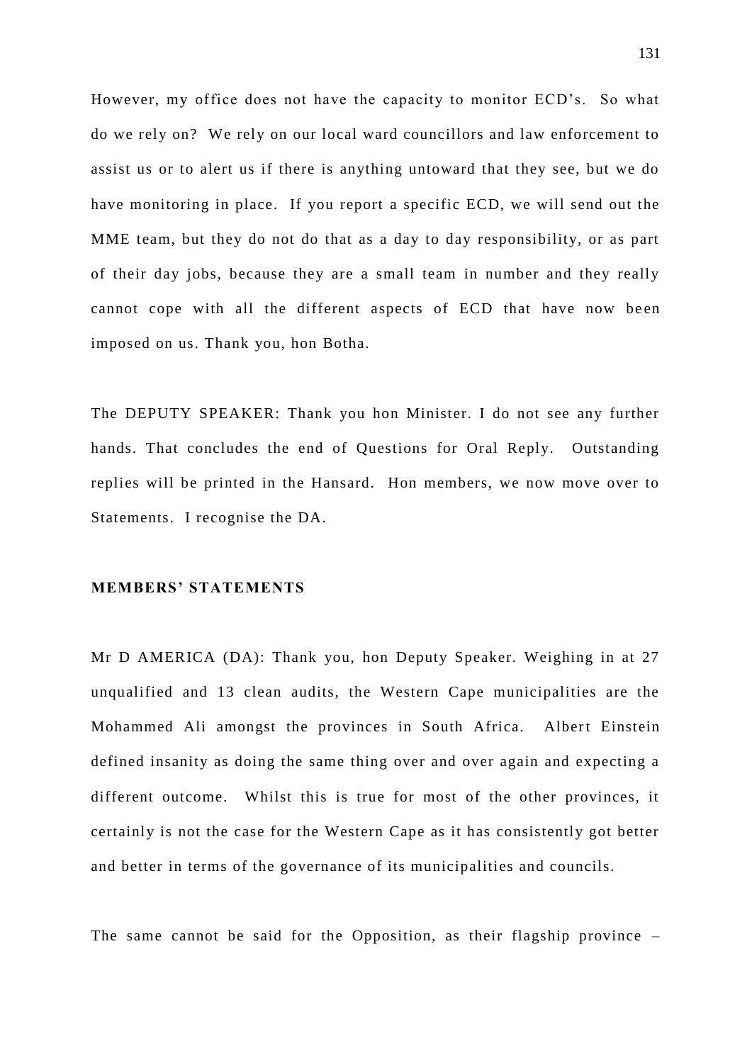However, my office does not have the capacity to monitor ECD's. So what do we rely on? We rely on our local ward councillors and law enforcement to assist us or to alert us if there is anything untoward that they see, but we do have monitoring in place. If you report a specific ECD, we will send out the MME team, but they do not do that as a day to day responsibility, or as part of their day jobs, because they are a small team in number and they really cannot cope with all the different aspects of ECD that have now been imposed on us. Thank you, hon Botha.

The DEPUTY SPEAKER: Thank you hon Minister. I do not see any further hands. That concludes the end of Questions for Oral Reply. Outstanding replies will be printed in the Hansard. Hon members, we now move over to Statements. I recognise the DA.

**MEMBERS' STATEMENTS**

Mr D AMERICA (DA): Thank you, hon Deputy Speaker. Weighing in at 27 unqualified and 13 clean audits, the Western Cape municipalities are the Mohammed Ali amongst the provinces in South Africa. Albert Einstein defined insanity as doing the same thing over and over again and expecting a different outcome. Whilst this is true for most of the other provinces, it certainly is not the case for the Western Cape as it has consistently got better and better in terms of the governance of its municipalities and councils.

The same cannot be said for the Opposition, as their flagship province –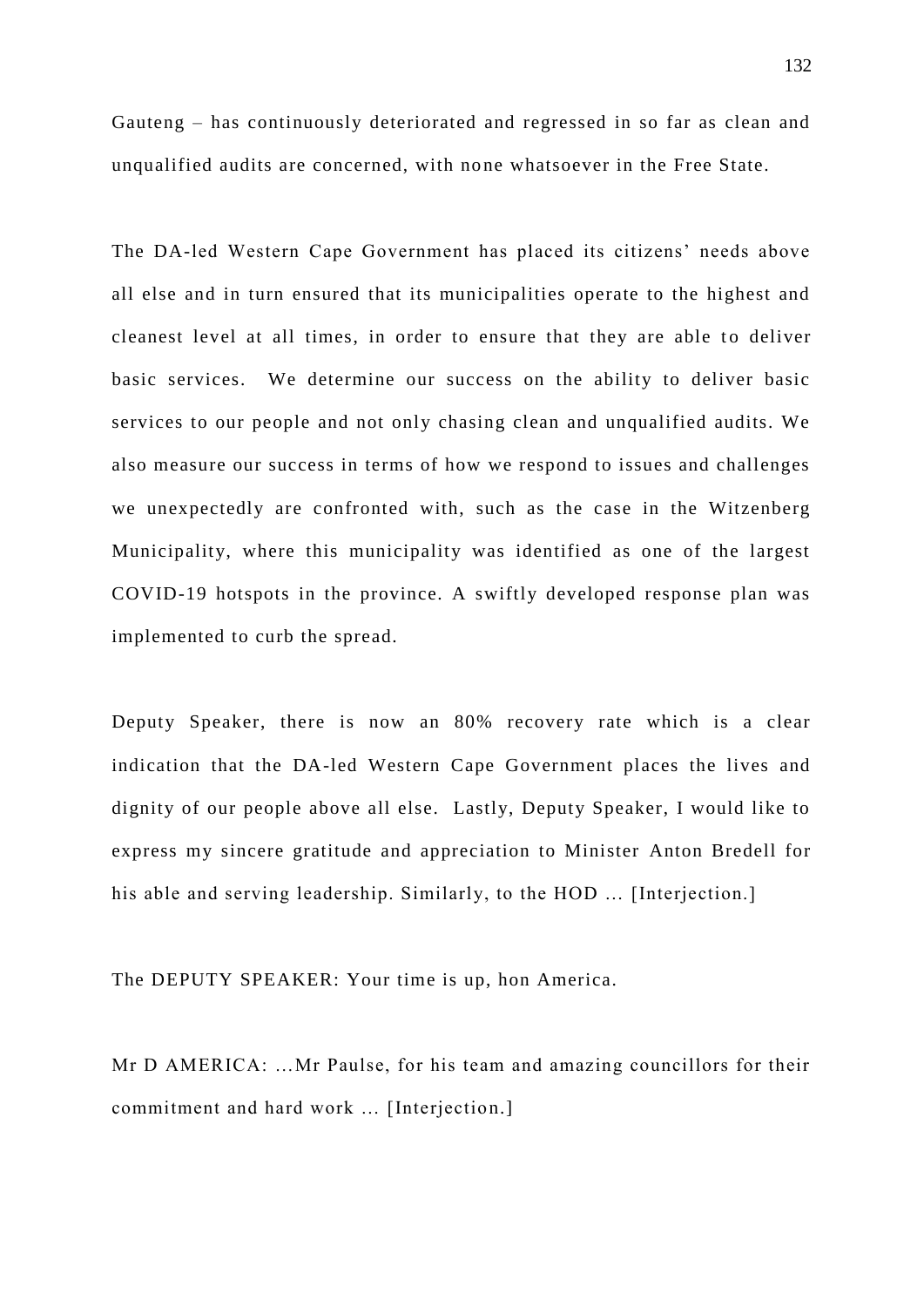Gauteng – has continuously deteriorated and regressed in so far as clean and unqualified audits are concerned, with none whatsoever in the Free State.

The DA-led Western Cape Government has placed its citizens' needs above all else and in turn ensured that its municipalities operate to the highest and cleanest level at all times, in order to ensure that they are able to deliver basic services. We determine our success on the ability to deliver basic services to our people and not only chasing clean and unqualified audits. We also measure our success in terms of how we respond to issues and challenges we unexpectedly are confronted with, such as the case in the Witzenberg Municipality, where this municipality was identified as one of the largest COVID-19 hotspots in the province. A swiftly developed response plan was implemented to curb the spread.

Deputy Speaker, there is now an 80% recovery rate which is a clear indication that the DA-led Western Cape Government places the lives and dignity of our people above all else. Lastly, Deputy Speaker, I would like to express my sincere gratitude and appreciation to Minister Anton Bredell for his able and serving leadership. Similarly, to the HOD … [Interjection.]

The DEPUTY SPEAKER: Your time is up, hon America.

Mr D AMERICA: …Mr Paulse, for his team and amazing councillors for their commitment and hard work … [Interjection.]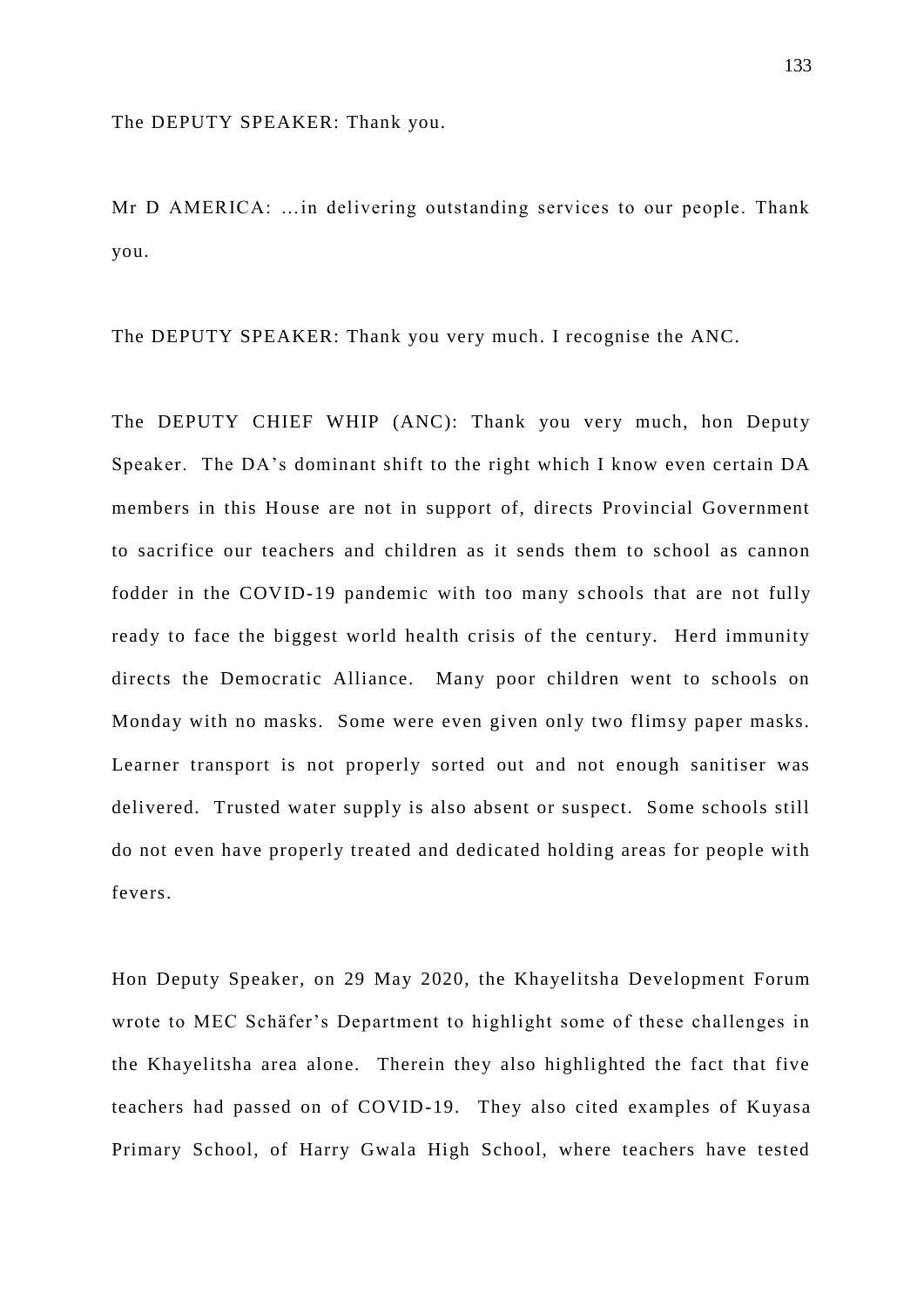The DEPUTY SPEAKER: Thank you.

Mr D AMERICA: …in delivering outstanding services to our people. Thank you.

The DEPUTY SPEAKER: Thank you very much. I recognise the ANC.

The DEPUTY CHIEF WHIP (ANC): Thank you very much, hon Deputy Speaker. The DA's dominant shift to the right which I know even certain DA members in this House are not in support of, directs Provincial Government to sacrifice our teachers and children as it sends them to school as cannon fodder in the COVID-19 pandemic with too many schools that are not fully ready to face the biggest world health crisis of the century. Herd immunity directs the Democratic Alliance. Many poor children went to schools on Monday with no masks. Some were even given only two flimsy paper masks. Learner transport is not properly sorted out and not enough sanitiser was delivered. Trusted water supply is also absent or suspect. Some schools still do not even have properly treated and dedicated holding areas for people with fevers.

Hon Deputy Speaker, on 29 May 2020, the Khayelitsha Development Forum wrote to MEC Schäfer's Department to highlight some of these challenges in the Khayelitsha area alone. Therein they also highlighted the fact that five teachers had passed on of COVID-19. They also cited examples of Kuyasa Primary School, of Harry Gwala High School, where teachers have tested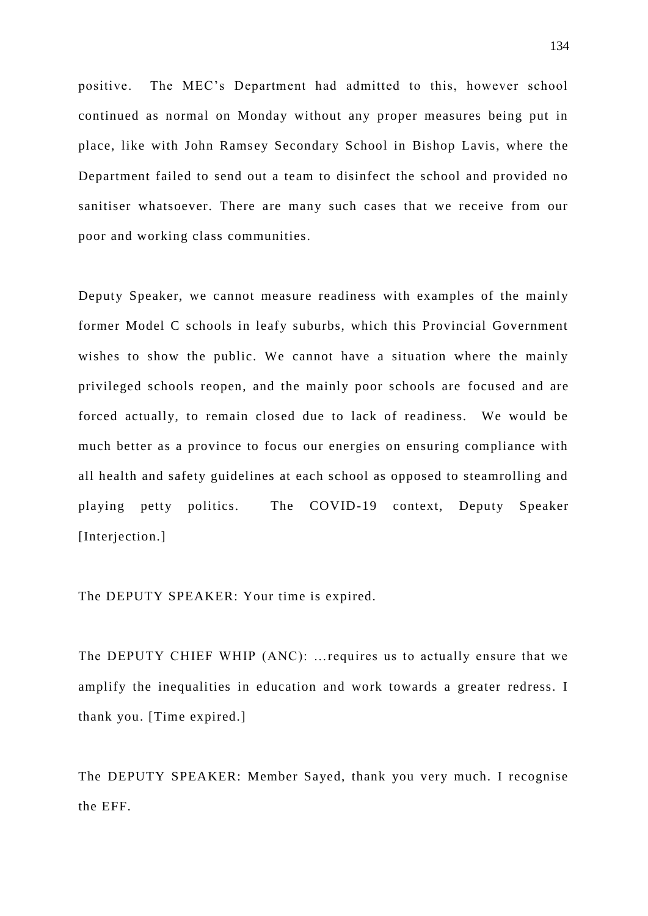positive. The MEC's Department had admitted to this, however school continued as normal on Monday without any proper measures being put in place, like with John Ramsey Secondary School in Bishop Lavis, where the Department failed to send out a team to disinfect the school and provided no sanitiser whatsoever. There are many such cases that we receive from our poor and working class communities.

Deputy Speaker, we cannot measure readiness with examples of the mainly former Model C schools in leafy suburbs, which this Provincial Government wishes to show the public. We cannot have a situation where the mainly privileged schools reopen, and the mainly poor schools are focused and are forced actually, to remain closed due to lack of readiness. We would be much better as a province to focus our energies on ensuring compliance with all health and safety guidelines at each school as opposed to steamrolling and playing petty politics. The COVID-19 context, Deputy Speaker [Interjection.]

The DEPUTY SPEAKER: Your time is expired.

The DEPUTY CHIEF WHIP (ANC): …requires us to actually ensure that we amplify the inequalities in education and work towards a greater redress. I thank you. [Time expired.]

The DEPUTY SPEAKER: Member Sayed, thank you very much. I recognise the EFF.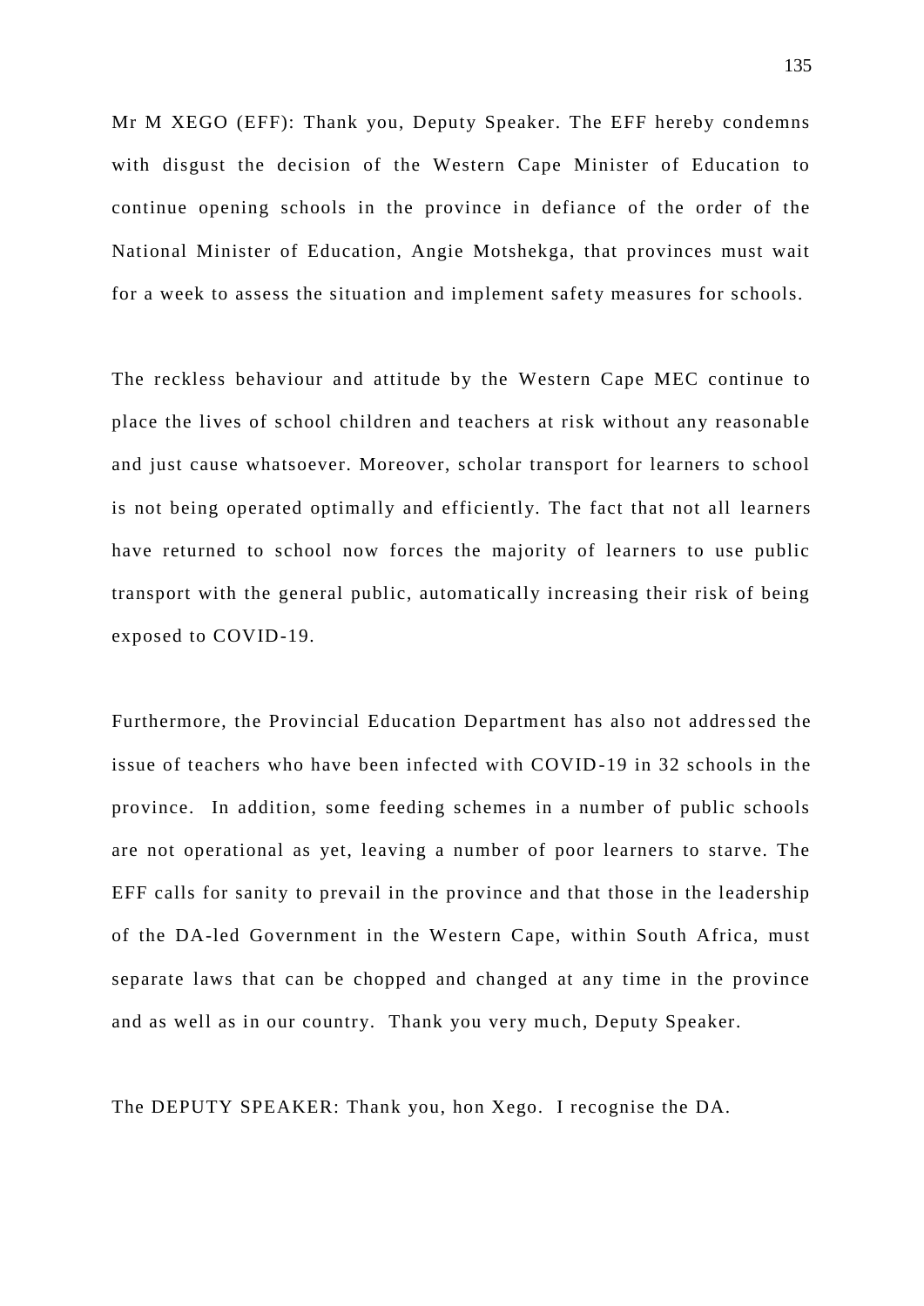Mr M XEGO (EFF): Thank you, Deputy Speaker. The EFF hereby condemns with disgust the decision of the Western Cape Minister of Education to continue opening schools in the province in defiance of the order of the National Minister of Education, Angie Motshekga, that provinces must wait for a week to assess the situation and implement safety measures for schools.

The reckless behaviour and attitude by the Western Cape MEC continue to place the lives of school children and teachers at risk without any reasonable and just cause whatsoever. Moreover, scholar transport for learners to school is not being operated optimally and efficiently. The fact that not all learners have returned to school now forces the majority of learners to use public transport with the general public, automatically increasing their risk of being exposed to COVID-19.

Furthermore, the Provincial Education Department has also not addressed the issue of teachers who have been infected with COVID-19 in 32 schools in the province. In addition, some feeding schemes in a number of public schools are not operational as yet, leaving a number of poor learners to starve. The EFF calls for sanity to prevail in the province and that those in the leadership of the DA-led Government in the Western Cape, within South Africa, must separate laws that can be chopped and changed at any time in the province and as well as in our country. Thank you very much, Deputy Speaker.

The DEPUTY SPEAKER: Thank you, hon Xego. I recognise the DA.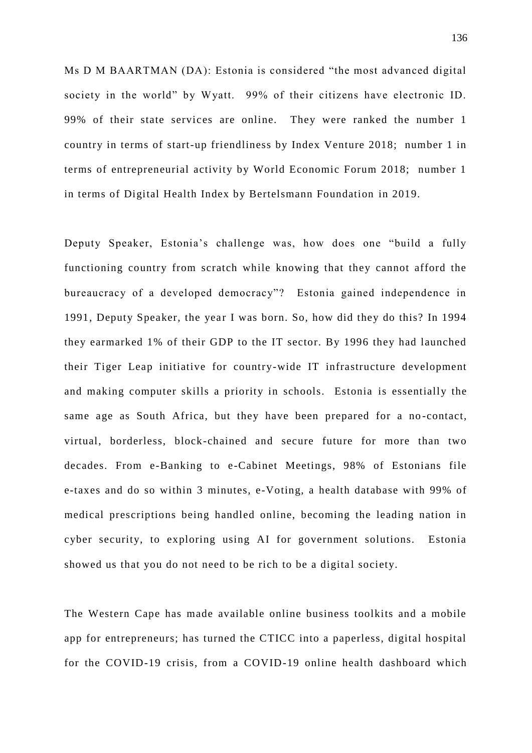Ms D M BAARTMAN (DA): Estonia is considered "the most advanced digital society in the world" by Wyatt. 99% of their citizens have electronic ID. 99% of their state services are online. They were ranked the number 1 country in terms of start-up friendliness by Index Venture 2018; number 1 in terms of entrepreneurial activity by World Economic Forum 2018; number 1 in terms of Digital Health Index by Bertelsmann Foundation in 2019.

Deputy Speaker, Estonia's challenge was, how does one "build a fully functioning country from scratch while knowing that they cannot afford the bureaucracy of a developed democracy"? Estonia gained independence in 1991, Deputy Speaker, the year I was born. So, how did they do this? In 1994 they earmarked 1% of their GDP to the IT sector. By 1996 they had launched their Tiger Leap initiative for country-wide IT infrastructure development and making computer skills a priority in schools. Estonia is essentially the same age as South Africa, but they have been prepared for a no-contact, virtual, borderless, block-chained and secure future for more than two decades. From e-Banking to e-Cabinet Meetings, 98% of Estonians file e-taxes and do so within 3 minutes, e-Voting, a health database with 99% of medical prescriptions being handled online, becoming the leading nation in cyber security, to exploring using AI for government solutions. Estonia showed us that you do not need to be rich to be a digital society.

The Western Cape has made available online business toolkits and a mobile app for entrepreneurs; has turned the CTICC into a paperless, digital hospital for the COVID-19 crisis, from a COVID-19 online health dashboard which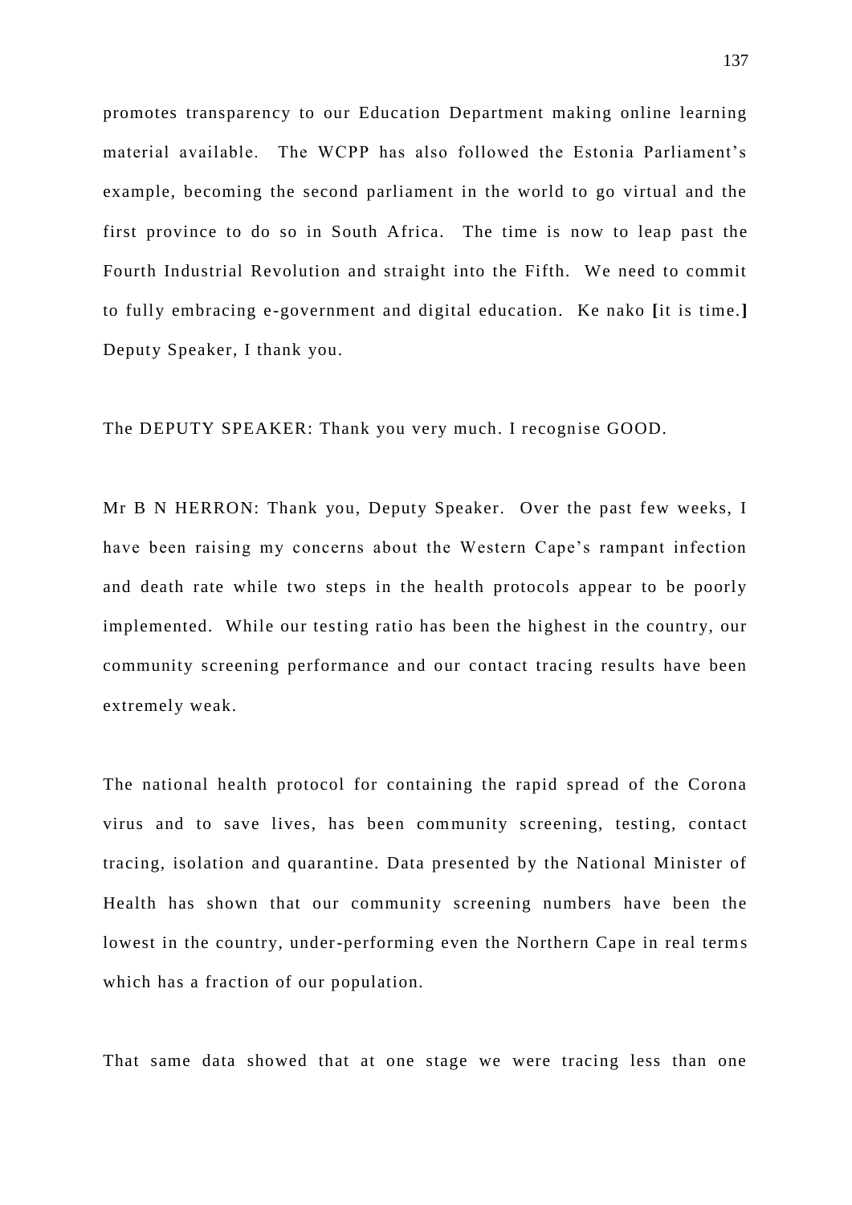promotes transparency to our Education Department making online learning material available. The WCPP has also followed the Estonia Parliament's example, becoming the second parliament in the world to go virtual and the first province to do so in South Africa. The time is now to leap past the Fourth Industrial Revolution and straight into the Fifth. We need to commit to fully embracing e-government and digital education. Ke nako **[**it is time.**]** Deputy Speaker, I thank you.

The DEPUTY SPEAKER: Thank you very much. I recognise GOOD.

Mr B N HERRON: Thank you, Deputy Speaker. Over the past few weeks, I have been raising my concerns about the Western Cape's rampant infection and death rate while two steps in the health protocols appear to be poorly implemented. While our testing ratio has been the highest in the country, our community screening performance and our contact tracing results have been extremely weak.

The national health protocol for containing the rapid spread of the Corona virus and to save lives, has been community screening, testing, contact tracing, isolation and quarantine. Data presented by the National Minister of Health has shown that our community screening numbers have been the lowest in the country, under-performing even the Northern Cape in real terms which has a fraction of our population.

That same data showed that at one stage we were tracing less than one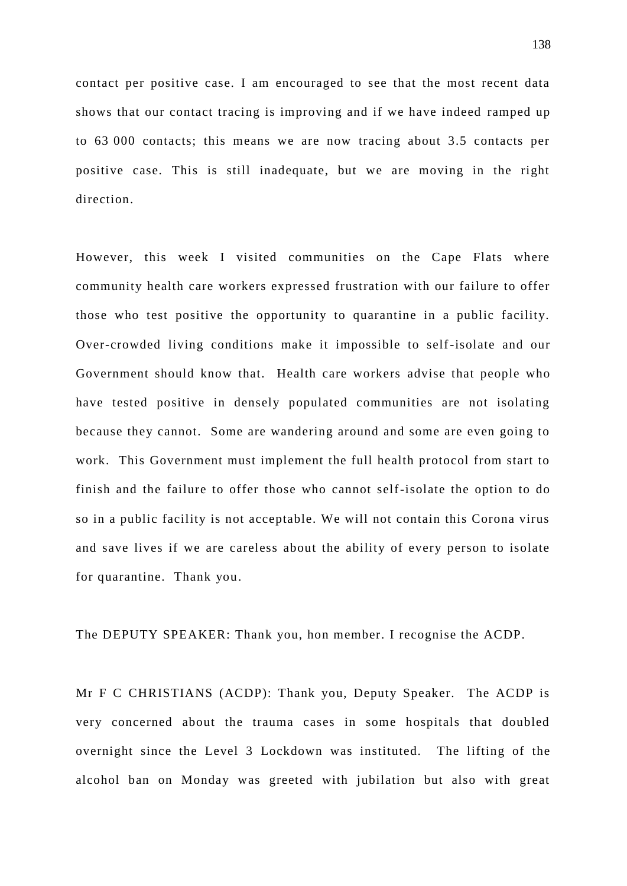contact per positive case. I am encouraged to see that the most recent data shows that our contact tracing is improving and if we have indeed ramped up to 63 000 contacts; this means we are now tracing about 3.5 contacts per positive case. This is still inadequate, but we are moving in the right direction.

However, this week I visited communities on the Cape Flats where community health care workers expressed frustration with our failure to offer those who test positive the opportunity to quarantine in a public facility. Over-crowded living conditions make it impossible to self-isolate and our Government should know that. Health care workers advise that people who have tested positive in densely populated communities are not isolating because they cannot. Some are wandering around and some are even going to work. This Government must implement the full health protocol from start to finish and the failure to offer those who cannot self-isolate the option to do so in a public facility is not acceptable. We will not contain this Corona virus and save lives if we are careless about the ability of every person to isolate for quarantine. Thank you.

The DEPUTY SPEAKER: Thank you, hon member. I recognise the ACDP.

Mr F C CHRISTIANS (ACDP): Thank you, Deputy Speaker. The ACDP is very concerned about the trauma cases in some hospitals that doubled overnight since the Level 3 Lockdown was instituted. The lifting of the alcohol ban on Monday was greeted with jubilation but also with great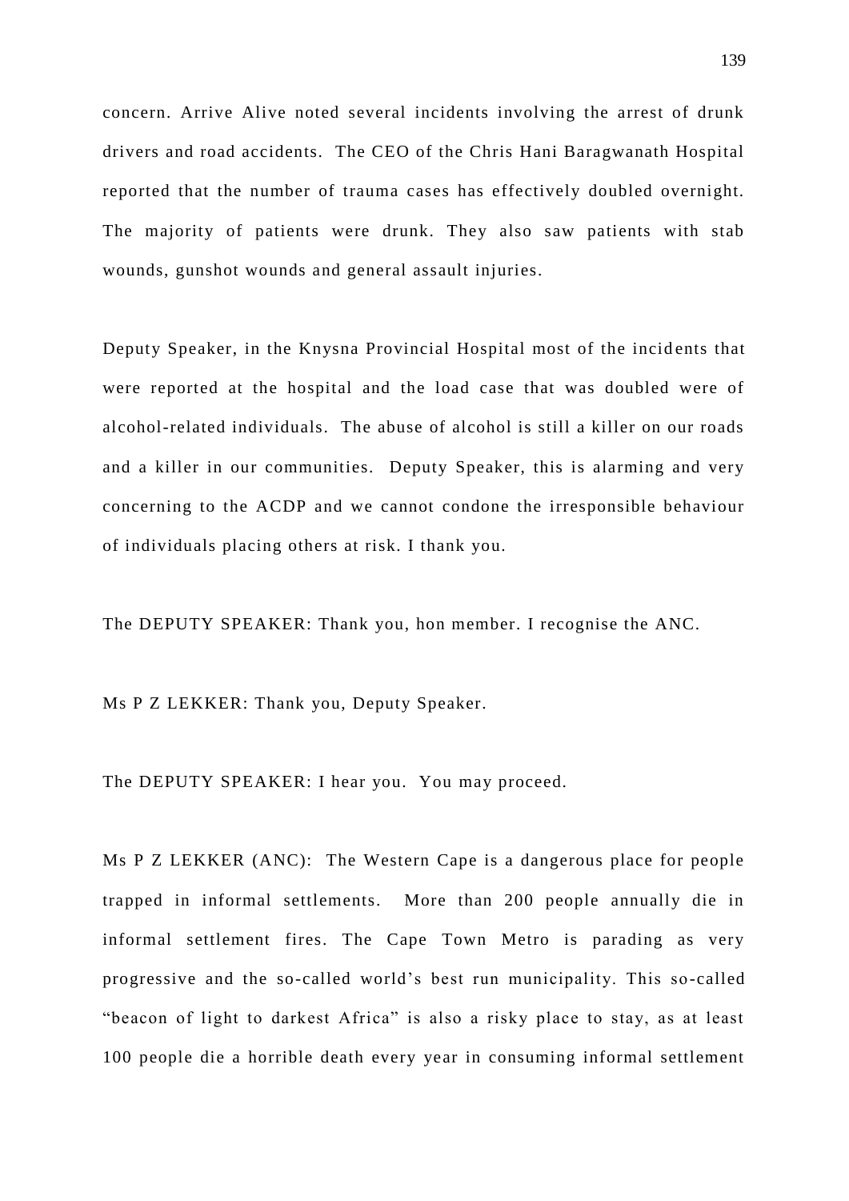concern. Arrive Alive noted several incidents involving the arrest of drunk drivers and road accidents. The CEO of the Chris Hani Baragwanath Hospital reported that the number of trauma cases has effectively doubled overnight. The majority of patients were drunk. They also saw patients with stab wounds, gunshot wounds and general assault injuries.

Deputy Speaker, in the Knysna Provincial Hospital most of the incidents that were reported at the hospital and the load case that was doubled were of alcohol-related individuals. The abuse of alcohol is still a killer on our roads and a killer in our communities. Deputy Speaker, this is alarming and very concerning to the ACDP and we cannot condone the irresponsible behaviour of individuals placing others at risk. I thank you.

The DEPUTY SPEAKER: Thank you, hon member. I recognise the ANC.

Ms P Z LEKKER: Thank you, Deputy Speaker.

The DEPUTY SPEAKER: I hear you. You may proceed.

Ms P Z LEKKER (ANC): The Western Cape is a dangerous place for people trapped in informal settlements. More than 200 people annually die in informal settlement fires. The Cape Town Metro is parading as very progressive and the so-called world's best run municipality. This so-called "beacon of light to darkest Africa" is also a risky place to stay, as at least 100 people die a horrible death every year in consuming informal settlement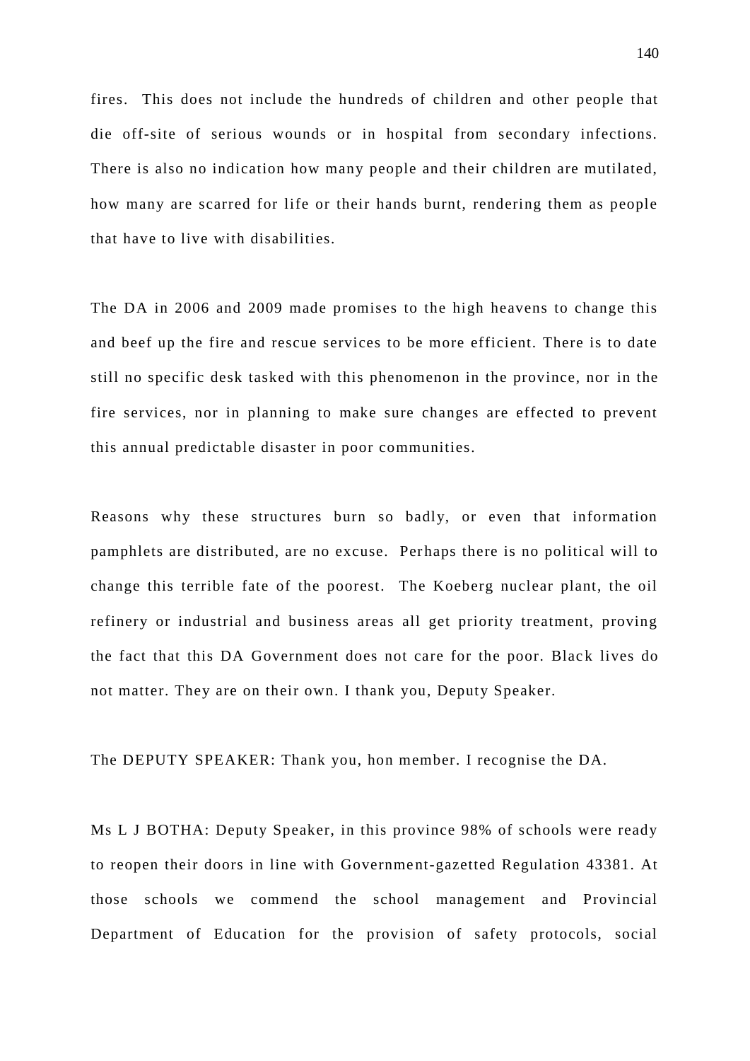fires. This does not include the hundreds of children and other people that die off-site of serious wounds or in hospital from secondary infections. There is also no indication how many people and their children are mutilated, how many are scarred for life or their hands burnt, rendering them as people that have to live with disabilities.

The DA in 2006 and 2009 made promises to the high heavens to change this and beef up the fire and rescue services to be more efficient. There is to date still no specific desk tasked with this phenomenon in the province, nor in the fire services, nor in planning to make sure changes are effected to prevent this annual predictable disaster in poor communities.

Reasons why these structures burn so badly, or even that information pamphlets are distributed, are no excuse. Perhaps there is no political will to change this terrible fate of the poorest. The Koeberg nuclear plant, the oil refinery or industrial and business areas all get priority treatment, proving the fact that this DA Government does not care for the poor. Black lives do not matter. They are on their own. I thank you, Deputy Speaker.

The DEPUTY SPEAKER: Thank you, hon member. I recognise the DA.

Ms L J BOTHA: Deputy Speaker, in this province 98% of schools were ready to reopen their doors in line with Government-gazetted Regulation 43381. At those schools we commend the school management and Provincial Department of Education for the provision of safety protocols, social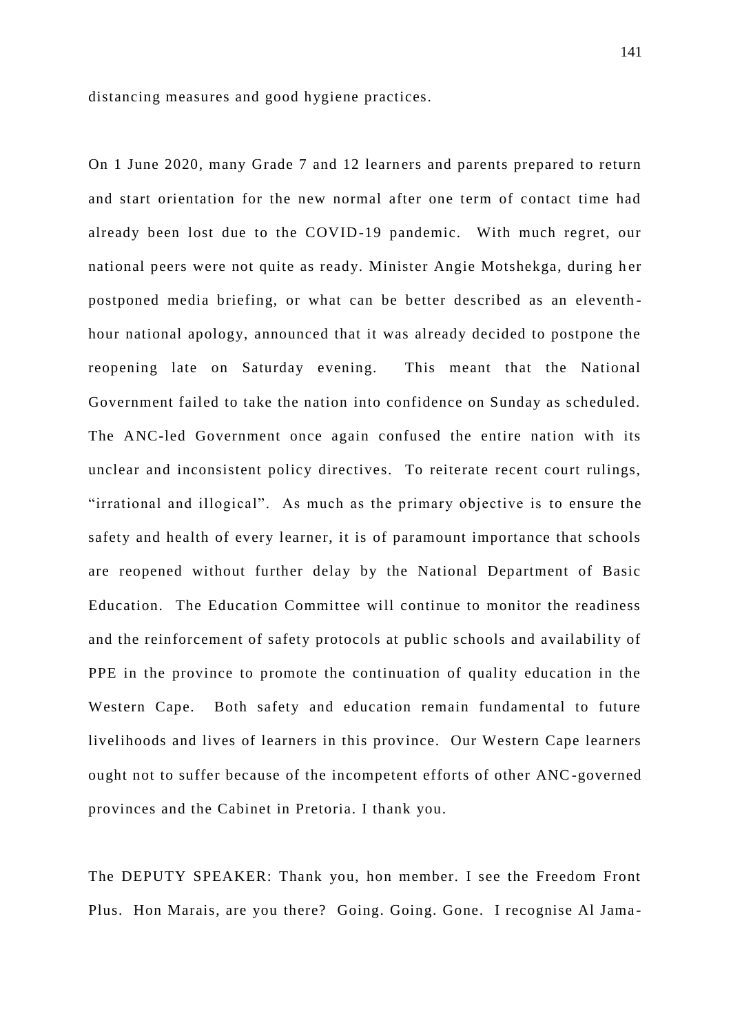distancing measures and good hygiene practices.

On 1 June 2020, many Grade 7 and 12 learners and parents prepared to return and start orientation for the new normal after one term of contact time had already been lost due to the COVID-19 pandemic. With much regret, our national peers were not quite as ready. Minister Angie Motshekga, during her postponed media briefing, or what can be better described as an eleventh-hour national apology, announced that it was already decided to postpone the reopening late on Saturday evening. This meant that the National Government failed to take the nation into confidence on Sunday as scheduled. The ANC-led Government once again confused the entire nation with its unclear and inconsistent policy directives. To reiterate recent court rulings, "irrational and illogical". As much as the primary objective is to ensure the safety and health of every learner, it is of paramount importance that schools are reopened without further delay by the National Department of Basic Education. The Education Committee will continue to monitor the readiness and the reinforcement of safety protocols at public schools and availability of PPE in the province to promote the continuation of quality education in the Western Cape. Both safety and education remain fundamental to future livelihoods and lives of learners in this province. Our Western Cape learners ought not to suffer because of the incompetent efforts of other ANC-governed provinces and the Cabinet in Pretoria. I thank you.

The DEPUTY SPEAKER: Thank you, hon member. I see the Freedom Front Plus. Hon Marais, are you there? Going. Going. Gone. I recognise Al Jama-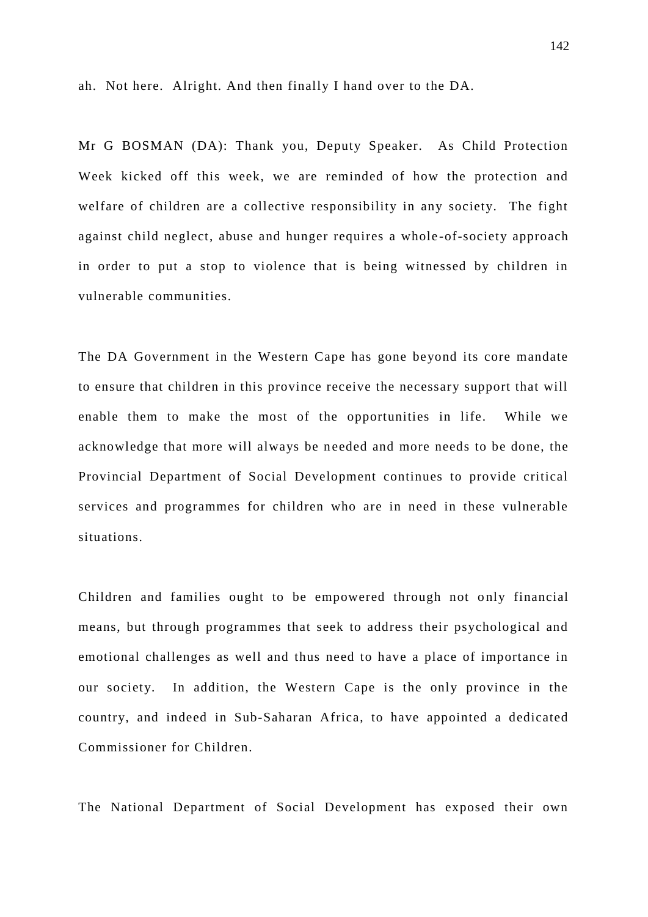ah. Not here. Alright. And then finally I hand over to the DA.

Mr G BOSMAN (DA): Thank you, Deputy Speaker. As Child Protection Week kicked off this week, we are reminded of how the protection and welfare of children are a collective responsibility in any society. The fight against child neglect, abuse and hunger requires a whole-of-society approach in order to put a stop to violence that is being witnessed by children in vulnerable communities.

The DA Government in the Western Cape has gone beyond its core mandate to ensure that children in this province receive the necessary support that will enable them to make the most of the opportunities in life. While we acknowledge that more will always be needed and more needs to be done, the Provincial Department of Social Development continues to provide critical services and programmes for children who are in need in these vulnerable situations.

Children and families ought to be empowered through not only financial means, but through programmes that seek to address their psychological and emotional challenges as well and thus need to have a place of importance in our society. In addition, the Western Cape is the only province in the country, and indeed in Sub-Saharan Africa, to have appointed a dedicated Commissioner for Children.

The National Department of Social Development has exposed their own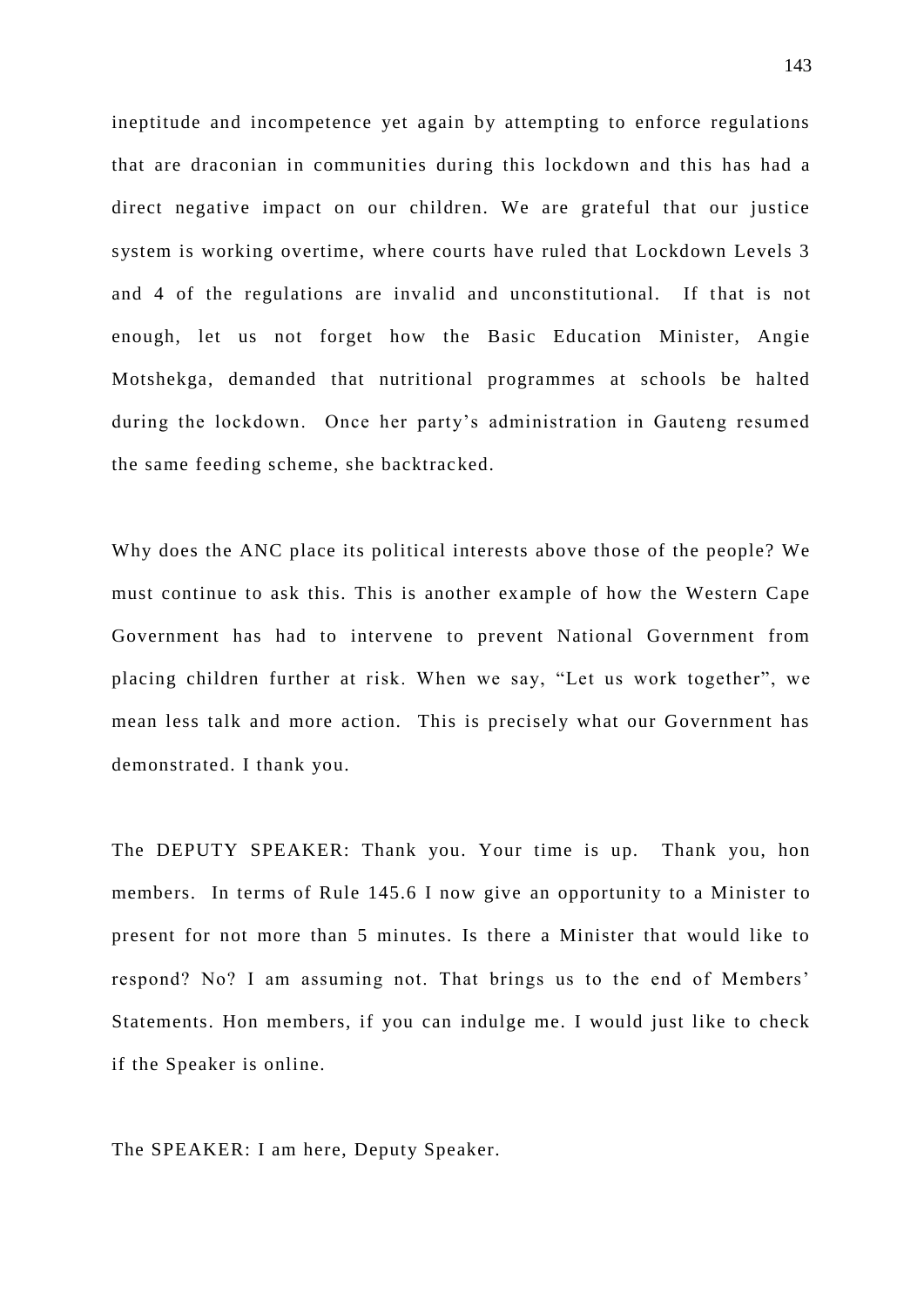ineptitude and incompetence yet again by attempting to enforce regulations that are draconian in communities during this lockdown and this has had a direct negative impact on our children. We are grateful that our justice system is working overtime, where courts have ruled that Lockdown Levels 3 and 4 of the regulations are invalid and unconstitutional. If that is not enough, let us not forget how the Basic Education Minister, Angie Motshekga, demanded that nutritional programmes at schools be halted during the lockdown. Once her party's administration in Gauteng resumed the same feeding scheme, she backtracked.

Why does the ANC place its political interests above those of the people? We must continue to ask this. This is another example of how the Western Cape Government has had to intervene to prevent National Government from placing children further at risk. When we say, "Let us work together", we mean less talk and more action. This is precisely what our Government has demonstrated. I thank you.

The DEPUTY SPEAKER: Thank you. Your time is up. Thank you, hon members. In terms of Rule 145.6 I now give an opportunity to a Minister to present for not more than 5 minutes. Is there a Minister that would like to respond? No? I am assuming not. That brings us to the end of Members' Statements. Hon members, if you can indulge me. I would just like to check if the Speaker is online.

The SPEAKER: I am here, Deputy Speaker.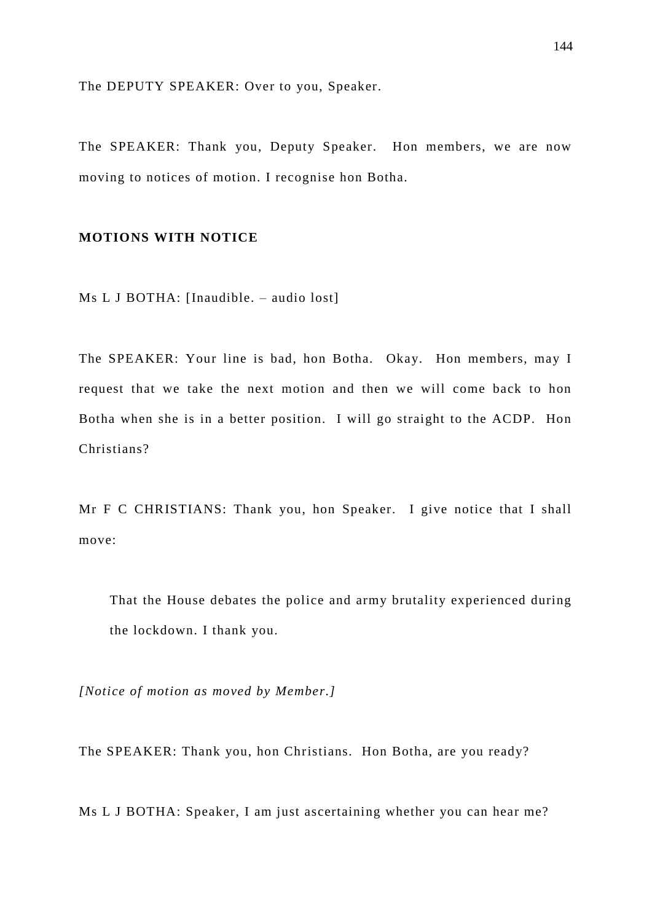The DEPUTY SPEAKER: Over to you, Speaker.

The SPEAKER: Thank you, Deputy Speaker. Hon members, we are now moving to notices of motion. I recognise hon Botha.

**MOTIONS WITH NOTICE**

Ms L J BOTHA: [Inaudible. – audio lost]

The SPEAKER: Your line is bad, hon Botha. Okay. Hon members, may I request that we take the next motion and then we will come back to hon Botha when she is in a better position. I will go straight to the ACDP. Hon Christians?

Mr F C CHRISTIANS: Thank you, hon Speaker. I give notice that I shall move:

> That the House debates the police and army brutality experienced during the lockdown. I thank you.

*[Notice of motion as moved by Member.]*

The SPEAKER: Thank you, hon Christians. Hon Botha, are you ready?

Ms L J BOTHA: Speaker, I am just ascertaining whether you can hear me?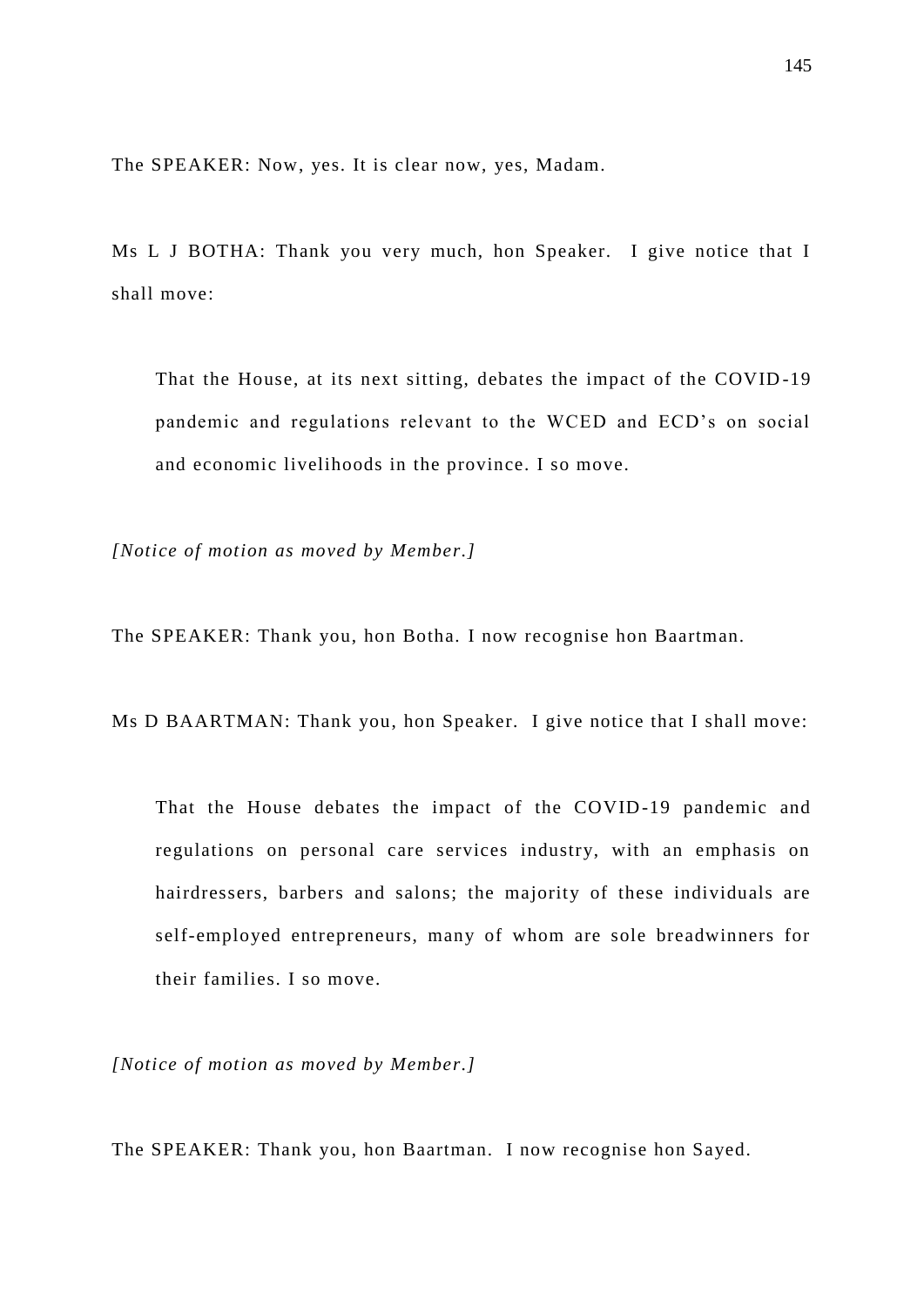The SPEAKER: Now, yes. It is clear now, yes, Madam.

Ms L J BOTHA: Thank you very much, hon Speaker. I give notice that I shall move:

> That the House, at its next sitting, debates the impact of the COVID-19 pandemic and regulations relevant to the WCED and ECD's on social and economic livelihoods in the province. I so move.

*[Notice of motion as moved by Member.]*

The SPEAKER: Thank you, hon Botha. I now recognise hon Baartman.

Ms D BAARTMAN: Thank you, hon Speaker. I give notice that I shall move:

> That the House debates the impact of the COVID-19 pandemic and regulations on personal care services industry, with an emphasis on hairdressers, barbers and salons; the majority of these individuals are self-employed entrepreneurs, many of whom are sole breadwinners for their families. I so move.

*[Notice of motion as moved by Member.]*

The SPEAKER: Thank you, hon Baartman. I now recognise hon Sayed.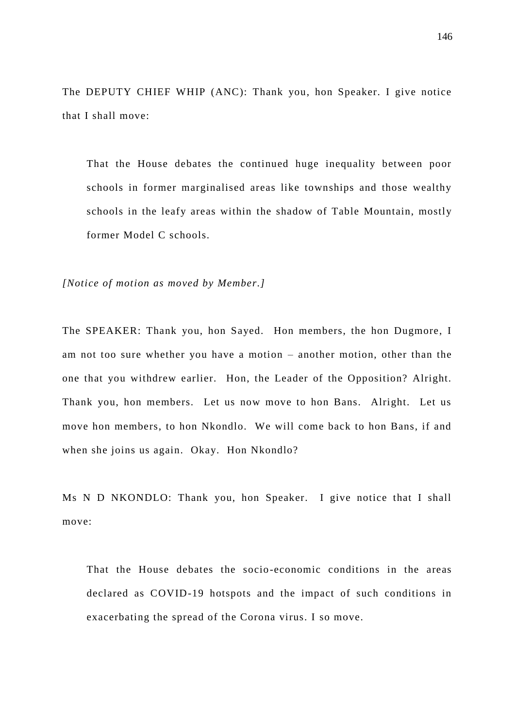The DEPUTY CHIEF WHIP (ANC): Thank you, hon Speaker. I give notice that I shall move:

> That the House debates the continued huge inequality between poor schools in former marginalised areas like townships and those wealthy schools in the leafy areas within the shadow of Table Mountain, mostly former Model C schools.

*[Notice of motion as moved by Member.]*

The SPEAKER: Thank you, hon Sayed. Hon members, the hon Dugmore, I am not too sure whether you have a motion – another motion, other than the one that you withdrew earlier. Hon, the Leader of the Opposition? Alright. Thank you, hon members. Let us now move to hon Bans. Alright. Let us move hon members, to hon Nkondlo. We will come back to hon Bans, if and when she joins us again. Okay. Hon Nkondlo?

Ms N D NKONDLO: Thank you, hon Speaker. I give notice that I shall move:

> That the House debates the socio-economic conditions in the areas declared as COVID-19 hotspots and the impact of such conditions in exacerbating the spread of the Corona virus. I so move.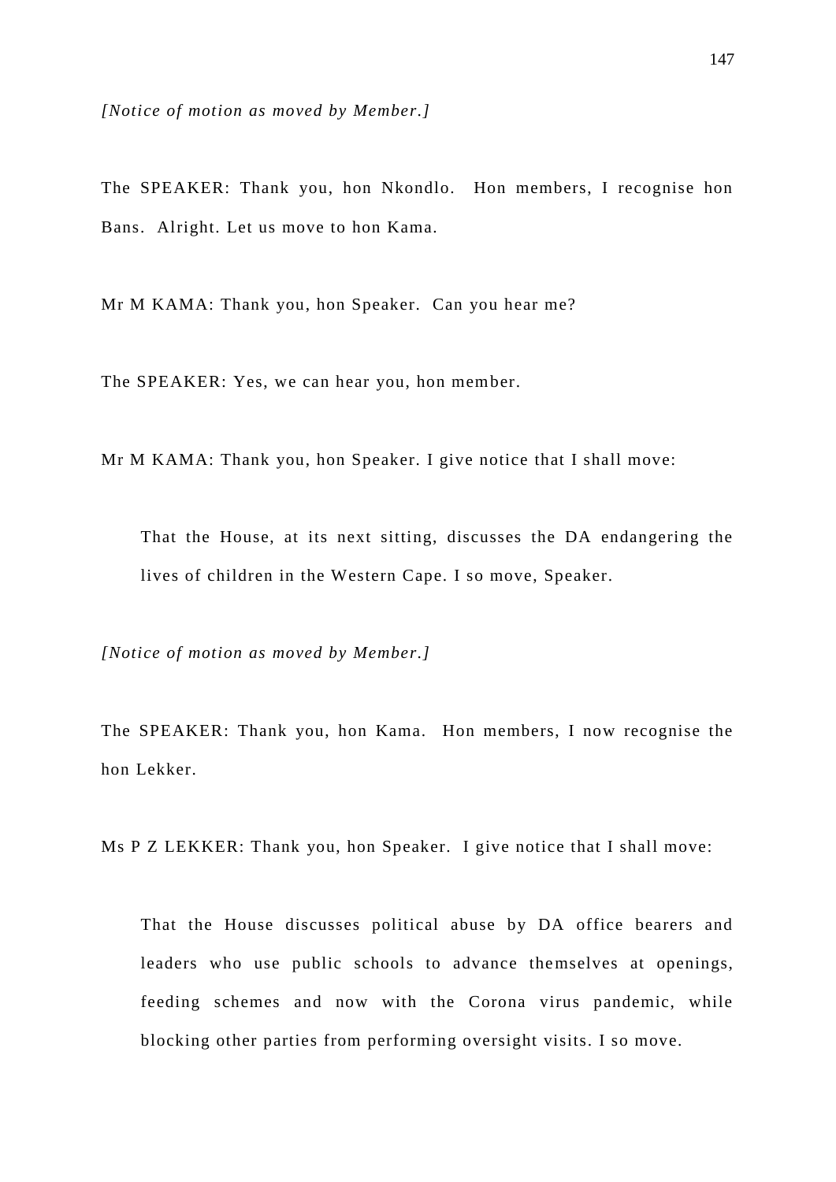*[Notice of motion as moved by Member.]*

The SPEAKER: Thank you, hon Nkondlo. Hon members, I recognise hon Bans. Alright. Let us move to hon Kama.

Mr M KAMA: Thank you, hon Speaker. Can you hear me?

The SPEAKER: Yes, we can hear you, hon member.

Mr M KAMA: Thank you, hon Speaker. I give notice that I shall move:

> That the House, at its next sitting, discusses the DA endangering the lives of children in the Western Cape. I so move, Speaker.

*[Notice of motion as moved by Member.]*

The SPEAKER: Thank you, hon Kama. Hon members, I now recognise the hon Lekker.

Ms P Z LEKKER: Thank you, hon Speaker. I give notice that I shall move:

> That the House discusses political abuse by DA office bearers and leaders who use public schools to advance themselves at openings, feeding schemes and now with the Corona virus pandemic, while blocking other parties from performing oversight visits. I so move.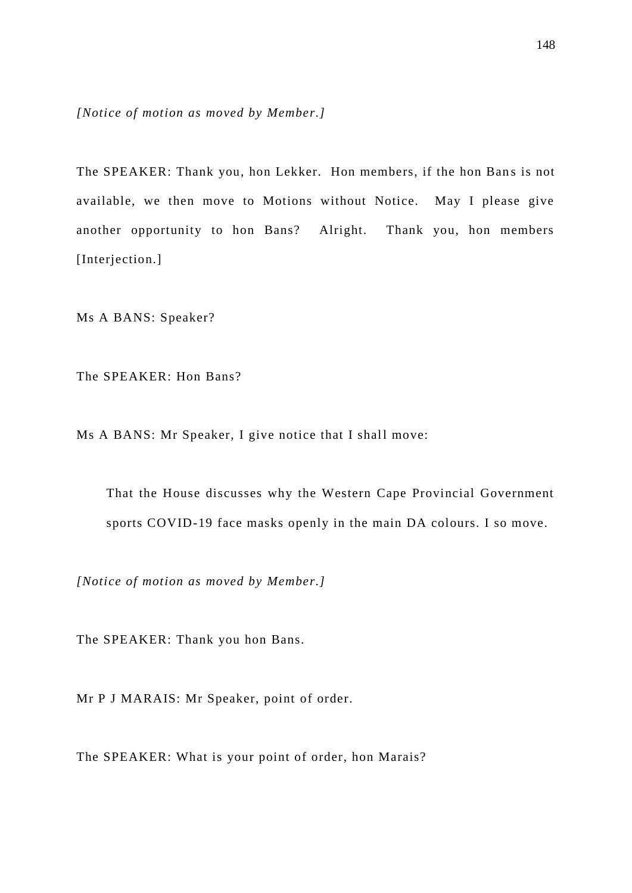*[Notice of motion as moved by Member.]*

The SPEAKER: Thank you, hon Lekker. Hon members, if the hon Bans is not available, we then move to Motions without Notice. May I please give another opportunity to hon Bans? Alright. Thank you, hon members [Interjection.]

Ms A BANS: Speaker?

The SPEAKER: Hon Bans?

Ms A BANS: Mr Speaker, I give notice that I shall move:

> That the House discusses why the Western Cape Provincial Government sports COVID-19 face masks openly in the main DA colours. I so move.

*[Notice of motion as moved by Member.]*

The SPEAKER: Thank you hon Bans.

Mr P J MARAIS: Mr Speaker, point of order.

The SPEAKER: What is your point of order, hon Marais?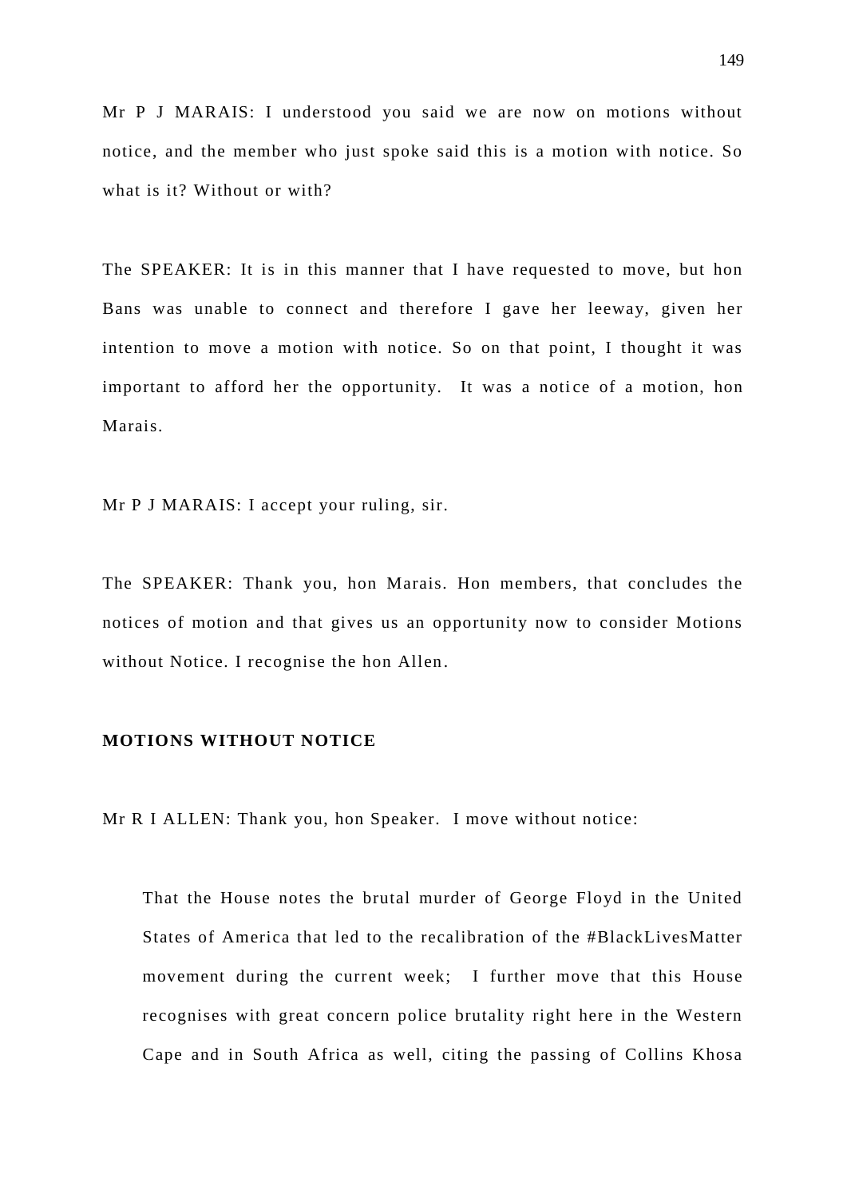Mr P J MARAIS: I understood you said we are now on motions without notice, and the member who just spoke said this is a motion with notice. So what is it? Without or with?

The SPEAKER: It is in this manner that I have requested to move, but hon Bans was unable to connect and therefore I gave her leeway, given her intention to move a motion with notice. So on that point, I thought it was important to afford her the opportunity. It was a notice of a motion, hon Marais.

Mr P J MARAIS: I accept your ruling, sir.

The SPEAKER: Thank you, hon Marais. Hon members, that concludes the notices of motion and that gives us an opportunity now to consider Motions without Notice. I recognise the hon Allen.

**MOTIONS WITHOUT NOTICE**

Mr R I ALLEN: Thank you, hon Speaker. I move without notice:

> That the House notes the brutal murder of George Floyd in the United States of America that led to the recalibration of the #BlackLivesMatter movement during the current week; I further move that this House recognises with great concern police brutality right here in the Western Cape and in South Africa as well, citing the passing of Collins Khosa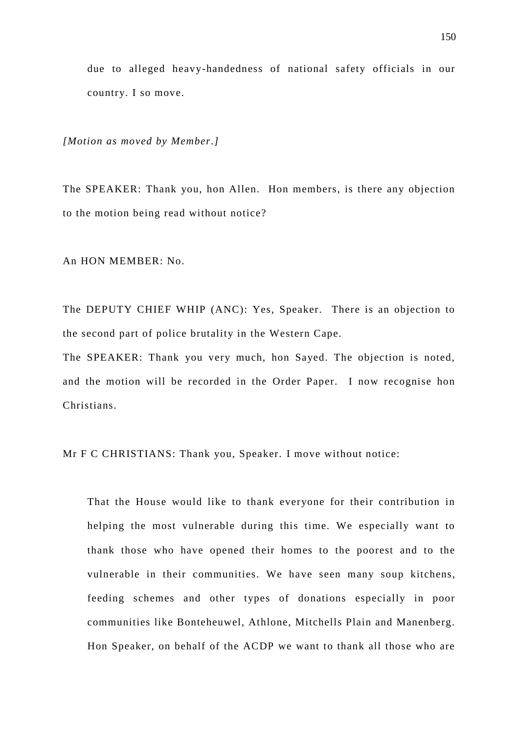> due to alleged heavy-handedness of national safety officials in our country. I so move.

*[Motion as moved by Member.]*

The SPEAKER: Thank you, hon Allen. Hon members, is there any objection to the motion being read without notice?

An HON MEMBER: No.

The DEPUTY CHIEF WHIP (ANC): Yes, Speaker. There is an objection to the second part of police brutality in the Western Cape.

The SPEAKER: Thank you very much, hon Sayed. The objection is noted, and the motion will be recorded in the Order Paper. I now recognise hon Christians.

Mr F C CHRISTIANS: Thank you, Speaker. I move without notice:

> That the House would like to thank everyone for their contribution in helping the most vulnerable during this time. We especially want to thank those who have opened their homes to the poorest and to the vulnerable in their communities. We have seen many soup kitchens, feeding schemes and other types of donations especially in poor communities like Bonteheuwel, Athlone, Mitchells Plain and Manenberg. Hon Speaker, on behalf of the ACDP we want to thank all those who are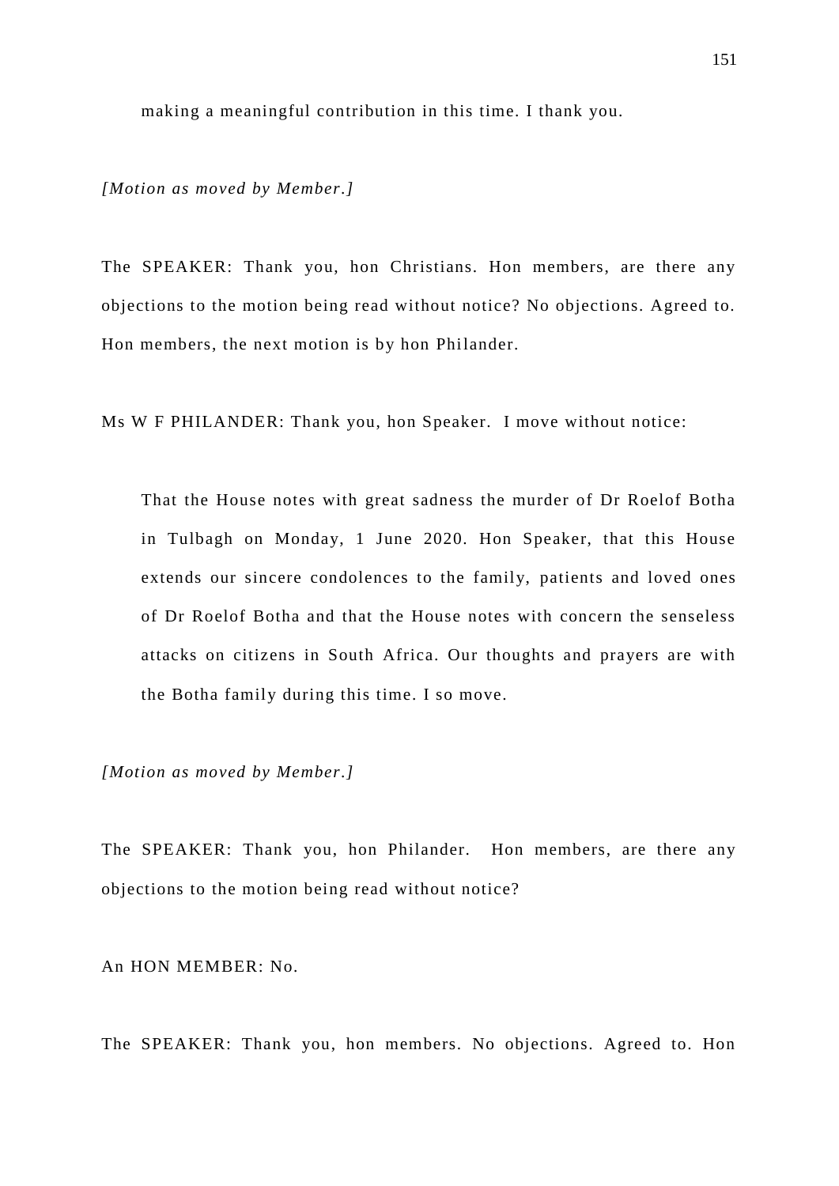making a meaningful contribution in this time. I thank you.

*[Motion as moved by Member.]*

The SPEAKER: Thank you, hon Christians. Hon members, are there any objections to the motion being read without notice? No objections. Agreed to. Hon members, the next motion is by hon Philander.

Ms W F PHILANDER: Thank you, hon Speaker. I move without notice:

> That the House notes with great sadness the murder of Dr Roelof Botha in Tulbagh on Monday, 1 June 2020. Hon Speaker, that this House extends our sincere condolences to the family, patients and loved ones of Dr Roelof Botha and that the House notes with concern the senseless attacks on citizens in South Africa. Our thoughts and prayers are with the Botha family during this time. I so move.

*[Motion as moved by Member.]*

The SPEAKER: Thank you, hon Philander. Hon members, are there any objections to the motion being read without notice?

An HON MEMBER: No.

The SPEAKER: Thank you, hon members. No objections. Agreed to. Hon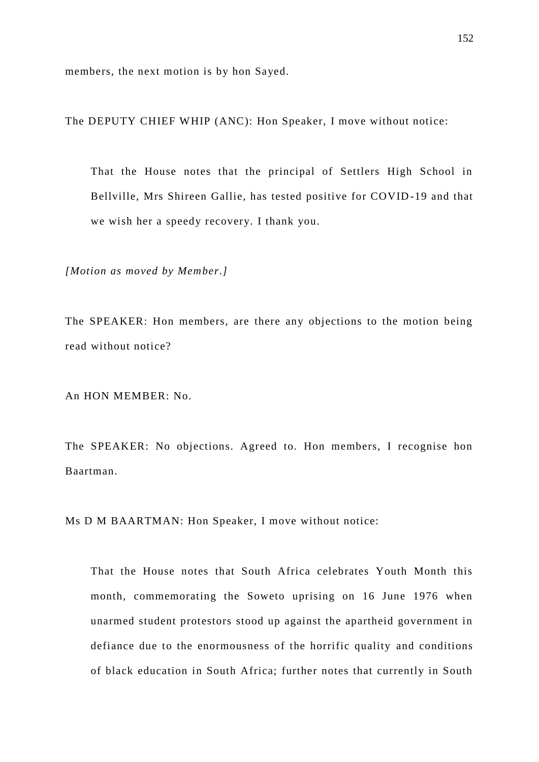members, the next motion is by hon Sayed.

The DEPUTY CHIEF WHIP (ANC): Hon Speaker, I move without notice:

> That the House notes that the principal of Settlers High School in Bellville, Mrs Shireen Gallie, has tested positive for COVID-19 and that we wish her a speedy recovery. I thank you.

*[Motion as moved by Member.]*

The SPEAKER: Hon members, are there any objections to the motion being read without notice?

An HON MEMBER: No.

The SPEAKER: No objections. Agreed to. Hon members, I recognise hon Baartman.

Ms D M BAARTMAN: Hon Speaker, I move without notice:

> That the House notes that South Africa celebrates Youth Month this month, commemorating the Soweto uprising on 16 June 1976 when unarmed student protestors stood up against the apartheid government in defiance due to the enormousness of the horrific quality and conditions of black education in South Africa; further notes that currently in South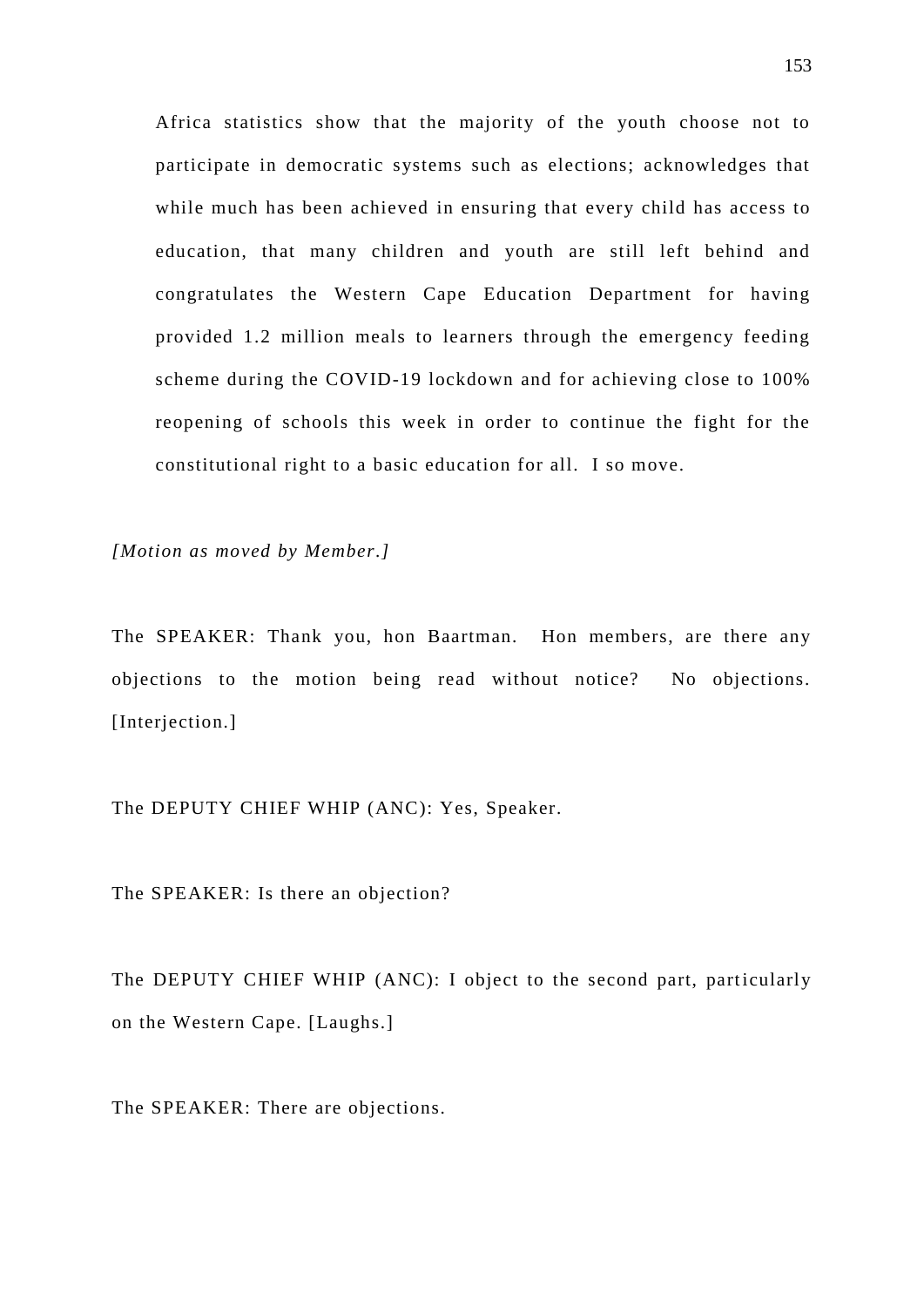Africa statistics show that the majority of the youth choose not to participate in democratic systems such as elections; acknowledges that while much has been achieved in ensuring that every child has access to education, that many children and youth are still left behind and congratulates the Western Cape Education Department for having provided 1.2 million meals to learners through the emergency feeding scheme during the COVID-19 lockdown and for achieving close to 100% reopening of schools this week in order to continue the fight for the constitutional right to a basic education for all. I so move.

*[Motion as moved by Member.]*

The SPEAKER: Thank you, hon Baartman. Hon members, are there any objections to the motion being read without notice? No objections. [Interjection.]

The DEPUTY CHIEF WHIP (ANC): Yes, Speaker.

The SPEAKER: Is there an objection?

The DEPUTY CHIEF WHIP (ANC): I object to the second part, particularly on the Western Cape. [Laughs.]

The SPEAKER: There are objections.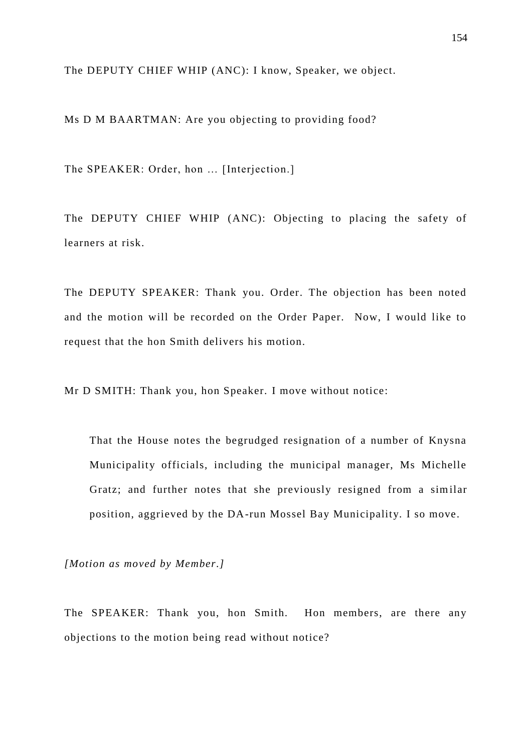The DEPUTY CHIEF WHIP (ANC): I know, Speaker, we object.

Ms D M BAARTMAN: Are you objecting to providing food?

The SPEAKER: Order, hon ... [Interjection.]

The DEPUTY CHIEF WHIP (ANC): Objecting to placing the safety of learners at risk.

The DEPUTY SPEAKER: Thank you. Order. The objection has been noted and the motion will be recorded on the Order Paper. Now, I would like to request that the hon Smith delivers his motion.

Mr D SMITH: Thank you, hon Speaker. I move without notice:

> That the House notes the begrudged resignation of a number of Knysna Municipality officials, including the municipal manager, Ms Michelle Gratz; and further notes that she previously resigned from a similar position, aggrieved by the DA-run Mossel Bay Municipality. I so move.

*[Motion as moved by Member.]*

The SPEAKER: Thank you, hon Smith. Hon members, are there any objections to the motion being read without notice?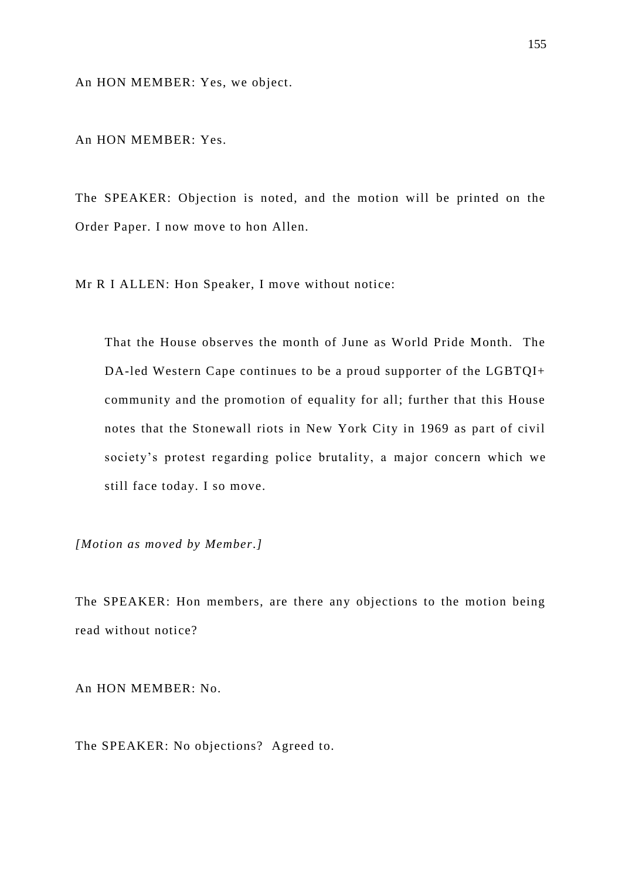An HON MEMBER: Yes, we object.

An HON MEMBER: Yes.

The SPEAKER: Objection is noted, and the motion will be printed on the Order Paper. I now move to hon Allen.

Mr R I ALLEN: Hon Speaker, I move without notice:

> That the House observes the month of June as World Pride Month. The DA-led Western Cape continues to be a proud supporter of the LGBTQI+ community and the promotion of equality for all; further that this House notes that the Stonewall riots in New York City in 1969 as part of civil society's protest regarding police brutality, a major concern which we still face today. I so move.

*[Motion as moved by Member.]*

The SPEAKER: Hon members, are there any objections to the motion being read without notice?

An HON MEMBER: No.

The SPEAKER: No objections? Agreed to.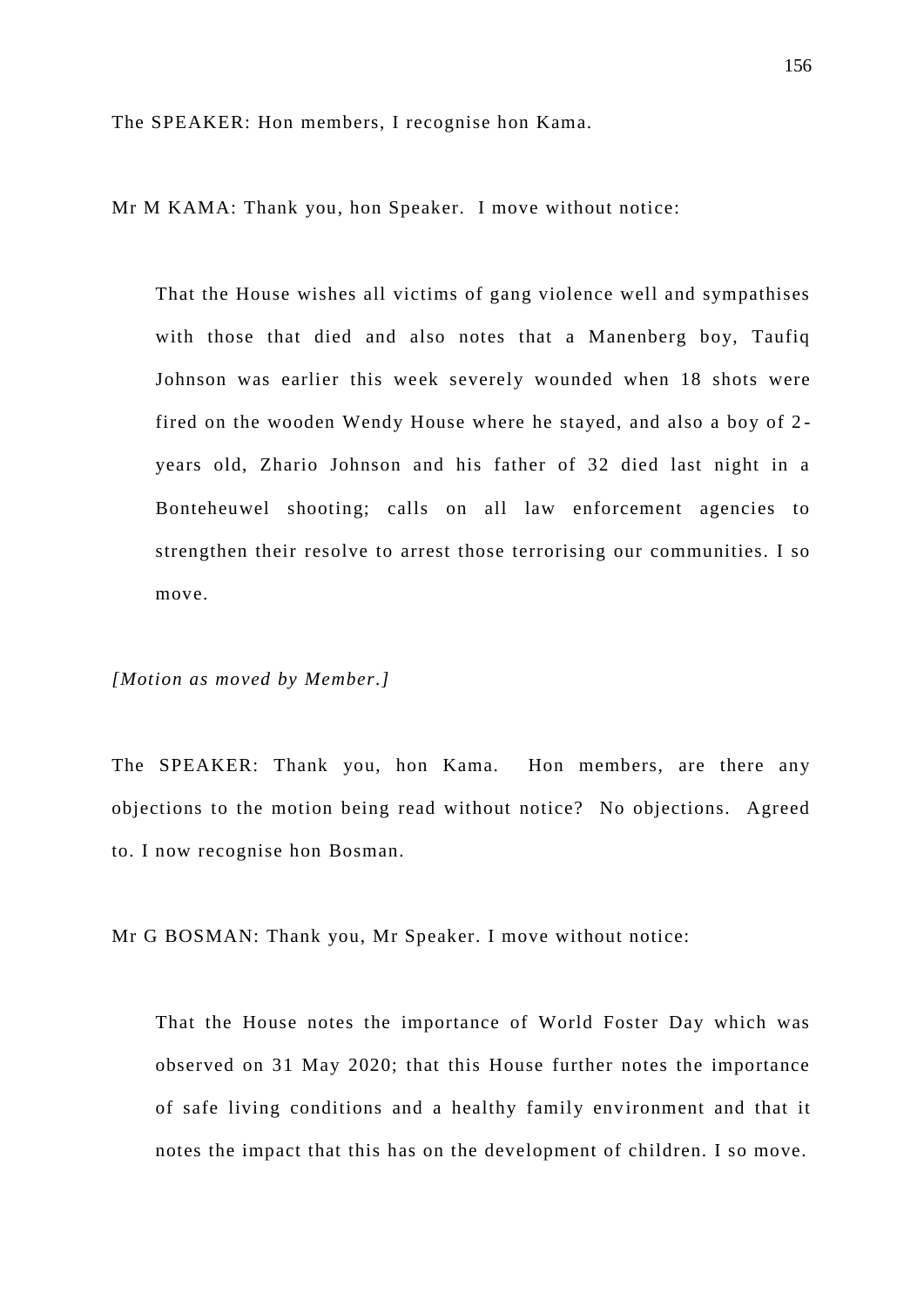The SPEAKER: Hon members, I recognise hon Kama.

Mr M KAMA: Thank you, hon Speaker. I move without notice:

> That the House wishes all victims of gang violence well and sympathises with those that died and also notes that a Manenberg boy, Taufiq Johnson was earlier this week severely wounded when 18 shots were fired on the wooden Wendy House where he stayed, and also a boy of 2-years old, Zhario Johnson and his father of 32 died last night in a Bonteheuwel shooting; calls on all law enforcement agencies to strengthen their resolve to arrest those terrorising our communities. I so move.

*[Motion as moved by Member.]*

The SPEAKER: Thank you, hon Kama. Hon members, are there any objections to the motion being read without notice? No objections. Agreed to. I now recognise hon Bosman.

Mr G BOSMAN: Thank you, Mr Speaker. I move without notice:

> That the House notes the importance of World Foster Day which was observed on 31 May 2020; that this House further notes the importance of safe living conditions and a healthy family environment and that it notes the impact that this has on the development of children. I so move.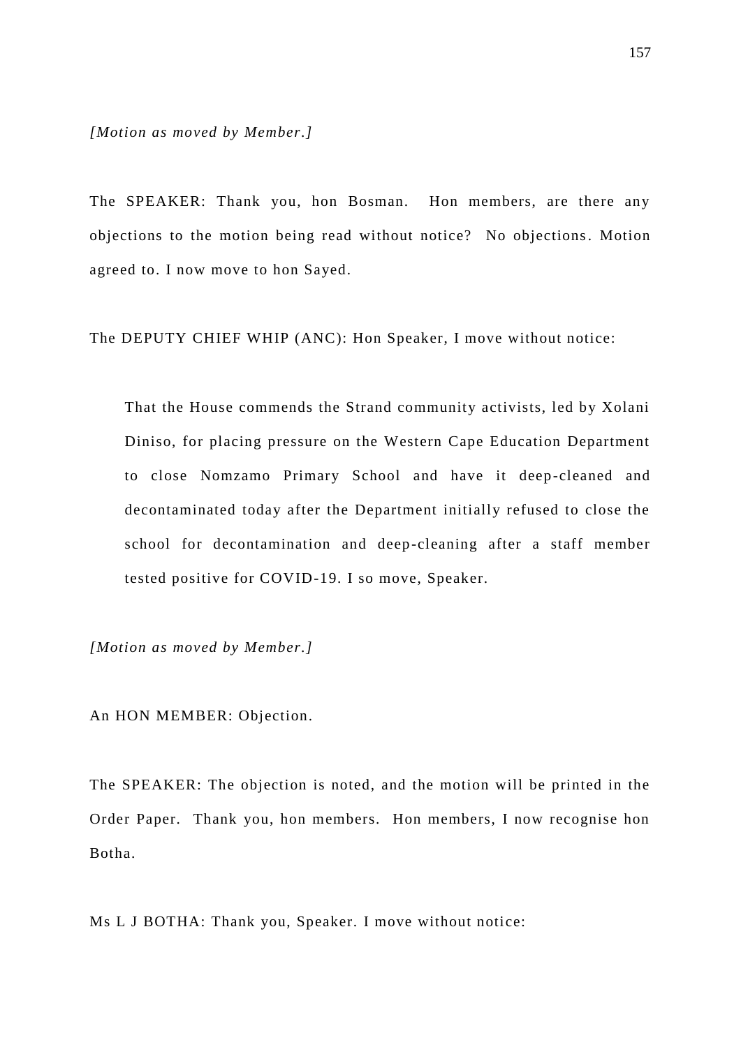*[Motion as moved by Member.]*

The SPEAKER: Thank you, hon Bosman. Hon members, are there any objections to the motion being read without notice? No objections. Motion agreed to. I now move to hon Sayed.

The DEPUTY CHIEF WHIP (ANC): Hon Speaker, I move without notice:

> That the House commends the Strand community activists, led by Xolani Diniso, for placing pressure on the Western Cape Education Department to close Nomzamo Primary School and have it deep-cleaned and decontaminated today after the Department initially refused to close the school for decontamination and deep-cleaning after a staff member tested positive for COVID-19. I so move, Speaker.

*[Motion as moved by Member.]*

An HON MEMBER: Objection.

The SPEAKER: The objection is noted, and the motion will be printed in the Order Paper. Thank you, hon members. Hon members, I now recognise hon Botha.

Ms L J BOTHA: Thank you, Speaker. I move without notice: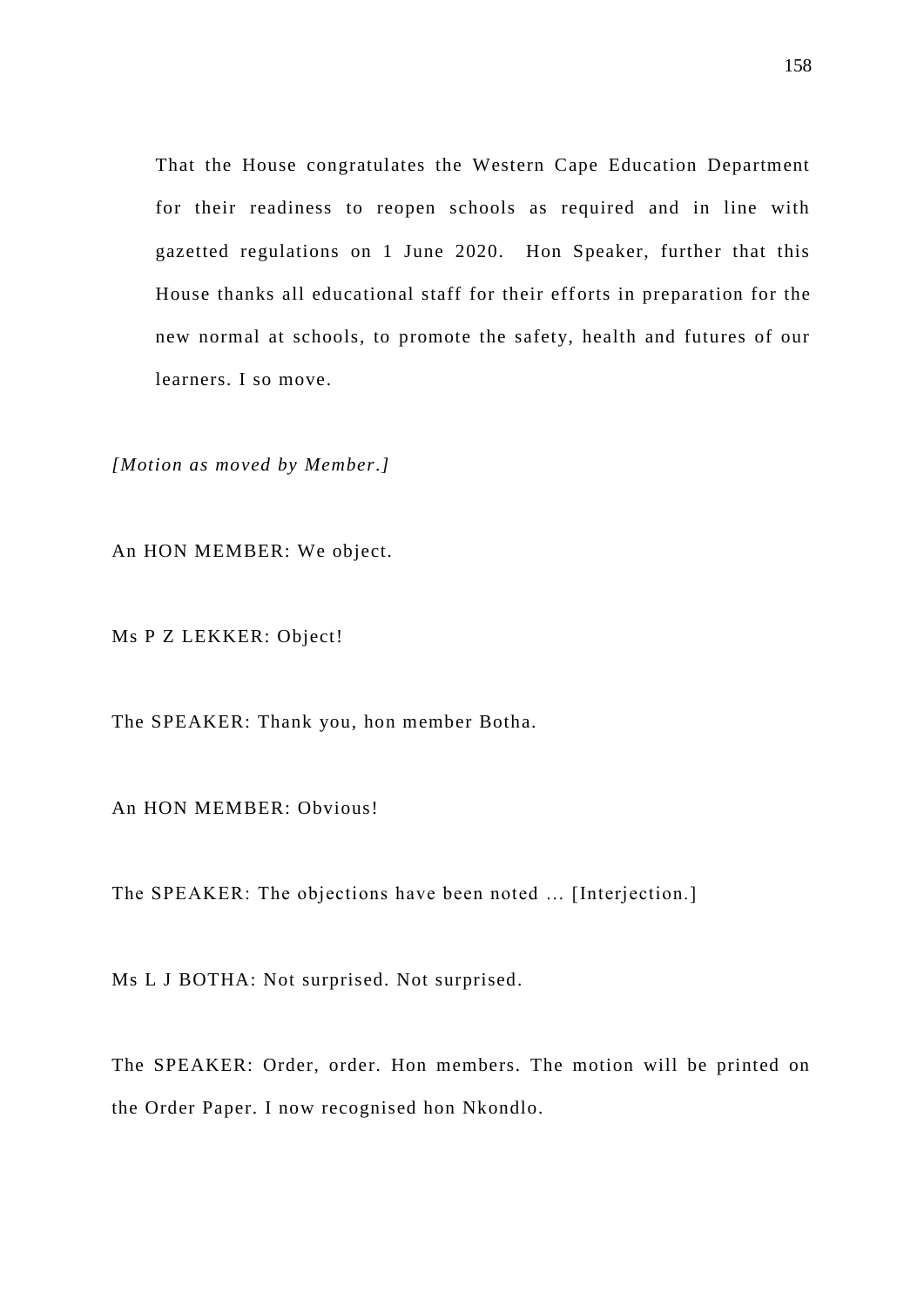That the House congratulates the Western Cape Education Department for their readiness to reopen schools as required and in line with gazetted regulations on 1 June 2020. Hon Speaker, further that this House thanks all educational staff for their efforts in preparation for the new normal at schools, to promote the safety, health and futures of our learners. I so move.

*[Motion as moved by Member.]*

An HON MEMBER: We object.

Ms P Z LEKKER: Object!

The SPEAKER: Thank you, hon member Botha.

An HON MEMBER: Obvious!

The SPEAKER: The objections have been noted … [Interjection.]

Ms L J BOTHA: Not surprised. Not surprised.

The SPEAKER: Order, order. Hon members. The motion will be printed on the Order Paper. I now recognised hon Nkondlo.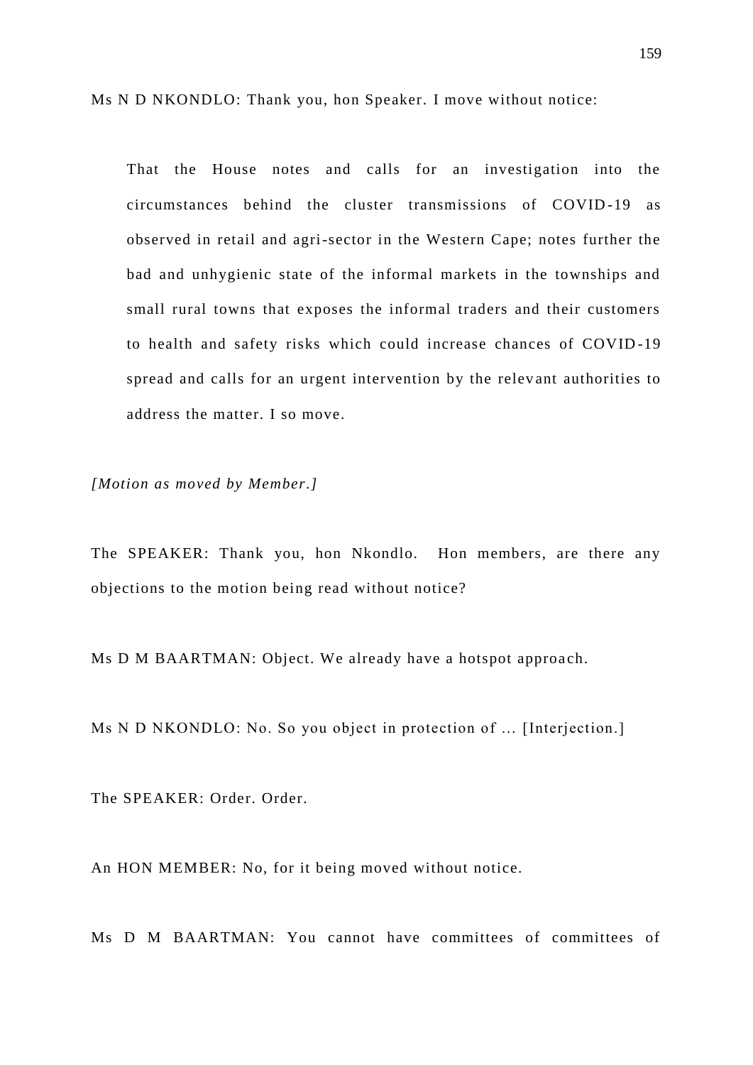Ms N D NKONDLO: Thank you, hon Speaker. I move without notice:

> That the House notes and calls for an investigation into the circumstances behind the cluster transmissions of COVID-19 as observed in retail and agri-sector in the Western Cape; notes further the bad and unhygienic state of the informal markets in the townships and small rural towns that exposes the informal traders and their customers to health and safety risks which could increase chances of COVID-19 spread and calls for an urgent intervention by the relevant authorities to address the matter. I so move.

*[Motion as moved by Member.]*

The SPEAKER: Thank you, hon Nkondlo. Hon members, are there any objections to the motion being read without notice?

Ms D M BAARTMAN: Object. We already have a hotspot approach.

Ms N D NKONDLO: No. So you object in protection of ... [Interjection.]

The SPEAKER: Order. Order.

An HON MEMBER: No, for it being moved without notice.

Ms D M BAARTMAN: You cannot have committees of committees of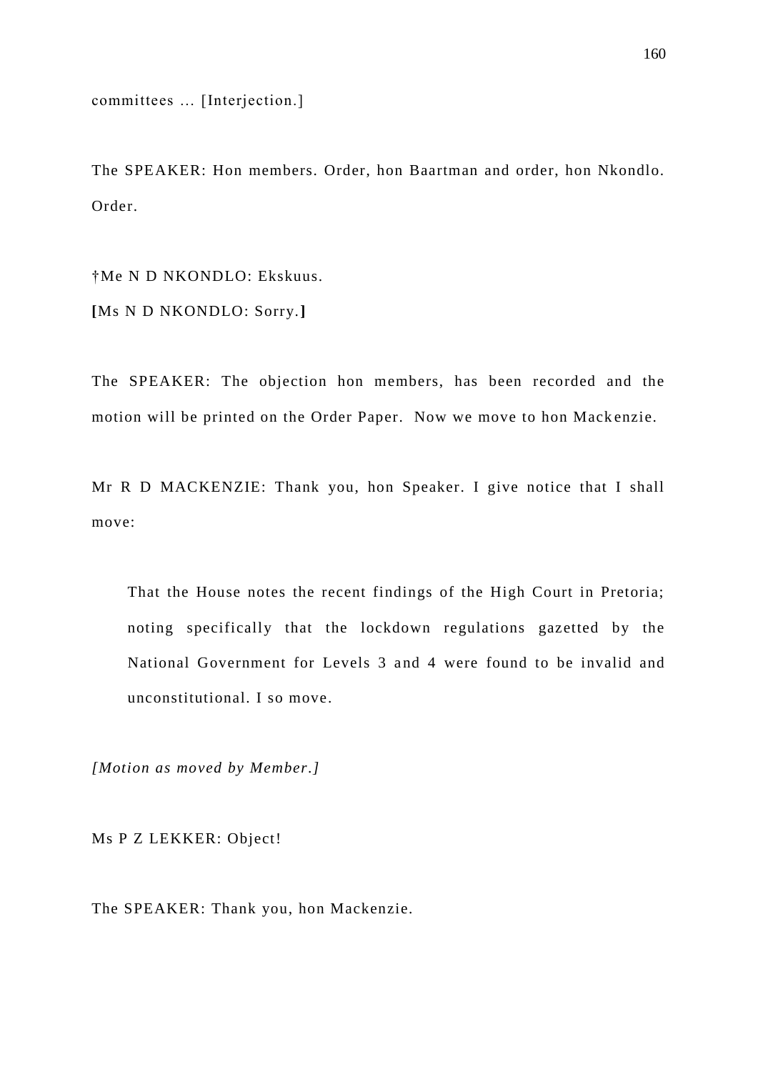committees … [Interjection.]

The SPEAKER: Hon members. Order, hon Baartman and order, hon Nkondlo. Order.

†Me N D NKONDLO: Ekskuus.

**[**Ms N D NKONDLO: Sorry.**]**

The SPEAKER: The objection hon members, has been recorded and the motion will be printed on the Order Paper. Now we move to hon Mackenzie.

Mr R D MACKENZIE: Thank you, hon Speaker. I give notice that I shall move:

> That the House notes the recent findings of the High Court in Pretoria; noting specifically that the lockdown regulations gazetted by the National Government for Levels 3 and 4 were found to be invalid and unconstitutional. I so move.

*[Motion as moved by Member.]*

Ms P Z LEKKER: Object!

The SPEAKER: Thank you, hon Mackenzie.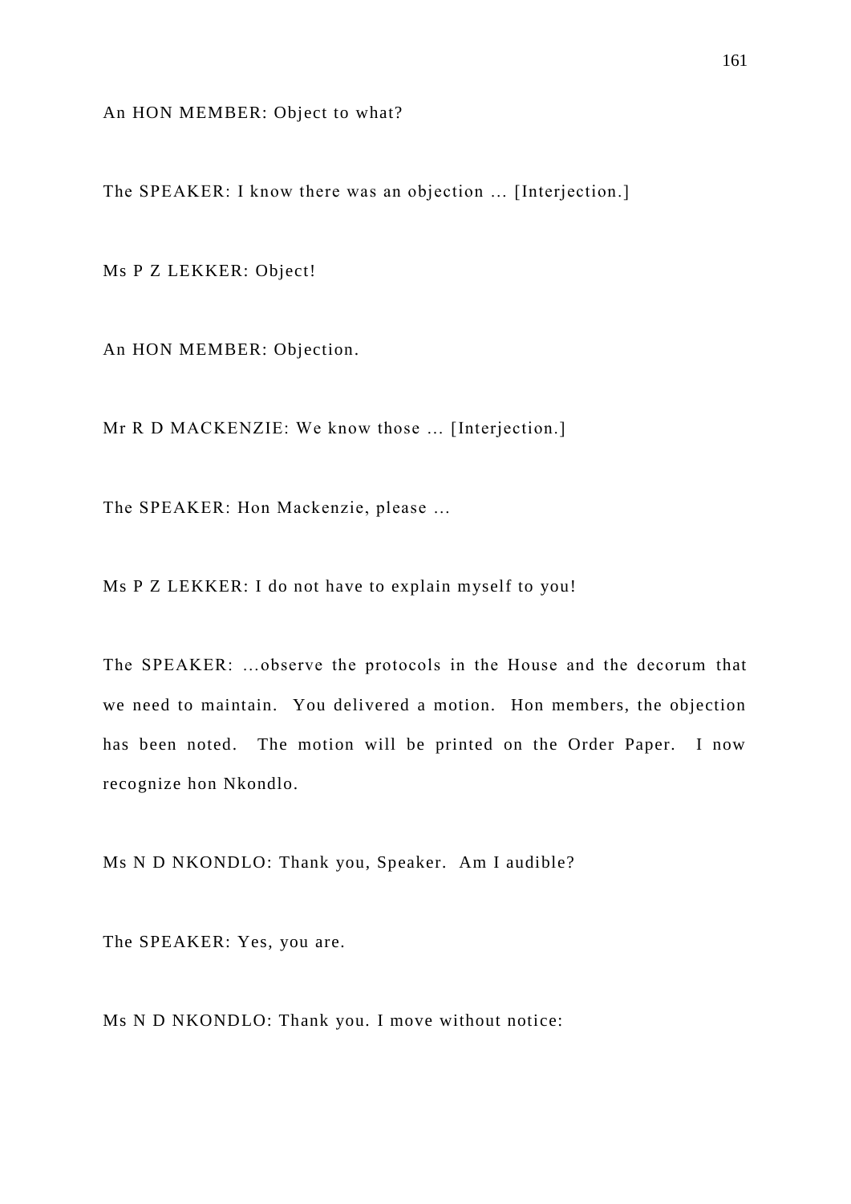An HON MEMBER: Object to what?

The SPEAKER: I know there was an objection … [Interjection.]

Ms P Z LEKKER: Object!

An HON MEMBER: Objection.

Mr R D MACKENZIE: We know those … [Interjection.]

The SPEAKER: Hon Mackenzie, please …

Ms P Z LEKKER: I do not have to explain myself to you!

The SPEAKER: …observe the protocols in the House and the decorum that we need to maintain. You delivered a motion. Hon members, the objection has been noted. The motion will be printed on the Order Paper. I now recognize hon Nkondlo.

Ms N D NKONDLO: Thank you, Speaker. Am I audible?

The SPEAKER: Yes, you are.

Ms N D NKONDLO: Thank you. I move without notice: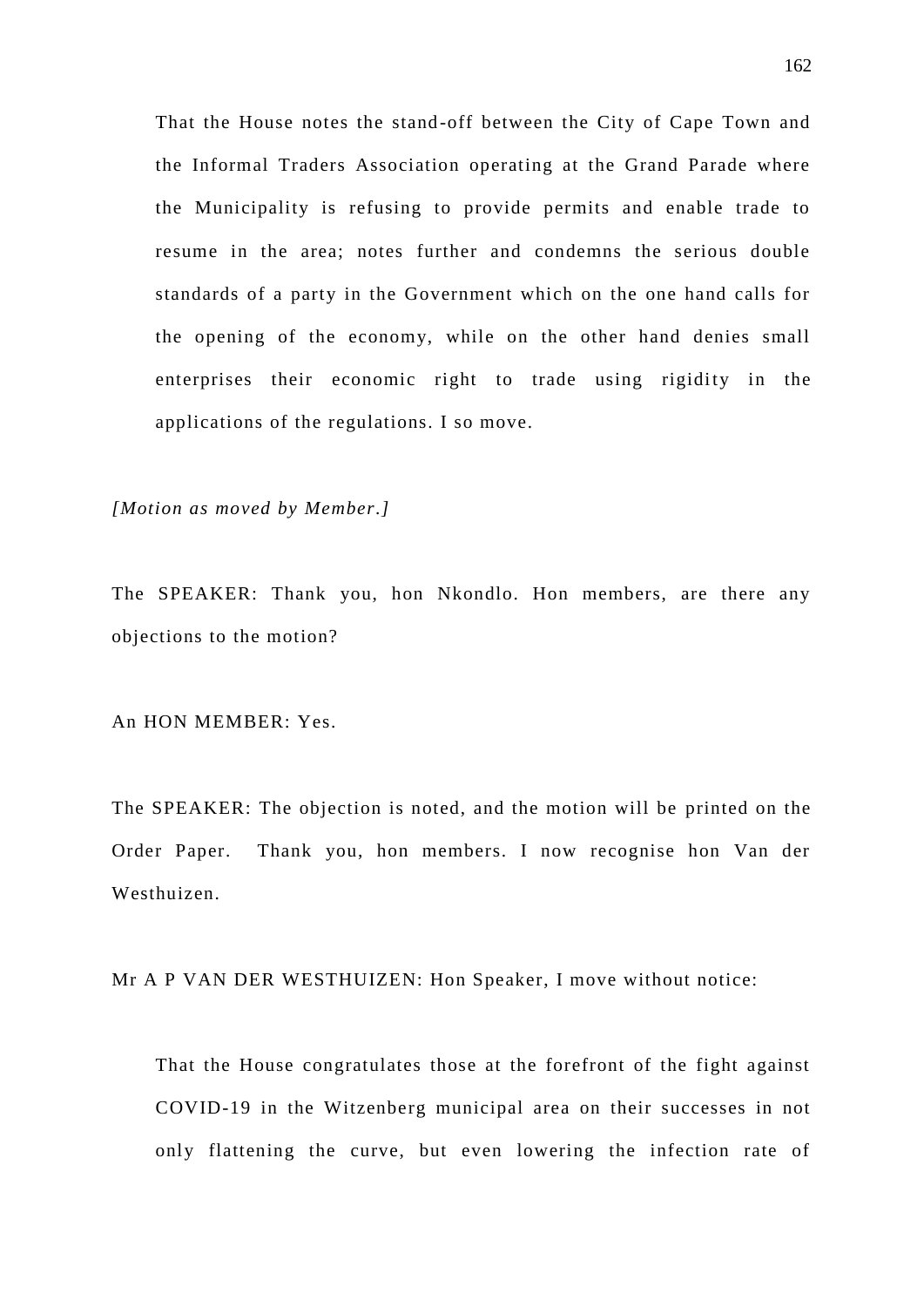> That the House notes the stand-off between the City of Cape Town and the Informal Traders Association operating at the Grand Parade where the Municipality is refusing to provide permits and enable trade to resume in the area; notes further and condemns the serious double standards of a party in the Government which on the one hand calls for the opening of the economy, while on the other hand denies small enterprises their economic right to trade using rigidity in the applications of the regulations. I so move.

*[Motion as moved by Member.]*

The SPEAKER: Thank you, hon Nkondlo. Hon members, are there any objections to the motion?

An HON MEMBER: Yes.

The SPEAKER: The objection is noted, and the motion will be printed on the Order Paper. Thank you, hon members. I now recognise hon Van der Westhuizen.

Mr A P VAN DER WESTHUIZEN: Hon Speaker, I move without notice:

> That the House congratulates those at the forefront of the fight against COVID-19 in the Witzenberg municipal area on their successes in not only flattening the curve, but even lowering the infection rate of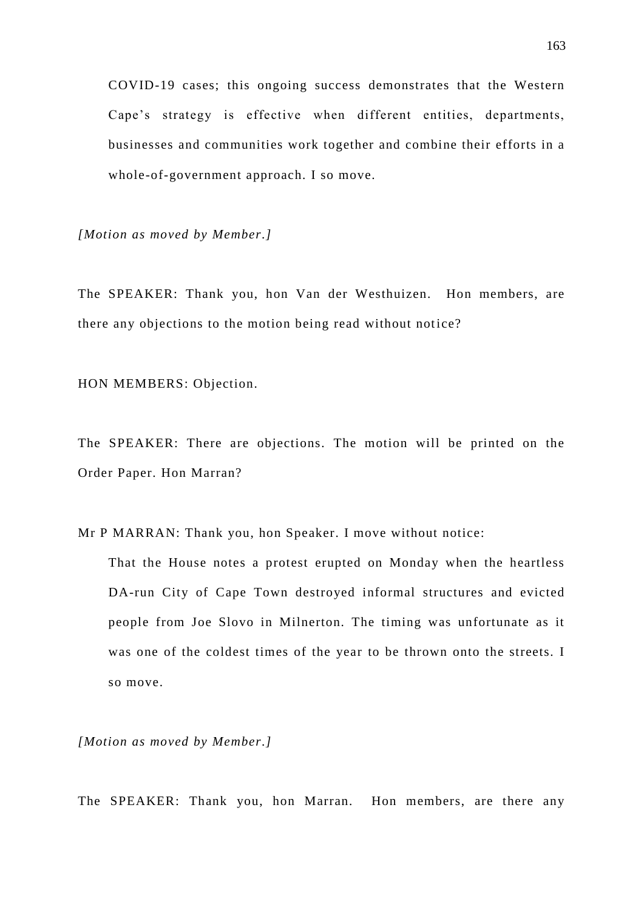> COVID-19 cases; this ongoing success demonstrates that the Western Cape's strategy is effective when different entities, departments, businesses and communities work together and combine their efforts in a whole-of-government approach. I so move.

*[Motion as moved by Member.]*

The SPEAKER: Thank you, hon Van der Westhuizen. Hon members, are there any objections to the motion being read without notice?

HON MEMBERS: Objection.

The SPEAKER: There are objections. The motion will be printed on the Order Paper. Hon Marran?

Mr P MARRAN: Thank you, hon Speaker. I move without notice:

> That the House notes a protest erupted on Monday when the heartless DA-run City of Cape Town destroyed informal structures and evicted people from Joe Slovo in Milnerton. The timing was unfortunate as it was one of the coldest times of the year to be thrown onto the streets. I so move.

*[Motion as moved by Member.]*

The SPEAKER: Thank you, hon Marran. Hon members, are there any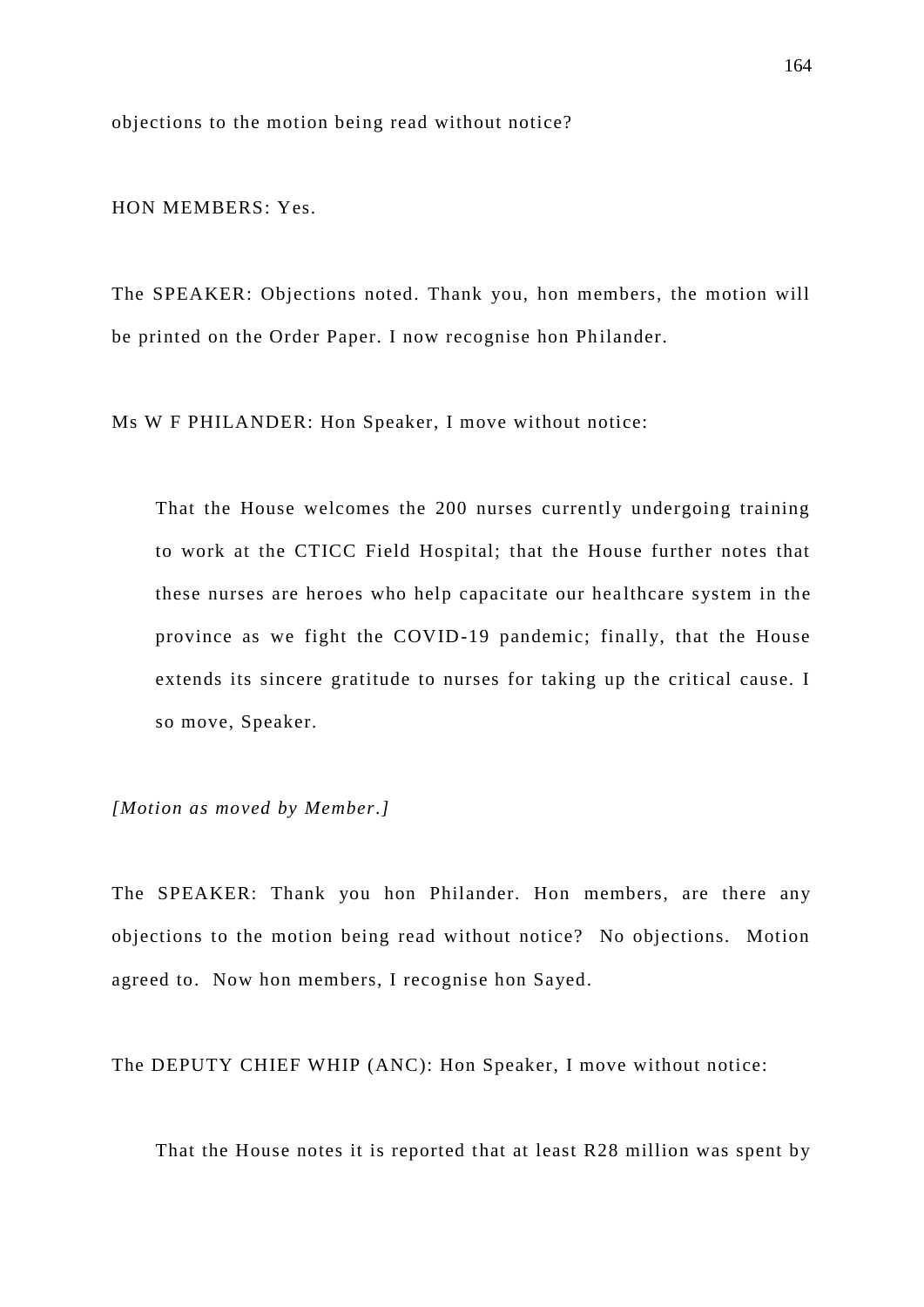objections to the motion being read without notice?

HON MEMBERS: Yes.

The SPEAKER: Objections noted. Thank you, hon members, the motion will be printed on the Order Paper. I now recognise hon Philander.

Ms W F PHILANDER: Hon Speaker, I move without notice:

> That the House welcomes the 200 nurses currently undergoing training to work at the CTICC Field Hospital; that the House further notes that these nurses are heroes who help capacitate our healthcare system in the province as we fight the COVID-19 pandemic; finally, that the House extends its sincere gratitude to nurses for taking up the critical cause. I so move, Speaker.

*[Motion as moved by Member.]*

The SPEAKER: Thank you hon Philander. Hon members, are there any objections to the motion being read without notice? No objections. Motion agreed to. Now hon members, I recognise hon Sayed.

The DEPUTY CHIEF WHIP (ANC): Hon Speaker, I move without notice:

> That the House notes it is reported that at least R28 million was spent by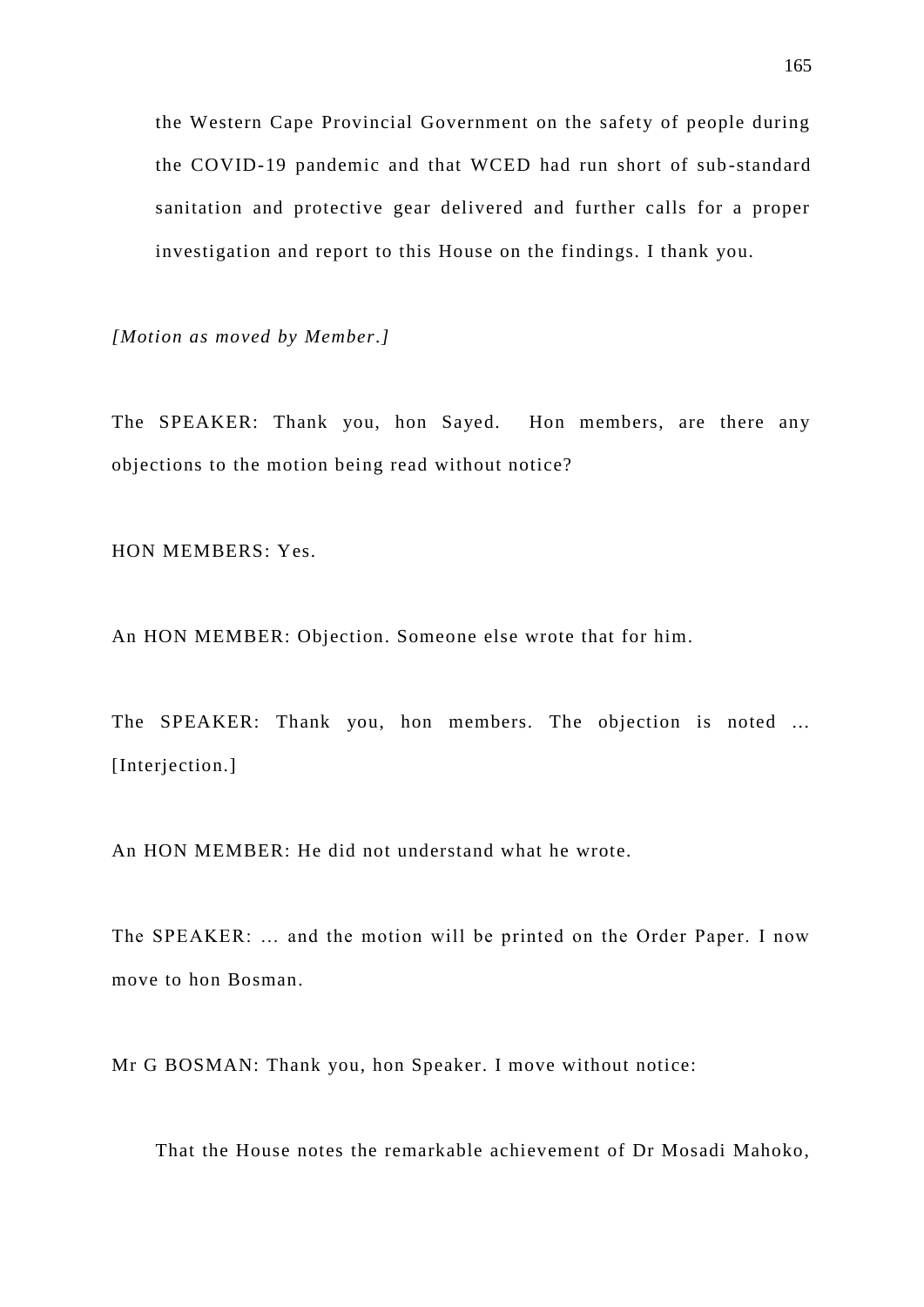the Western Cape Provincial Government on the safety of people during the COVID-19 pandemic and that WCED had run short of sub-standard sanitation and protective gear delivered and further calls for a proper investigation and report to this House on the findings. I thank you.

*[Motion as moved by Member.]*

The SPEAKER: Thank you, hon Sayed. Hon members, are there any objections to the motion being read without notice?

HON MEMBERS: Yes.

An HON MEMBER: Objection. Someone else wrote that for him.

The SPEAKER: Thank you, hon members. The objection is noted … [Interjection.]

An HON MEMBER: He did not understand what he wrote.

The SPEAKER: … and the motion will be printed on the Order Paper. I now move to hon Bosman.

Mr G BOSMAN: Thank you, hon Speaker. I move without notice:

> That the House notes the remarkable achievement of Dr Mosadi Mahoko,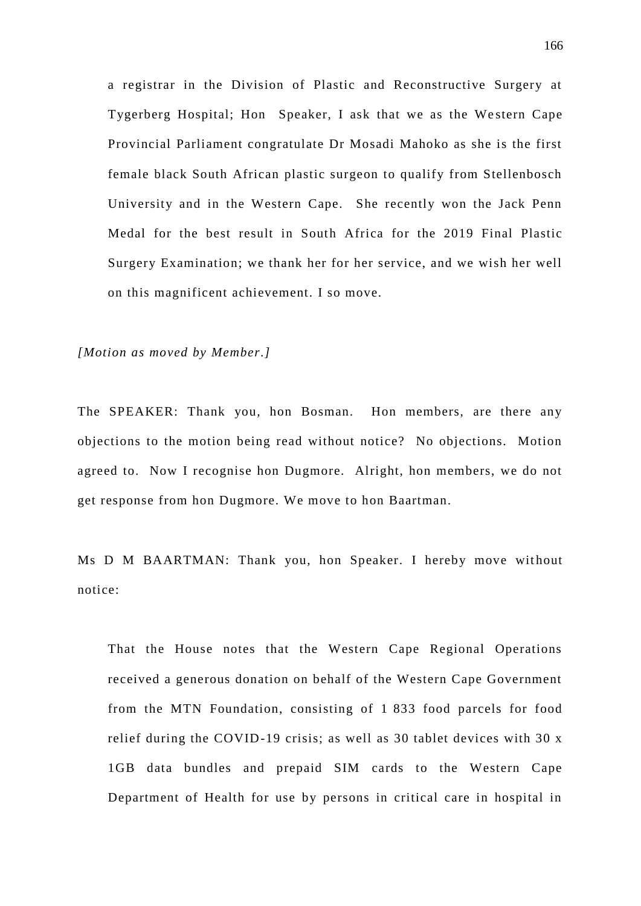a registrar in the Division of Plastic and Reconstructive Surgery at Tygerberg Hospital; Hon Speaker, I ask that we as the Western Cape Provincial Parliament congratulate Dr Mosadi Mahoko as she is the first female black South African plastic surgeon to qualify from Stellenbosch University and in the Western Cape. She recently won the Jack Penn Medal for the best result in South Africa for the 2019 Final Plastic Surgery Examination; we thank her for her service, and we wish her well on this magnificent achievement. I so move.

*[Motion as moved by Member.]*

The SPEAKER: Thank you, hon Bosman. Hon members, are there any objections to the motion being read without notice? No objections. Motion agreed to. Now I recognise hon Dugmore. Alright, hon members, we do not get response from hon Dugmore. We move to hon Baartman.

Ms D M BAARTMAN: Thank you, hon Speaker. I hereby move without notice:

That the House notes that the Western Cape Regional Operations received a generous donation on behalf of the Western Cape Government from the MTN Foundation, consisting of 1 833 food parcels for food relief during the COVID-19 crisis; as well as 30 tablet devices with 30 x 1GB data bundles and prepaid SIM cards to the Western Cape Department of Health for use by persons in critical care in hospital in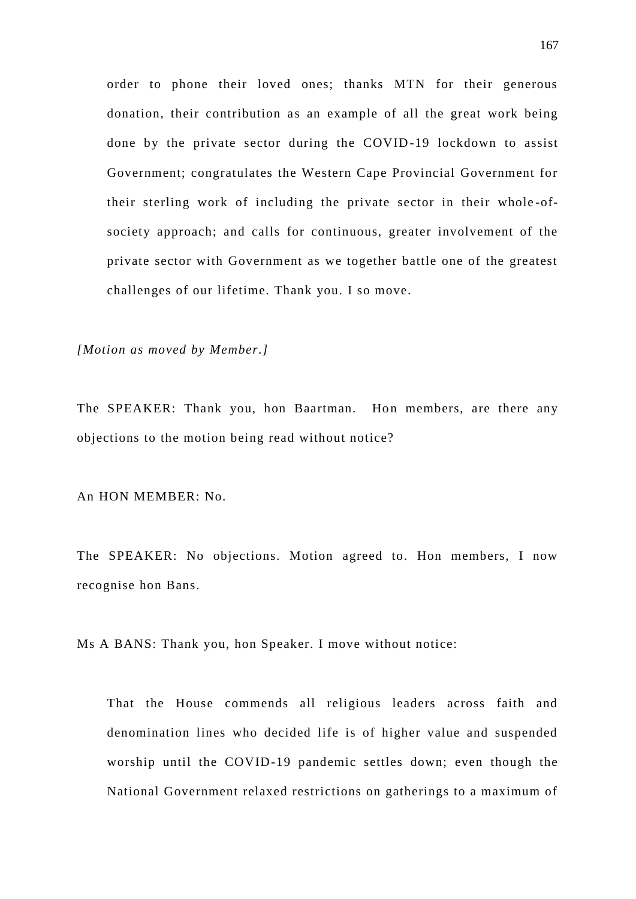order to phone their loved ones; thanks MTN for their generous donation, their contribution as an example of all the great work being done by the private sector during the COVID-19 lockdown to assist Government; congratulates the Western Cape Provincial Government for their sterling work of including the private sector in their whole-of-society approach; and calls for continuous, greater involvement of the private sector with Government as we together battle one of the greatest challenges of our lifetime. Thank you. I so move.

*[Motion as moved by Member.]*

The SPEAKER: Thank you, hon Baartman. Hon members, are there any objections to the motion being read without notice?

An HON MEMBER: No.

The SPEAKER: No objections. Motion agreed to. Hon members, I now recognise hon Bans.

Ms A BANS: Thank you, hon Speaker. I move without notice:

That the House commends all religious leaders across faith and denomination lines who decided life is of higher value and suspended worship until the COVID-19 pandemic settles down; even though the National Government relaxed restrictions on gatherings to a maximum of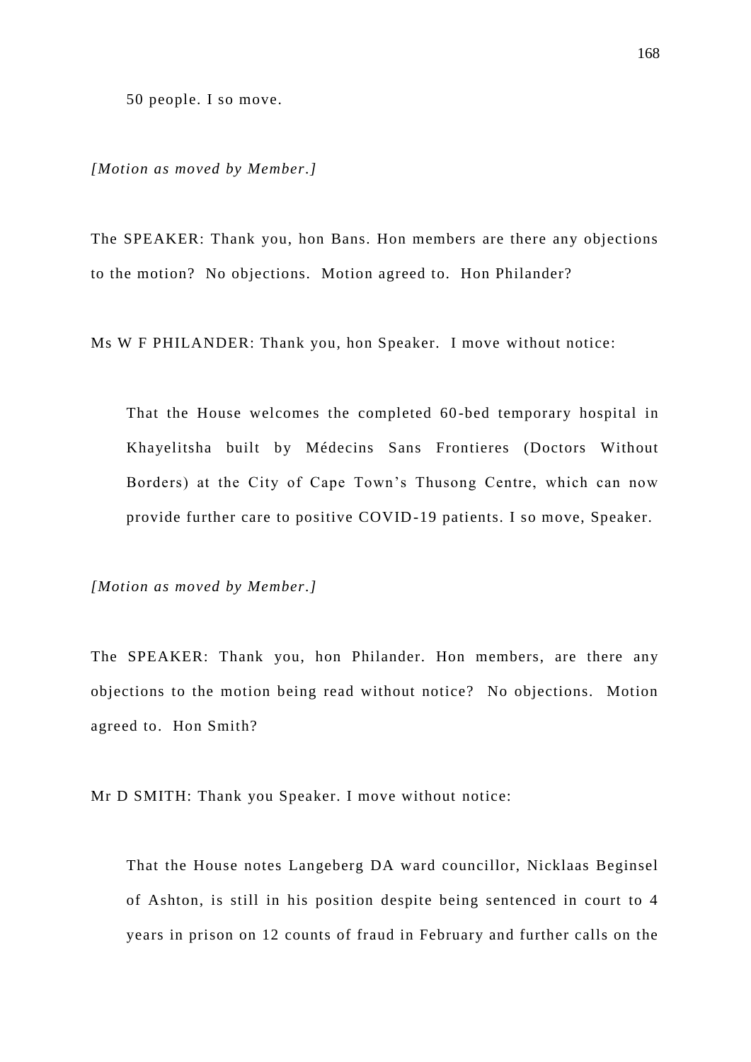50 people. I so move.

*[Motion as moved by Member.]*

The SPEAKER: Thank you, hon Bans. Hon members are there any objections to the motion? No objections. Motion agreed to. Hon Philander?

Ms W F PHILANDER: Thank you, hon Speaker. I move without notice:

> That the House welcomes the completed 60-bed temporary hospital in Khayelitsha built by Médecins Sans Frontieres (Doctors Without Borders) at the City of Cape Town's Thusong Centre, which can now provide further care to positive COVID-19 patients. I so move, Speaker.

*[Motion as moved by Member.]*

The SPEAKER: Thank you, hon Philander. Hon members, are there any objections to the motion being read without notice? No objections. Motion agreed to. Hon Smith?

Mr D SMITH: Thank you Speaker. I move without notice:

> That the House notes Langeberg DA ward councillor, Nicklaas Beginsel of Ashton, is still in his position despite being sentenced in court to 4 years in prison on 12 counts of fraud in February and further calls on the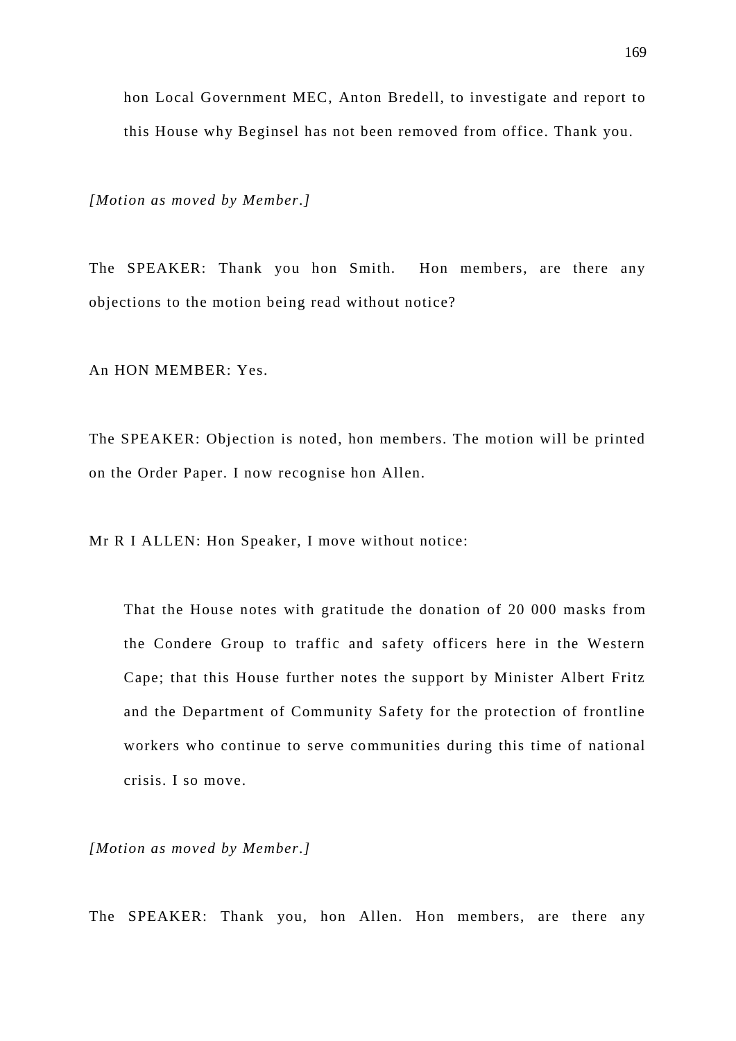> hon Local Government MEC, Anton Bredell, to investigate and report to this House why Beginsel has not been removed from office. Thank you.

*[Motion as moved by Member.]*

The SPEAKER: Thank you hon Smith. Hon members, are there any objections to the motion being read without notice?

An HON MEMBER: Yes.

The SPEAKER: Objection is noted, hon members. The motion will be printed on the Order Paper. I now recognise hon Allen.

Mr R I ALLEN: Hon Speaker, I move without notice:

> That the House notes with gratitude the donation of 20 000 masks from the Condere Group to traffic and safety officers here in the Western Cape; that this House further notes the support by Minister Albert Fritz and the Department of Community Safety for the protection of frontline workers who continue to serve communities during this time of national crisis. I so move.

*[Motion as moved by Member.]*

The SPEAKER: Thank you, hon Allen. Hon members, are there any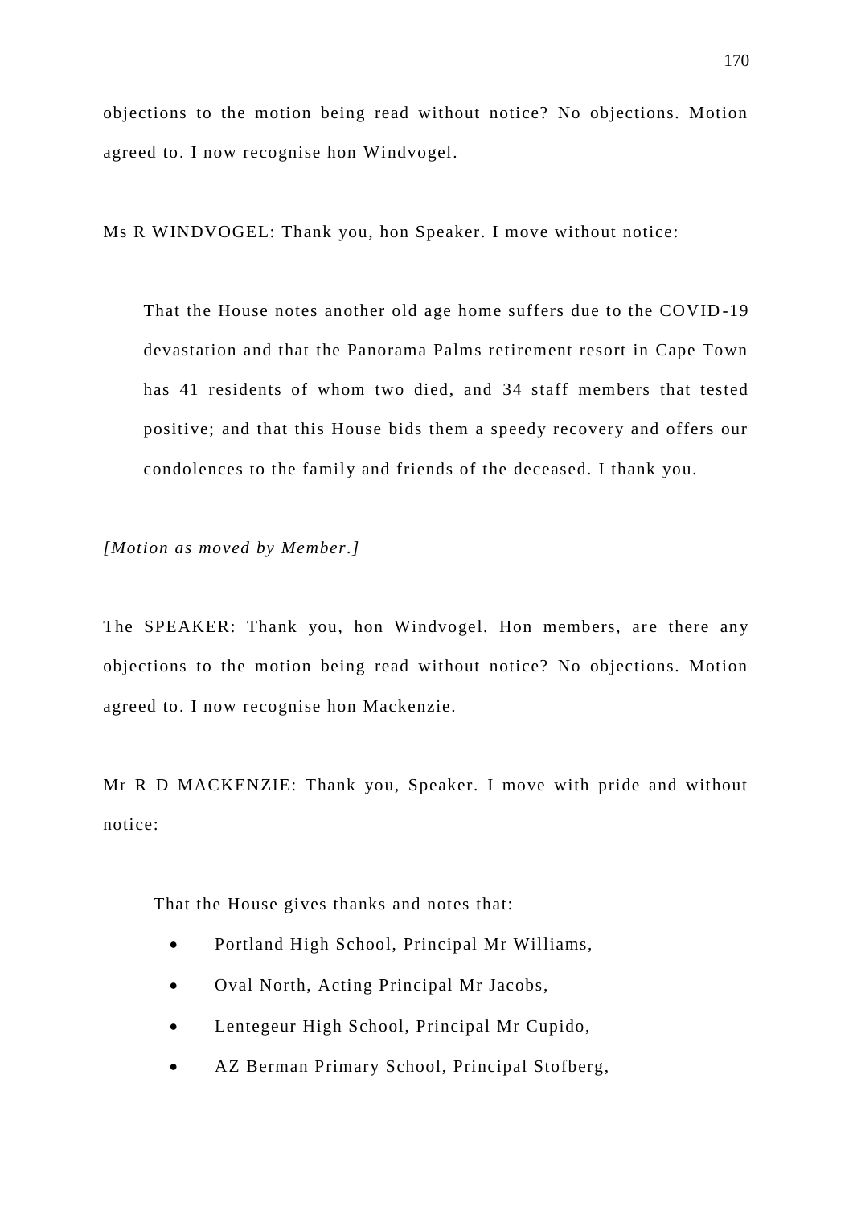objections to the motion being read without notice? No objections. Motion agreed to. I now recognise hon Windvogel.

Ms R WINDVOGEL: Thank you, hon Speaker. I move without notice:

> That the House notes another old age home suffers due to the COVID-19 devastation and that the Panorama Palms retirement resort in Cape Town has 41 residents of whom two died, and 34 staff members that tested positive; and that this House bids them a speedy recovery and offers our condolences to the family and friends of the deceased. I thank you.

*[Motion as moved by Member.]*

The SPEAKER: Thank you, hon Windvogel. Hon members, are there any objections to the motion being read without notice? No objections. Motion agreed to. I now recognise hon Mackenzie.

Mr R D MACKENZIE: Thank you, Speaker. I move with pride and without notice:

> That the House gives thanks and notes that:
>
> - Portland High School, Principal Mr Williams,
> - Oval North, Acting Principal Mr Jacobs,
> - Lentegeur High School, Principal Mr Cupido,
> - AZ Berman Primary School, Principal Stofberg,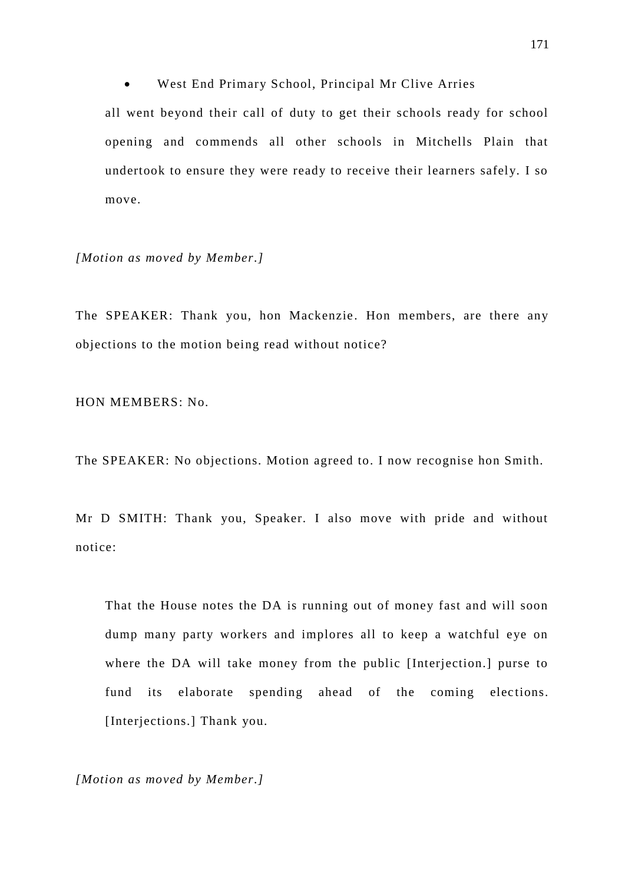- West End Primary School, Principal Mr Clive Arries

all went beyond their call of duty to get their schools ready for school opening and commends all other schools in Mitchells Plain that undertook to ensure they were ready to receive their learners safely. I so move.

*[Motion as moved by Member.]*

The SPEAKER: Thank you, hon Mackenzie. Hon members, are there any objections to the motion being read without notice?

HON MEMBERS: No.

The SPEAKER: No objections. Motion agreed to. I now recognise hon Smith.

Mr D SMITH: Thank you, Speaker. I also move with pride and without notice:

> That the House notes the DA is running out of money fast and will soon dump many party workers and implores all to keep a watchful eye on where the DA will take money from the public [Interjection.] purse to fund its elaborate spending ahead of the coming elections. [Interjections.] Thank you.

*[Motion as moved by Member.]*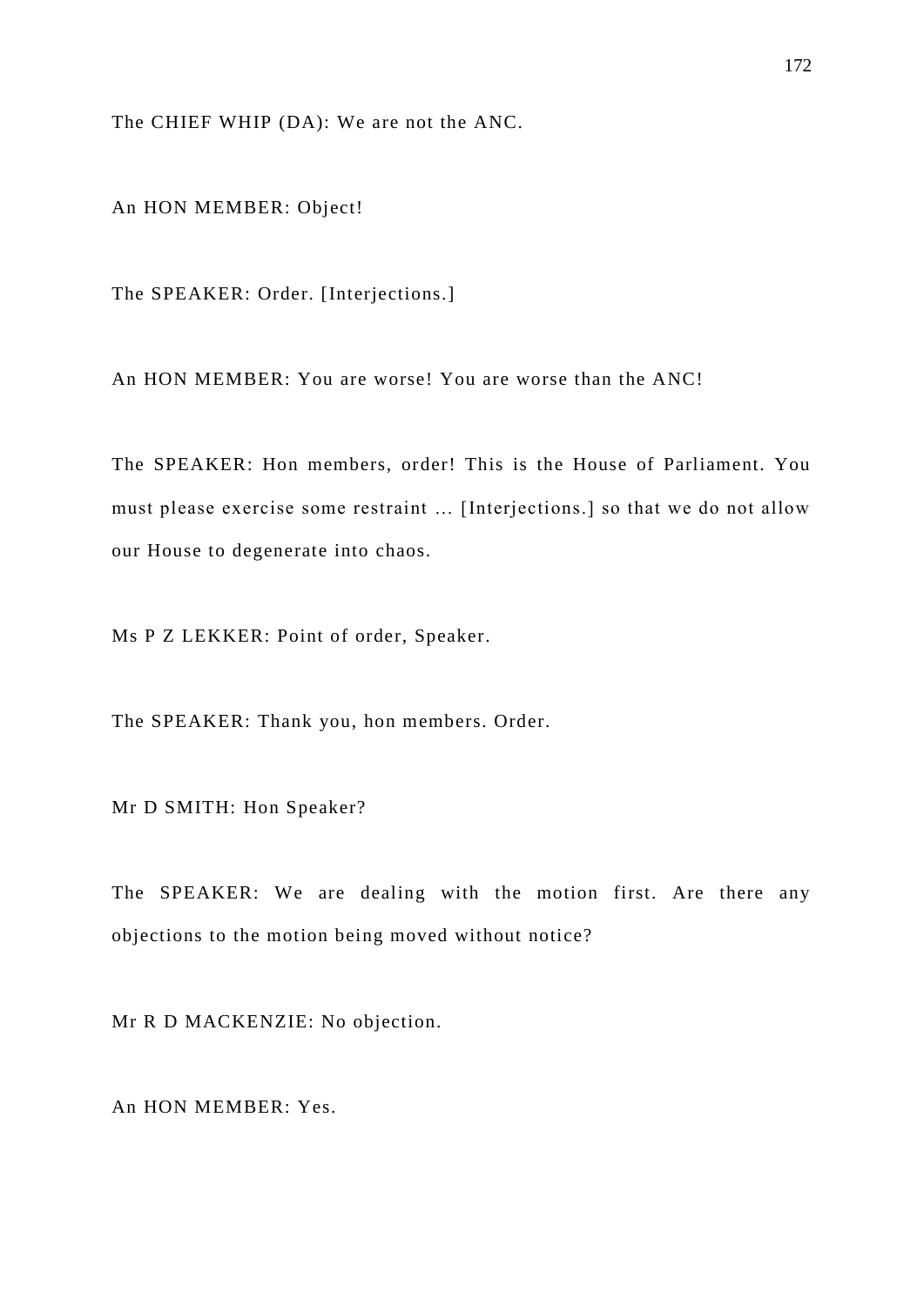The CHIEF WHIP (DA): We are not the ANC.

An HON MEMBER: Object!

The SPEAKER: Order. [Interjections.]

An HON MEMBER: You are worse! You are worse than the ANC!

The SPEAKER: Hon members, order! This is the House of Parliament. You must please exercise some restraint … [Interjections.] so that we do not allow our House to degenerate into chaos.

Ms P Z LEKKER: Point of order, Speaker.

The SPEAKER: Thank you, hon members. Order.

Mr D SMITH: Hon Speaker?

The SPEAKER: We are dealing with the motion first. Are there any objections to the motion being moved without notice?

Mr R D MACKENZIE: No objection.

An HON MEMBER: Yes.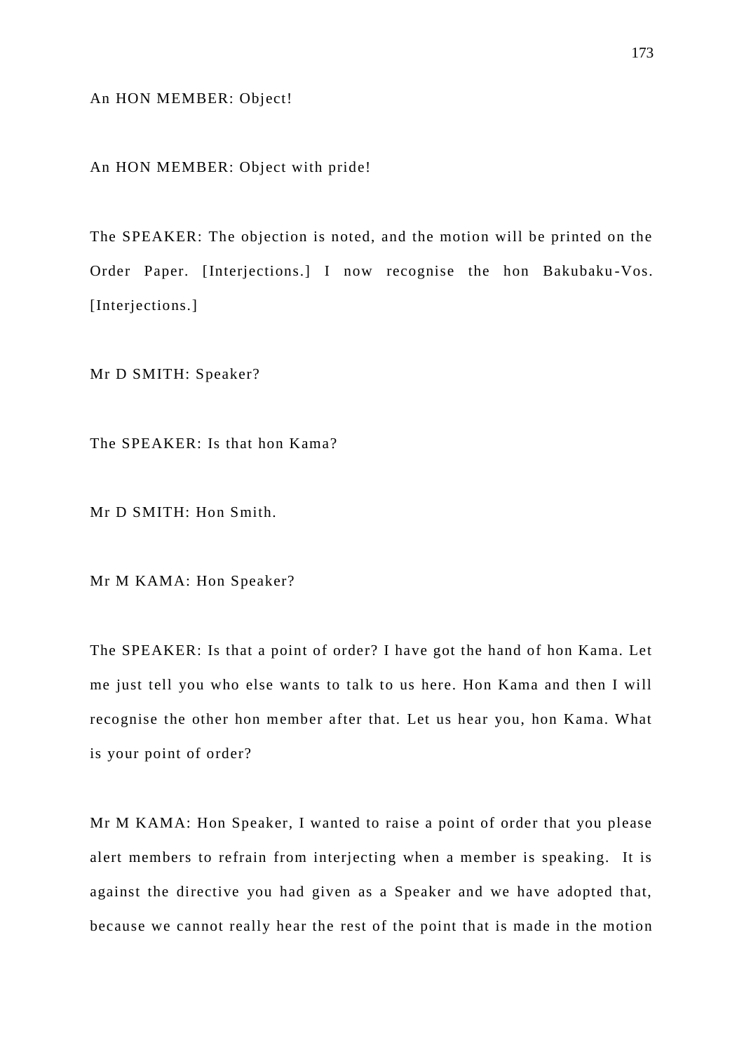An HON MEMBER: Object!

An HON MEMBER: Object with pride!

The SPEAKER: The objection is noted, and the motion will be printed on the Order Paper. [Interjections.] I now recognise the hon Bakubaku-Vos. [Interjections.]

Mr D SMITH: Speaker?

The SPEAKER: Is that hon Kama?

Mr D SMITH: Hon Smith.

Mr M KAMA: Hon Speaker?

The SPEAKER: Is that a point of order? I have got the hand of hon Kama. Let me just tell you who else wants to talk to us here. Hon Kama and then I will recognise the other hon member after that. Let us hear you, hon Kama. What is your point of order?

Mr M KAMA: Hon Speaker, I wanted to raise a point of order that you please alert members to refrain from interjecting when a member is speaking. It is against the directive you had given as a Speaker and we have adopted that, because we cannot really hear the rest of the point that is made in the motion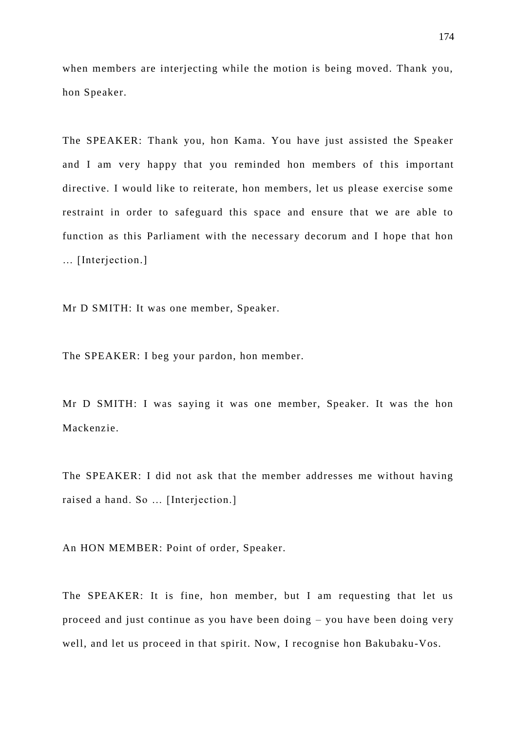when members are interjecting while the motion is being moved. Thank you, hon Speaker.

The SPEAKER: Thank you, hon Kama. You have just assisted the Speaker and I am very happy that you reminded hon members of this important directive. I would like to reiterate, hon members, let us please exercise some restraint in order to safeguard this space and ensure that we are able to function as this Parliament with the necessary decorum and I hope that hon … [Interjection.]

Mr D SMITH: It was one member, Speaker.

The SPEAKER: I beg your pardon, hon member.

Mr D SMITH: I was saying it was one member, Speaker. It was the hon Mackenzie.

The SPEAKER: I did not ask that the member addresses me without having raised a hand. So … [Interjection.]

An HON MEMBER: Point of order, Speaker.

The SPEAKER: It is fine, hon member, but I am requesting that let us proceed and just continue as you have been doing – you have been doing very well, and let us proceed in that spirit. Now, I recognise hon Bakubaku-Vos.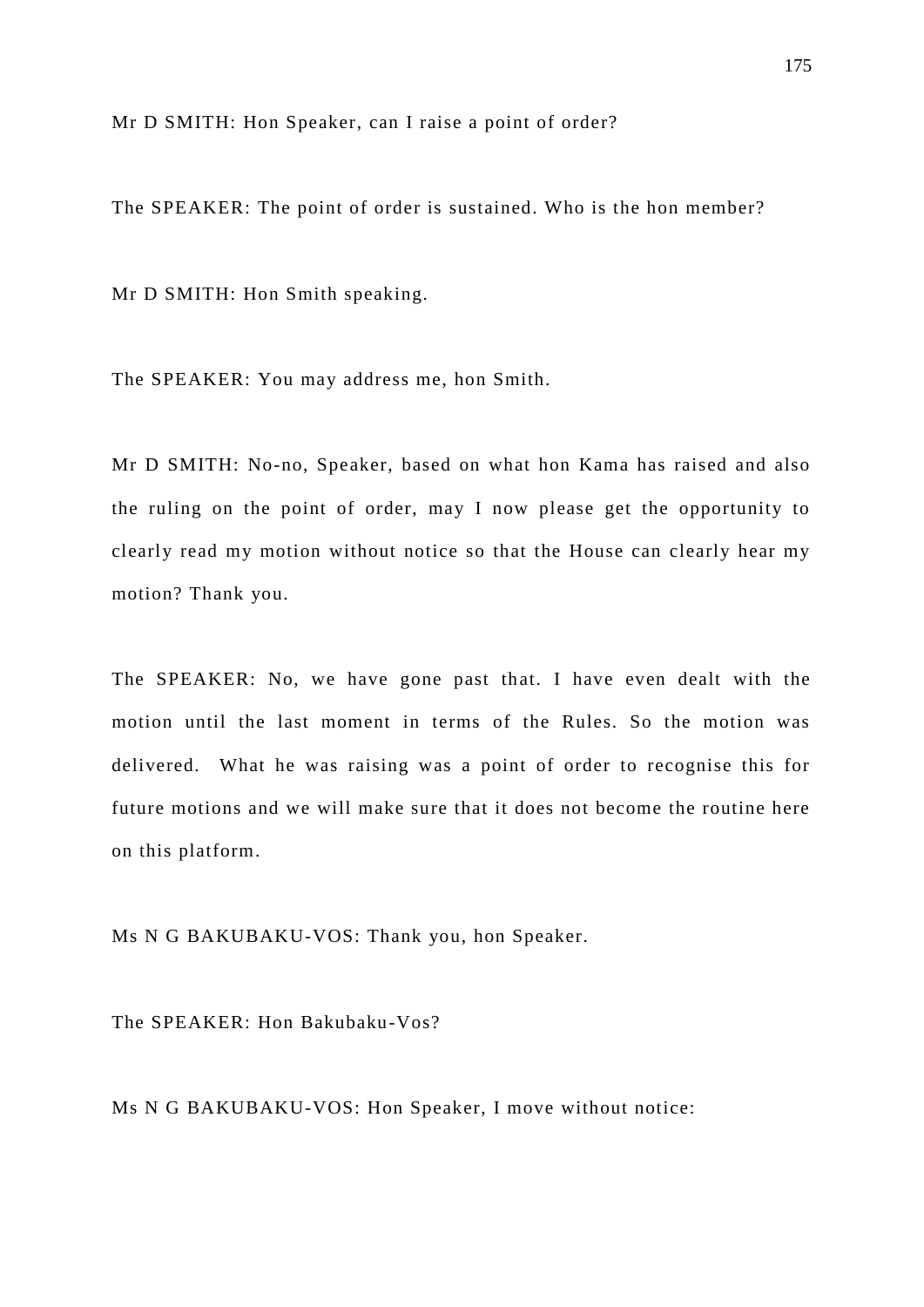Mr D SMITH: Hon Speaker, can I raise a point of order?

The SPEAKER: The point of order is sustained. Who is the hon member?

Mr D SMITH: Hon Smith speaking.

The SPEAKER: You may address me, hon Smith.

Mr D SMITH: No-no, Speaker, based on what hon Kama has raised and also the ruling on the point of order, may I now please get the opportunity to clearly read my motion without notice so that the House can clearly hear my motion? Thank you.

The SPEAKER: No, we have gone past that. I have even dealt with the motion until the last moment in terms of the Rules. So the motion was delivered. What he was raising was a point of order to recognise this for future motions and we will make sure that it does not become the routine here on this platform.

Ms N G BAKUBAKU-VOS: Thank you, hon Speaker.

The SPEAKER: Hon Bakubaku-Vos?

Ms N G BAKUBAKU-VOS: Hon Speaker, I move without notice: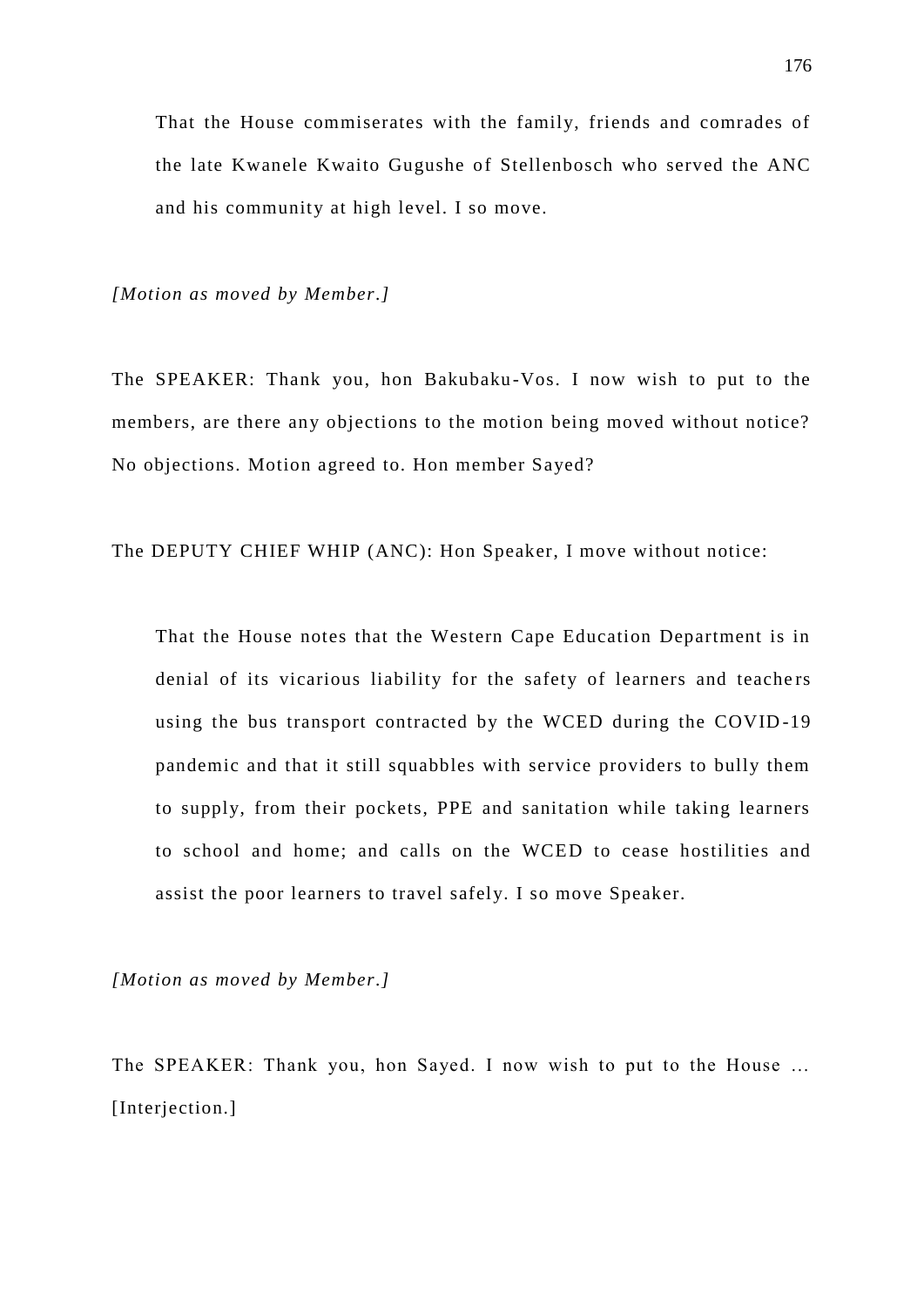> That the House commiserates with the family, friends and comrades of the late Kwanele Kwaito Gugushe of Stellenbosch who served the ANC and his community at high level. I so move.

*[Motion as moved by Member.]*

The SPEAKER: Thank you, hon Bakubaku-Vos. I now wish to put to the members, are there any objections to the motion being moved without notice? No objections. Motion agreed to. Hon member Sayed?

The DEPUTY CHIEF WHIP (ANC): Hon Speaker, I move without notice:

> That the House notes that the Western Cape Education Department is in denial of its vicarious liability for the safety of learners and teachers using the bus transport contracted by the WCED during the COVID-19 pandemic and that it still squabbles with service providers to bully them to supply, from their pockets, PPE and sanitation while taking learners to school and home; and calls on the WCED to cease hostilities and assist the poor learners to travel safely. I so move Speaker.

*[Motion as moved by Member.]*

The SPEAKER: Thank you, hon Sayed. I now wish to put to the House ... [Interjection.]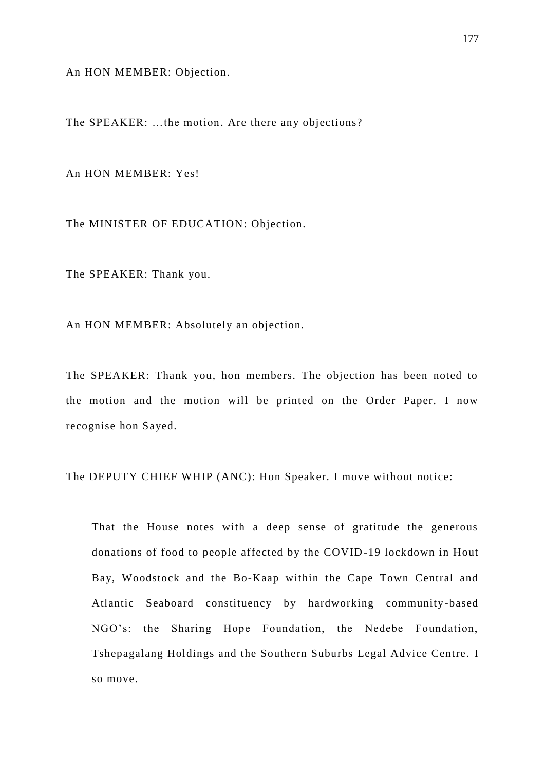An HON MEMBER: Objection.

The SPEAKER: …the motion. Are there any objections?

An HON MEMBER: Yes!

The MINISTER OF EDUCATION: Objection.

The SPEAKER: Thank you.

An HON MEMBER: Absolutely an objection.

The SPEAKER: Thank you, hon members. The objection has been noted to the motion and the motion will be printed on the Order Paper. I now recognise hon Sayed.

The DEPUTY CHIEF WHIP (ANC): Hon Speaker. I move without notice:

> That the House notes with a deep sense of gratitude the generous donations of food to people affected by the COVID-19 lockdown in Hout Bay, Woodstock and the Bo-Kaap within the Cape Town Central and Atlantic Seaboard constituency by hardworking community-based NGO's: the Sharing Hope Foundation, the Nedebe Foundation, Tshepagalang Holdings and the Southern Suburbs Legal Advice Centre. I so move.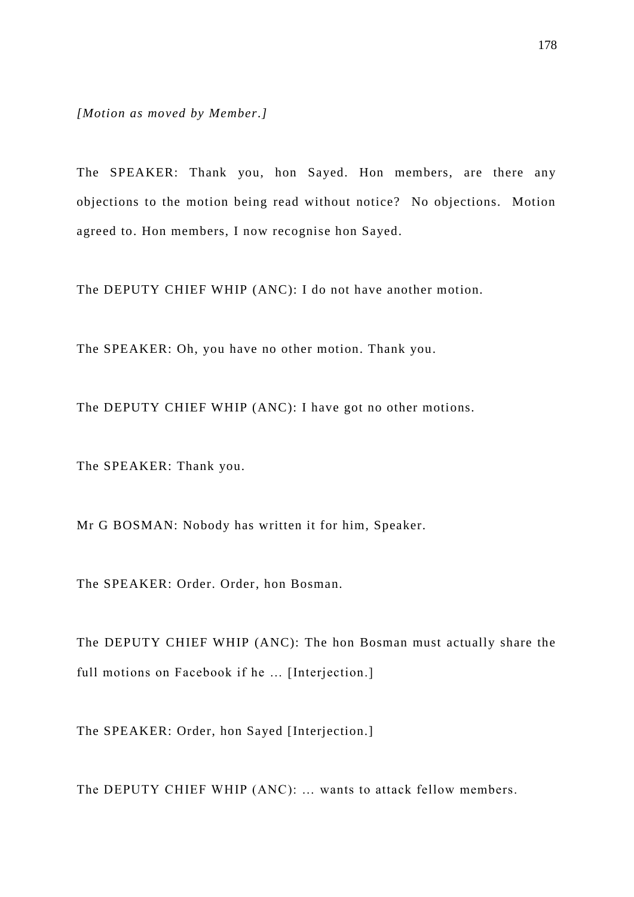*[Motion as moved by Member.]*

The SPEAKER: Thank you, hon Sayed. Hon members, are there any objections to the motion being read without notice? No objections. Motion agreed to. Hon members, I now recognise hon Sayed.

The DEPUTY CHIEF WHIP (ANC): I do not have another motion.

The SPEAKER: Oh, you have no other motion. Thank you.

The DEPUTY CHIEF WHIP (ANC): I have got no other motions.

The SPEAKER: Thank you.

Mr G BOSMAN: Nobody has written it for him, Speaker.

The SPEAKER: Order. Order, hon Bosman.

The DEPUTY CHIEF WHIP (ANC): The hon Bosman must actually share the full motions on Facebook if he … [Interjection.]

The SPEAKER: Order, hon Sayed [Interjection.]

The DEPUTY CHIEF WHIP (ANC): … wants to attack fellow members.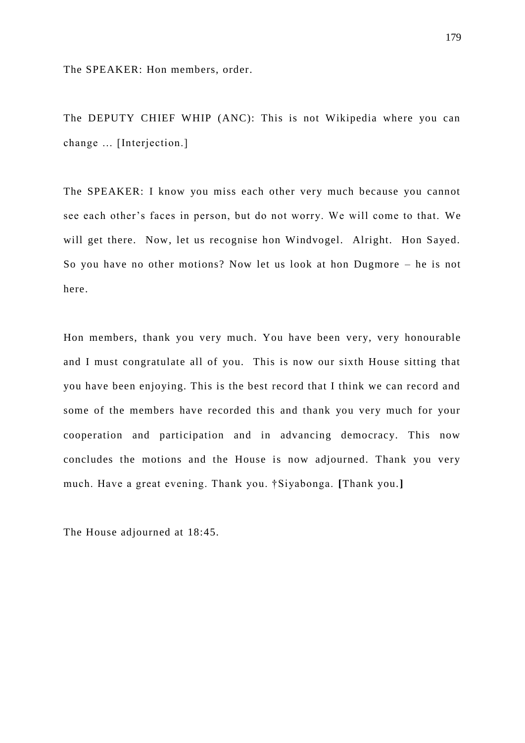The SPEAKER: Hon members, order.

The DEPUTY CHIEF WHIP (ANC): This is not Wikipedia where you can change … [Interjection.]

The SPEAKER: I know you miss each other very much because you cannot see each other's faces in person, but do not worry. We will come to that. We will get there. Now, let us recognise hon Windvogel. Alright. Hon Sayed. So you have no other motions? Now let us look at hon Dugmore – he is not here.

Hon members, thank you very much. You have been very, very honourable and I must congratulate all of you. This is now our sixth House sitting that you have been enjoying. This is the best record that I think we can record and some of the members have recorded this and thank you very much for your cooperation and participation and in advancing democracy. This now concludes the motions and the House is now adjourned. Thank you very much. Have a great evening. Thank you. †Siyabonga. **[**Thank you.**]**

The House adjourned at 18:45.